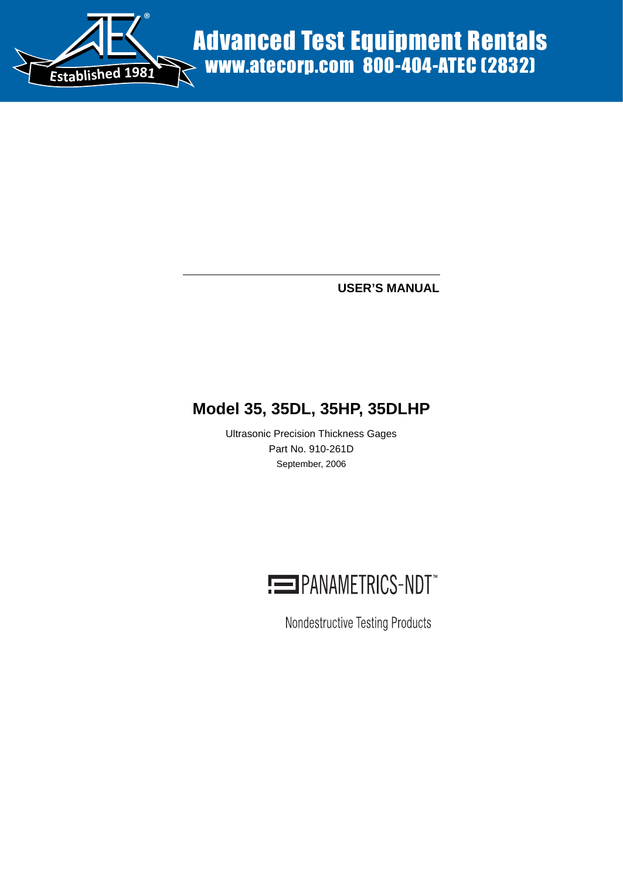Advanced Test Equipment Rentals
www.atecorp.com 800-404-ATEC (2832)

Established 1981

**USER'S MANUAL**

# Model 35, 35DL, 35HP, 35DLHP

Ultrasonic Precision Thickness Gages

Part No. 910-261D

September, 2006

PANAMETRICS-NDT™

Nondestructive Testing Products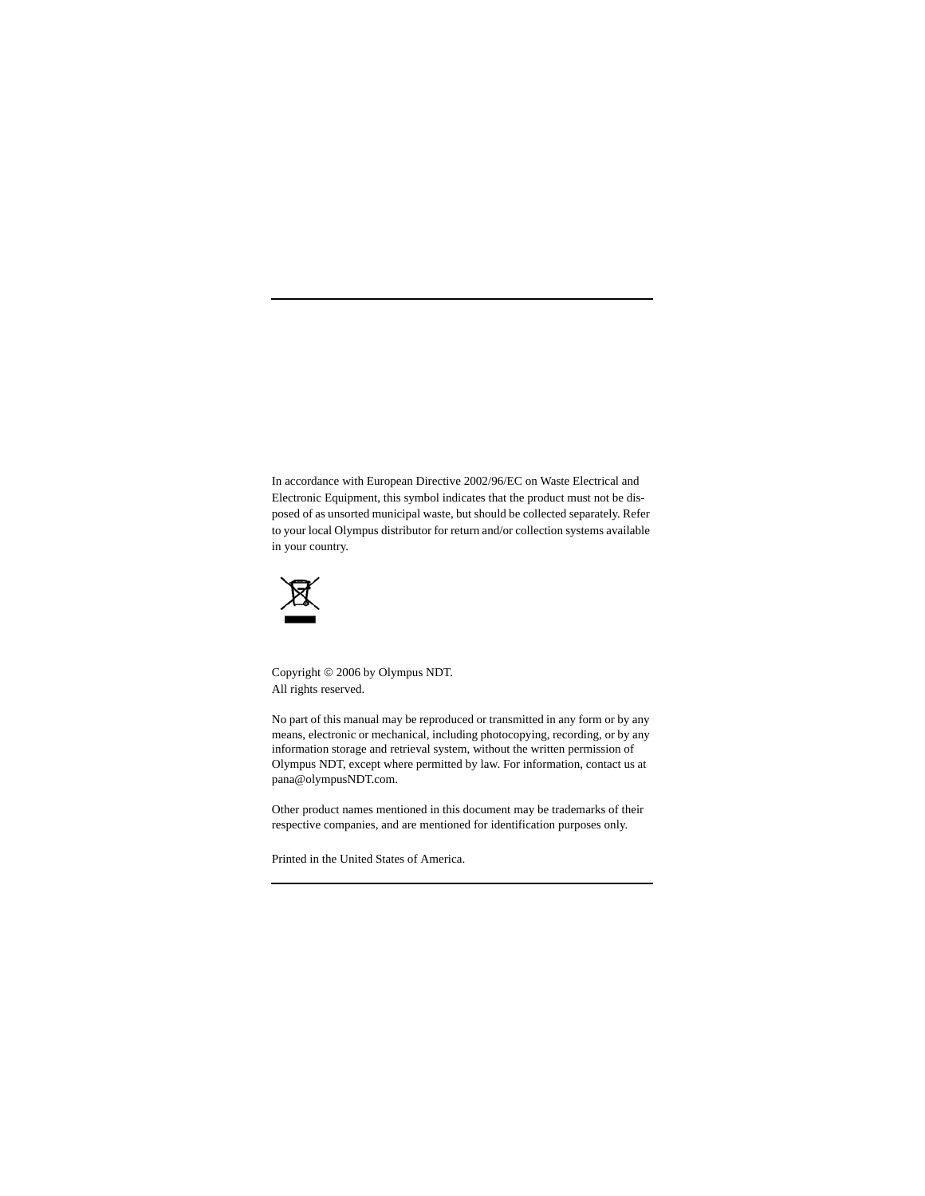In accordance with European Directive 2002/96/EC on Waste Electrical and Electronic Equipment, this symbol indicates that the product must not be disposed of as unsorted municipal waste, but should be collected separately. Refer to your local Olympus distributor for return and/or collection systems available in your country.

Copyright © 2006 by Olympus NDT.
All rights reserved.

No part of this manual may be reproduced or transmitted in any form or by any means, electronic or mechanical, including photocopying, recording, or by any information storage and retrieval system, without the written permission of Olympus NDT, except where permitted by law. For information, contact us at pana@olympusNDT.com.

Other product names mentioned in this document may be trademarks of their respective companies, and are mentioned for identification purposes only.

Printed in the United States of America.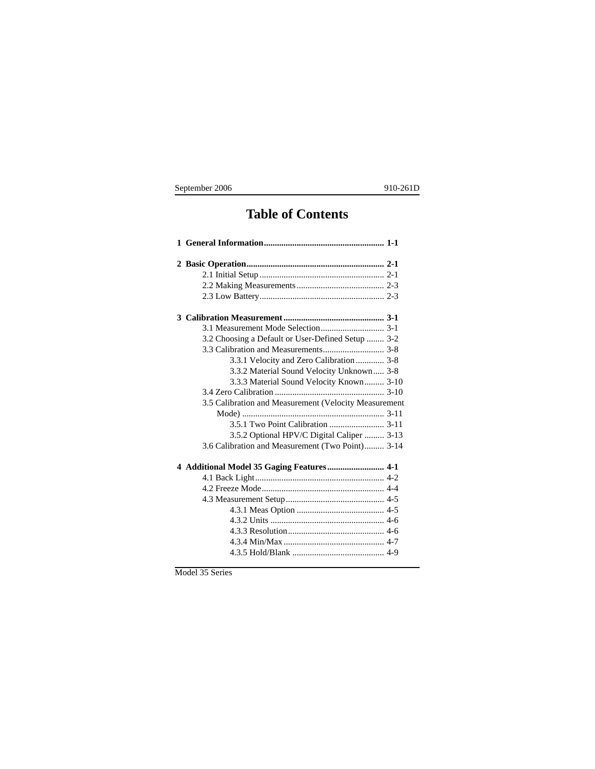# Table of Contents

**1 General Information....................................................... 1-1**

**2 Basic Operation............................................................... 2-1**

- 2.1 Initial Setup ......................................................... 2-1
- 2.2 Making Measurements ......................................... 2-3
- 2.3 Low Battery......................................................... 2-3

**3 Calibration Measurement.............................................. 3-1**

- 3.1 Measurement Mode Selection............................. 3-1
- 3.2 Choosing a Default or User-Defined Setup ........ 3-2
- 3.3 Calibration and Measurements............................ 3-8
  - 3.3.1 Velocity and Zero Calibration............. 3-8
  - 3.3.2 Material Sound Velocity Unknown..... 3-8
  - 3.3.3 Material Sound Velocity Known......... 3-10
- 3.4 Zero Calibration .................................................. 3-10
- 3.5 Calibration and Measurement (Velocity Measurement Mode) ................................................................ 3-11
  - 3.5.1 Two Point Calibration ......................... 3-11
  - 3.5.2 Optional HPV/C Digital Caliper ......... 3-13
- 3.6 Calibration and Measurement (Two Point)......... 3-14

**4 Additional Model 35 Gaging Features.......................... 4-1**

- 4.1 Back Light........................................................... 4-2
- 4.2 Freeze Mode........................................................ 4-4
- 4.3 Measurement Setup............................................. 4-5
  - 4.3.1 Meas Option ........................................ 4-5
  - 4.3.2 Units .................................................... 4-6
  - 4.3.3 Resolution............................................ 4-6
  - 4.3.4 Min/Max .............................................. 4-7
  - 4.3.5 Hold/Blank .......................................... 4-9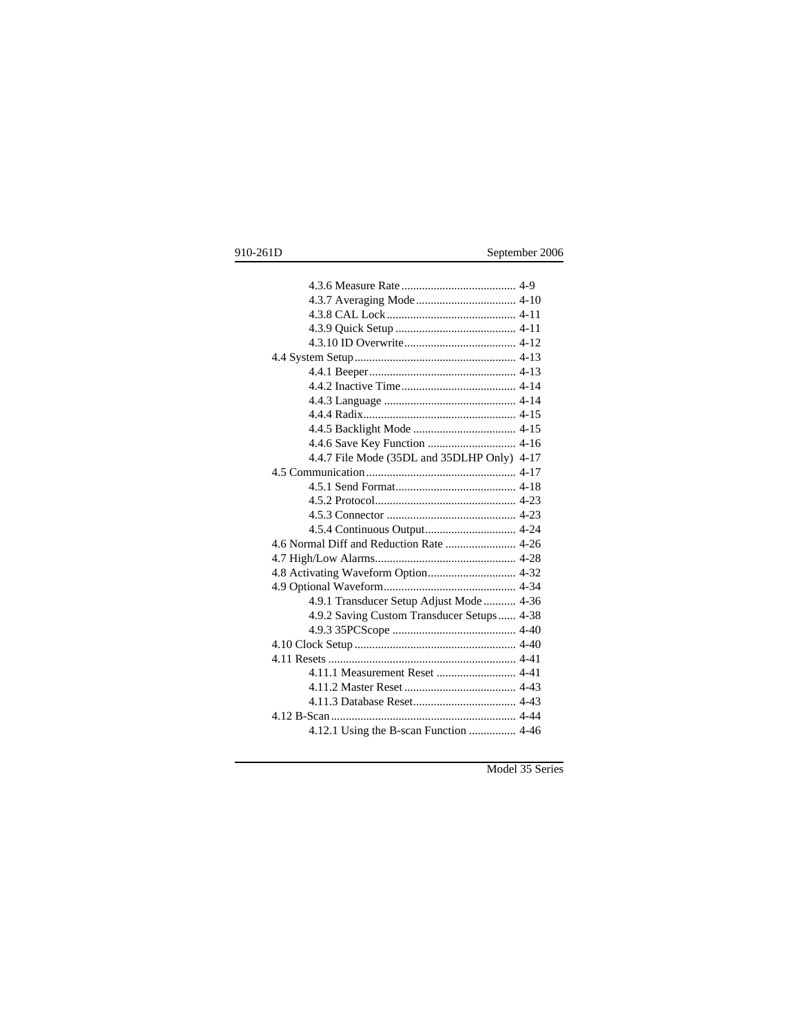4.3.6 Measure Rate ....................................... 4-9
4.3.7 Averaging Mode .................................. 4-10
4.3.8 CAL Lock ............................................ 4-11
4.3.9 Quick Setup ......................................... 4-11
4.3.10 ID Overwrite...................................... 4-12
4.4 System Setup ....................................................... 4-13
4.4.1 Beeper .................................................. 4-13
4.4.2 Inactive Time ....................................... 4-14
4.4.3 Language ............................................. 4-14
4.4.4 Radix.................................................... 4-15
4.4.5 Backlight Mode ................................... 4-15
4.4.6 Save Key Function .............................. 4-16
4.4.7 File Mode (35DL and 35DLHP Only) 4-17
4.5 Communication ................................................... 4-17
4.5.1 Send Format......................................... 4-18
4.5.2 Protocol................................................ 4-23
4.5.3 Connector ............................................ 4-23
4.5.4 Continuous Output............................... 4-24
4.6 Normal Diff and Reduction Rate ........................ 4-26
4.7 High/Low Alarms................................................ 4-28
4.8 Activating Waveform Option.............................. 4-32
4.9 Optional Waveform............................................. 4-34
4.9.1 Transducer Setup Adjust Mode ........... 4-36
4.9.2 Saving Custom Transducer Setups ...... 4-38
4.9.3 35PCScope .......................................... 4-40
4.10 Clock Setup ....................................................... 4-40
4.11 Resets ................................................................ 4-41
4.11.1 Measurement Reset ........................... 4-41
4.11.2 Master Reset ...................................... 4-43
4.11.3 Database Reset................................... 4-43
4.12 B-Scan............................................................... 4-44
4.12.1 Using the B-scan Function ................ 4-46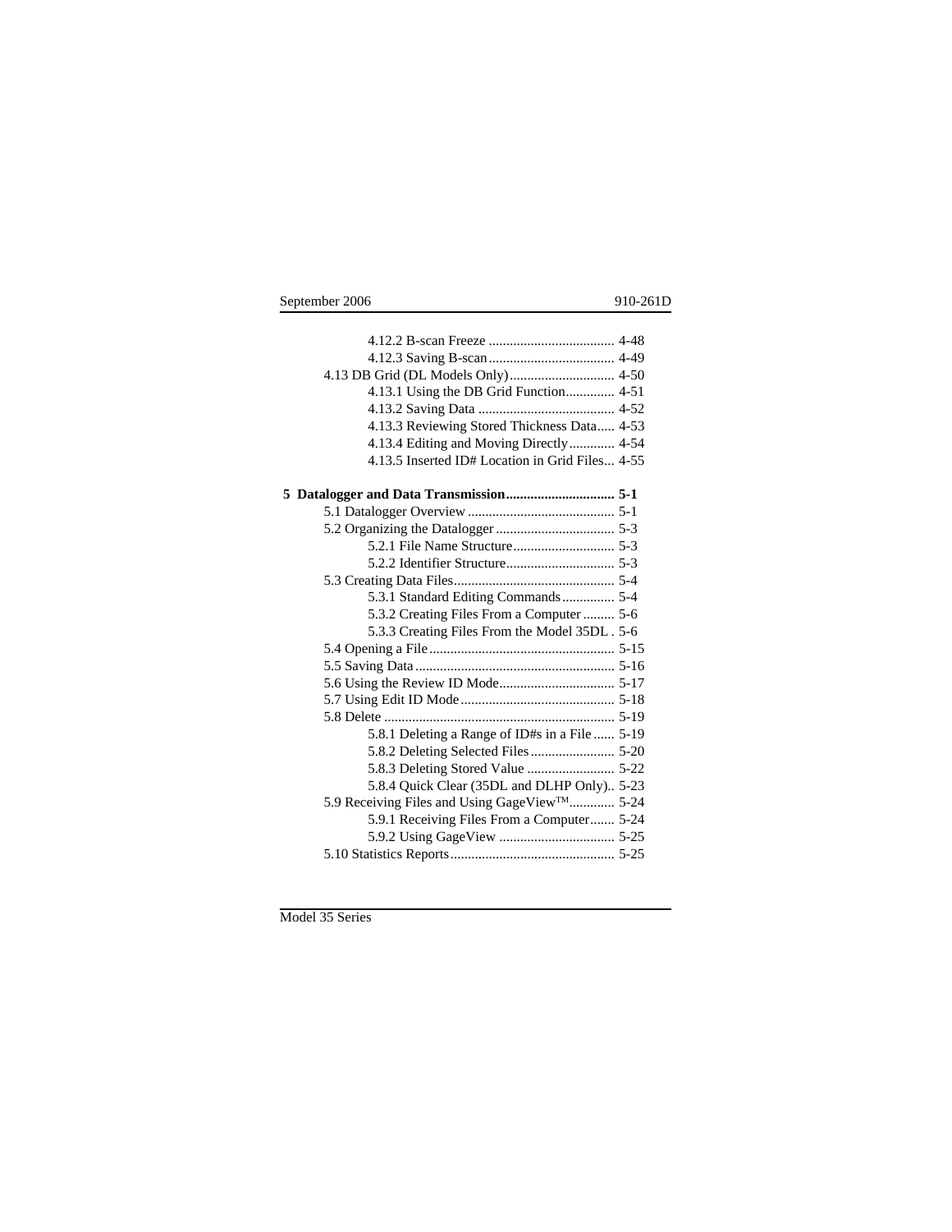4.12.2 B-scan Freeze .................................... 4-48
4.12.3 Saving B-scan .................................... 4-49
4.13 DB Grid (DL Models Only).............................. 4-50
4.13.1 Using the DB Grid Function.............. 4-51
4.13.2 Saving Data ....................................... 4-52
4.13.3 Reviewing Stored Thickness Data..... 4-53
4.13.4 Editing and Moving Directly............. 4-54
4.13.5 Inserted ID# Location in Grid Files... 4-55

**5 Datalogger and Data Transmission............................... 5-1**
5.1 Datalogger Overview .......................................... 5-1
5.2 Organizing the Datalogger .................................. 5-3
5.2.1 File Name Structure............................. 5-3
5.2.2 Identifier Structure............................... 5-3
5.3 Creating Data Files.............................................. 5-4
5.3.1 Standard Editing Commands............... 5-4
5.3.2 Creating Files From a Computer ......... 5-6
5.3.3 Creating Files From the Model 35DL . 5-6
5.4 Opening a File..................................................... 5-15
5.5 Saving Data ......................................................... 5-16
5.6 Using the Review ID Mode................................. 5-17
5.7 Using Edit ID Mode............................................ 5-18
5.8 Delete .................................................................. 5-19
5.8.1 Deleting a Range of ID#s in a File ...... 5-19
5.8.2 Deleting Selected Files........................ 5-20
5.8.3 Deleting Stored Value ......................... 5-22
5.8.4 Quick Clear (35DL and DLHP Only).. 5-23
5.9 Receiving Files and Using GageView™............. 5-24
5.9.1 Receiving Files From a Computer....... 5-24
5.9.2 Using GageView ................................. 5-25
5.10 Statistics Reports............................................... 5-25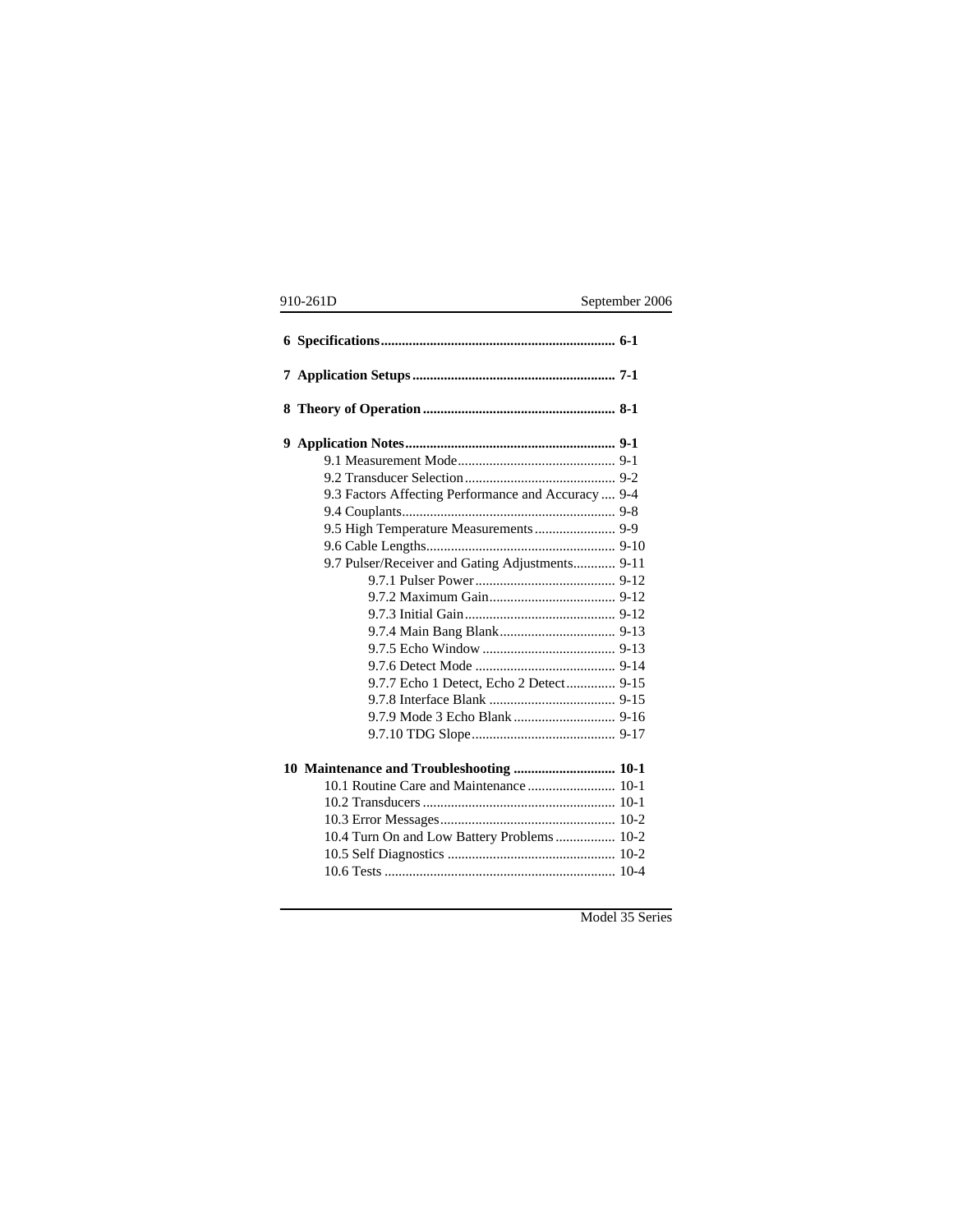**6 Specifications ... 6-1**

**7 Application Setups ... 7-1**

**8 Theory of Operation ... 8-1**

**9 Application Notes ... 9-1**

- 9.1 Measurement Mode ... 9-1
- 9.2 Transducer Selection ... 9-2
- 9.3 Factors Affecting Performance and Accuracy ... 9-4
- 9.4 Couplants ... 9-8
- 9.5 High Temperature Measurements ... 9-9
- 9.6 Cable Lengths ... 9-10
- 9.7 Pulser/Receiver and Gating Adjustments ... 9-11
  - 9.7.1 Pulser Power ... 9-12
  - 9.7.2 Maximum Gain ... 9-12
  - 9.7.3 Initial Gain ... 9-12
  - 9.7.4 Main Bang Blank ... 9-13
  - 9.7.5 Echo Window ... 9-13
  - 9.7.6 Detect Mode ... 9-14
  - 9.7.7 Echo 1 Detect, Echo 2 Detect ... 9-15
  - 9.7.8 Interface Blank ... 9-15
  - 9.7.9 Mode 3 Echo Blank ... 9-16
  - 9.7.10 TDG Slope ... 9-17

**10 Maintenance and Troubleshooting ... 10-1**

- 10.1 Routine Care and Maintenance ... 10-1
- 10.2 Transducers ... 10-1
- 10.3 Error Messages ... 10-2
- 10.4 Turn On and Low Battery Problems ... 10-2
- 10.5 Self Diagnostics ... 10-2
- 10.6 Tests ... 10-4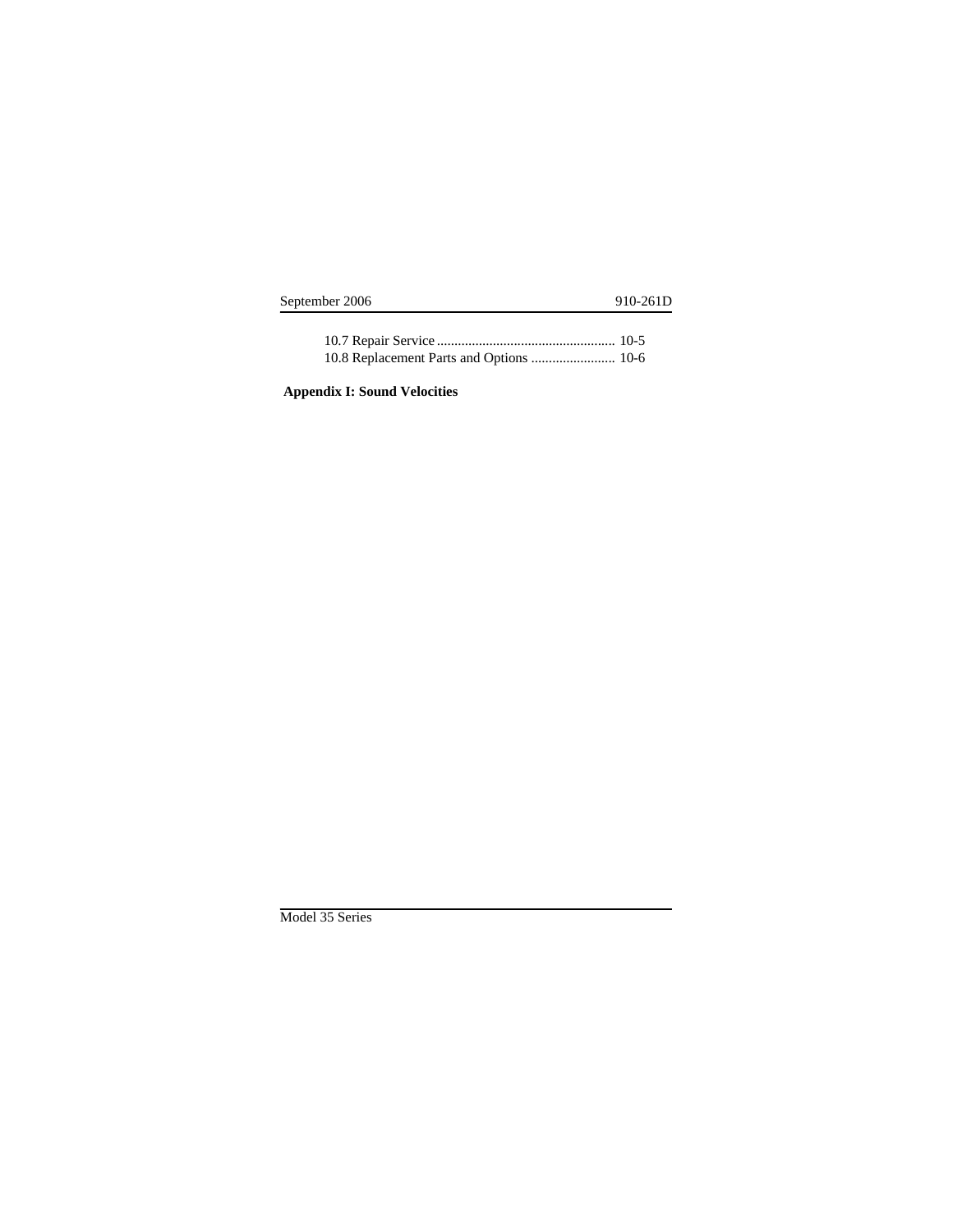10.7 Repair Service ................................................... 10-5
10.8 Replacement Parts and Options ........................ 10-6

**Appendix I: Sound Velocities**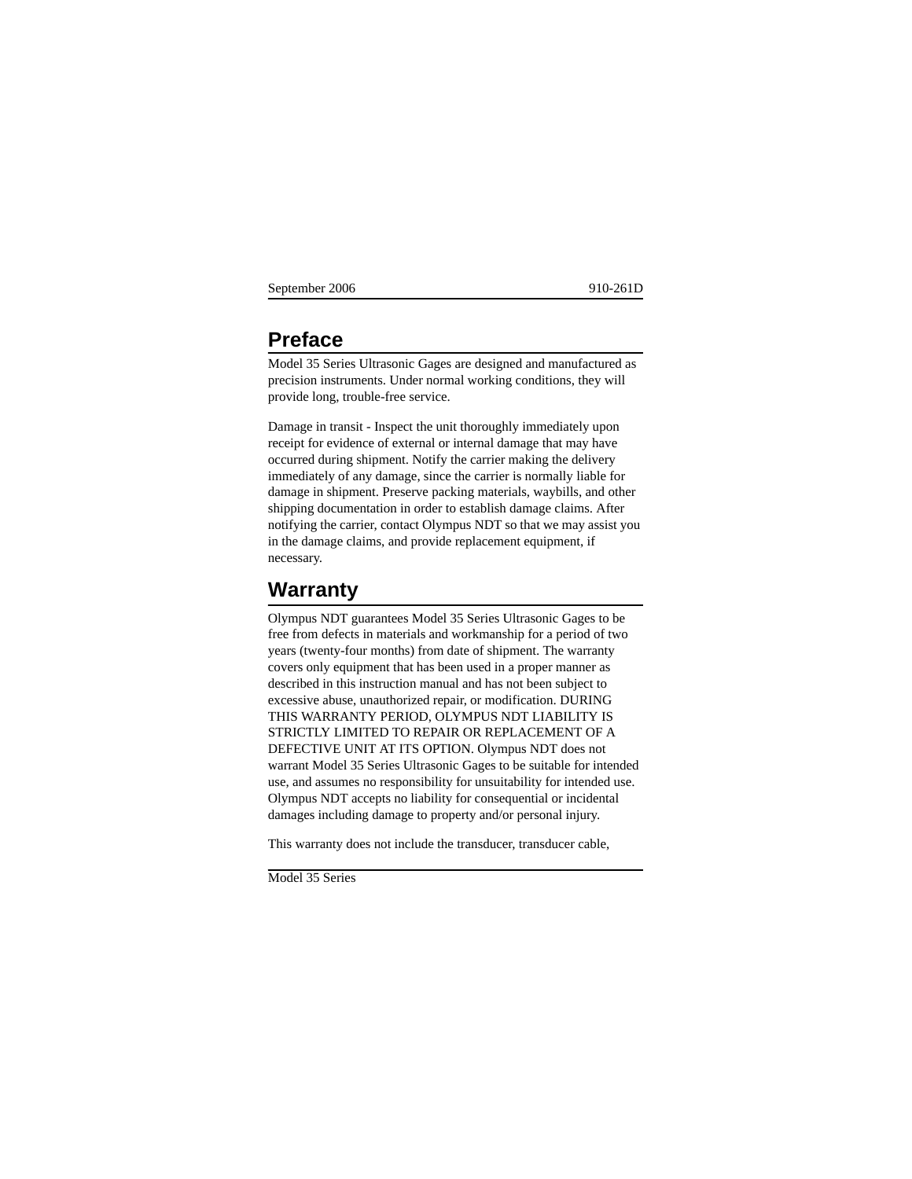# Preface

Model 35 Series Ultrasonic Gages are designed and manufactured as precision instruments. Under normal working conditions, they will provide long, trouble-free service.

Damage in transit - Inspect the unit thoroughly immediately upon receipt for evidence of external or internal damage that may have occurred during shipment. Notify the carrier making the delivery immediately of any damage, since the carrier is normally liable for damage in shipment. Preserve packing materials, waybills, and other shipping documentation in order to establish damage claims. After notifying the carrier, contact Olympus NDT so that we may assist you in the damage claims, and provide replacement equipment, if necessary.

# Warranty

Olympus NDT guarantees Model 35 Series Ultrasonic Gages to be free from defects in materials and workmanship for a period of two years (twenty-four months) from date of shipment. The warranty covers only equipment that has been used in a proper manner as described in this instruction manual and has not been subject to excessive abuse, unauthorized repair, or modification. DURING THIS WARRANTY PERIOD, OLYMPUS NDT LIABILITY IS STRICTLY LIMITED TO REPAIR OR REPLACEMENT OF A DEFECTIVE UNIT AT ITS OPTION. Olympus NDT does not warrant Model 35 Series Ultrasonic Gages to be suitable for intended use, and assumes no responsibility for unsuitability for intended use. Olympus NDT accepts no liability for consequential or incidental damages including damage to property and/or personal injury.

This warranty does not include the transducer, transducer cable,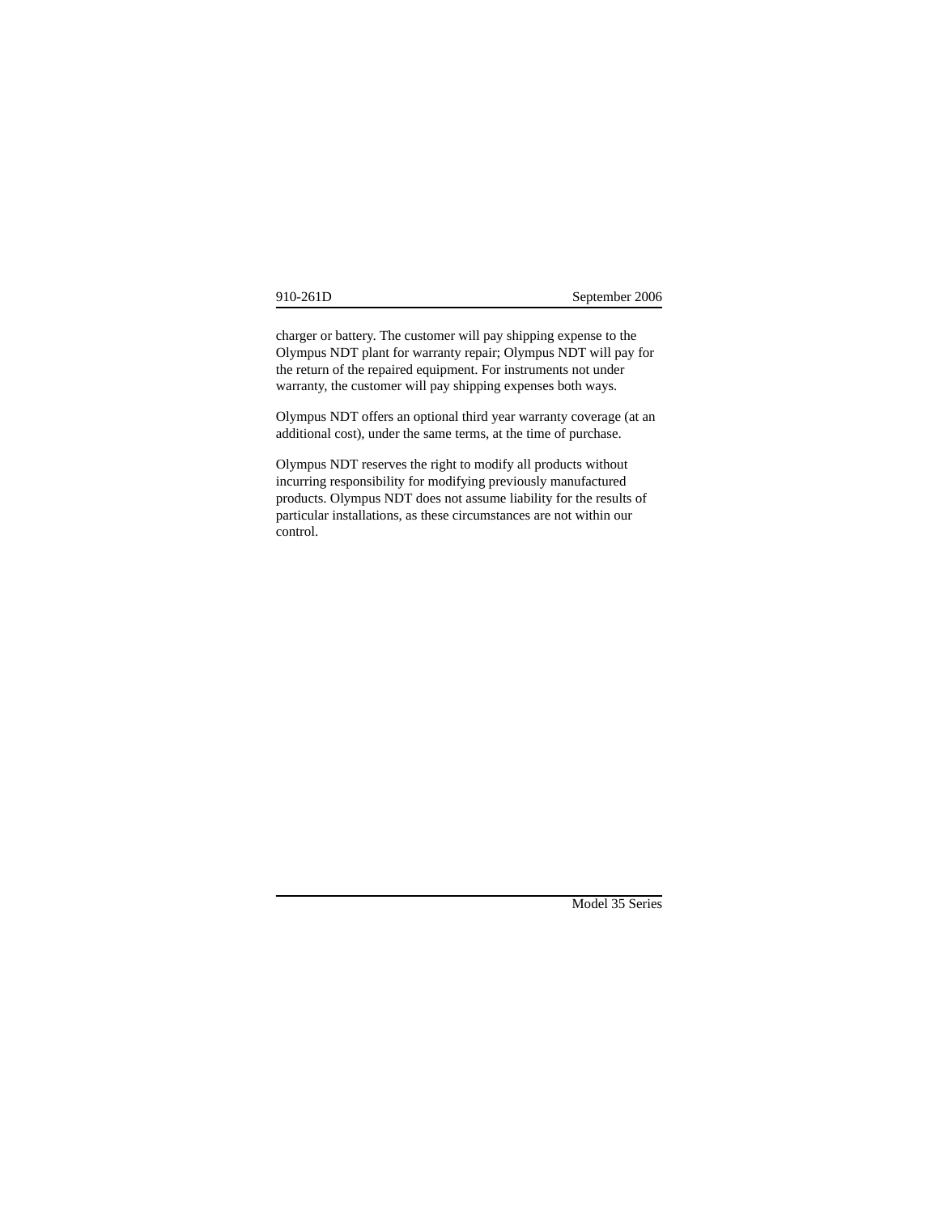charger or battery. The customer will pay shipping expense to the Olympus NDT plant for warranty repair; Olympus NDT will pay for the return of the repaired equipment. For instruments not under warranty, the customer will pay shipping expenses both ways.

Olympus NDT offers an optional third year warranty coverage (at an additional cost), under the same terms, at the time of purchase.

Olympus NDT reserves the right to modify all products without incurring responsibility for modifying previously manufactured products. Olympus NDT does not assume liability for the results of particular installations, as these circumstances are not within our control.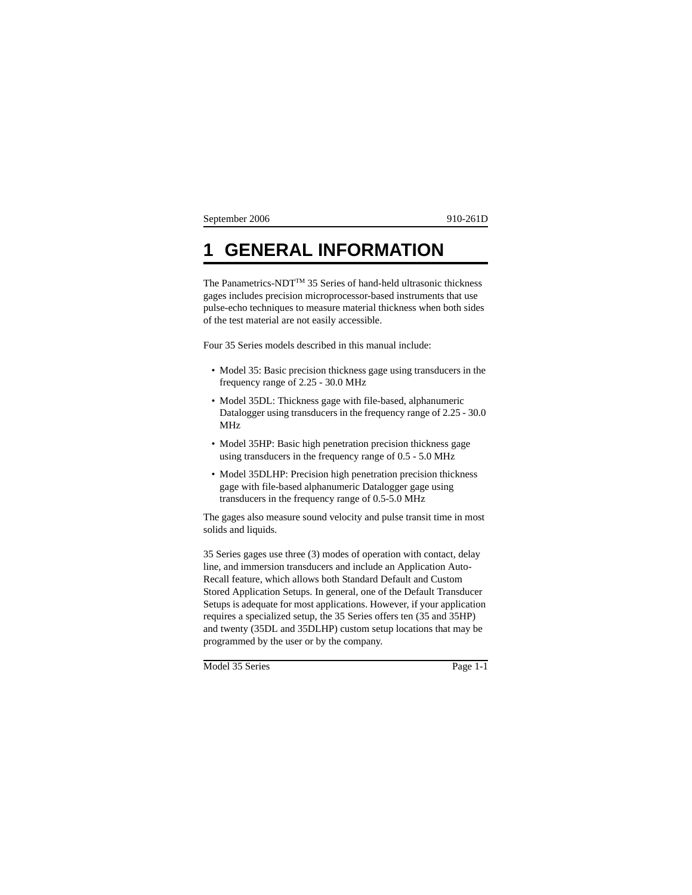# 1 GENERAL INFORMATION

The Panametrics-NDT™ 35 Series of hand-held ultrasonic thickness gages includes precision microprocessor-based instruments that use pulse-echo techniques to measure material thickness when both sides of the test material are not easily accessible.

Four 35 Series models described in this manual include:

- Model 35: Basic precision thickness gage using transducers in the frequency range of 2.25 - 30.0 MHz
- Model 35DL: Thickness gage with file-based, alphanumeric Datalogger using transducers in the frequency range of 2.25 - 30.0 MHz
- Model 35HP: Basic high penetration precision thickness gage using transducers in the frequency range of 0.5 - 5.0 MHz
- Model 35DLHP: Precision high penetration precision thickness gage with file-based alphanumeric Datalogger gage using transducers in the frequency range of 0.5-5.0 MHz

The gages also measure sound velocity and pulse transit time in most solids and liquids.

35 Series gages use three (3) modes of operation with contact, delay line, and immersion transducers and include an Application Auto-Recall feature, which allows both Standard Default and Custom Stored Application Setups. In general, one of the Default Transducer Setups is adequate for most applications. However, if your application requires a specialized setup, the 35 Series offers ten (35 and 35HP) and twenty (35DL and 35DLHP) custom setup locations that may be programmed by the user or by the company.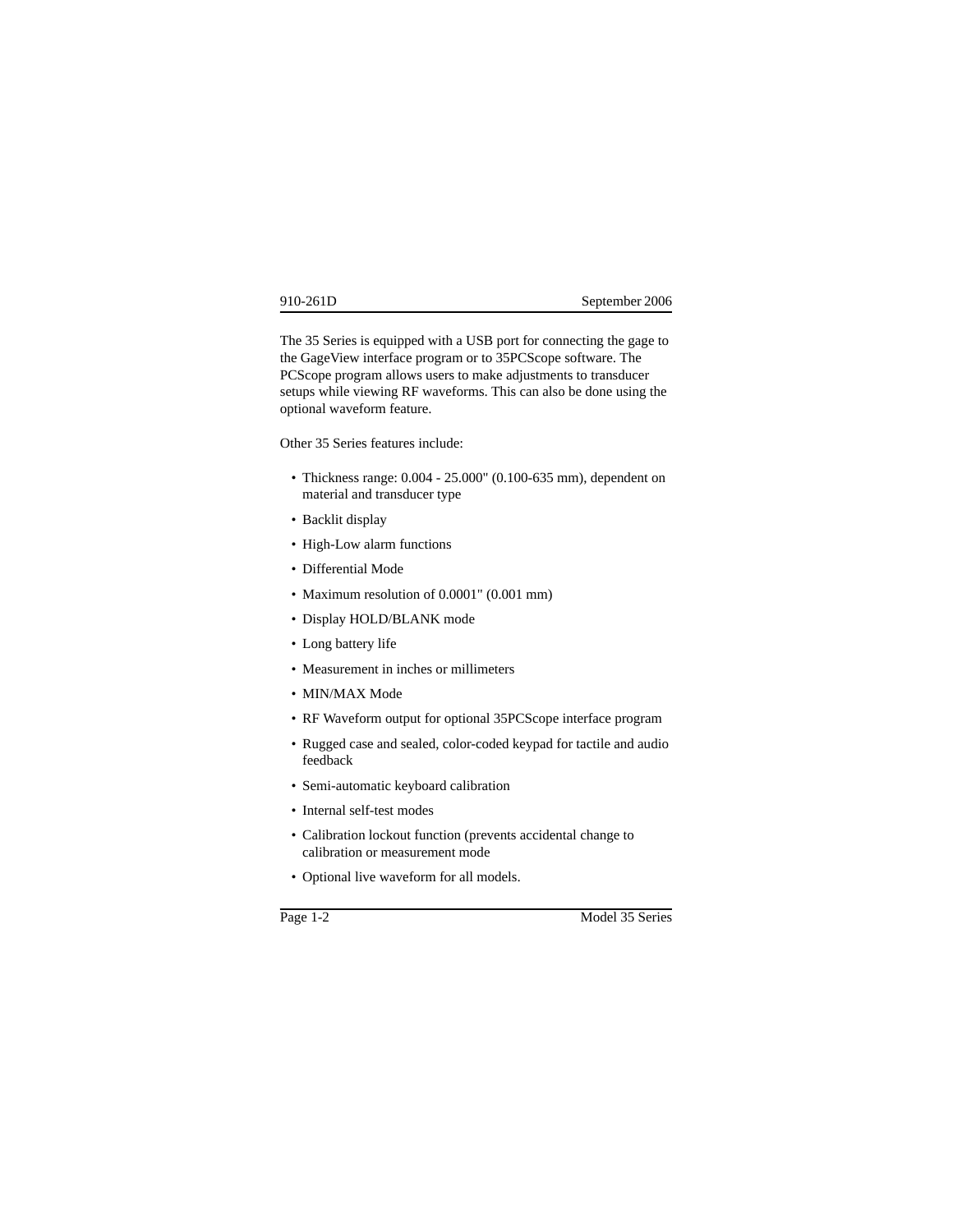The 35 Series is equipped with a USB port for connecting the gage to the GageView interface program or to 35PCScope software. The PCScope program allows users to make adjustments to transducer setups while viewing RF waveforms. This can also be done using the optional waveform feature.

Other 35 Series features include:

- Thickness range: 0.004 - 25.000" (0.100-635 mm), dependent on material and transducer type
- Backlit display
- High-Low alarm functions
- Differential Mode
- Maximum resolution of 0.0001" (0.001 mm)
- Display HOLD/BLANK mode
- Long battery life
- Measurement in inches or millimeters
- MIN/MAX Mode
- RF Waveform output for optional 35PCScope interface program
- Rugged case and sealed, color-coded keypad for tactile and audio feedback
- Semi-automatic keyboard calibration
- Internal self-test modes
- Calibration lockout function (prevents accidental change to calibration or measurement mode
- Optional live waveform for all models.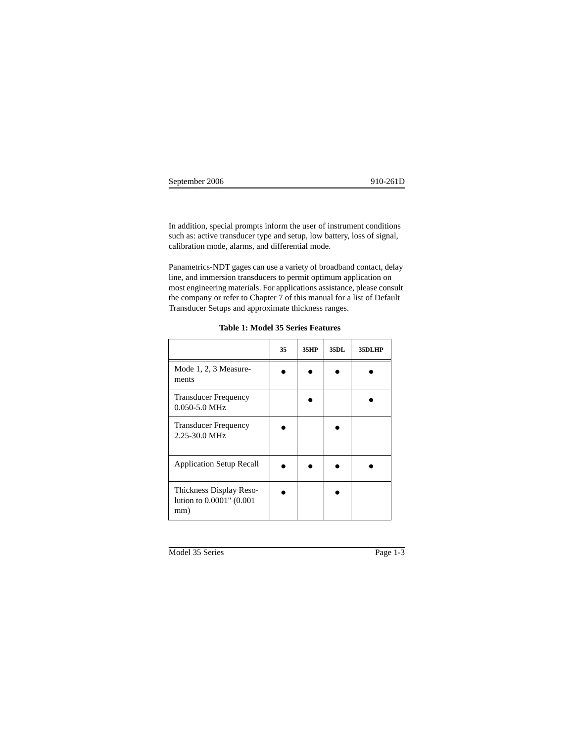In addition, special prompts inform the user of instrument conditions such as: active transducer type and setup, low battery, loss of signal, calibration mode, alarms, and differential mode.

Panametrics-NDT gages can use a variety of broadband contact, delay line, and immersion transducers to permit optimum application on most engineering materials. For applications assistance, please consult the company or refer to Chapter 7 of this manual for a list of Default Transducer Setups and approximate thickness ranges.

**Table 1: Model 35 Series Features**

| | 35 | 35HP | 35DL | 35DLHP |
|---|---|---|---|---|
| Mode 1, 2, 3 Measurements | ● | ● | ● | ● |
| Transducer Frequency 0.050-5.0 MHz | | ● | | ● |
| Transducer Frequency 2.25-30.0 MHz | ● | | ● | |
| Application Setup Recall | ● | ● | ● | ● |
| Thickness Display Resolution to 0.0001" (0.001 mm) | ● | | ● | |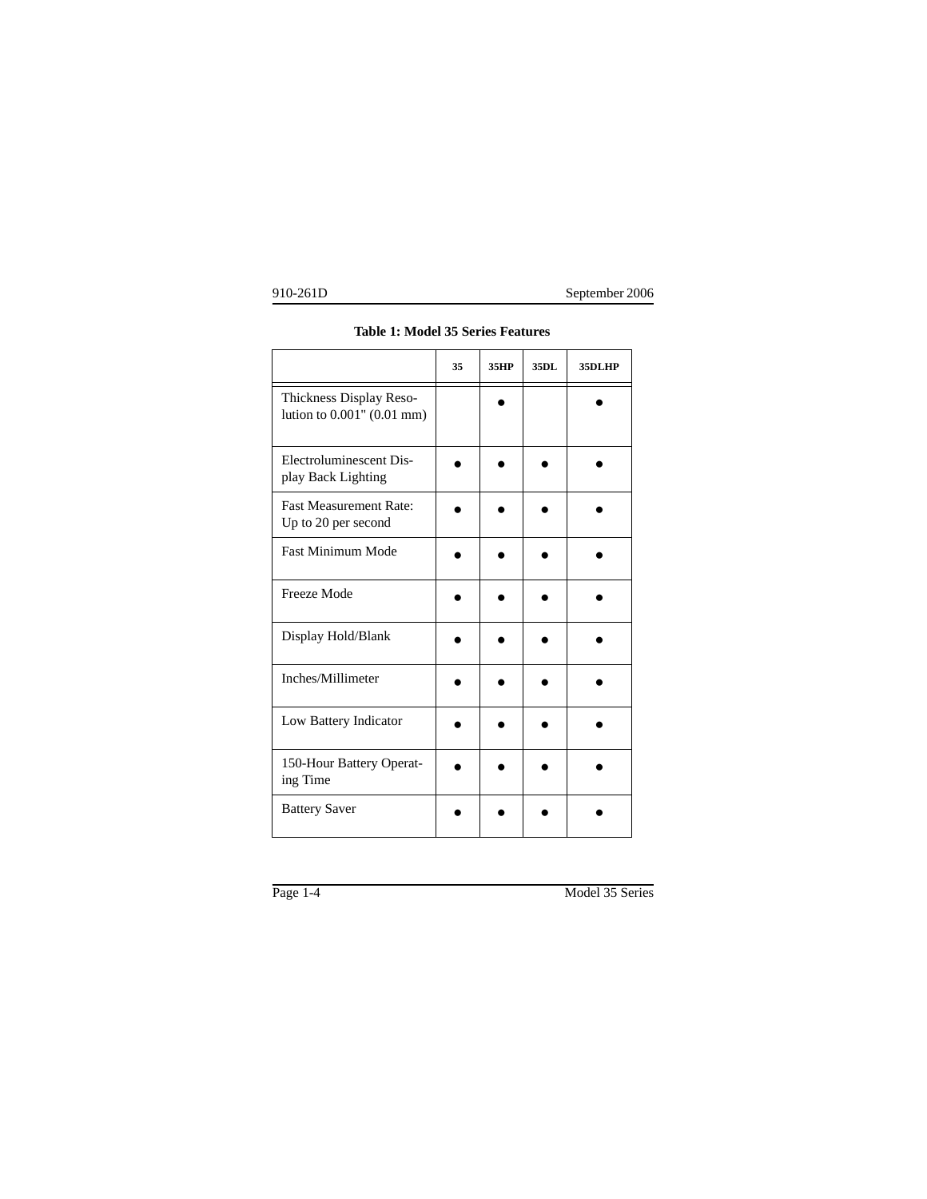**Table 1: Model 35 Series Features**

| | 35 | 35HP | 35DL | 35DLHP |
|---|---|---|---|---|
| Thickness Display Resolution to 0.001" (0.01 mm) | | ● | | ● |
| Electroluminescent Display Back Lighting | ● | ● | ● | ● |
| Fast Measurement Rate: Up to 20 per second | ● | ● | ● | ● |
| Fast Minimum Mode | ● | ● | ● | ● |
| Freeze Mode | ● | ● | ● | ● |
| Display Hold/Blank | ● | ● | ● | ● |
| Inches/Millimeter | ● | ● | ● | ● |
| Low Battery Indicator | ● | ● | ● | ● |
| 150-Hour Battery Operating Time | ● | ● | ● | ● |
| Battery Saver | ● | ● | ● | ● |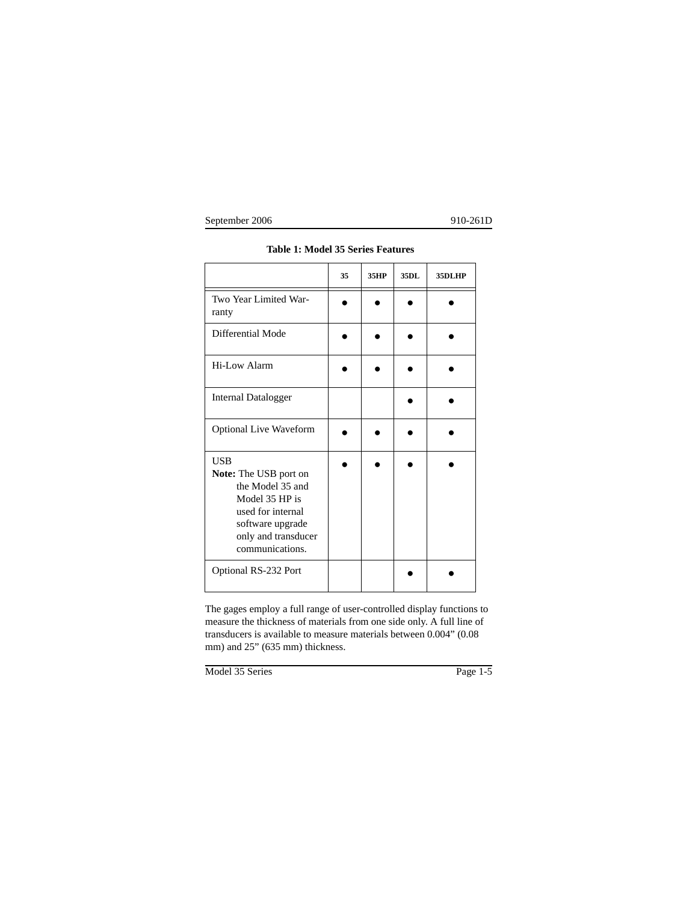**Table 1: Model 35 Series Features**

| | 35 | 35HP | 35DL | 35DLHP |
|---|---|---|---|---|
| Two Year Limited Warranty | ● | ● | ● | ● |
| Differential Mode | ● | ● | ● | ● |
| Hi-Low Alarm | ● | ● | ● | ● |
| Internal Datalogger | | | ● | ● |
| Optional Live Waveform | ● | ● | ● | ● |
| USB<br>**Note:** The USB port on the Model 35 and Model 35 HP is used for internal software upgrade only and transducer communications. | ● | ● | ● | ● |
| Optional RS-232 Port | | | ● | ● |

The gages employ a full range of user-controlled display functions to measure the thickness of materials from one side only. A full line of transducers is available to measure materials between 0.004” (0.08 mm) and 25” (635 mm) thickness.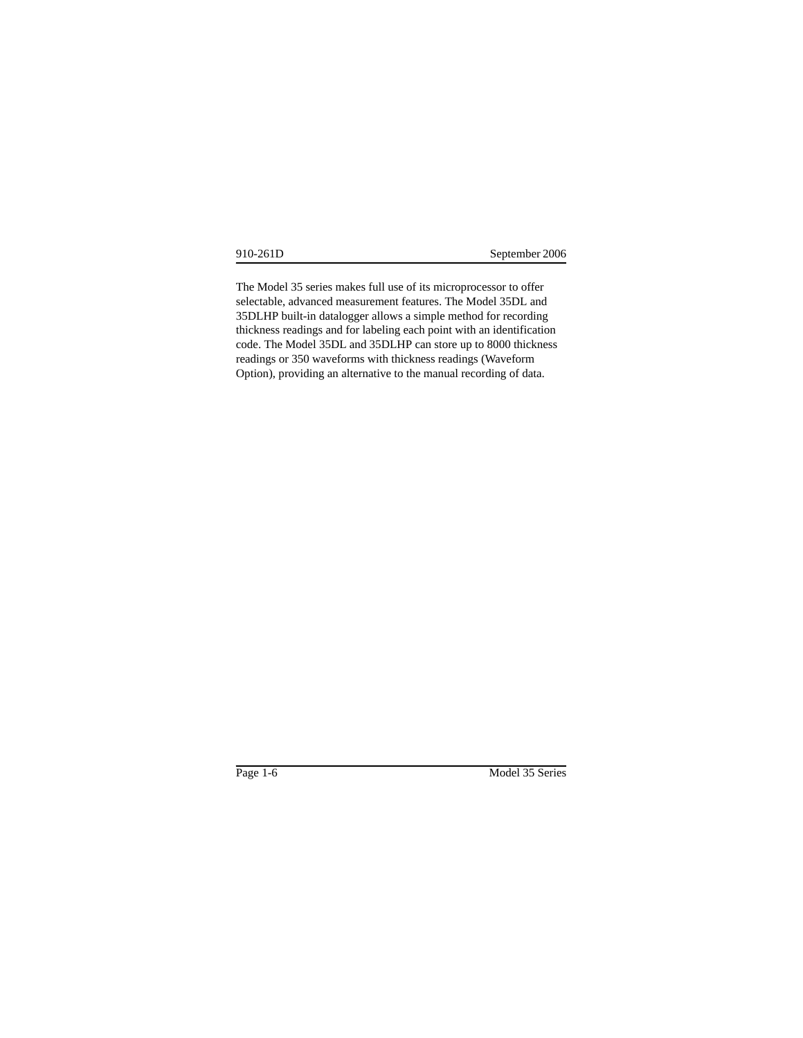The Model 35 series makes full use of its microprocessor to offer selectable, advanced measurement features. The Model 35DL and 35DLHP built-in datalogger allows a simple method for recording thickness readings and for labeling each point with an identification code. The Model 35DL and 35DLHP can store up to 8000 thickness readings or 350 waveforms with thickness readings (Waveform Option), providing an alternative to the manual recording of data.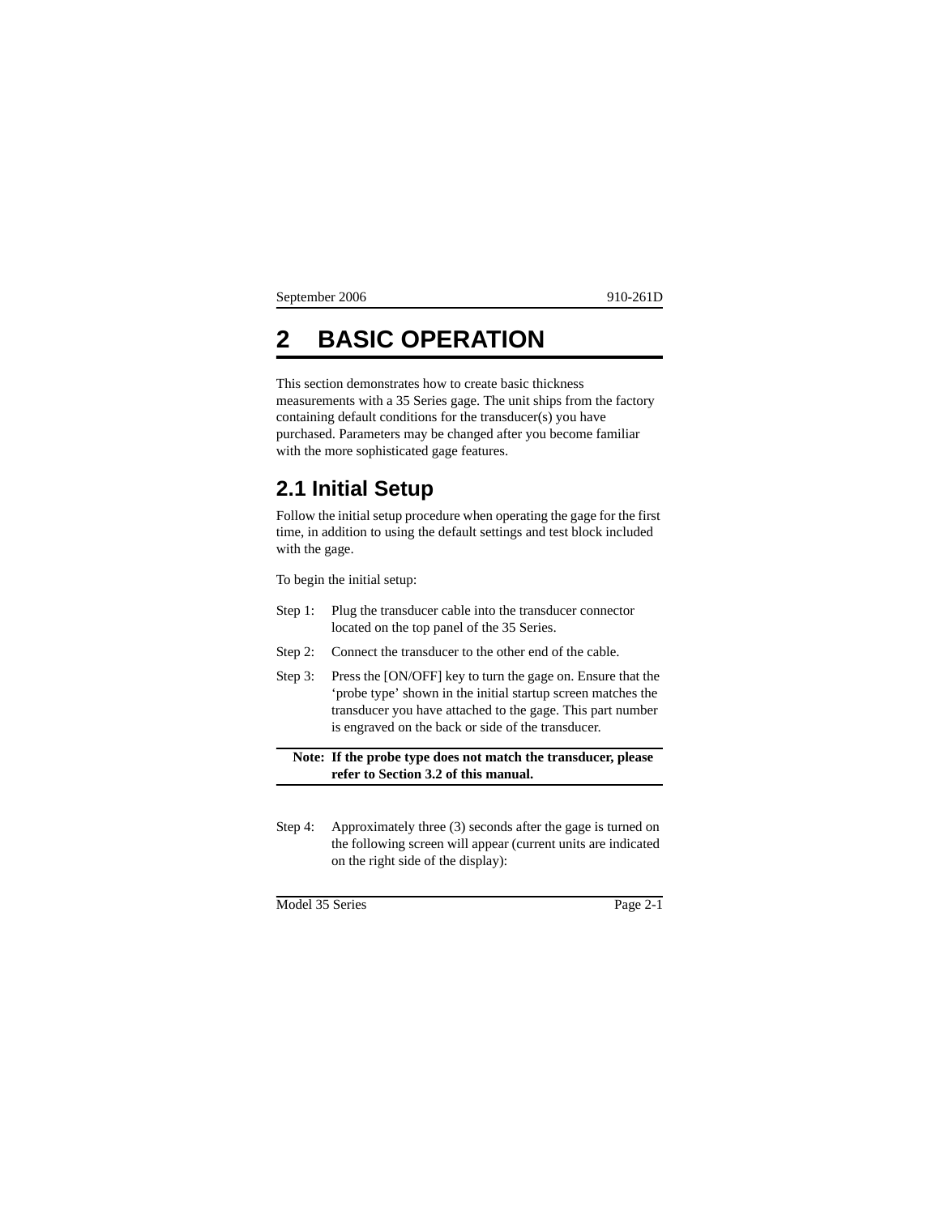# 2 BASIC OPERATION

This section demonstrates how to create basic thickness measurements with a 35 Series gage. The unit ships from the factory containing default conditions for the transducer(s) you have purchased. Parameters may be changed after you become familiar with the more sophisticated gage features.

## 2.1 Initial Setup

Follow the initial setup procedure when operating the gage for the first time, in addition to using the default settings and test block included with the gage.

To begin the initial setup:

Step 1: Plug the transducer cable into the transducer connector located on the top panel of the 35 Series.

Step 2: Connect the transducer to the other end of the cable.

Step 3: Press the [ON/OFF] key to turn the gage on. Ensure that the 'probe type' shown in the initial startup screen matches the transducer you have attached to the gage. This part number is engraved on the back or side of the transducer.

**Note: If the probe type does not match the transducer, please refer to Section 3.2 of this manual.**

Step 4: Approximately three (3) seconds after the gage is turned on the following screen will appear (current units are indicated on the right side of the display):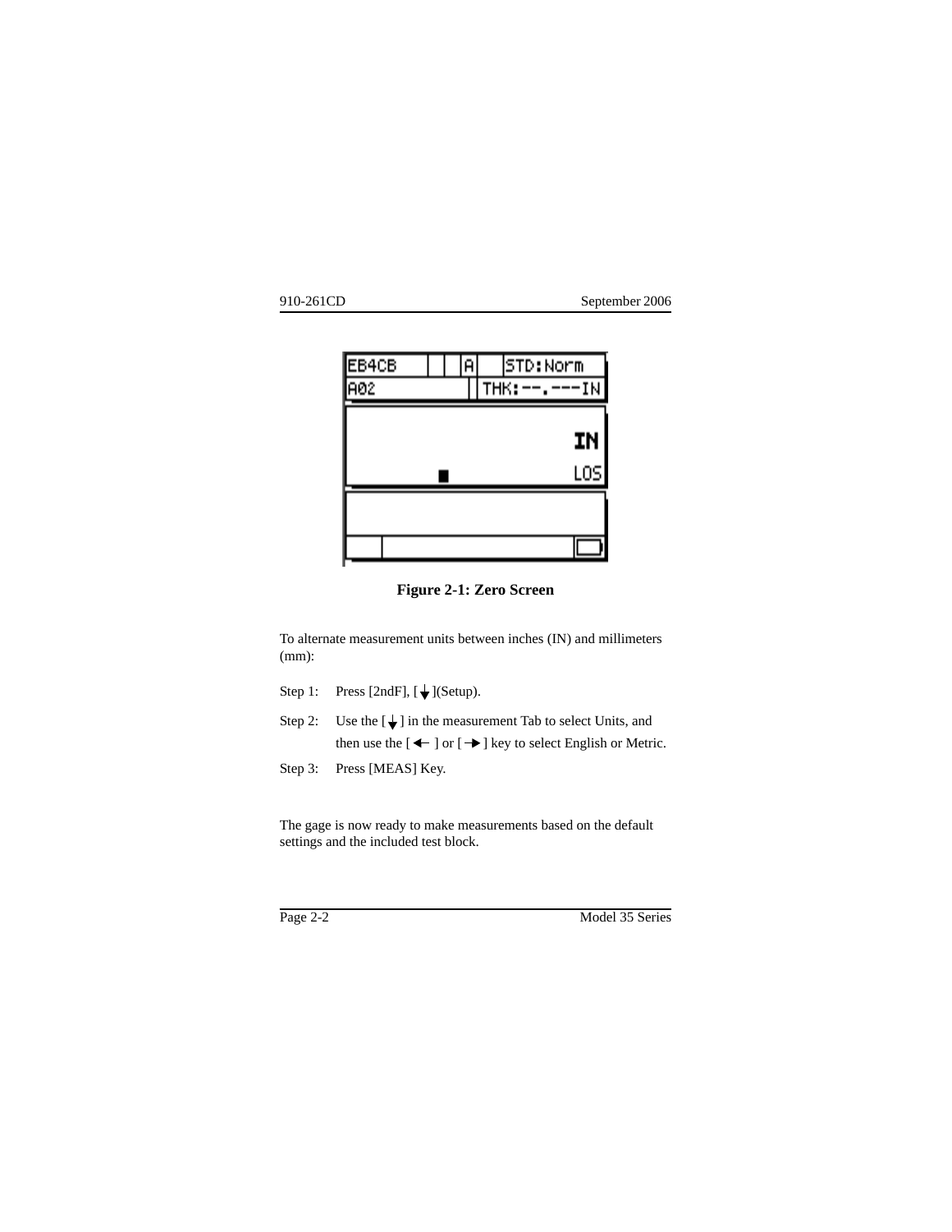**Figure 2-1: Zero Screen**

To alternate measurement units between inches (IN) and millimeters (mm):

Step 1: Press [2ndF], [↓](Setup).

Step 2: Use the [↓] in the measurement Tab to select Units, and then use the [←] or [→] key to select English or Metric.

Step 3: Press [MEAS] Key.

The gage is now ready to make measurements based on the default settings and the included test block.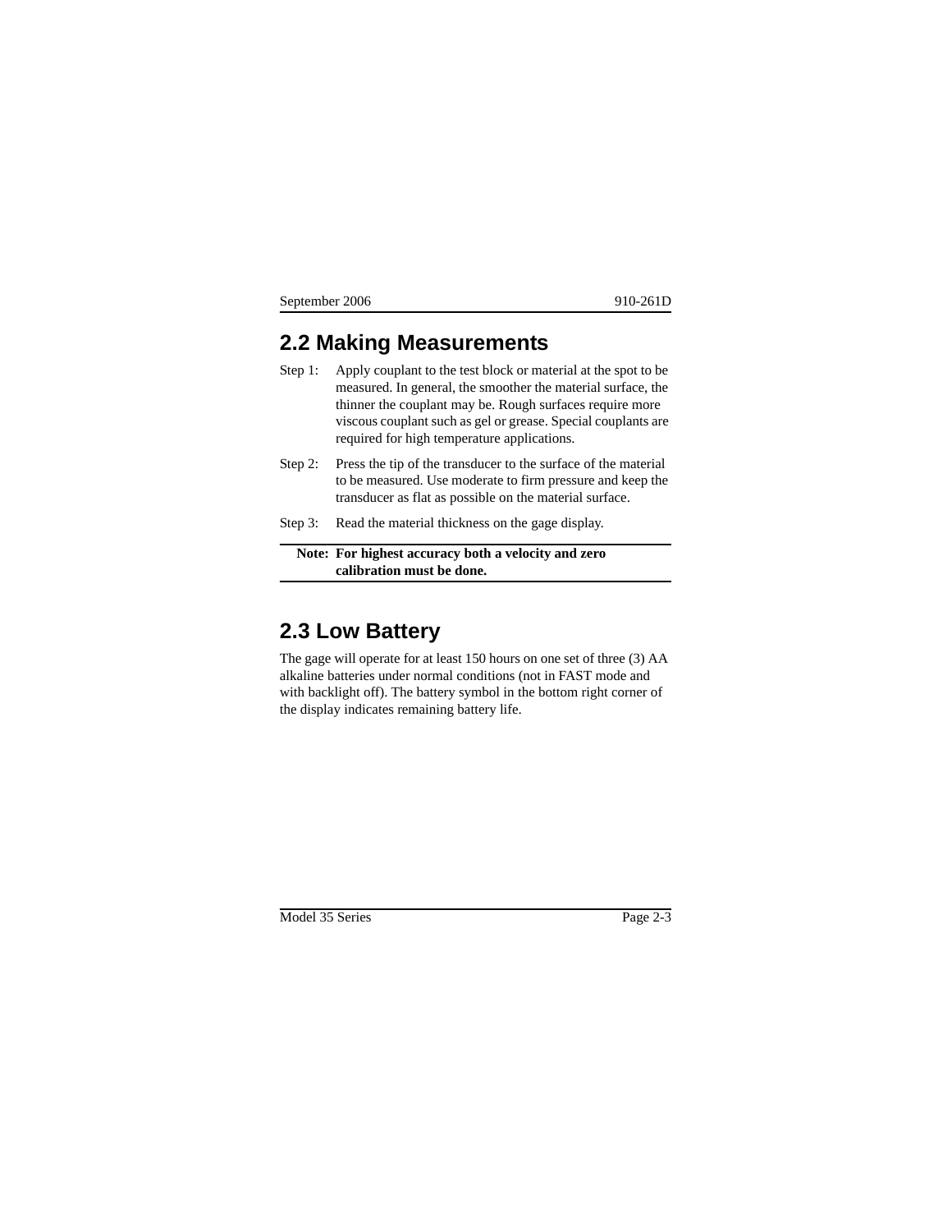## 2.2 Making Measurements

Step 1: Apply couplant to the test block or material at the spot to be measured. In general, the smoother the material surface, the thinner the couplant may be. Rough surfaces require more viscous couplant such as gel or grease. Special couplants are required for high temperature applications.

Step 2: Press the tip of the transducer to the surface of the material to be measured. Use moderate to firm pressure and keep the transducer as flat as possible on the material surface.

Step 3: Read the material thickness on the gage display.

**Note: For highest accuracy both a velocity and zero calibration must be done.**

## 2.3 Low Battery

The gage will operate for at least 150 hours on one set of three (3) AA alkaline batteries under normal conditions (not in FAST mode and with backlight off). The battery symbol in the bottom right corner of the display indicates remaining battery life.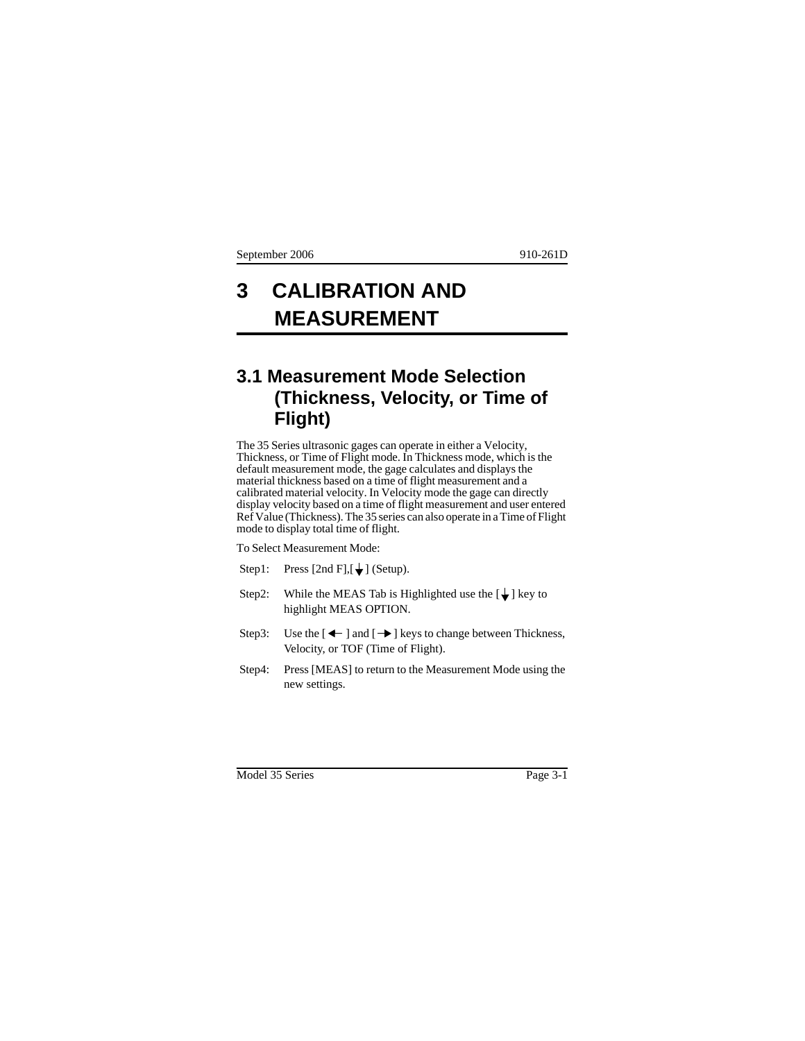# 3 CALIBRATION AND MEASUREMENT

## 3.1 Measurement Mode Selection (Thickness, Velocity, or Time of Flight)

The 35 Series ultrasonic gages can operate in either a Velocity, Thickness, or Time of Flight mode. In Thickness mode, which is the default measurement mode, the gage calculates and displays the material thickness based on a time of flight measurement and a calibrated material velocity. In Velocity mode the gage can directly display velocity based on a time of flight measurement and user entered Ref Value (Thickness). The 35 series can also operate in a Time of Flight mode to display total time of flight.

To Select Measurement Mode:

Step1: Press [2nd F],[↓] (Setup).

Step2: While the MEAS Tab is Highlighted use the [↓] key to highlight MEAS OPTION.

Step3: Use the [←] and [→] keys to change between Thickness, Velocity, or TOF (Time of Flight).

Step4: Press [MEAS] to return to the Measurement Mode using the new settings.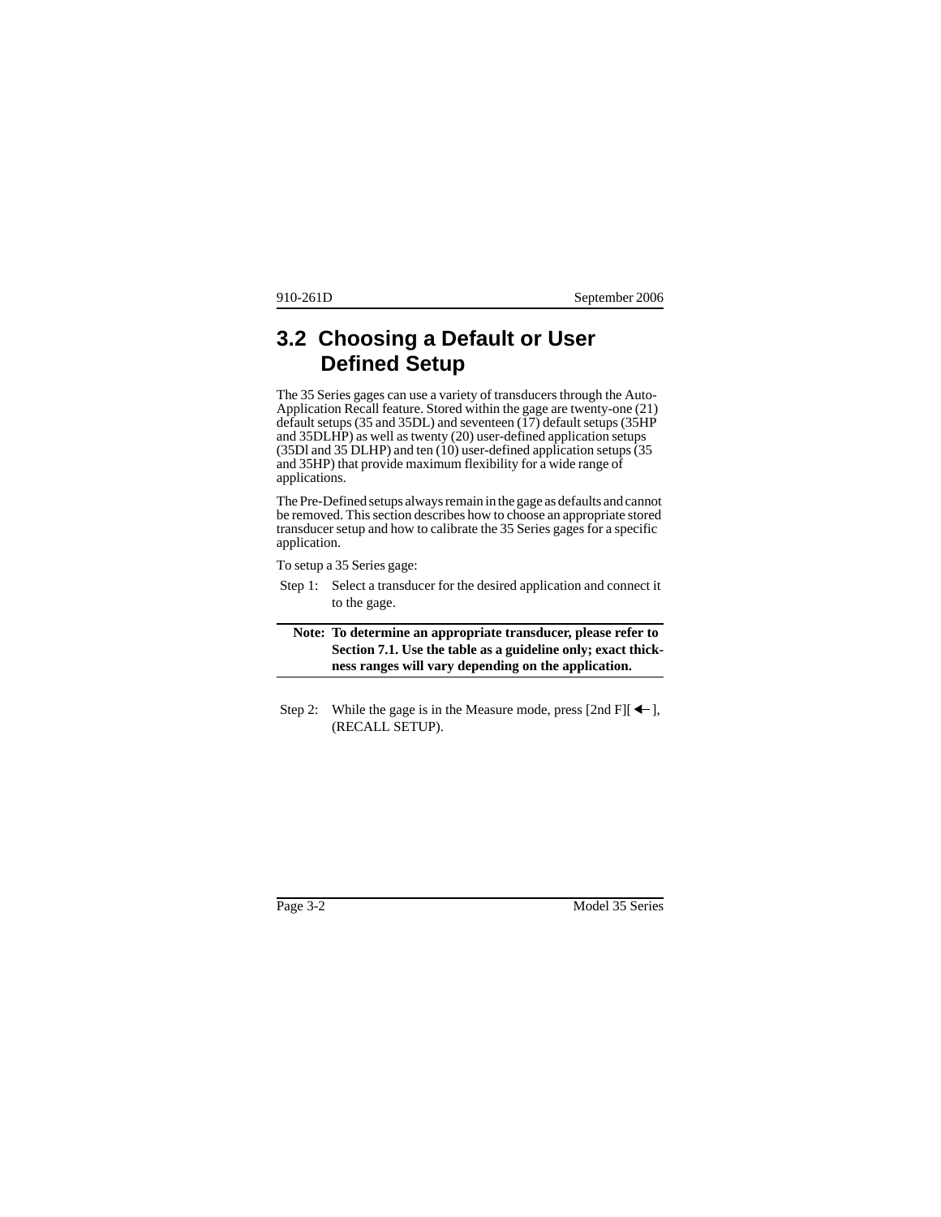## 3.2 Choosing a Default or User Defined Setup

The 35 Series gages can use a variety of transducers through the Auto-Application Recall feature. Stored within the gage are twenty-one (21) default setups (35 and 35DL) and seventeen (17) default setups (35HP and 35DLHP) as well as twenty (20) user-defined application setups (35Dl and 35 DLHP) and ten (10) user-defined application setups (35 and 35HP) that provide maximum flexibility for a wide range of applications.

The Pre-Defined setups always remain in the gage as defaults and cannot be removed. This section describes how to choose an appropriate stored transducer setup and how to calibrate the 35 Series gages for a specific application.

To setup a 35 Series gage:

Step 1: Select a transducer for the desired application and connect it to the gage.

**Note: To determine an appropriate transducer, please refer to Section 7.1. Use the table as a guideline only; exact thickness ranges will vary depending on the application.**

Step 2: While the gage is in the Measure mode, press [2nd F][ ← ], (RECALL SETUP).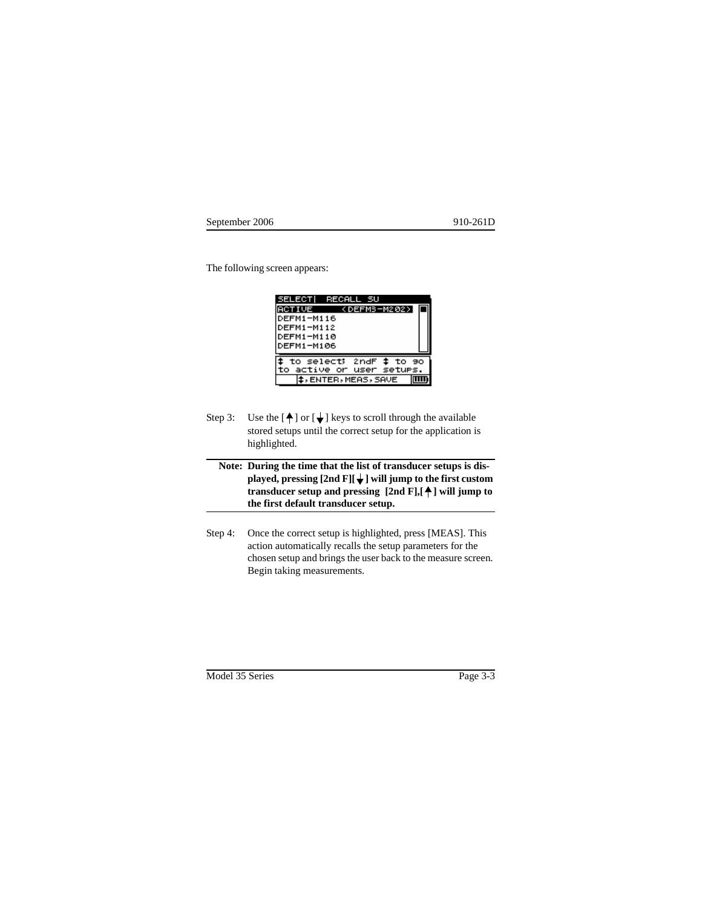The following screen appears:

```
SELECT|  RECALL SU
ACTIVE      <DEFM3-M202>
DEFM1-M116
DEFM1-M112
DEFM1-M110
DEFM1-M106

‡ to select; 2ndF ‡ to go
to active or user setups.
‡,ENTER,MEAS,SAVE
```

Step 3: Use the [↑] or [↓] keys to scroll through the available stored setups until the correct setup for the application is highlighted.

---

**Note: During the time that the list of transducer setups is displayed, pressing [2nd F][↓] will jump to the first custom transducer setup and pressing [2nd F],[↑] will jump to the first default transducer setup.**

---

Step 4: Once the correct setup is highlighted, press [MEAS]. This action automatically recalls the setup parameters for the chosen setup and brings the user back to the measure screen. Begin taking measurements.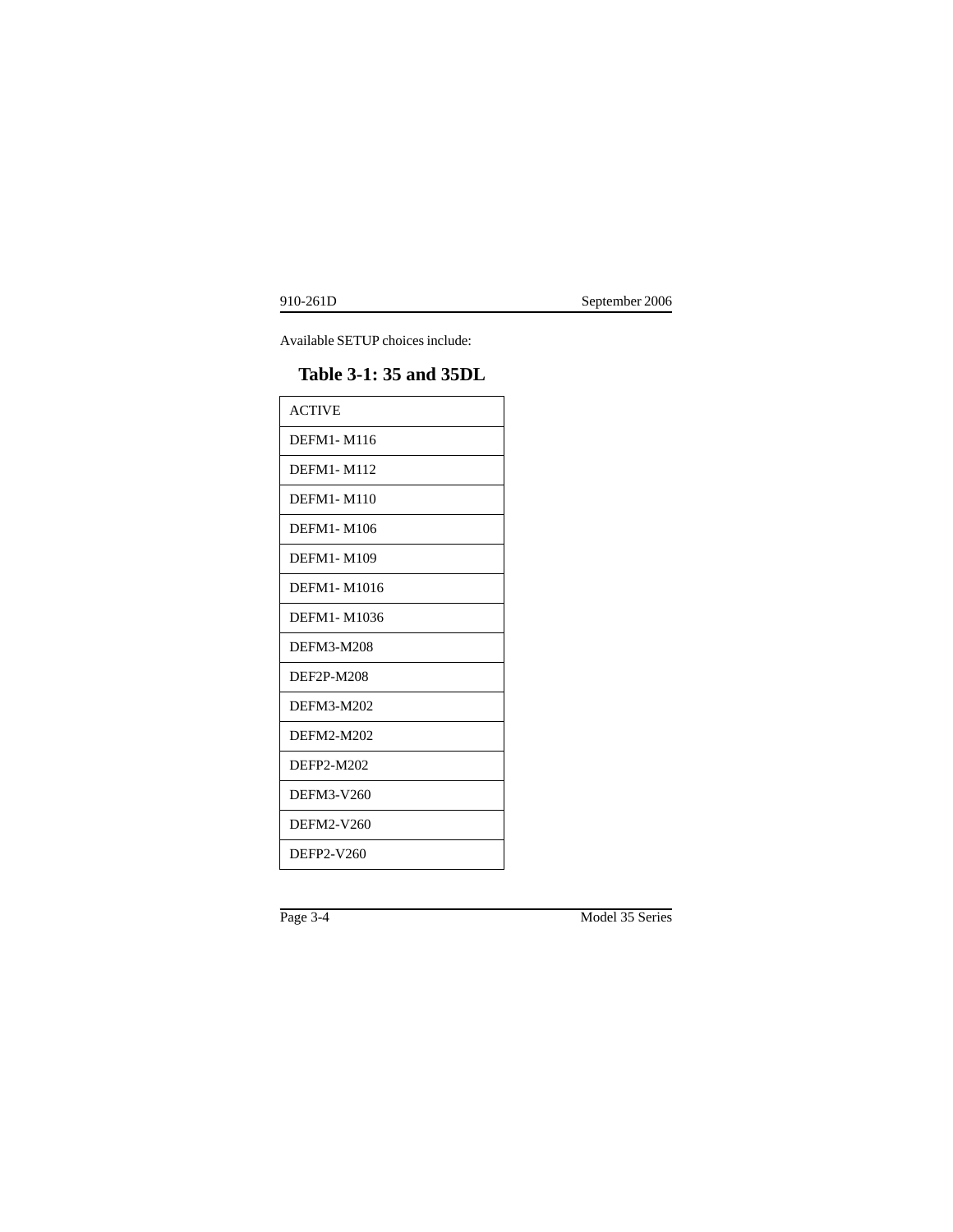Available SETUP choices include:

### Table 3-1: 35 and 35DL

| ACTIVE |
| --- |
| DEFM1- M116 |
| DEFM1- M112 |
| DEFM1- M110 |
| DEFM1- M106 |
| DEFM1- M109 |
| DEFM1- M1016 |
| DEFM1- M1036 |
| DEFM3-M208 |
| DEF2P-M208 |
| DEFM3-M202 |
| DEFM2-M202 |
| DEFP2-M202 |
| DEFM3-V260 |
| DEFM2-V260 |
| DEFP2-V260 |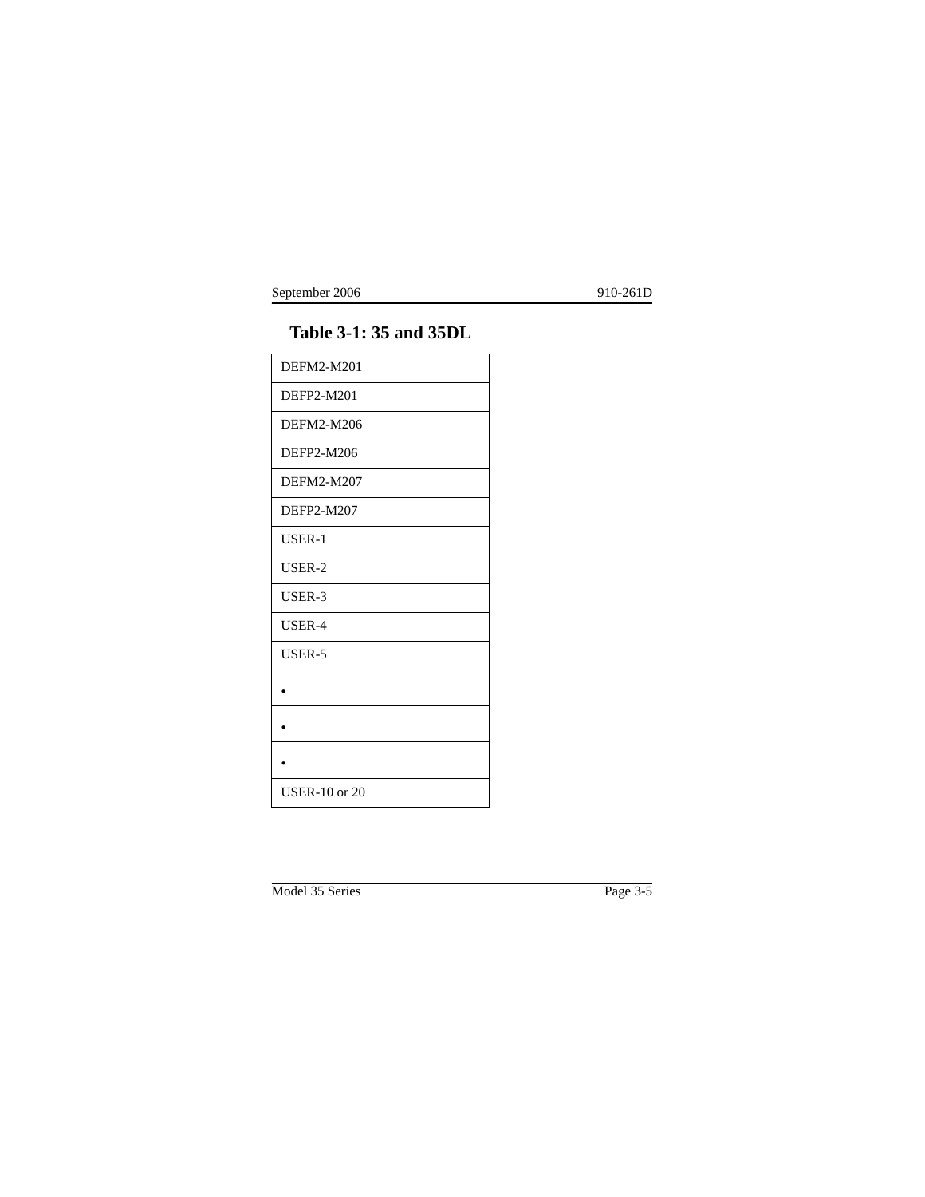## Table 3-1: 35 and 35DL

| DEFM2-M201 |
|---|
| DEFP2-M201 |
| DEFM2-M206 |
| DEFP2-M206 |
| DEFM2-M207 |
| DEFP2-M207 |
| USER-1 |
| USER-2 |
| USER-3 |
| USER-4 |
| USER-5 |
| • |
| • |
| • |
| USER-10 or 20 |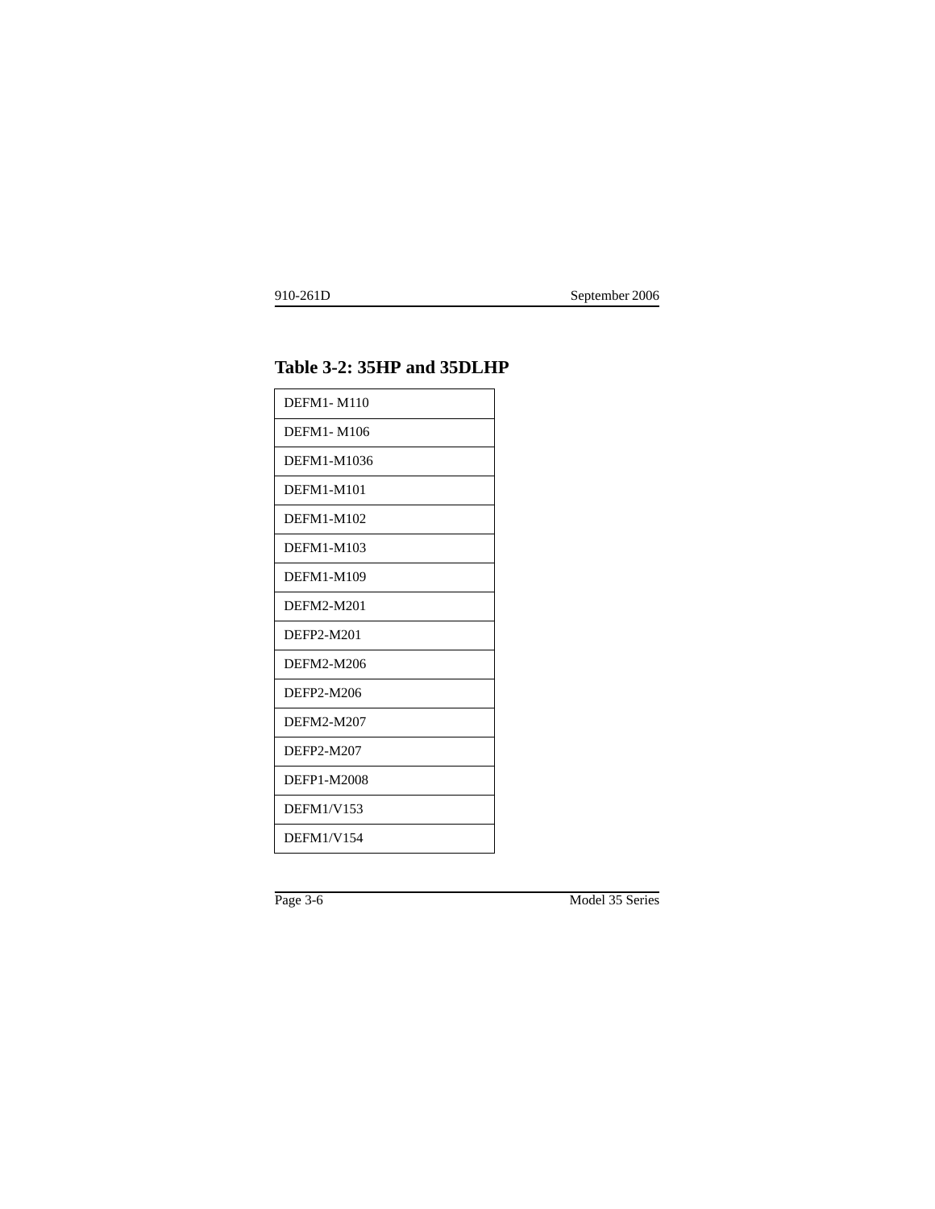### Table 3-2: 35HP and 35DLHP

| DEFM1- M110 |
|---|
| DEFM1- M106 |
| DEFM1-M1036 |
| DEFM1-M101 |
| DEFM1-M102 |
| DEFM1-M103 |
| DEFM1-M109 |
| DEFM2-M201 |
| DEFP2-M201 |
| DEFM2-M206 |
| DEFP2-M206 |
| DEFM2-M207 |
| DEFP2-M207 |
| DEFP1-M2008 |
| DEFM1/V153 |
| DEFM1/V154 |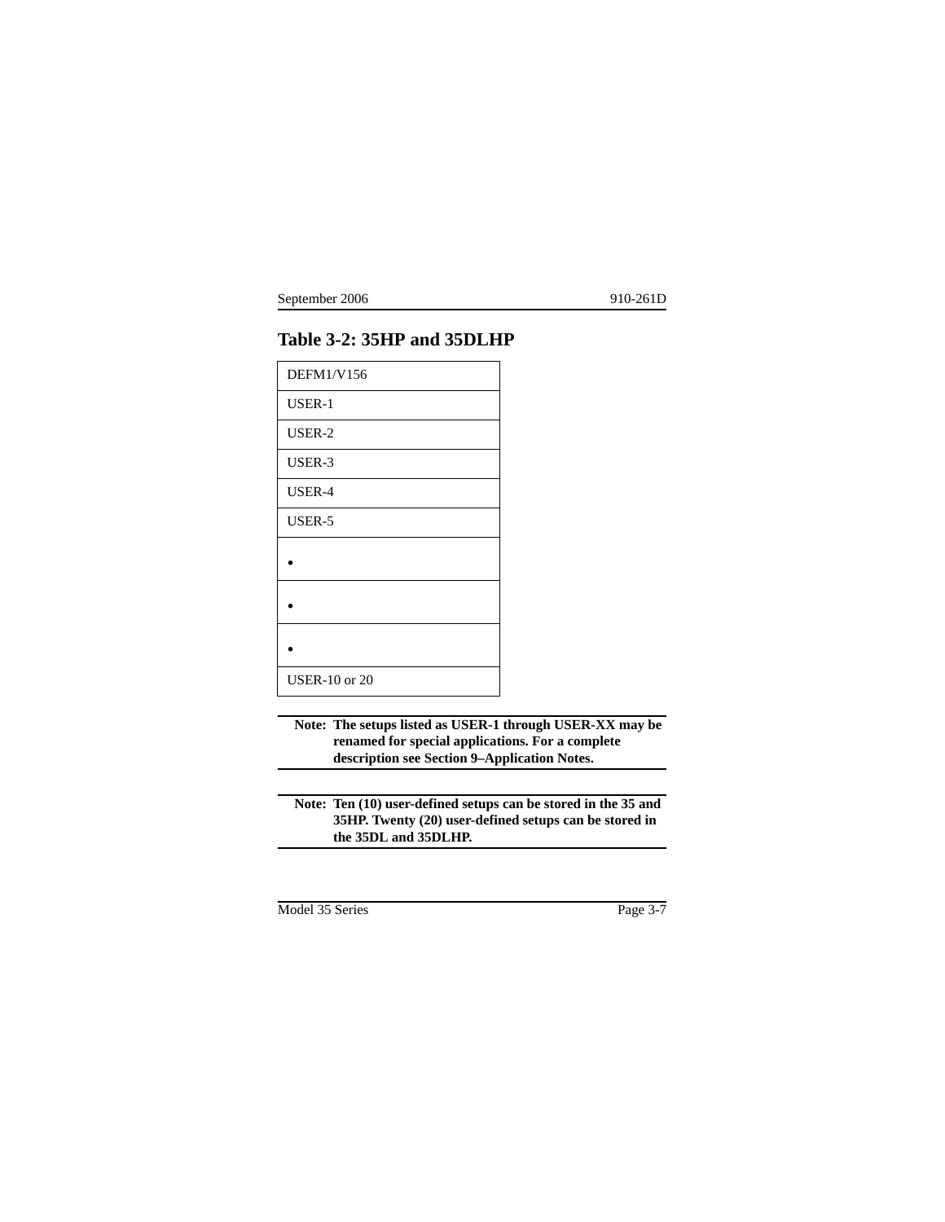## Table 3-2: 35HP and 35DLHP

| DEFM1/V156 |
|---|
| USER-1 |
| USER-2 |
| USER-3 |
| USER-4 |
| USER-5 |
| • |
| • |
| • |
| USER-10 or 20 |

**Note: The setups listed as USER-1 through USER-XX may be renamed for special applications. For a complete description see Section 9–Application Notes.**

**Note: Ten (10) user-defined setups can be stored in the 35 and 35HP. Twenty (20) user-defined setups can be stored in the 35DL and 35DLHP.**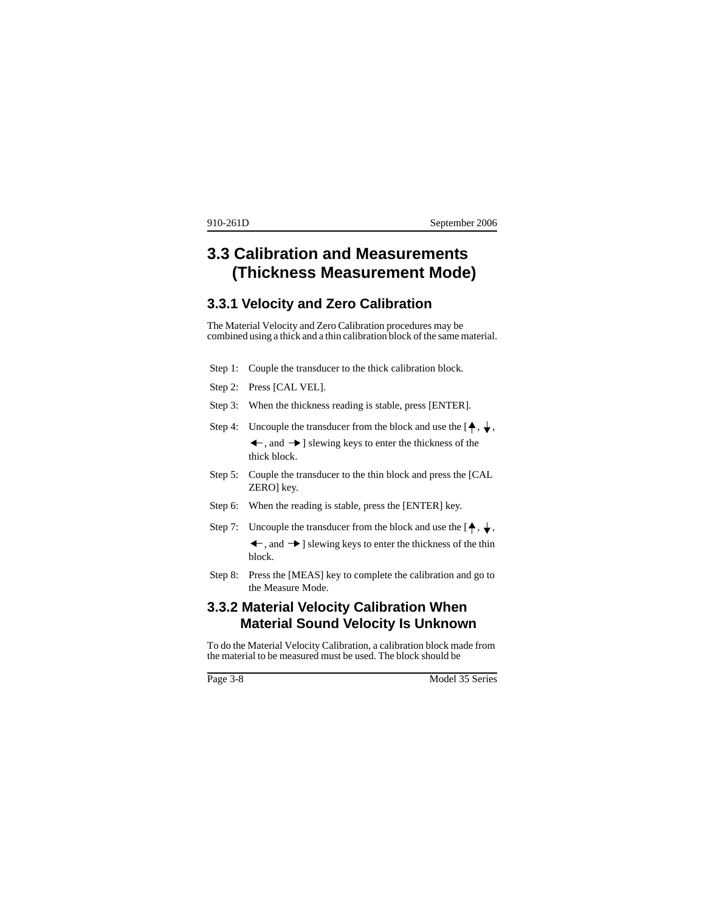## 3.3 Calibration and Measurements (Thickness Measurement Mode)

### 3.3.1 Velocity and Zero Calibration

The Material Velocity and Zero Calibration procedures may be combined using a thick and a thin calibration block of the same material.

Step 1: Couple the transducer to the thick calibration block.

Step 2: Press [CAL VEL].

Step 3: When the thickness reading is stable, press [ENTER].

Step 4: Uncouple the transducer from the block and use the [↑, ↓, ←, and →] slewing keys to enter the thickness of the thick block.

Step 5: Couple the transducer to the thin block and press the [CAL ZERO] key.

Step 6: When the reading is stable, press the [ENTER] key.

Step 7: Uncouple the transducer from the block and use the [↑, ↓, ←, and →] slewing keys to enter the thickness of the thin block.

Step 8: Press the [MEAS] key to complete the calibration and go to the Measure Mode.

### 3.3.2 Material Velocity Calibration When Material Sound Velocity Is Unknown

To do the Material Velocity Calibration, a calibration block made from the material to be measured must be used. The block should be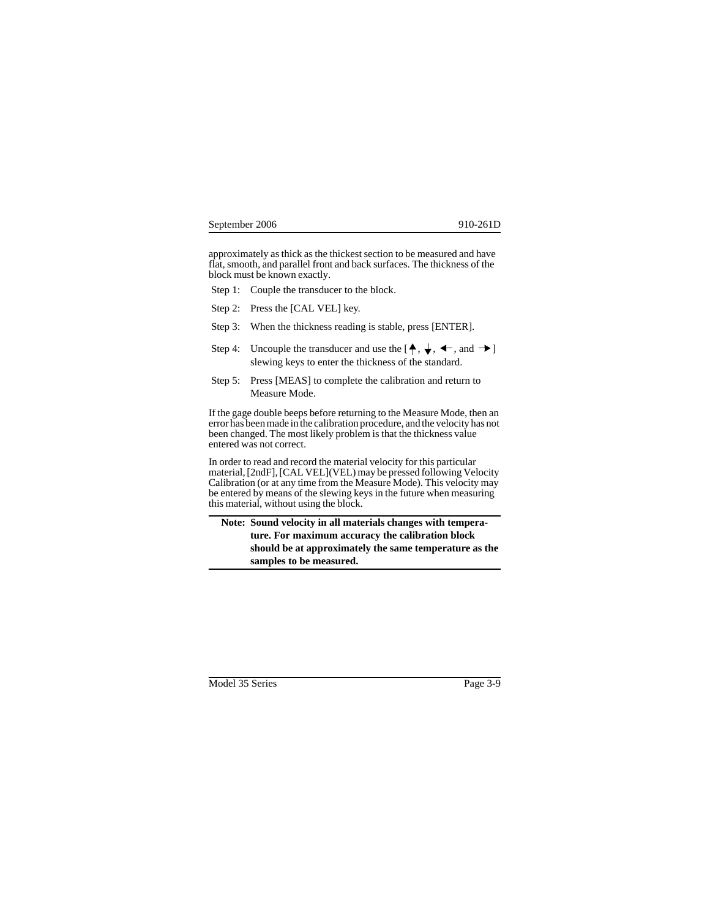approximately as thick as the thickest section to be measured and have flat, smooth, and parallel front and back surfaces. The thickness of the block must be known exactly.

Step 1: Couple the transducer to the block.

Step 2: Press the [CAL VEL] key.

Step 3: When the thickness reading is stable, press [ENTER].

Step 4: Uncouple the transducer and use the [↑, ↓, ←, and →] slewing keys to enter the thickness of the standard.

Step 5: Press [MEAS] to complete the calibration and return to Measure Mode.

If the gage double beeps before returning to the Measure Mode, then an error has been made in the calibration procedure, and the velocity has not been changed. The most likely problem is that the thickness value entered was not correct.

In order to read and record the material velocity for this particular material, [2ndF], [CAL VEL](VEL) may be pressed following Velocity Calibration (or at any time from the Measure Mode). This velocity may be entered by means of the slewing keys in the future when measuring this material, without using the block.

---

**Note: Sound velocity in all materials changes with temperature. For maximum accuracy the calibration block should be at approximately the same temperature as the samples to be measured.**

---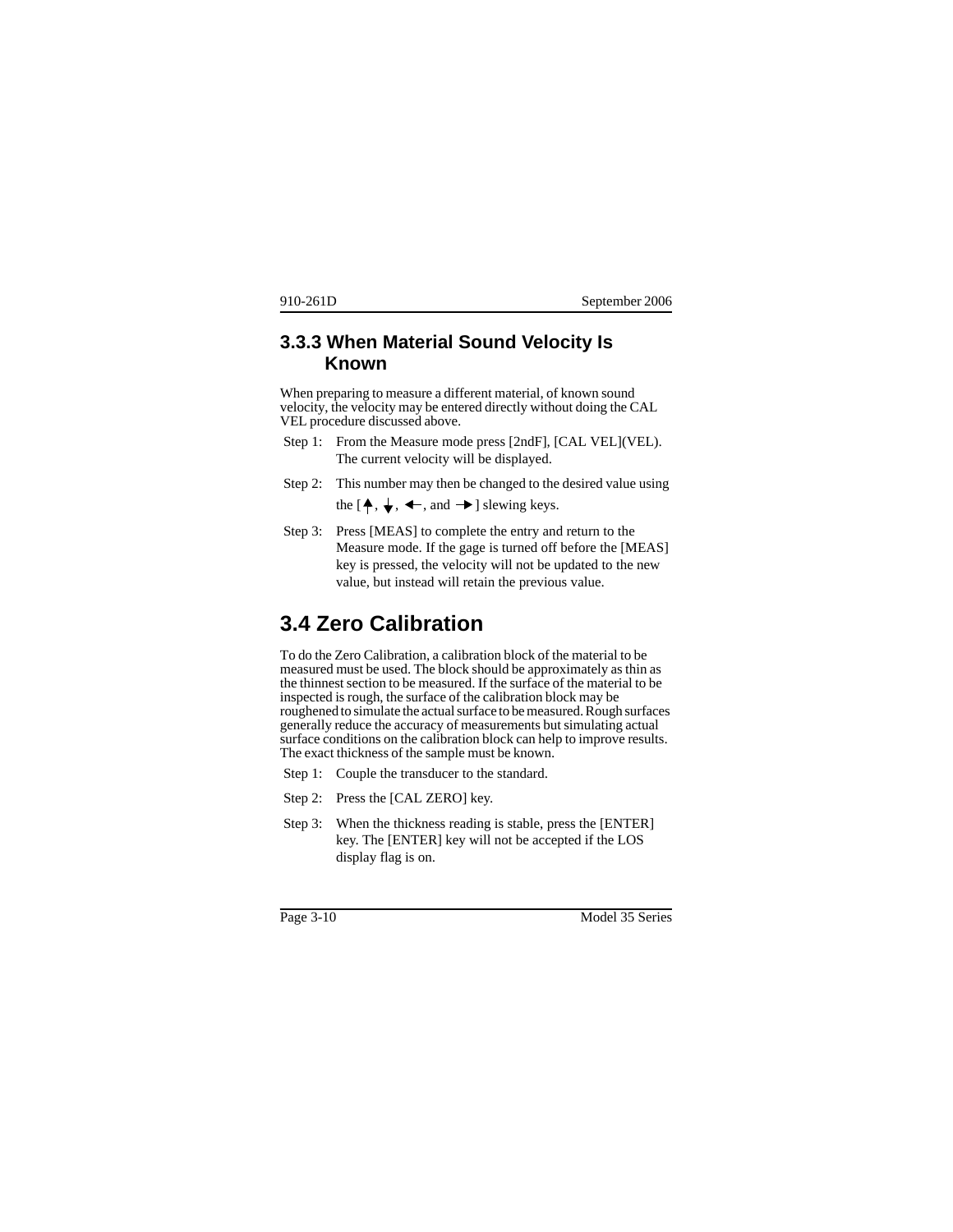### 3.3.3 When Material Sound Velocity Is Known

When preparing to measure a different material, of known sound velocity, the velocity may be entered directly without doing the CAL VEL procedure discussed above.

Step 1: From the Measure mode press [2ndF], [CAL VEL](VEL). The current velocity will be displayed.

Step 2: This number may then be changed to the desired value using the [↑, ↓, ←, and →] slewing keys.

Step 3: Press [MEAS] to complete the entry and return to the Measure mode. If the gage is turned off before the [MEAS] key is pressed, the velocity will not be updated to the new value, but instead will retain the previous value.

## 3.4 Zero Calibration

To do the Zero Calibration, a calibration block of the material to be measured must be used. The block should be approximately as thin as the thinnest section to be measured. If the surface of the material to be inspected is rough, the surface of the calibration block may be roughened to simulate the actual surface to be measured. Rough surfaces generally reduce the accuracy of measurements but simulating actual surface conditions on the calibration block can help to improve results. The exact thickness of the sample must be known.

Step 1: Couple the transducer to the standard.

Step 2: Press the [CAL ZERO] key.

Step 3: When the thickness reading is stable, press the [ENTER] key. The [ENTER] key will not be accepted if the LOS display flag is on.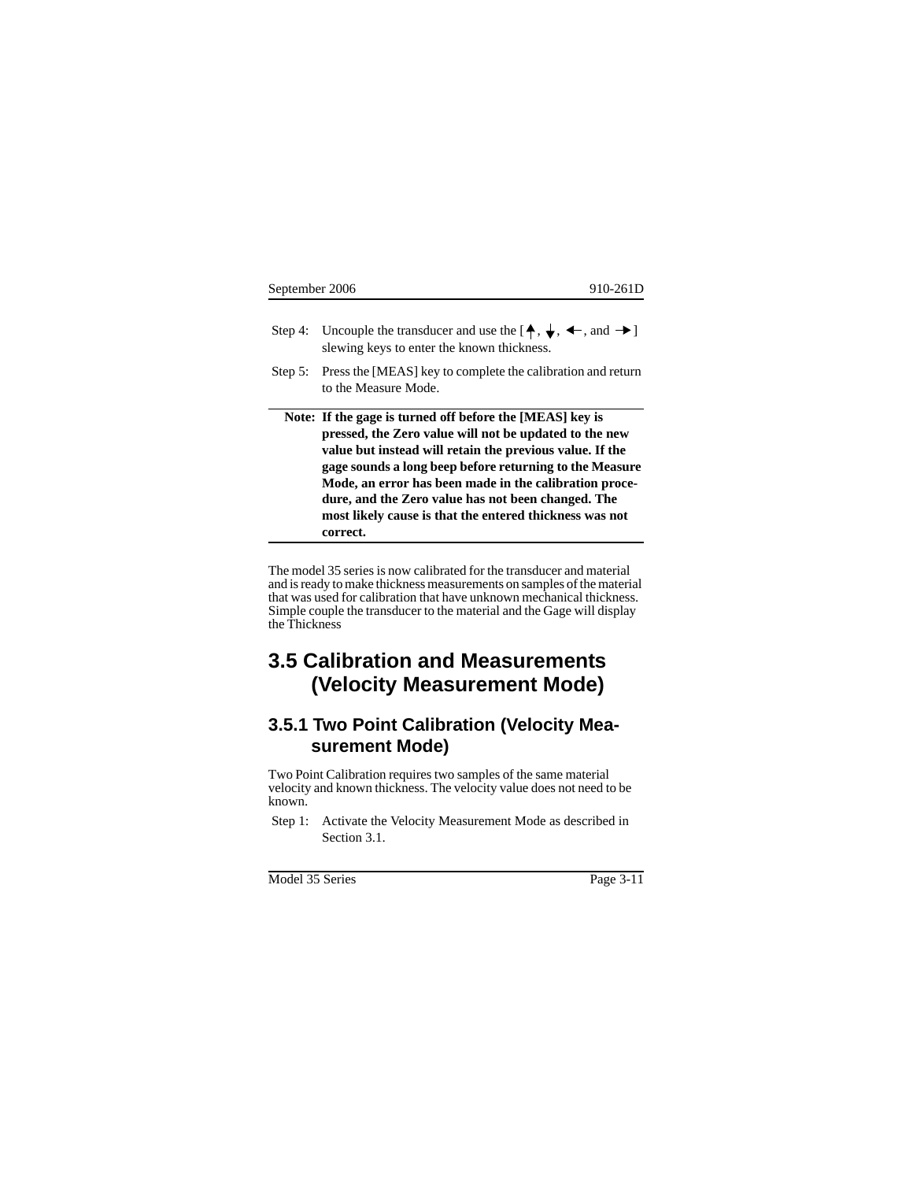Step 4: Uncouple the transducer and use the [↑, ↓, ←, and →] slewing keys to enter the known thickness.

Step 5: Press the [MEAS] key to complete the calibration and return to the Measure Mode.

**Note: If the gage is turned off before the [MEAS] key is pressed, the Zero value will not be updated to the new value but instead will retain the previous value. If the gage sounds a long beep before returning to the Measure Mode, an error has been made in the calibration procedure, and the Zero value has not been changed. The most likely cause is that the entered thickness was not correct.**

The model 35 series is now calibrated for the transducer and material and is ready to make thickness measurements on samples of the material that was used for calibration that have unknown mechanical thickness. Simple couple the transducer to the material and the Gage will display the Thickness

## 3.5 Calibration and Measurements (Velocity Measurement Mode)

### 3.5.1 Two Point Calibration (Velocity Measurement Mode)

Two Point Calibration requires two samples of the same material velocity and known thickness. The velocity value does not need to be known.

Step 1: Activate the Velocity Measurement Mode as described in Section 3.1.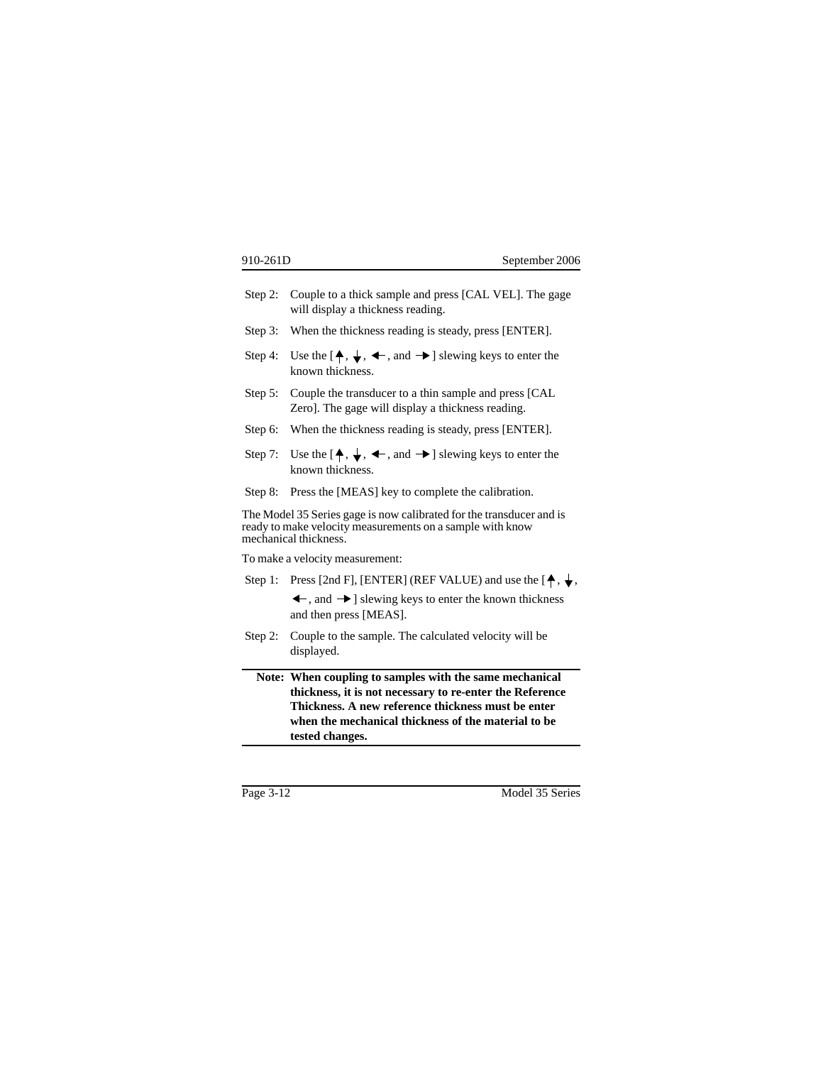Step 2: Couple to a thick sample and press [CAL VEL]. The gage will display a thickness reading.

Step 3: When the thickness reading is steady, press [ENTER].

Step 4: Use the [↑, ↓, ←, and →] slewing keys to enter the known thickness.

Step 5: Couple the transducer to a thin sample and press [CAL Zero]. The gage will display a thickness reading.

Step 6: When the thickness reading is steady, press [ENTER].

Step 7: Use the [↑, ↓, ←, and →] slewing keys to enter the known thickness.

Step 8: Press the [MEAS] key to complete the calibration.

The Model 35 Series gage is now calibrated for the transducer and is ready to make velocity measurements on a sample with know mechanical thickness.

To make a velocity measurement:

Step 1: Press [2nd F], [ENTER] (REF VALUE) and use the [↑, ↓, ←, and →] slewing keys to enter the known thickness and then press [MEAS].

Step 2: Couple to the sample. The calculated velocity will be displayed.

**Note: When coupling to samples with the same mechanical thickness, it is not necessary to re-enter the Reference Thickness. A new reference thickness must be enter when the mechanical thickness of the material to be tested changes.**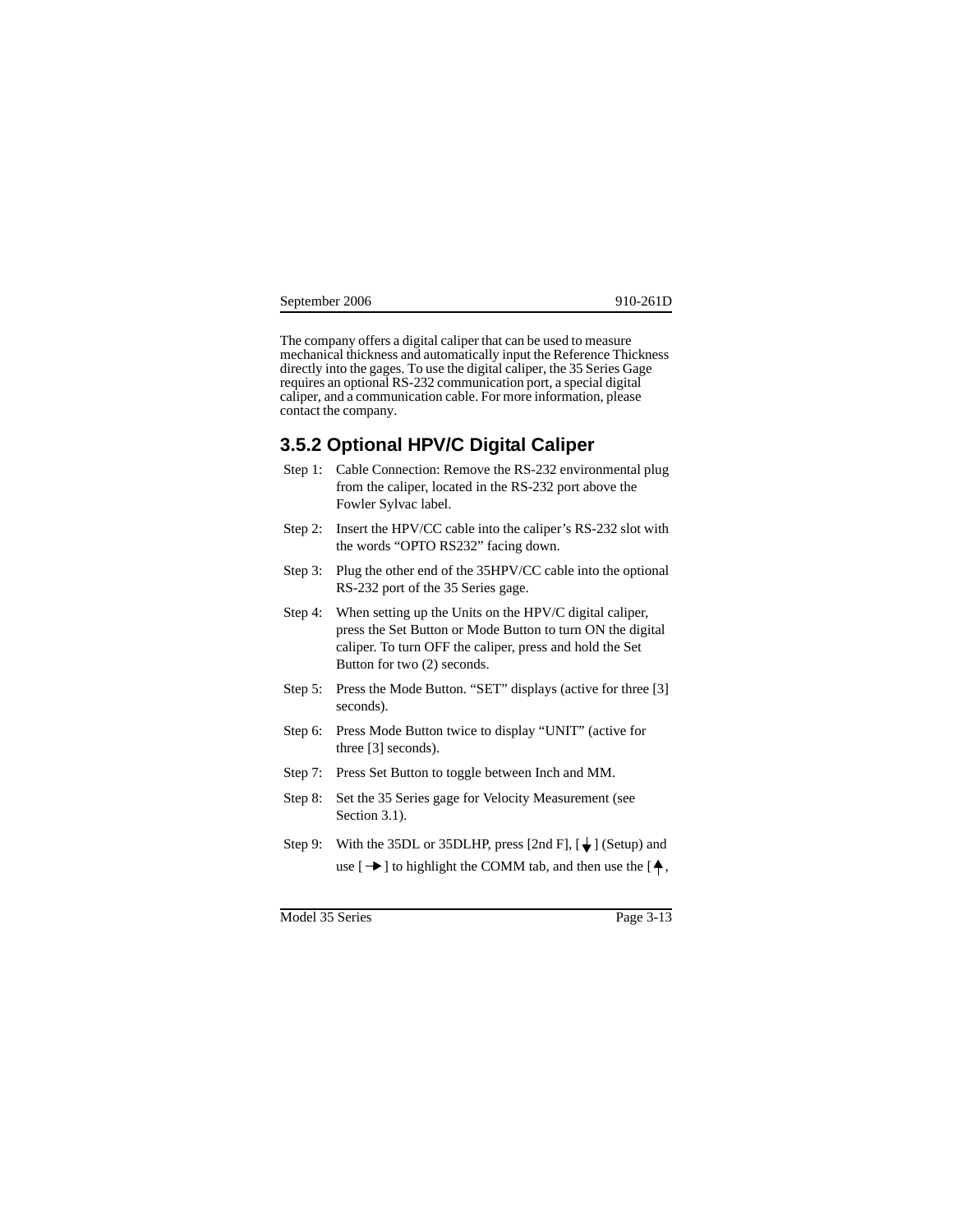The company offers a digital caliper that can be used to measure mechanical thickness and automatically input the Reference Thickness directly into the gages. To use the digital caliper, the 35 Series Gage requires an optional RS-232 communication port, a special digital caliper, and a communication cable. For more information, please contact the company.

### 3.5.2 Optional HPV/C Digital Caliper

Step 1: Cable Connection: Remove the RS-232 environmental plug from the caliper, located in the RS-232 port above the Fowler Sylvac label.

Step 2: Insert the HPV/CC cable into the caliper's RS-232 slot with the words "OPTO RS232" facing down.

Step 3: Plug the other end of the 35HPV/CC cable into the optional RS-232 port of the 35 Series gage.

Step 4: When setting up the Units on the HPV/C digital caliper, press the Set Button or Mode Button to turn ON the digital caliper. To turn OFF the caliper, press and hold the Set Button for two (2) seconds.

Step 5: Press the Mode Button. "SET" displays (active for three [3] seconds).

Step 6: Press Mode Button twice to display "UNIT" (active for three [3] seconds).

Step 7: Press Set Button to toggle between Inch and MM.

Step 8: Set the 35 Series gage for Velocity Measurement (see Section 3.1).

Step 9: With the 35DL or 35DLHP, press [2nd F], [↓] (Setup) and use [→] to highlight the COMM tab, and then use the [↑,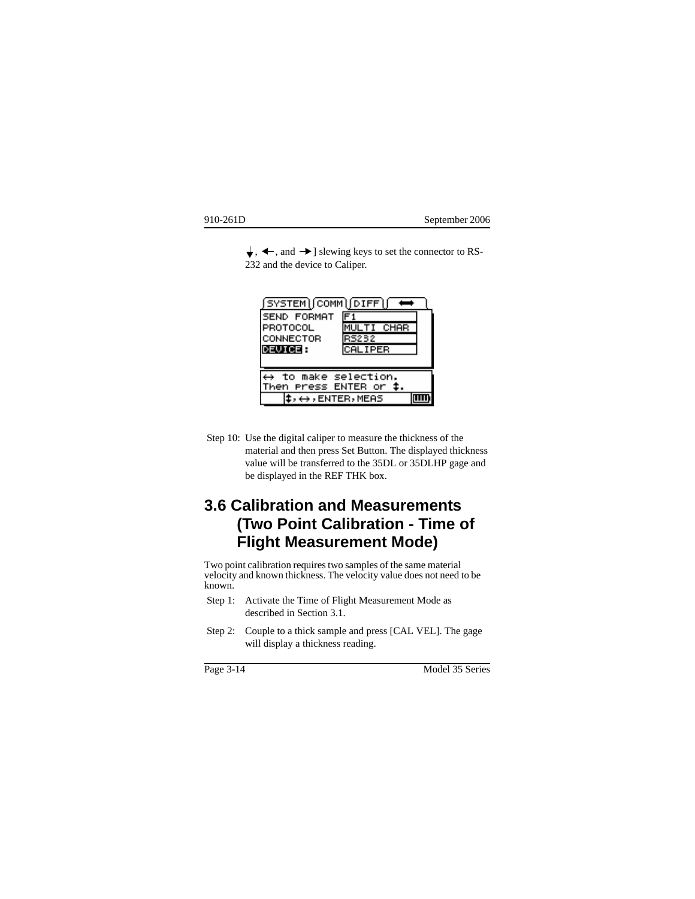↓, ←, and →] slewing keys to set the connector to RS-232 and the device to Caliper.

```
SYSTEM | COMM | DIFF | ⟷
SEND FORMAT    F1
PROTOCOL       MULTI CHAR
CONNECTOR      RS232
DEVICE:        CALIPER

↔ to make selection.
Then press ENTER or ↕.
↕,↔,ENTER,MEAS
```

Step 10: Use the digital caliper to measure the thickness of the material and then press Set Button. The displayed thickness value will be transferred to the 35DL or 35DLHP gage and be displayed in the REF THK box.

## 3.6 Calibration and Measurements (Two Point Calibration - Time of Flight Measurement Mode)

Two point calibration requires two samples of the same material velocity and known thickness. The velocity value does not need to be known.

Step 1: Activate the Time of Flight Measurement Mode as described in Section 3.1.

Step 2: Couple to a thick sample and press [CAL VEL]. The gage will display a thickness reading.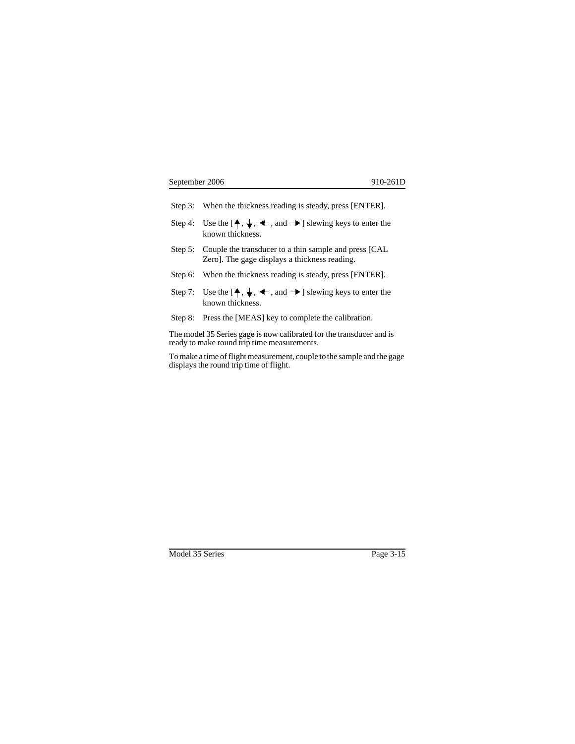Step 3: When the thickness reading is steady, press [ENTER].

Step 4: Use the [↑, ↓, ←, and →] slewing keys to enter the known thickness.

Step 5: Couple the transducer to a thin sample and press [CAL Zero]. The gage displays a thickness reading.

Step 6: When the thickness reading is steady, press [ENTER].

Step 7: Use the [↑, ↓, ←, and →] slewing keys to enter the known thickness.

Step 8: Press the [MEAS] key to complete the calibration.

The model 35 Series gage is now calibrated for the transducer and is ready to make round trip time measurements.

To make a time of flight measurement, couple to the sample and the gage displays the round trip time of flight.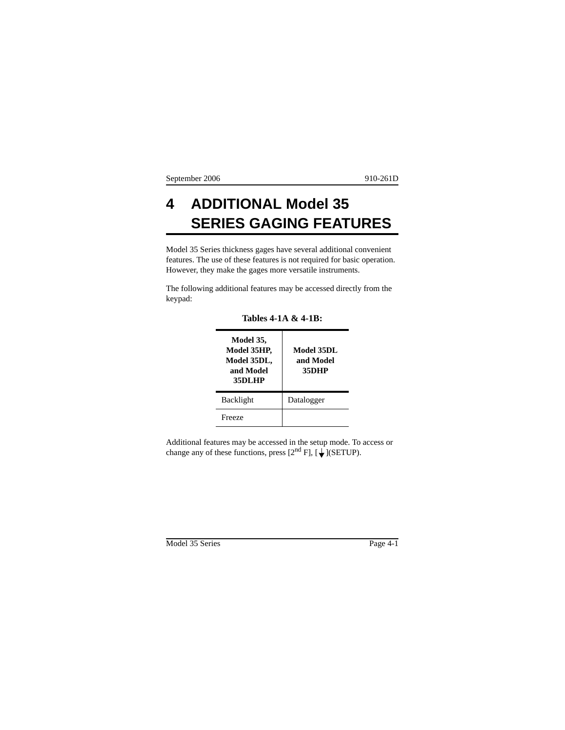# 4 ADDITIONAL Model 35 SERIES GAGING FEATURES

Model 35 Series thickness gages have several additional convenient features. The use of these features is not required for basic operation. However, they make the gages more versatile instruments.

The following additional features may be accessed directly from the keypad:

**Tables 4-1A & 4-1B:**

| Model 35, Model 35HP, Model 35DL, and Model 35DLHP | Model 35DL and Model 35DHP |
|---|---|
| Backlight | Datalogger |
| Freeze | |

Additional features may be accessed in the setup mode. To access or change any of these functions, press [2nd F], [↓](SETUP).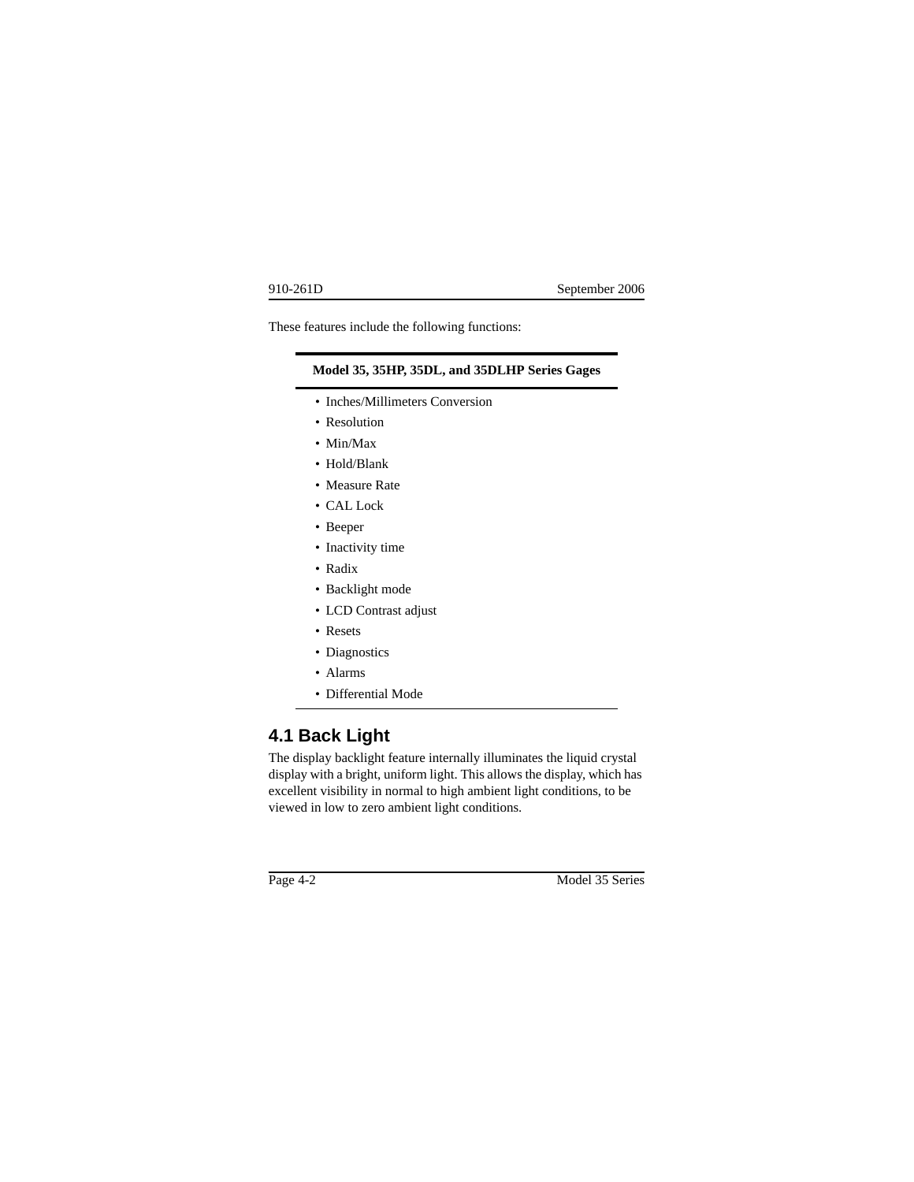These features include the following functions:

| Model 35, 35HP, 35DL, and 35DLHP Series Gages |
| --- |
| • Inches/Millimeters Conversion |
| • Resolution |
| • Min/Max |
| • Hold/Blank |
| • Measure Rate |
| • CAL Lock |
| • Beeper |
| • Inactivity time |
| • Radix |
| • Backlight mode |
| • LCD Contrast adjust |
| • Resets |
| • Diagnostics |
| • Alarms |
| • Differential Mode |

## 4.1 Back Light

The display backlight feature internally illuminates the liquid crystal display with a bright, uniform light. This allows the display, which has excellent visibility in normal to high ambient light conditions, to be viewed in low to zero ambient light conditions.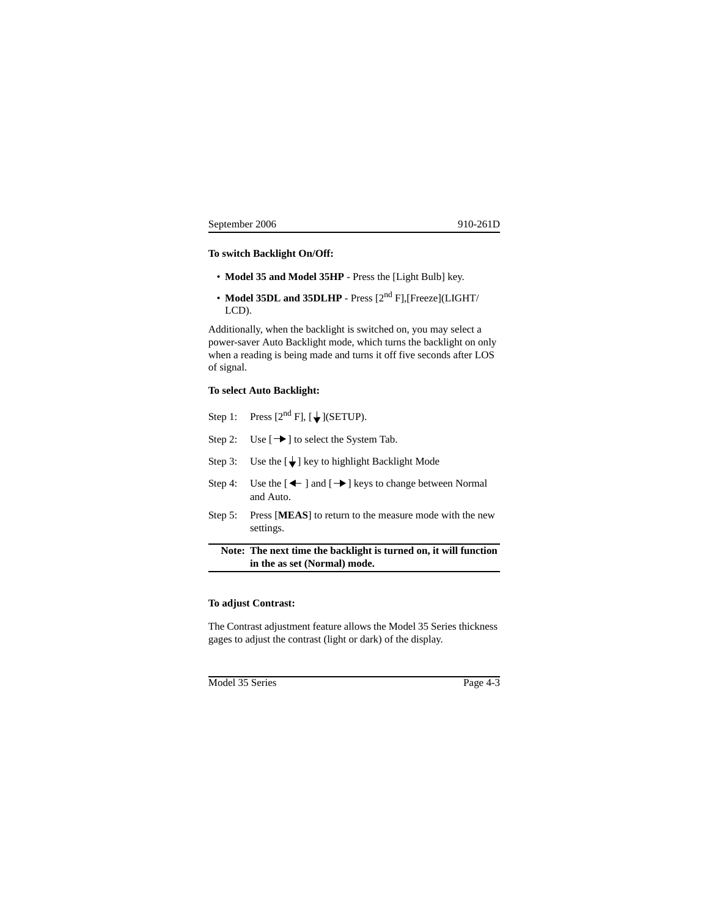**To switch Backlight On/Off:**

- **Model 35 and Model 35HP** - Press the [Light Bulb] key.
- **Model 35DL and 35DLHP** - Press [2nd F],[Freeze](LIGHT/LCD).

Additionally, when the backlight is switched on, you may select a power-saver Auto Backlight mode, which turns the backlight on only when a reading is being made and turns it off five seconds after LOS of signal.

**To select Auto Backlight:**

Step 1: Press [2nd F], [↓](SETUP).

Step 2: Use [→] to select the System Tab.

Step 3: Use the [↓] key to highlight Backlight Mode

Step 4: Use the [←] and [→] keys to change between Normal and Auto.

Step 5: Press [**MEAS**] to return to the measure mode with the new settings.

---

**Note: The next time the backlight is turned on, it will function in the as set (Normal) mode.**

---

**To adjust Contrast:**

The Contrast adjustment feature allows the Model 35 Series thickness gages to adjust the contrast (light or dark) of the display.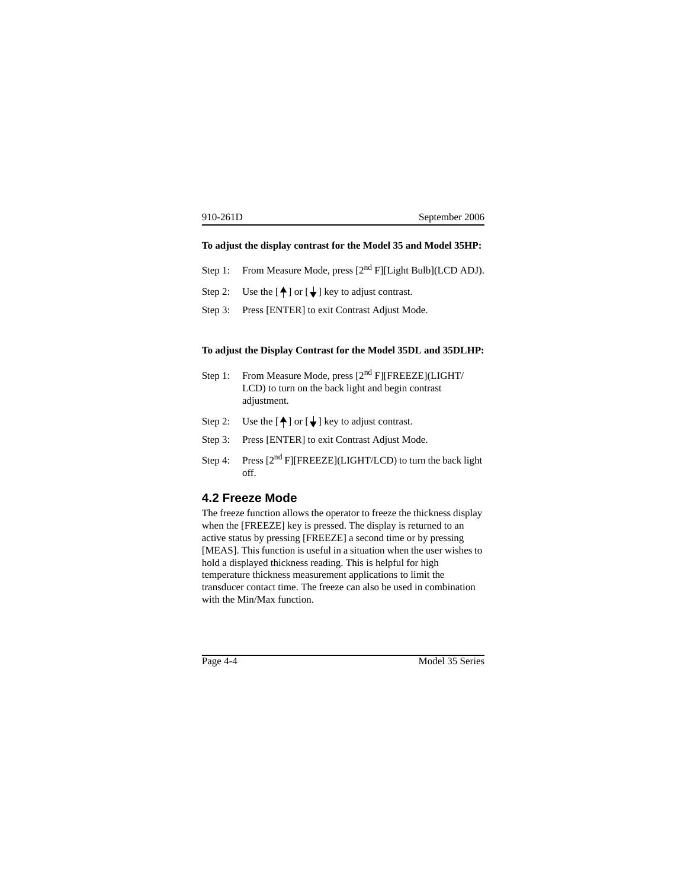**To adjust the display contrast for the Model 35 and Model 35HP:**

Step 1: From Measure Mode, press [2nd F][Light Bulb](LCD ADJ).

Step 2: Use the [↑] or [↓] key to adjust contrast.

Step 3: Press [ENTER] to exit Contrast Adjust Mode.

**To adjust the Display Contrast for the Model 35DL and 35DLHP:**

Step 1: From Measure Mode, press [2nd F][FREEZE](LIGHT/LCD) to turn on the back light and begin contrast adjustment.

Step 2: Use the [↑] or [↓] key to adjust contrast.

Step 3: Press [ENTER] to exit Contrast Adjust Mode.

Step 4: Press [2nd F][FREEZE](LIGHT/LCD) to turn the back light off.

## 4.2 Freeze Mode

The freeze function allows the operator to freeze the thickness display when the [FREEZE] key is pressed. The display is returned to an active status by pressing [FREEZE] a second time or by pressing [MEAS]. This function is useful in a situation when the user wishes to hold a displayed thickness reading. This is helpful for high temperature thickness measurement applications to limit the transducer contact time. The freeze can also be used in combination with the Min/Max function.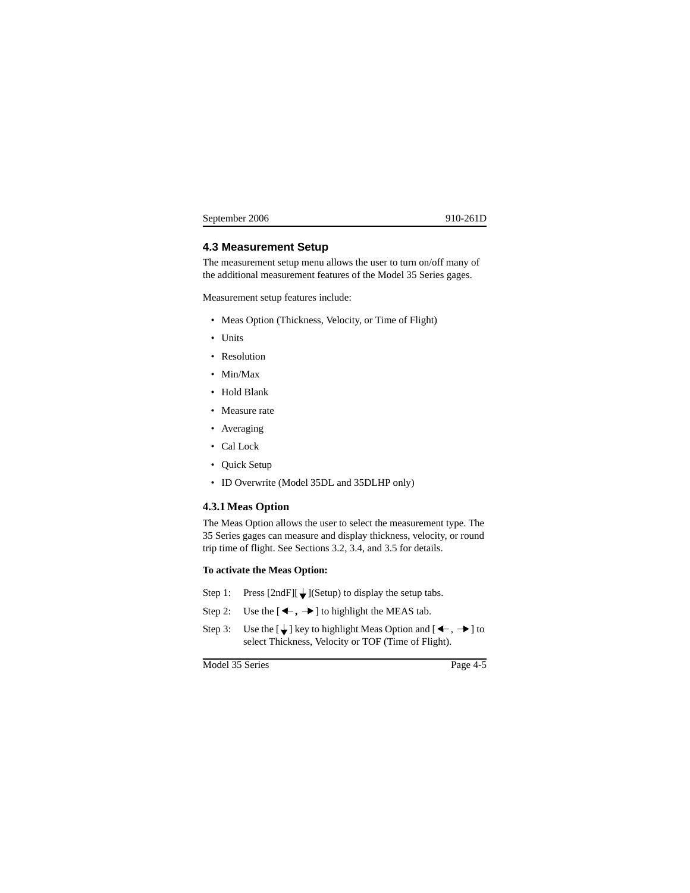## 4.3 Measurement Setup

The measurement setup menu allows the user to turn on/off many of the additional measurement features of the Model 35 Series gages.

Measurement setup features include:

- Meas Option (Thickness, Velocity, or Time of Flight)
- Units
- Resolution
- Min/Max
- Hold Blank
- Measure rate
- Averaging
- Cal Lock
- Quick Setup
- ID Overwrite (Model 35DL and 35DLHP only)

### 4.3.1 Meas Option

The Meas Option allows the user to select the measurement type. The 35 Series gages can measure and display thickness, velocity, or round trip time of flight. See Sections 3.2, 3.4, and 3.5 for details.

**To activate the Meas Option:**

Step 1: Press [2ndF][↓](Setup) to display the setup tabs.

Step 2: Use the [←, →] to highlight the MEAS tab.

Step 3: Use the [↓] key to highlight Meas Option and [←, →] to select Thickness, Velocity or TOF (Time of Flight).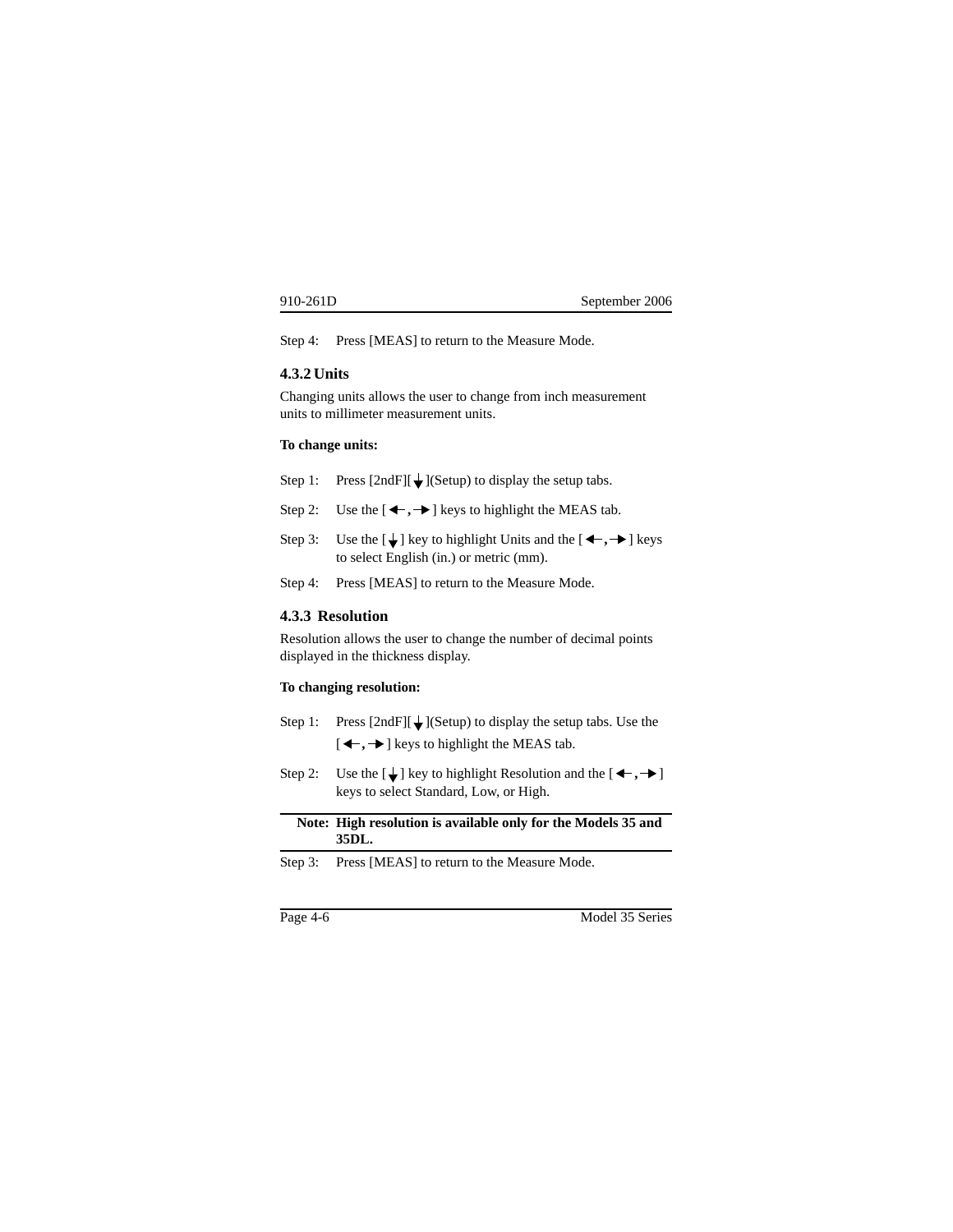Step 4: Press [MEAS] to return to the Measure Mode.

### 4.3.2 Units

Changing units allows the user to change from inch measurement units to millimeter measurement units.

**To change units:**

Step 1: Press [2ndF][↓](Setup) to display the setup tabs.

Step 2: Use the [←, →] keys to highlight the MEAS tab.

Step 3: Use the [↓] key to highlight Units and the [←, →] keys to select English (in.) or metric (mm).

Step 4: Press [MEAS] to return to the Measure Mode.

### 4.3.3 Resolution

Resolution allows the user to change the number of decimal points displayed in the thickness display.

**To changing resolution:**

Step 1: Press [2ndF][↓](Setup) to display the setup tabs. Use the [←, →] keys to highlight the MEAS tab.

Step 2: Use the [↓] key to highlight Resolution and the [←, →] keys to select Standard, Low, or High.

**Note: High resolution is available only for the Models 35 and 35DL.**

Step 3: Press [MEAS] to return to the Measure Mode.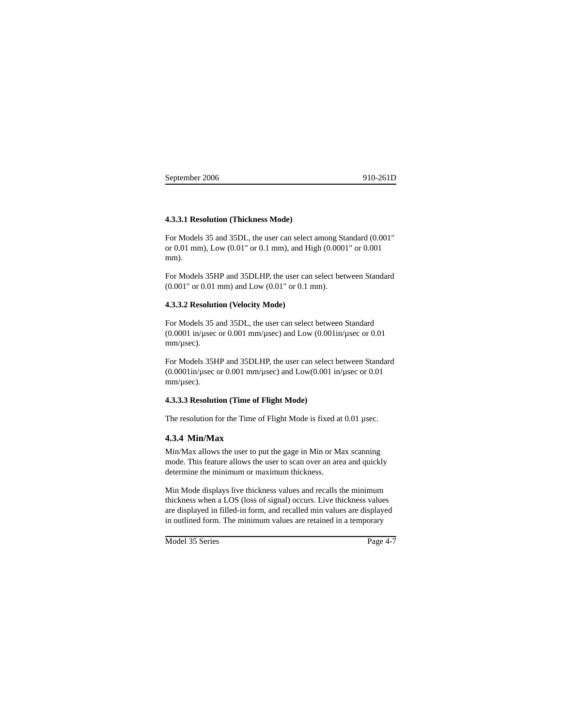#### 4.3.3.1 Resolution (Thickness Mode)

For Models 35 and 35DL, the user can select among Standard (0.001" or 0.01 mm), Low (0.01" or 0.1 mm), and High (0.0001" or 0.001 mm).

For Models 35HP and 35DLHP, the user can select between Standard (0.001" or 0.01 mm) and Low (0.01" or 0.1 mm).

#### 4.3.3.2 Resolution (Velocity Mode)

For Models 35 and 35DL, the user can select between Standard (0.0001 in/µsec or 0.001 mm/µsec) and Low (0.001in/µsec or 0.01 mm/µsec).

For Models 35HP and 35DLHP, the user can select between Standard (0.0001in/µsec or 0.001 mm/µsec) and Low(0.001 in/µsec or 0.01 mm/µsec).

#### 4.3.3.3 Resolution (Time of Flight Mode)

The resolution for the Time of Flight Mode is fixed at 0.01 µsec.

### 4.3.4 Min/Max

Min/Max allows the user to put the gage in Min or Max scanning mode. This feature allows the user to scan over an area and quickly determine the minimum or maximum thickness.

Min Mode displays live thickness values and recalls the minimum thickness when a LOS (loss of signal) occurs. Live thickness values are displayed in filled-in form, and recalled min values are displayed in outlined form. The minimum values are retained in a temporary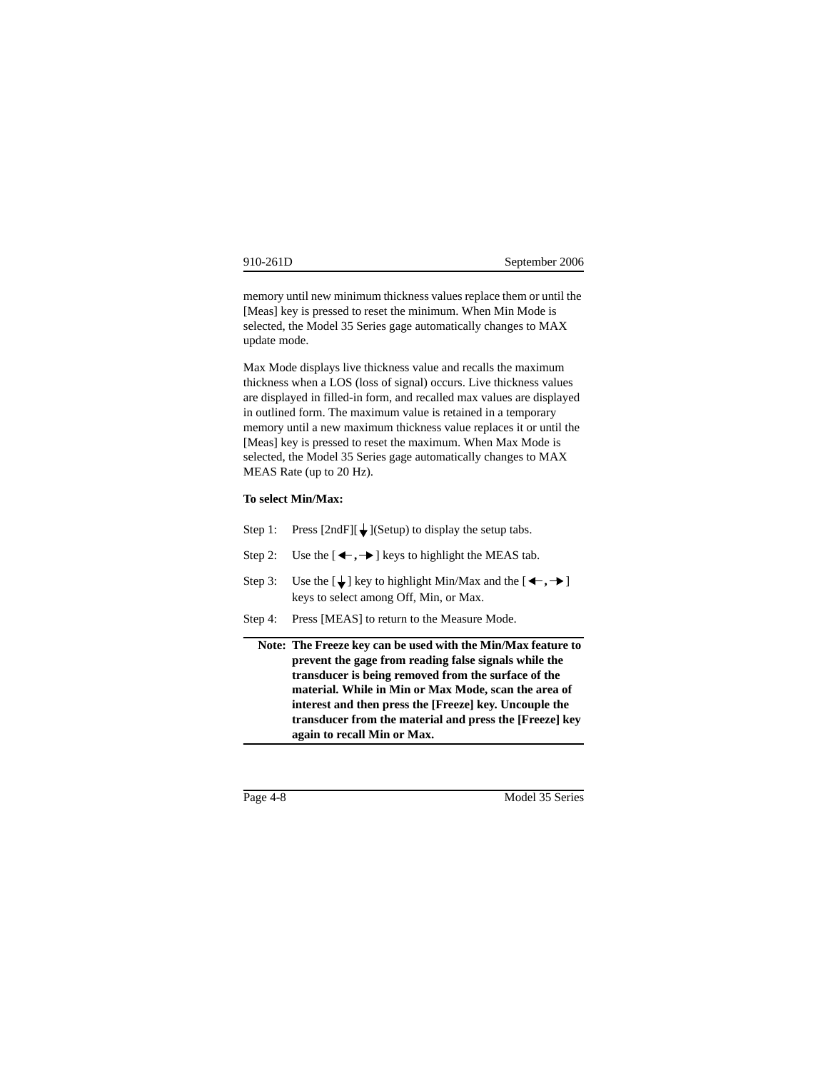memory until new minimum thickness values replace them or until the [Meas] key is pressed to reset the minimum. When Min Mode is selected, the Model 35 Series gage automatically changes to MAX update mode.

Max Mode displays live thickness value and recalls the maximum thickness when a LOS (loss of signal) occurs. Live thickness values are displayed in filled-in form, and recalled max values are displayed in outlined form. The maximum value is retained in a temporary memory until a new maximum thickness value replaces it or until the [Meas] key is pressed to reset the maximum. When Max Mode is selected, the Model 35 Series gage automatically changes to MAX MEAS Rate (up to 20 Hz).

**To select Min/Max:**

Step 1: Press [2ndF][↓](Setup) to display the setup tabs.

Step 2: Use the [←, →] keys to highlight the MEAS tab.

Step 3: Use the [↓] key to highlight Min/Max and the [←, →] keys to select among Off, Min, or Max.

Step 4: Press [MEAS] to return to the Measure Mode.

**Note: The Freeze key can be used with the Min/Max feature to prevent the gage from reading false signals while the transducer is being removed from the surface of the material. While in Min or Max Mode, scan the area of interest and then press the [Freeze] key. Uncouple the transducer from the material and press the [Freeze] key again to recall Min or Max.**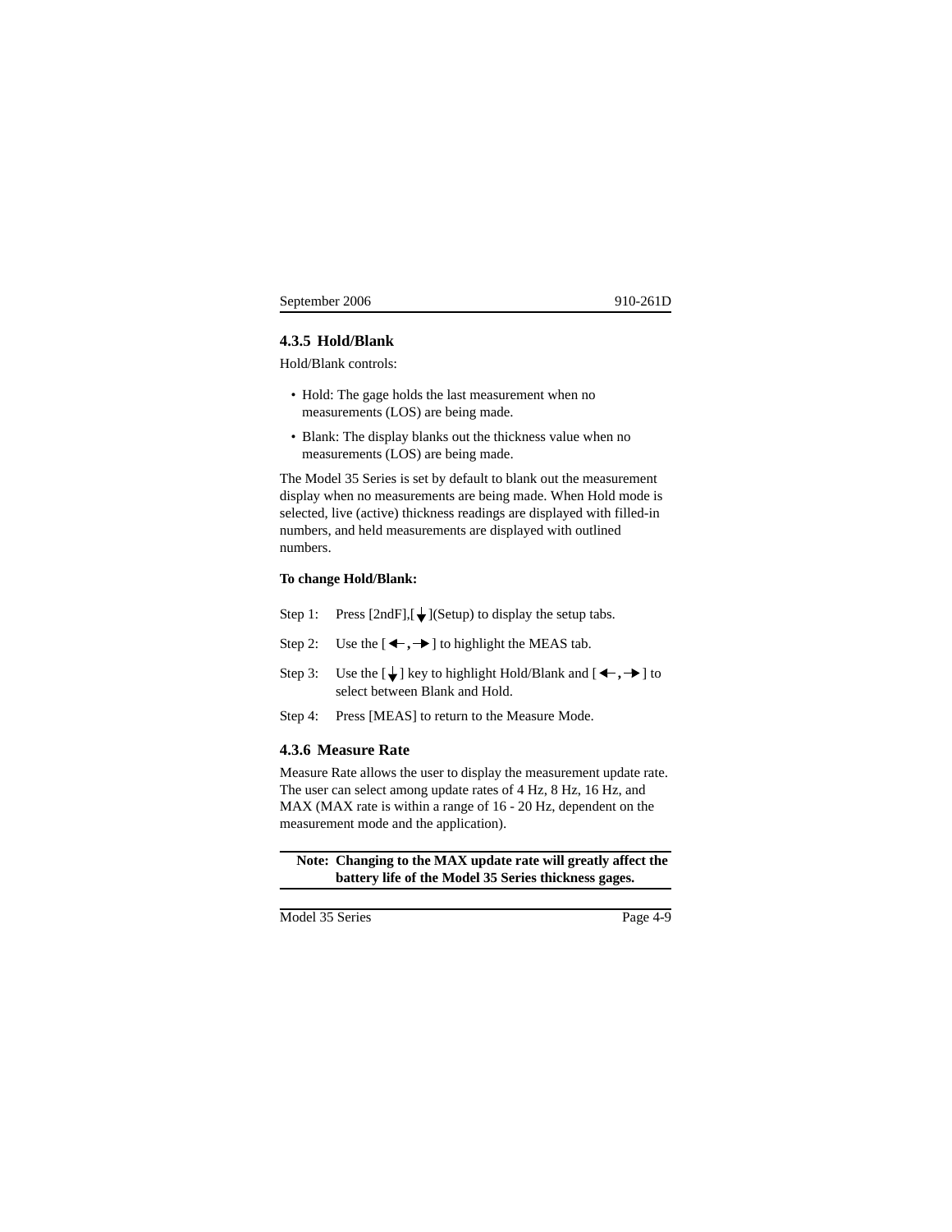### 4.3.5 Hold/Blank

Hold/Blank controls:

- Hold: The gage holds the last measurement when no measurements (LOS) are being made.
- Blank: The display blanks out the thickness value when no measurements (LOS) are being made.

The Model 35 Series is set by default to blank out the measurement display when no measurements are being made. When Hold mode is selected, live (active) thickness readings are displayed with filled-in numbers, and held measurements are displayed with outlined numbers.

**To change Hold/Blank:**

Step 1: Press [2ndF],[↓](Setup) to display the setup tabs.

Step 2: Use the [←,→] to highlight the MEAS tab.

Step 3: Use the [↓] key to highlight Hold/Blank and [←,→] to select between Blank and Hold.

Step 4: Press [MEAS] to return to the Measure Mode.

### 4.3.6 Measure Rate

Measure Rate allows the user to display the measurement update rate. The user can select among update rates of 4 Hz, 8 Hz, 16 Hz, and MAX (MAX rate is within a range of 16 - 20 Hz, dependent on the measurement mode and the application).

**Note: Changing to the MAX update rate will greatly affect the battery life of the Model 35 Series thickness gages.**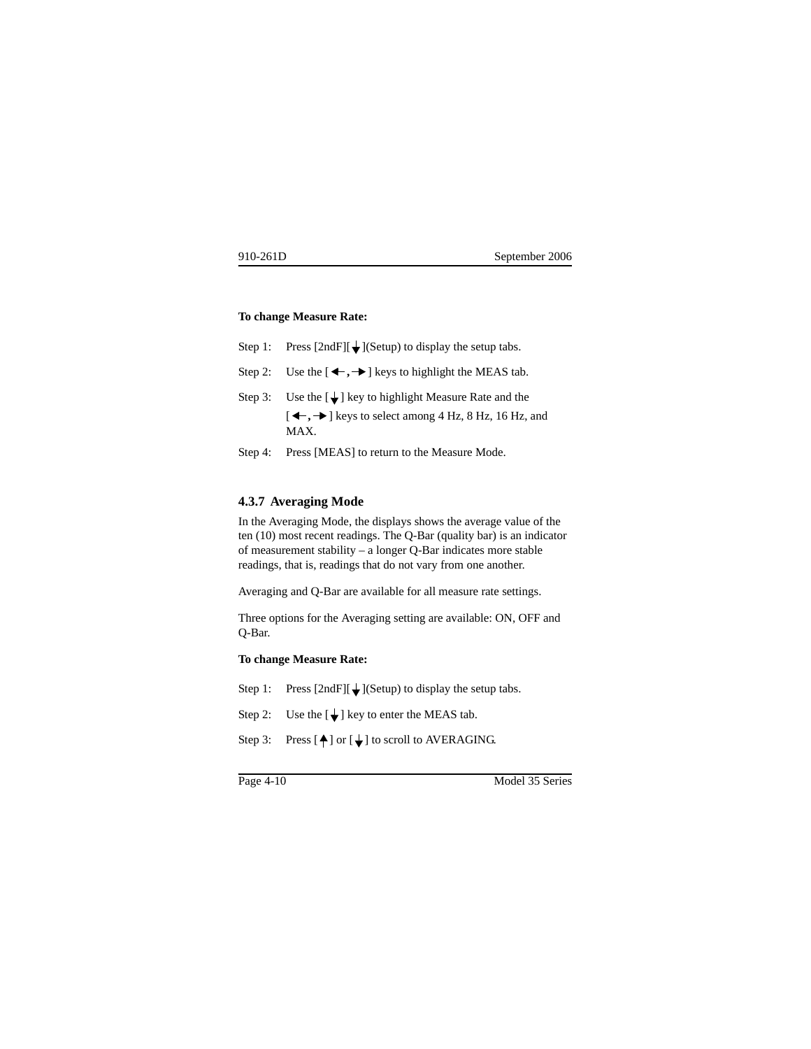**To change Measure Rate:**

Step 1: Press [2ndF][↓](Setup) to display the setup tabs.

Step 2: Use the [←, →] keys to highlight the MEAS tab.

Step 3: Use the [↓] key to highlight Measure Rate and the [←, →] keys to select among 4 Hz, 8 Hz, 16 Hz, and MAX.

Step 4: Press [MEAS] to return to the Measure Mode.

### 4.3.7 Averaging Mode

In the Averaging Mode, the displays shows the average value of the ten (10) most recent readings. The Q-Bar (quality bar) is an indicator of measurement stability – a longer Q-Bar indicates more stable readings, that is, readings that do not vary from one another.

Averaging and Q-Bar are available for all measure rate settings.

Three options for the Averaging setting are available: ON, OFF and Q-Bar.

**To change Measure Rate:**

Step 1: Press [2ndF][↓](Setup) to display the setup tabs.

Step 2: Use the [↓] key to enter the MEAS tab.

Step 3: Press [↑] or [↓] to scroll to AVERAGING.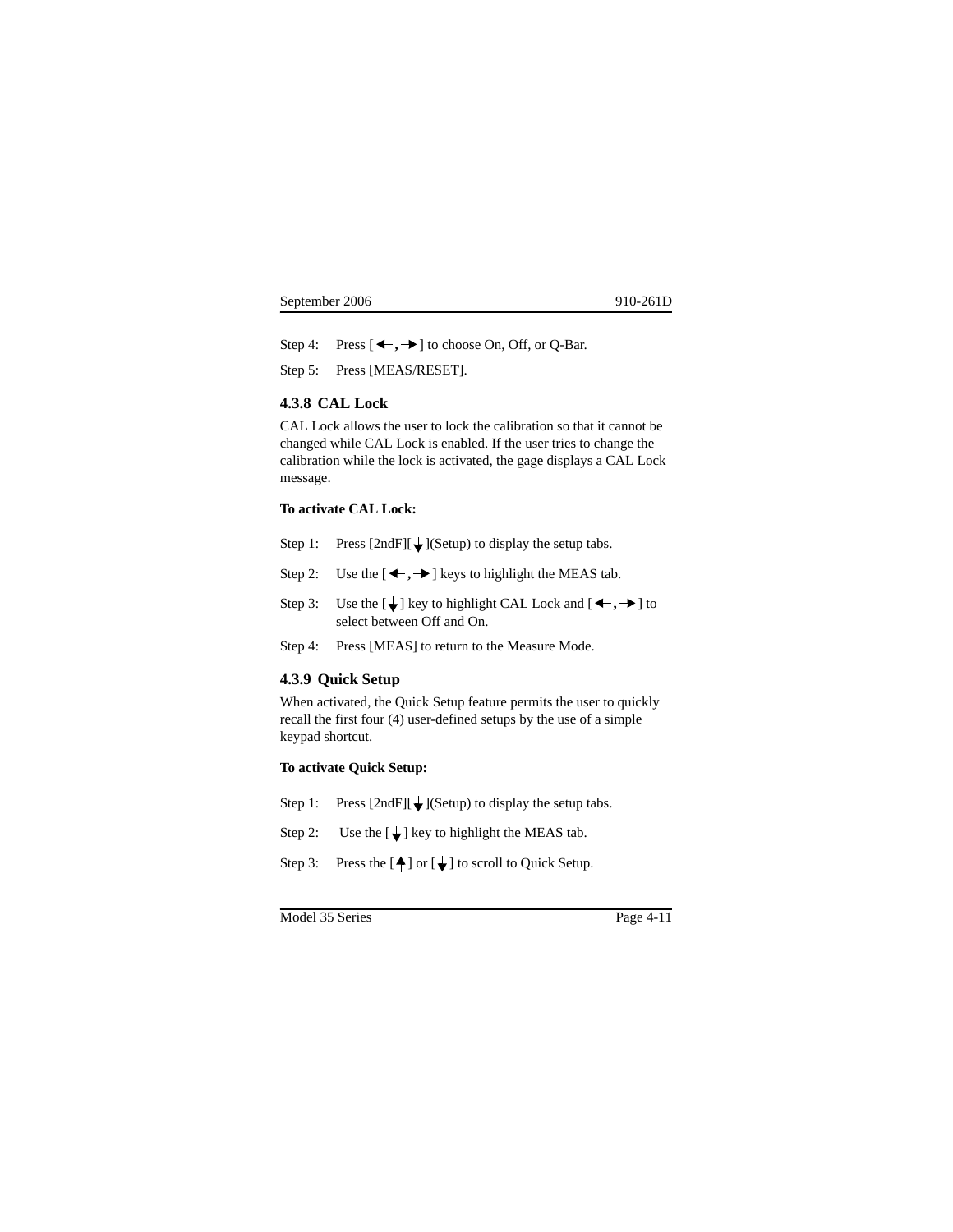Step 4: Press [←, →] to choose On, Off, or Q-Bar.

Step 5: Press [MEAS/RESET].

### 4.3.8 CAL Lock

CAL Lock allows the user to lock the calibration so that it cannot be changed while CAL Lock is enabled. If the user tries to change the calibration while the lock is activated, the gage displays a CAL Lock message.

**To activate CAL Lock:**

Step 1: Press [2ndF][↓](Setup) to display the setup tabs.

Step 2: Use the [←, →] keys to highlight the MEAS tab.

Step 3: Use the [↓] key to highlight CAL Lock and [←, →] to select between Off and On.

Step 4: Press [MEAS] to return to the Measure Mode.

### 4.3.9 Quick Setup

When activated, the Quick Setup feature permits the user to quickly recall the first four (4) user-defined setups by the use of a simple keypad shortcut.

**To activate Quick Setup:**

Step 1: Press [2ndF][↓](Setup) to display the setup tabs.

Step 2: Use the [↓] key to highlight the MEAS tab.

Step 3: Press the [↑] or [↓] to scroll to Quick Setup.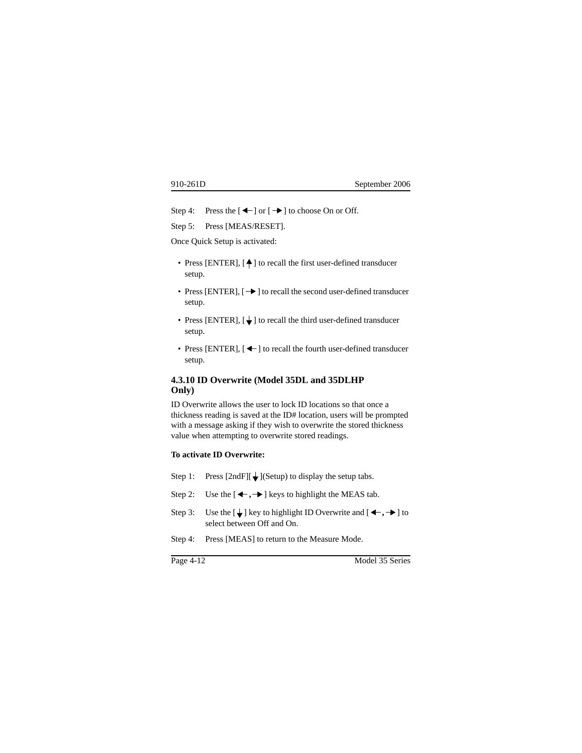Step 4: Press the [ ← ] or [ → ] to choose On or Off.

Step 5: Press [MEAS/RESET].

Once Quick Setup is activated:

- Press [ENTER], [ ↑ ] to recall the first user-defined transducer setup.
- Press [ENTER], [ → ] to recall the second user-defined transducer setup.
- Press [ENTER], [ ↓ ] to recall the third user-defined transducer setup.
- Press [ENTER], [ ← ] to recall the fourth user-defined transducer setup.

### 4.3.10 ID Overwrite (Model 35DL and 35DLHP Only)

ID Overwrite allows the user to lock ID locations so that once a thickness reading is saved at the ID# location, users will be prompted with a message asking if they wish to overwrite the stored thickness value when attempting to overwrite stored readings.

**To activate ID Overwrite:**

Step 1: Press [2ndF][ ↓ ](Setup) to display the setup tabs.

Step 2: Use the [ ←, → ] keys to highlight the MEAS tab.

Step 3: Use the [ ↓ ] key to highlight ID Overwrite and [ ←, → ] to select between Off and On.

Step 4: Press [MEAS] to return to the Measure Mode.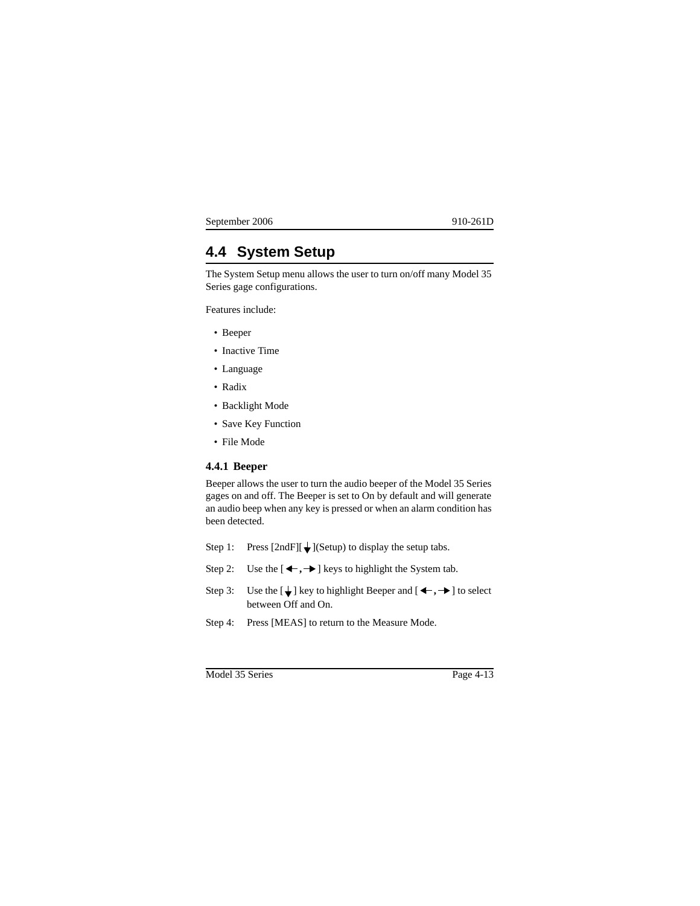## 4.4 System Setup

The System Setup menu allows the user to turn on/off many Model 35 Series gage configurations.

Features include:

- Beeper
- Inactive Time
- Language
- Radix
- Backlight Mode
- Save Key Function
- File Mode

### 4.4.1 Beeper

Beeper allows the user to turn the audio beeper of the Model 35 Series gages on and off. The Beeper is set to On by default and will generate an audio beep when any key is pressed or when an alarm condition has been detected.

Step 1: Press [2ndF][↓](Setup) to display the setup tabs.

Step 2: Use the [←, →] keys to highlight the System tab.

Step 3: Use the [↓] key to highlight Beeper and [←, →] to select between Off and On.

Step 4: Press [MEAS] to return to the Measure Mode.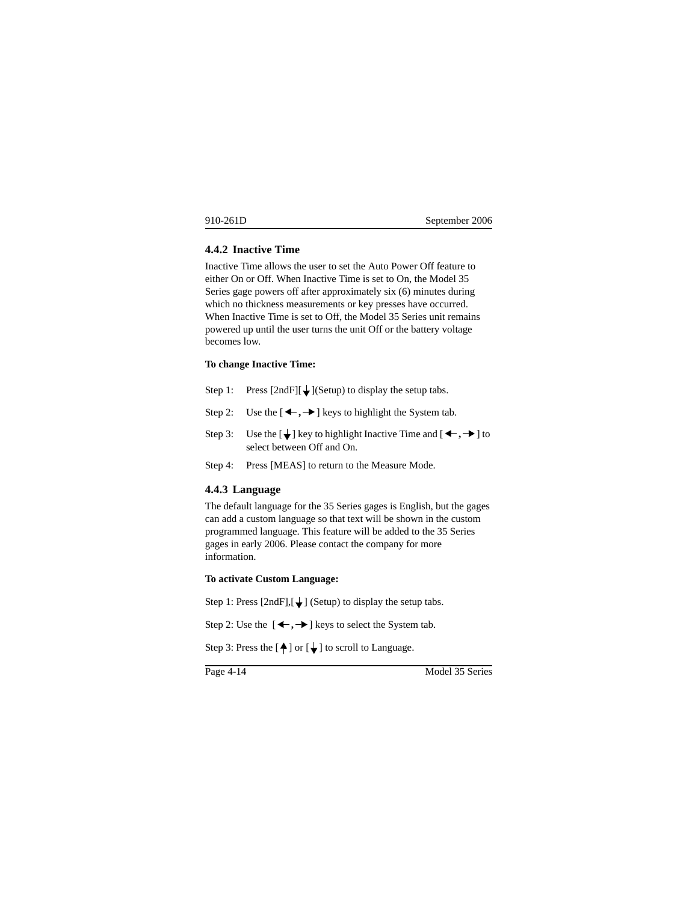### 4.4.2 Inactive Time

Inactive Time allows the user to set the Auto Power Off feature to either On or Off. When Inactive Time is set to On, the Model 35 Series gage powers off after approximately six (6) minutes during which no thickness measurements or key presses have occurred. When Inactive Time is set to Off, the Model 35 Series unit remains powered up until the user turns the unit Off or the battery voltage becomes low.

**To change Inactive Time:**

Step 1: Press [2ndF][↓](Setup) to display the setup tabs.

Step 2: Use the [←, →] keys to highlight the System tab.

Step 3: Use the [↓] key to highlight Inactive Time and [←, →] to select between Off and On.

Step 4: Press [MEAS] to return to the Measure Mode.

### 4.4.3 Language

The default language for the 35 Series gages is English, but the gages can add a custom language so that text will be shown in the custom programmed language. This feature will be added to the 35 Series gages in early 2006. Please contact the company for more information.

**To activate Custom Language:**

Step 1: Press [2ndF],[↓] (Setup) to display the setup tabs.

Step 2: Use the [←, →] keys to select the System tab.

Step 3: Press the [↑] or [↓] to scroll to Language.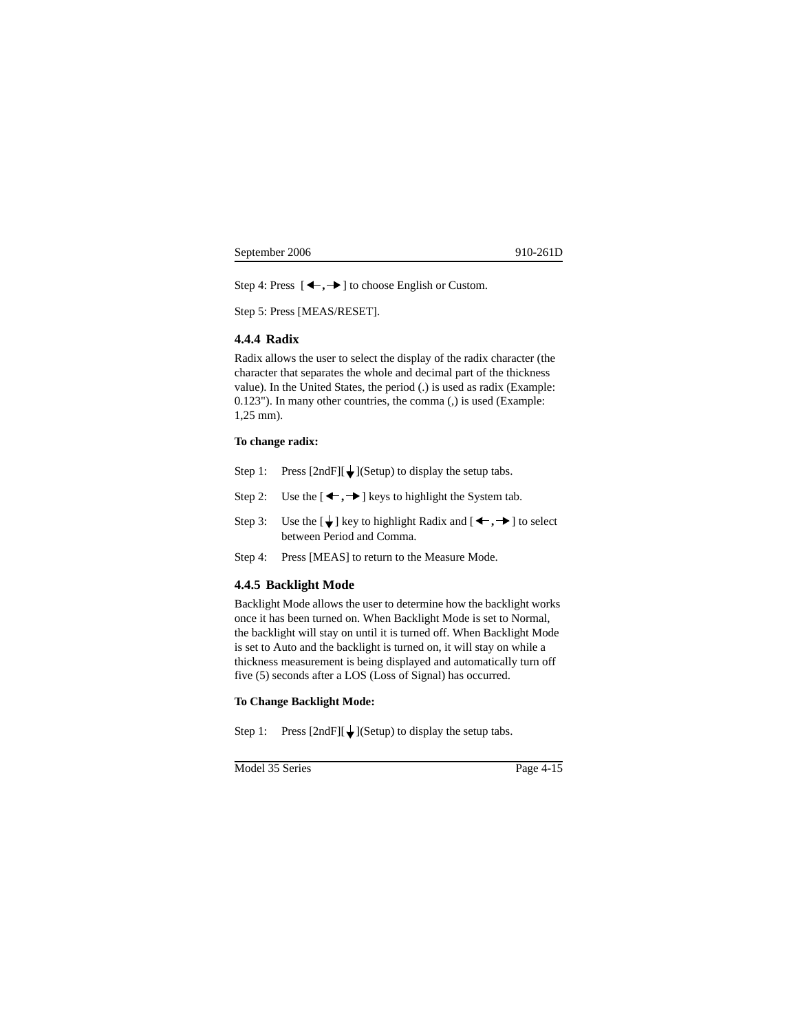Step 4: Press [←, →] to choose English or Custom.

Step 5: Press [MEAS/RESET].

### 4.4.4 Radix

Radix allows the user to select the display of the radix character (the character that separates the whole and decimal part of the thickness value). In the United States, the period (.) is used as radix (Example: 0.123"). In many other countries, the comma (,) is used (Example: 1,25 mm).

**To change radix:**

Step 1: Press [2ndF][↓](Setup) to display the setup tabs.

Step 2: Use the [←, →] keys to highlight the System tab.

Step 3: Use the [↓] key to highlight Radix and [←, →] to select between Period and Comma.

Step 4: Press [MEAS] to return to the Measure Mode.

### 4.4.5 Backlight Mode

Backlight Mode allows the user to determine how the backlight works once it has been turned on. When Backlight Mode is set to Normal, the backlight will stay on until it is turned off. When Backlight Mode is set to Auto and the backlight is turned on, it will stay on while a thickness measurement is being displayed and automatically turn off five (5) seconds after a LOS (Loss of Signal) has occurred.

**To Change Backlight Mode:**

Step 1: Press [2ndF][↓](Setup) to display the setup tabs.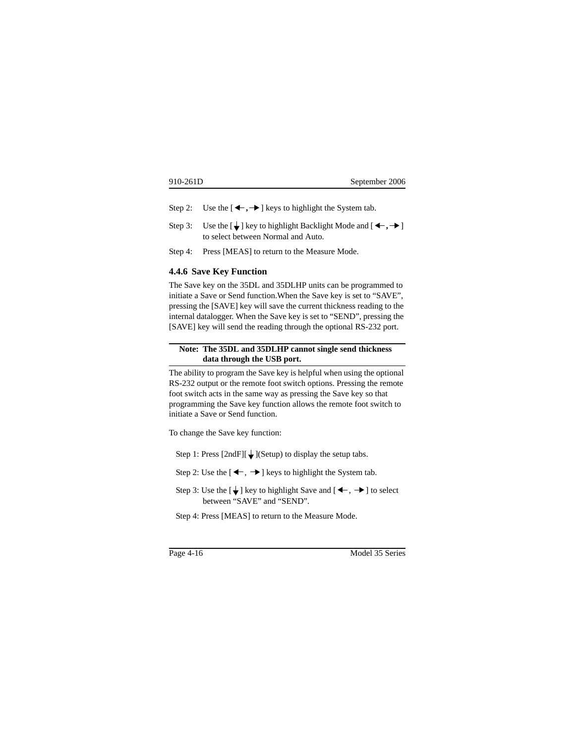Step 2: Use the [ ←, → ] keys to highlight the System tab.

Step 3: Use the [ ↓ ] key to highlight Backlight Mode and [ ←, → ] to select between Normal and Auto.

Step 4: Press [MEAS] to return to the Measure Mode.

### 4.4.6 Save Key Function

The Save key on the 35DL and 35DLHP units can be programmed to initiate a Save or Send function.When the Save key is set to “SAVE”, pressing the [SAVE] key will save the current thickness reading to the internal datalogger. When the Save key is set to “SEND”, pressing the [SAVE] key will send the reading through the optional RS-232 port.

---

**Note: The 35DL and 35DLHP cannot single send thickness data through the USB port.**

---

The ability to program the Save key is helpful when using the optional RS-232 output or the remote foot switch options. Pressing the remote foot switch acts in the same way as pressing the Save key so that programming the Save key function allows the remote foot switch to initiate a Save or Send function.

To change the Save key function:

Step 1: Press [2ndF][ ↓ ](Setup) to display the setup tabs.

Step 2: Use the [ ←, → ] keys to highlight the System tab.

Step 3: Use the [ ↓ ] key to highlight Save and [ ←, → ] to select between “SAVE” and “SEND”.

Step 4: Press [MEAS] to return to the Measure Mode.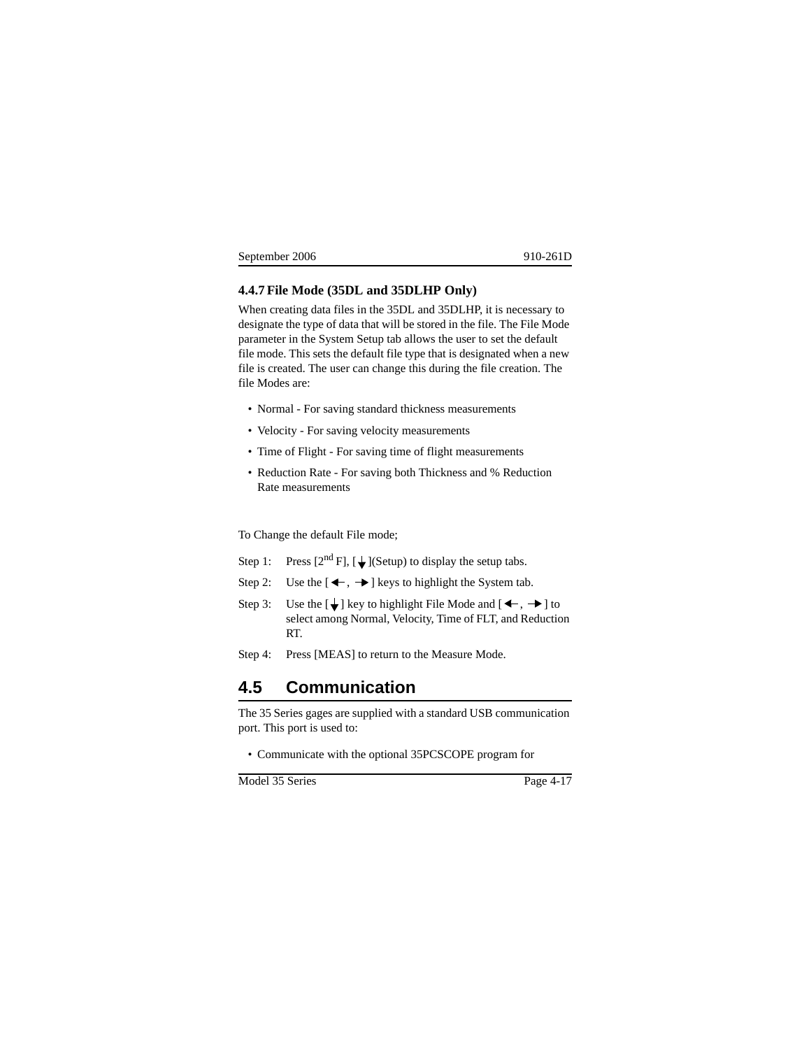### 4.4.7 File Mode (35DL and 35DLHP Only)

When creating data files in the 35DL and 35DLHP, it is necessary to designate the type of data that will be stored in the file. The File Mode parameter in the System Setup tab allows the user to set the default file mode. This sets the default file type that is designated when a new file is created. The user can change this during the file creation. The file Modes are:

- Normal - For saving standard thickness measurements
- Velocity - For saving velocity measurements
- Time of Flight - For saving time of flight measurements
- Reduction Rate - For saving both Thickness and % Reduction Rate measurements

To Change the default File mode;

Step 1: Press [2nd F], [↓](Setup) to display the setup tabs.

Step 2: Use the [←, →] keys to highlight the System tab.

Step 3: Use the [↓] key to highlight File Mode and [←, →] to select among Normal, Velocity, Time of FLT, and Reduction RT.

Step 4: Press [MEAS] to return to the Measure Mode.

## 4.5 Communication

The 35 Series gages are supplied with a standard USB communication port. This port is used to:

- Communicate with the optional 35PCSCOPE program for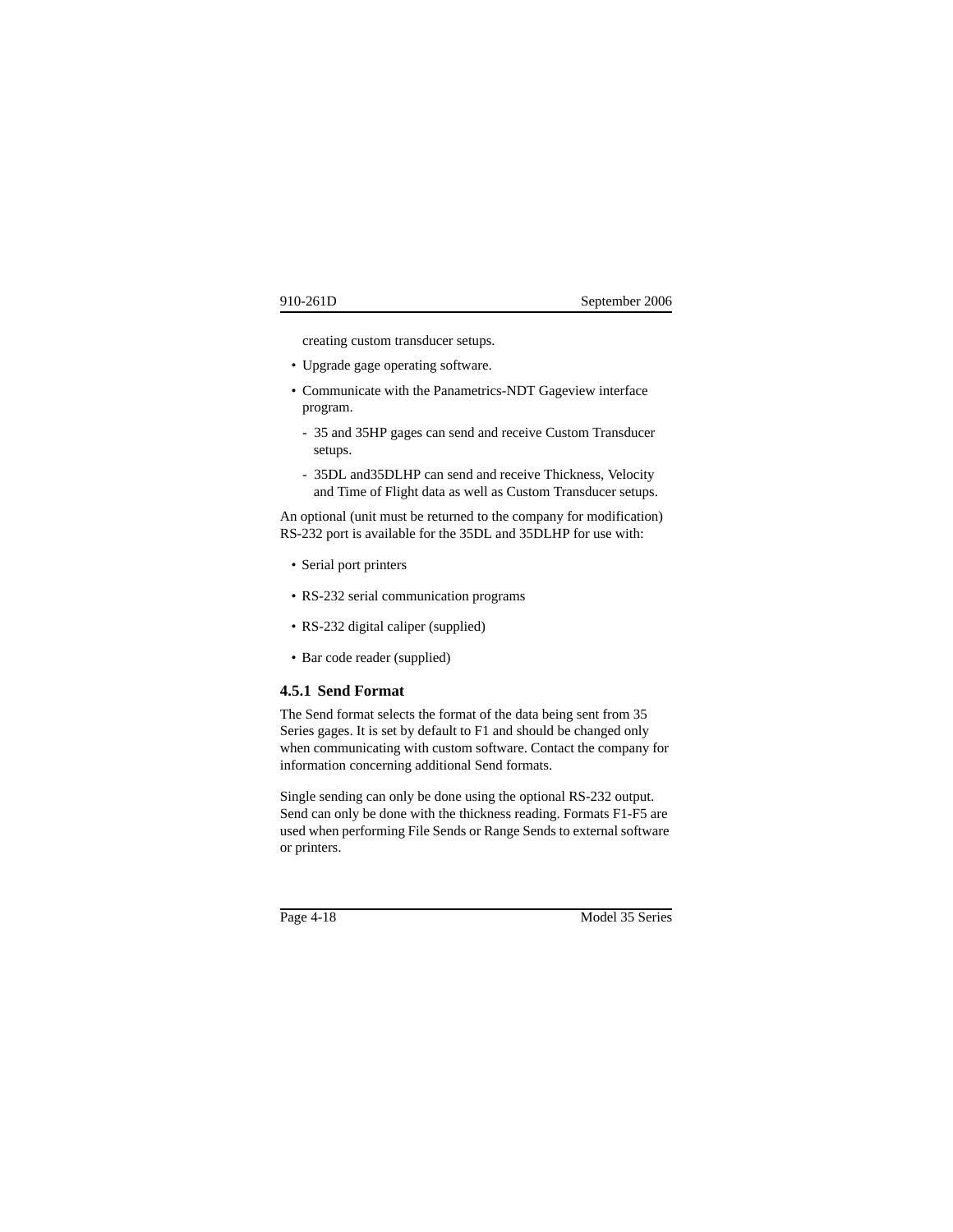creating custom transducer setups.

- Upgrade gage operating software.
- Communicate with the Panametrics-NDT Gageview interface program.
  - 35 and 35HP gages can send and receive Custom Transducer setups.
  - 35DL and35DLHP can send and receive Thickness, Velocity and Time of Flight data as well as Custom Transducer setups.

An optional (unit must be returned to the company for modification) RS-232 port is available for the 35DL and 35DLHP for use with:

- Serial port printers
- RS-232 serial communication programs
- RS-232 digital caliper (supplied)
- Bar code reader (supplied)

### 4.5.1 Send Format

The Send format selects the format of the data being sent from 35 Series gages. It is set by default to F1 and should be changed only when communicating with custom software. Contact the company for information concerning additional Send formats.

Single sending can only be done using the optional RS-232 output. Send can only be done with the thickness reading. Formats F1-F5 are used when performing File Sends or Range Sends to external software or printers.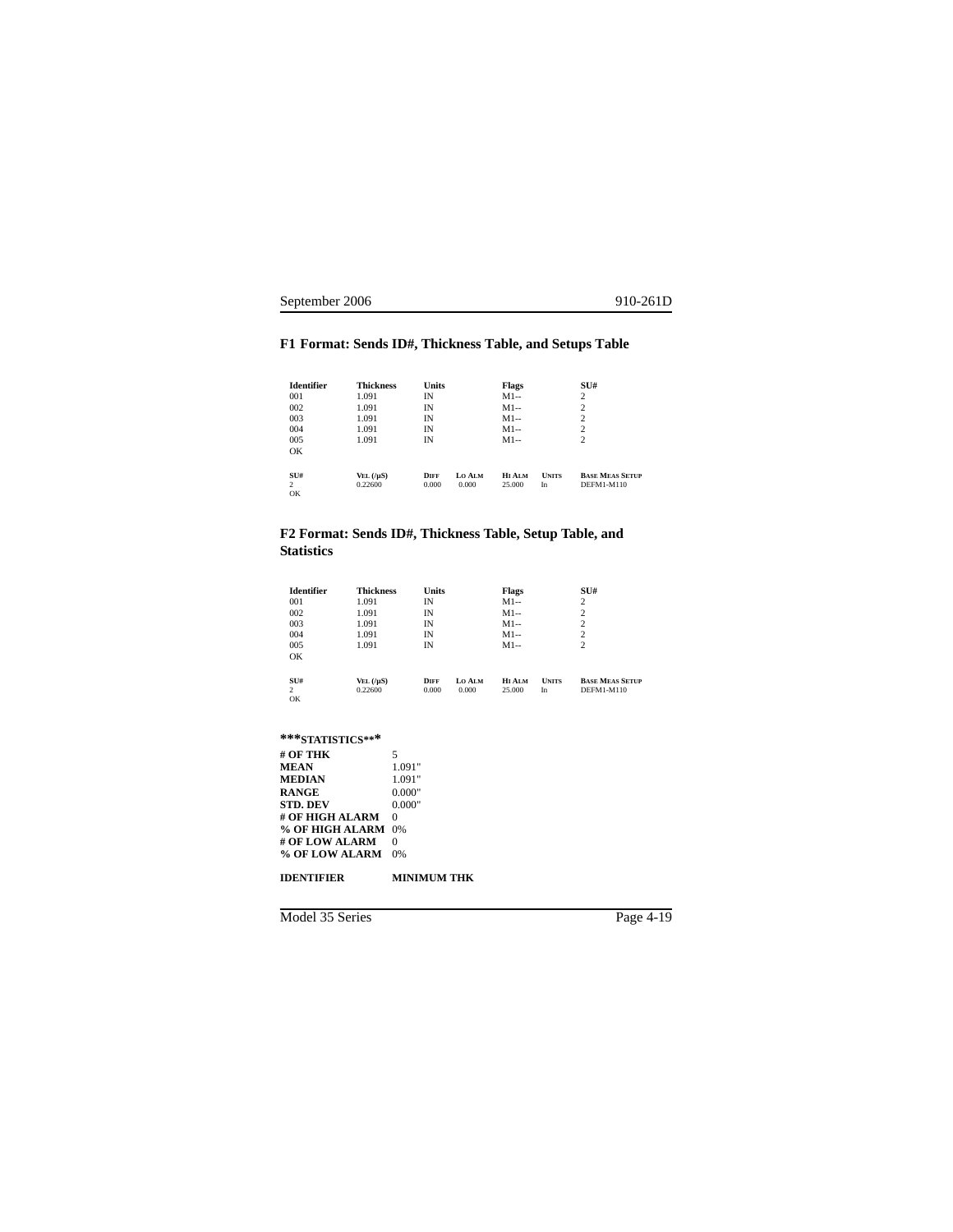## F1 Format: Sends ID#, Thickness Table, and Setups Table

| Identifier | Thickness | Units | Flags | SU# |
|---|---|---|---|---|
| 001 | 1.091 | IN | M1-- | 2 |
| 002 | 1.091 | IN | M1-- | 2 |
| 003 | 1.091 | IN | M1-- | 2 |
| 004 | 1.091 | IN | M1-- | 2 |
| 005 | 1.091 | IN | M1-- | 2 |
| OK | | | | |

| SU# | VEL (/µS) | DIFF | LO ALM | HI ALM | UNITS | BASE MEAS SETUP |
|---|---|---|---|---|---|---|
| 2 | 0.22600 | 0.000 | 0.000 | 25.000 | In | DEFM1-M110 |
| OK | | | | | | |

## F2 Format: Sends ID#, Thickness Table, Setup Table, and Statistics

| Identifier | Thickness | Units | Flags | SU# |
|---|---|---|---|---|
| 001 | 1.091 | IN | M1-- | 2 |
| 002 | 1.091 | IN | M1-- | 2 |
| 003 | 1.091 | IN | M1-- | 2 |
| 004 | 1.091 | IN | M1-- | 2 |
| 005 | 1.091 | IN | M1-- | 2 |
| OK | | | | |

| SU# | VEL (/µS) | DIFF | LO ALM | HI ALM | UNITS | BASE MEAS SETUP |
|---|---|---|---|---|---|---|
| 2 | 0.22600 | 0.000 | 0.000 | 25.000 | In | DEFM1-M110 |
| OK | | | | | | |

**\*\*\*STATISTICS\*\*\***

| | |
|---|---|
| **# OF THK** | 5 |
| **MEAN** | 1.091" |
| **MEDIAN** | 1.091" |
| **RANGE** | 0.000" |
| **STD. DEV** | 0.000" |
| **# OF HIGH ALARM** | 0 |
| **% OF HIGH ALARM** | 0% |
| **# OF LOW ALARM** | 0 |
| **% OF LOW ALARM** | 0% |

**IDENTIFIER** **MINIMUM THK**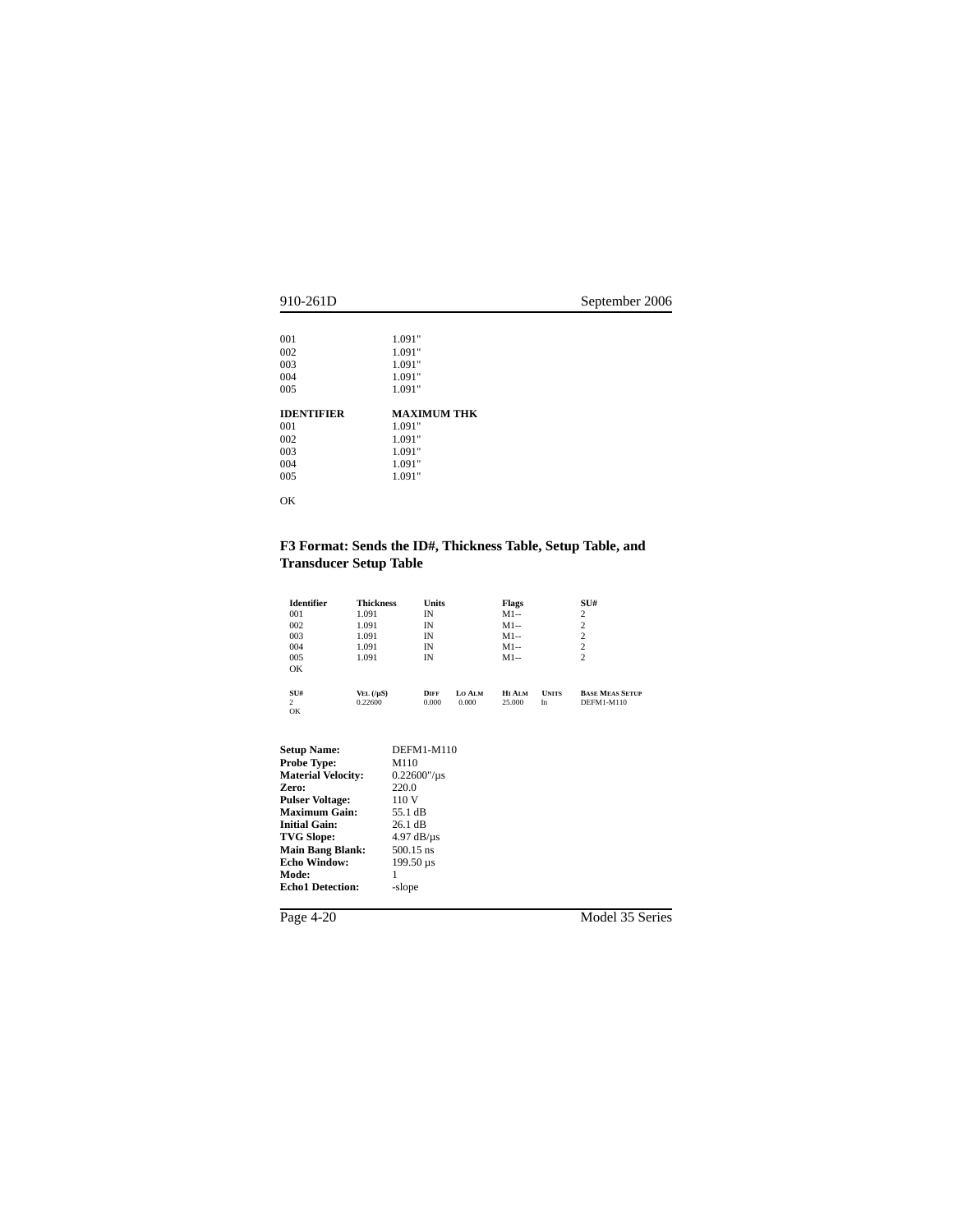| | |
|---|---|
| 001 | 1.091" |
| 002 | 1.091" |
| 003 | 1.091" |
| 004 | 1.091" |
| 005 | 1.091" |

| IDENTIFIER | MAXIMUM THK |
|---|---|
| 001 | 1.091" |
| 002 | 1.091" |
| 003 | 1.091" |
| 004 | 1.091" |
| 005 | 1.091" |

OK

### F3 Format: Sends the ID#, Thickness Table, Setup Table, and Transducer Setup Table

| Identifier | Thickness | Units | Flags | SU# |
|---|---|---|---|---|
| 001 | 1.091 | IN | M1-- | 2 |
| 002 | 1.091 | IN | M1-- | 2 |
| 003 | 1.091 | IN | M1-- | 2 |
| 004 | 1.091 | IN | M1-- | 2 |
| 005 | 1.091 | IN | M1-- | 2 |

OK

| SU# | Vel (/µS) | Diff | Lo Alm | Hi Alm | Units | Base Meas Setup |
|---|---|---|---|---|---|---|
| 2 | 0.22600 | 0.000 | 0.000 | 25.000 | In | DEFM1-M110 |

OK

| | |
|---|---|
| **Setup Name:** | DEFM1-M110 |
| **Probe Type:** | M110 |
| **Material Velocity:** | 0.22600"/µs |
| **Zero:** | 220.0 |
| **Pulser Voltage:** | 110 V |
| **Maximum Gain:** | 55.1 dB |
| **Initial Gain:** | 26.1 dB |
| **TVG Slope:** | 4.97 dB/µs |
| **Main Bang Blank:** | 500.15 ns |
| **Echo Window:** | 199.50 µs |
| **Mode:** | 1 |
| **Echo1 Detection:** | -slope |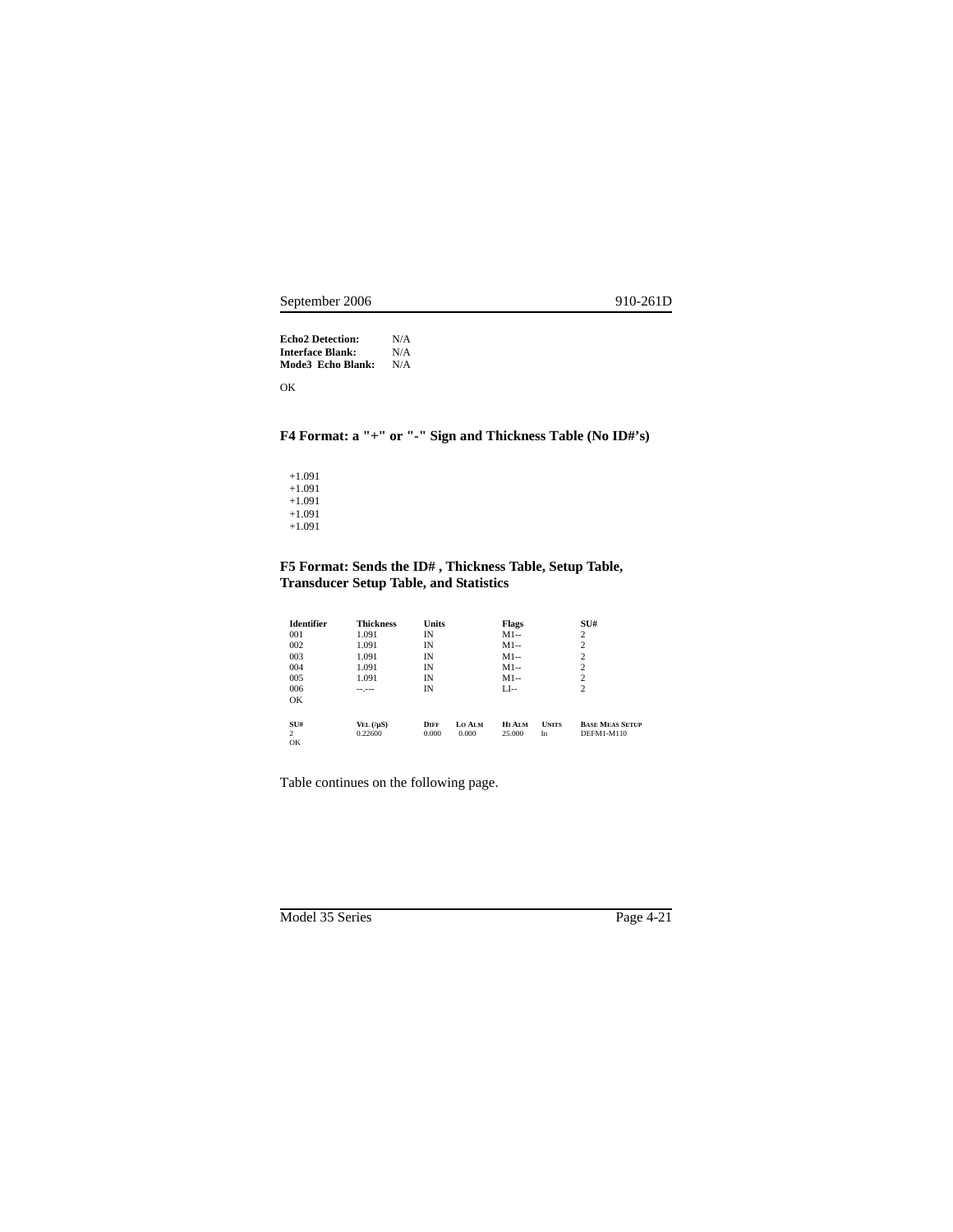**Echo2 Detection:** N/A
**Interface Blank:** N/A
**Mode3 Echo Blank:** N/A

OK

### F4 Format: a "+" or "-" Sign and Thickness Table (No ID#'s)

```
+1.091
+1.091
+1.091
+1.091
+1.091
```

### F5 Format: Sends the ID# , Thickness Table, Setup Table, Transducer Setup Table, and Statistics

| Identifier | Thickness | Units | Flags | SU# |
|---|---|---|---|---|
| 001 | 1.091 | IN | M1-- | 2 |
| 002 | 1.091 | IN | M1-- | 2 |
| 003 | 1.091 | IN | M1-- | 2 |
| 004 | 1.091 | IN | M1-- | 2 |
| 005 | 1.091 | IN | M1-- | 2 |
| 006 | --.--- | IN | LI-- | 2 |
| OK | | | | |

| SU# | Vel (/µS) | Diff | Lo Alm | Hi Alm | Units | Base Meas Setup |
|---|---|---|---|---|---|---|
| 2 | 0.22600 | 0.000 | 0.000 | 25.000 | In | DEFM1-M110 |
| OK | | | | | | |

Table continues on the following page.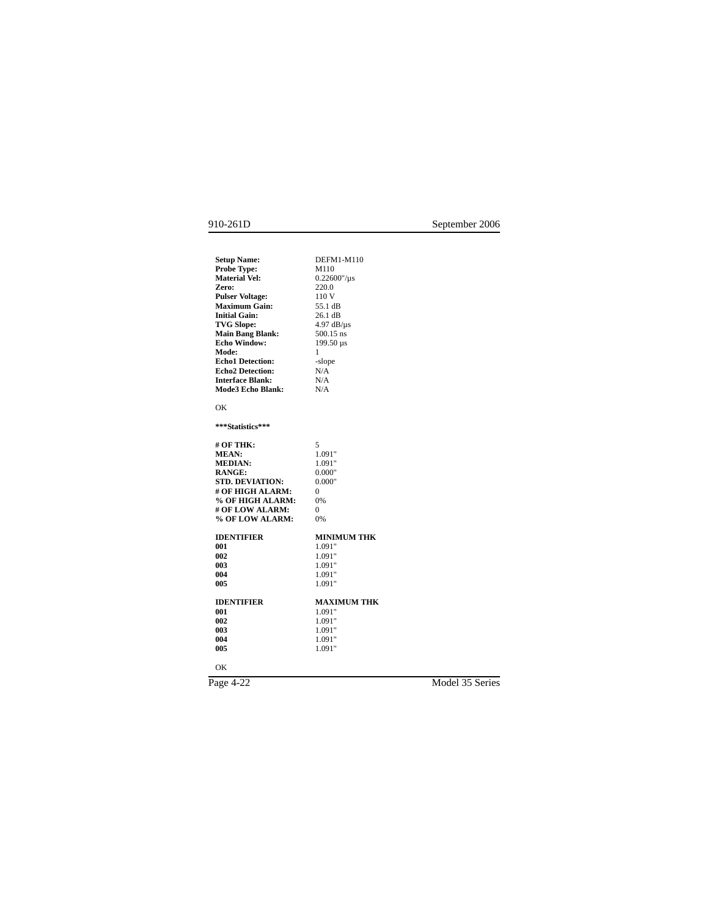**Setup Name:** DEFM1-M110
**Probe Type:** M110
**Material Vel:** 0.22600"/µs
**Zero:** 220.0
**Pulser Voltage:** 110 V
**Maximum Gain:** 55.1 dB
**Initial Gain:** 26.1 dB
**TVG Slope:** 4.97 dB/µs
**Main Bang Blank:** 500.15 ns
**Echo Window:** 199.50 µs
**Mode:** 1
**Echo1 Detection:** -slope
**Echo2 Detection:** N/A
**Interface Blank:** N/A
**Mode3 Echo Blank:** N/A

OK

**\*\*\*Statistics\*\*\***

**# OF THK:** 5
**MEAN:** 1.091"
**MEDIAN:** 1.091"
**RANGE:** 0.000"
**STD. DEVIATION:** 0.000"
**# OF HIGH ALARM:** 0
**% OF HIGH ALARM:** 0%
**# OF LOW ALARM:** 0
**% OF LOW ALARM:** 0%

| IDENTIFIER | MINIMUM THK |
|---|---|
| **001** | 1.091" |
| **002** | 1.091" |
| **003** | 1.091" |
| **004** | 1.091" |
| **005** | 1.091" |

| IDENTIFIER | MAXIMUM THK |
|---|---|
| **001** | 1.091" |
| **002** | 1.091" |
| **003** | 1.091" |
| **004** | 1.091" |
| **005** | 1.091" |

OK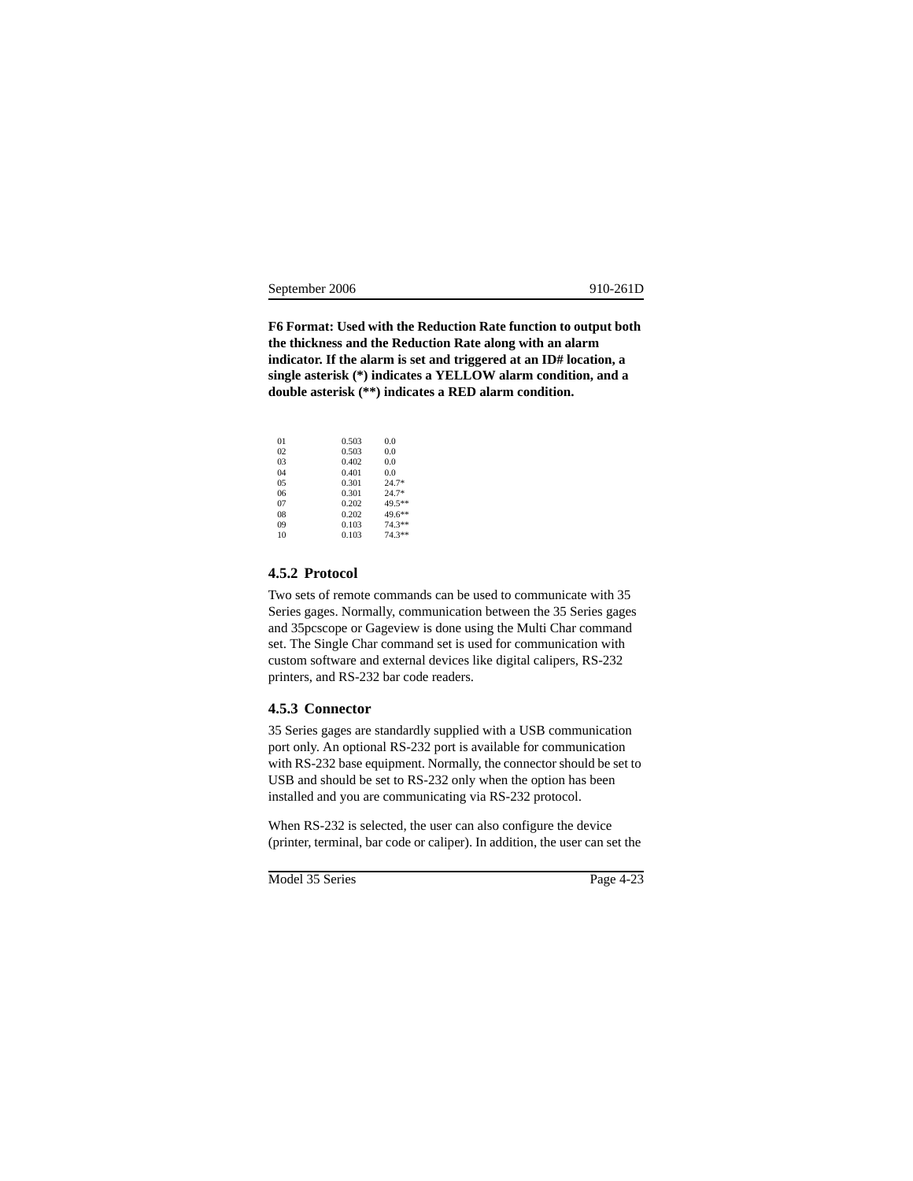**F6 Format: Used with the Reduction Rate function to output both the thickness and the Reduction Rate along with an alarm indicator. If the alarm is set and triggered at an ID# location, a single asterisk (*) indicates a YELLOW alarm condition, and a double asterisk (**) indicates a RED alarm condition.**

```
01    0.503    0.0
02    0.503    0.0
03    0.402    0.0
04    0.401    0.0
05    0.301    24.7*
06    0.301    24.7*
07    0.202    49.5**
08    0.202    49.6**
09    0.103    74.3**
10    0.103    74.3**
```

### 4.5.2 Protocol

Two sets of remote commands can be used to communicate with 35 Series gages. Normally, communication between the 35 Series gages and 35pcscope or Gageview is done using the Multi Char command set. The Single Char command set is used for communication with custom software and external devices like digital calipers, RS-232 printers, and RS-232 bar code readers.

### 4.5.3 Connector

35 Series gages are standardly supplied with a USB communication port only. An optional RS-232 port is available for communication with RS-232 base equipment. Normally, the connector should be set to USB and should be set to RS-232 only when the option has been installed and you are communicating via RS-232 protocol.

When RS-232 is selected, the user can also configure the device (printer, terminal, bar code or caliper). In addition, the user can set the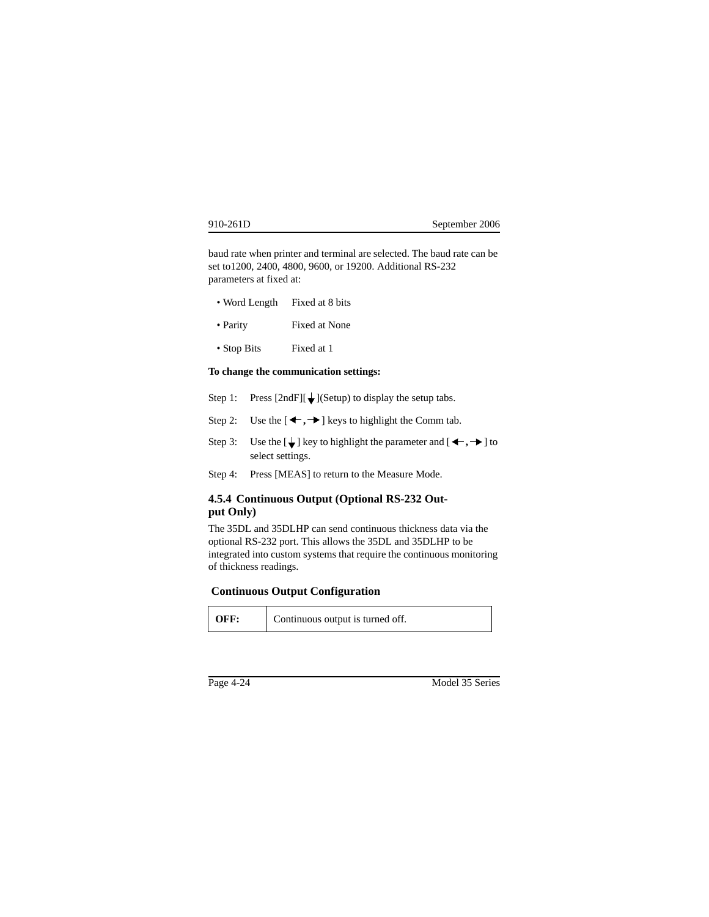baud rate when printer and terminal are selected. The baud rate can be set to1200, 2400, 4800, 9600, or 19200. Additional RS-232 parameters at fixed at:

- Word Length    Fixed at 8 bits
- Parity    Fixed at None
- Stop Bits    Fixed at 1

**To change the communication settings:**

Step 1: Press [2ndF][↓](Setup) to display the setup tabs.

Step 2: Use the [←,→] keys to highlight the Comm tab.

Step 3: Use the [↓] key to highlight the parameter and [←,→] to select settings.

Step 4: Press [MEAS] to return to the Measure Mode.

### 4.5.4 Continuous Output (Optional RS-232 Output Only)

The 35DL and 35DLHP can send continuous thickness data via the optional RS-232 port. This allows the 35DL and 35DLHP to be integrated into custom systems that require the continuous monitoring of thickness readings.

**Continuous Output Configuration**

| **OFF:** | Continuous output is turned off. |
|---|---|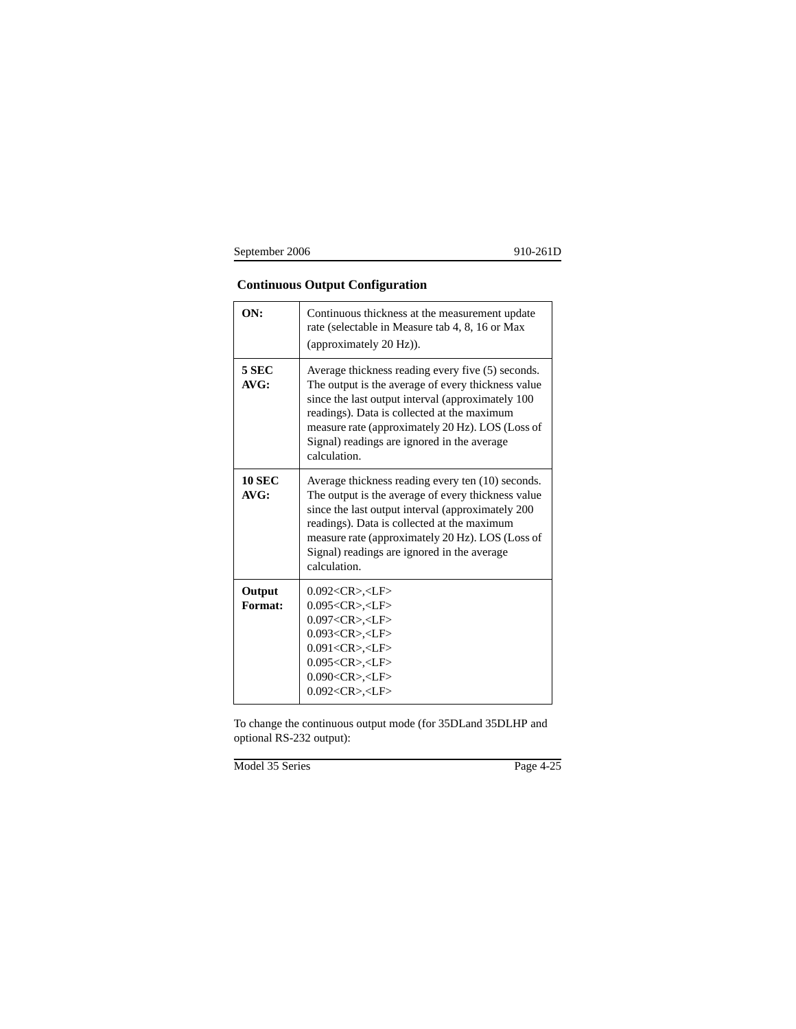## Continuous Output Configuration

| | |
|---|---|
| **ON:** | Continuous thickness at the measurement update rate (selectable in Measure tab 4, 8, 16 or Max (approximately 20 Hz)). |
| **5 SEC AVG:** | Average thickness reading every five (5) seconds. The output is the average of every thickness value since the last output interval (approximately 100 readings). Data is collected at the maximum measure rate (approximately 20 Hz). LOS (Loss of Signal) readings are ignored in the average calculation. |
| **10 SEC AVG:** | Average thickness reading every ten (10) seconds. The output is the average of every thickness value since the last output interval (approximately 200 readings). Data is collected at the maximum measure rate (approximately 20 Hz). LOS (Loss of Signal) readings are ignored in the average calculation. |
| **Output Format:** | 0.092<CR>,<LF><br>0.095<CR>,<LF><br>0.097<CR>,<LF><br>0.093<CR>,<LF><br>0.091<CR>,<LF><br>0.095<CR>,<LF><br>0.090<CR>,<LF><br>0.092<CR>,<LF> |

To change the continuous output mode (for 35DLand 35DLHP and optional RS-232 output):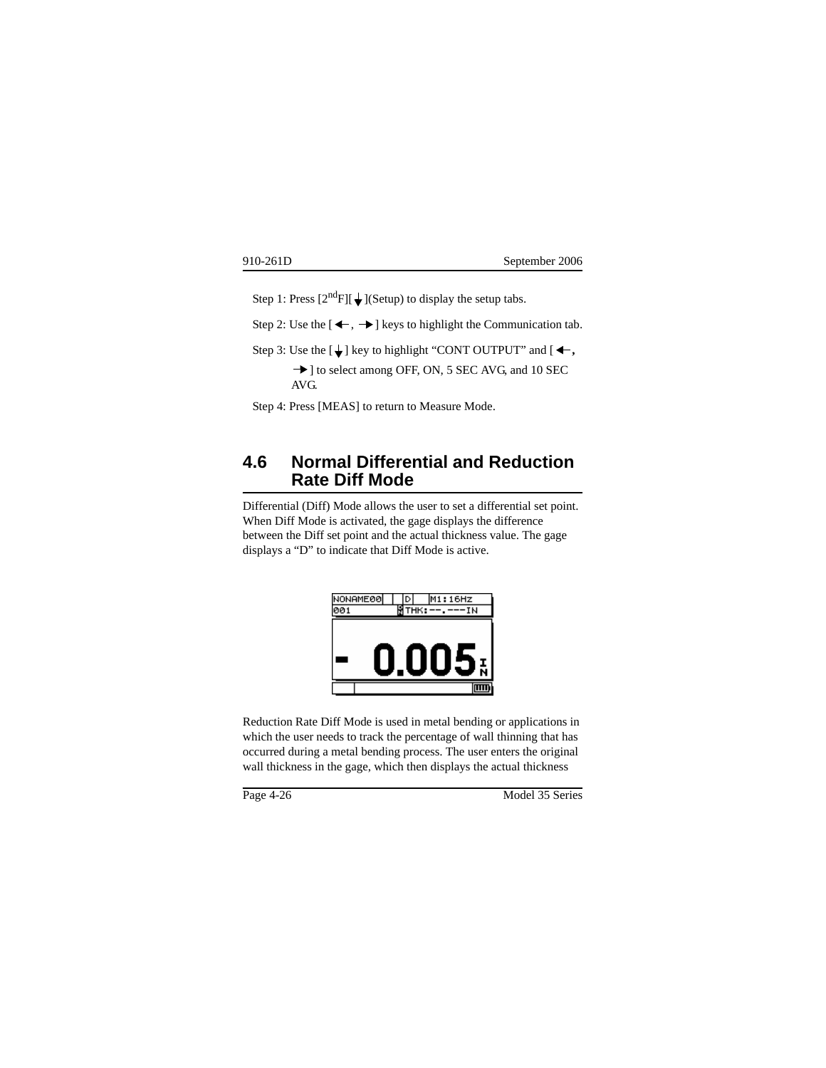Step 1: Press [2$^{nd}$F][↓](Setup) to display the setup tabs.

Step 2: Use the [←, →] keys to highlight the Communication tab.

Step 3: Use the [↓] key to highlight "CONT OUTPUT" and [←, →] to select among OFF, ON, 5 SEC AVG, and 10 SEC AVG.

Step 4: Press [MEAS] to return to Measure Mode.

## 4.6 Normal Differential and Reduction Rate Diff Mode

Differential (Diff) Mode allows the user to set a differential set point. When Diff Mode is activated, the gage displays the difference between the Diff set point and the actual thickness value. The gage displays a "D" to indicate that Diff Mode is active.

Reduction Rate Diff Mode is used in metal bending or applications in which the user needs to track the percentage of wall thinning that has occurred during a metal bending process. The user enters the original wall thickness in the gage, which then displays the actual thickness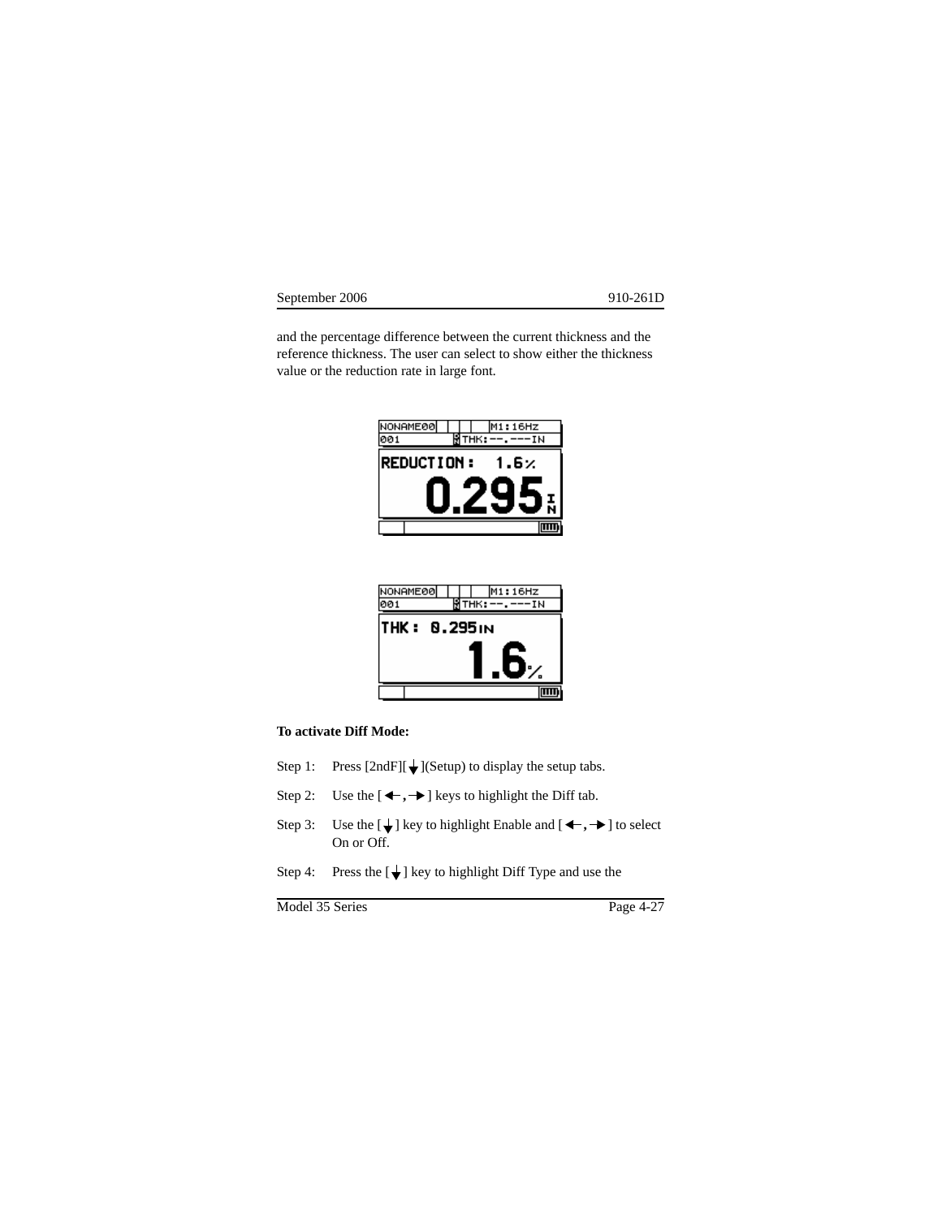and the percentage difference between the current thickness and the reference thickness. The user can select to show either the thickness value or the reduction rate in large font.

**To activate Diff Mode:**

Step 1: Press [2ndF][↓](Setup) to display the setup tabs.

Step 2: Use the [←, →] keys to highlight the Diff tab.

Step 3: Use the [↓] key to highlight Enable and [←, →] to select On or Off.

Step 4: Press the [↓] key to highlight Diff Type and use the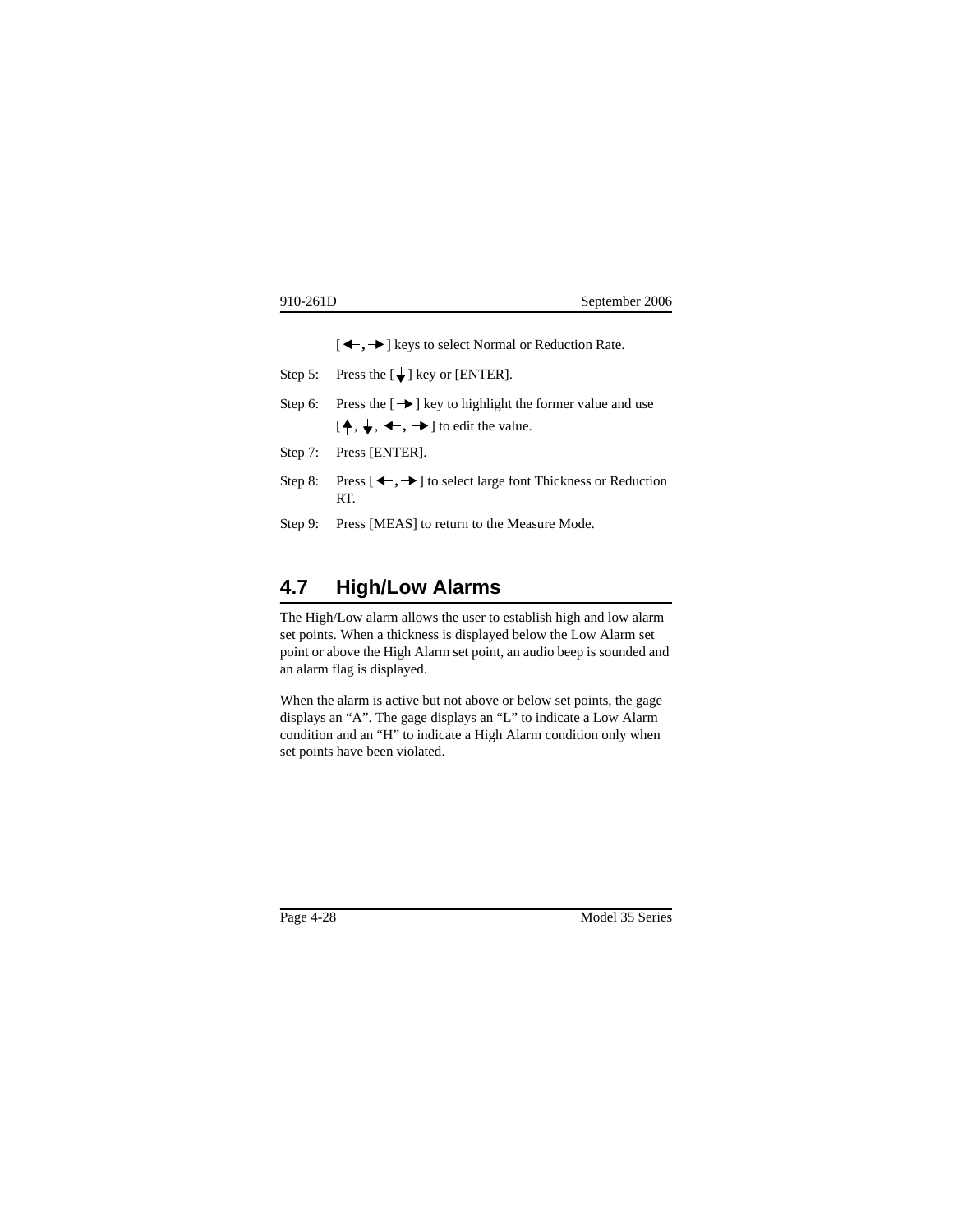[←, →] keys to select Normal or Reduction Rate.

Step 5: Press the [↓] key or [ENTER].

Step 6: Press the [→] key to highlight the former value and use [↑, ↓, ←, →] to edit the value.

Step 7: Press [ENTER].

Step 8: Press [←, →] to select large font Thickness or Reduction RT.

Step 9: Press [MEAS] to return to the Measure Mode.

## 4.7 High/Low Alarms

The High/Low alarm allows the user to establish high and low alarm set points. When a thickness is displayed below the Low Alarm set point or above the High Alarm set point, an audio beep is sounded and an alarm flag is displayed.

When the alarm is active but not above or below set points, the gage displays an “A”. The gage displays an “L” to indicate a Low Alarm condition and an “H” to indicate a High Alarm condition only when set points have been violated.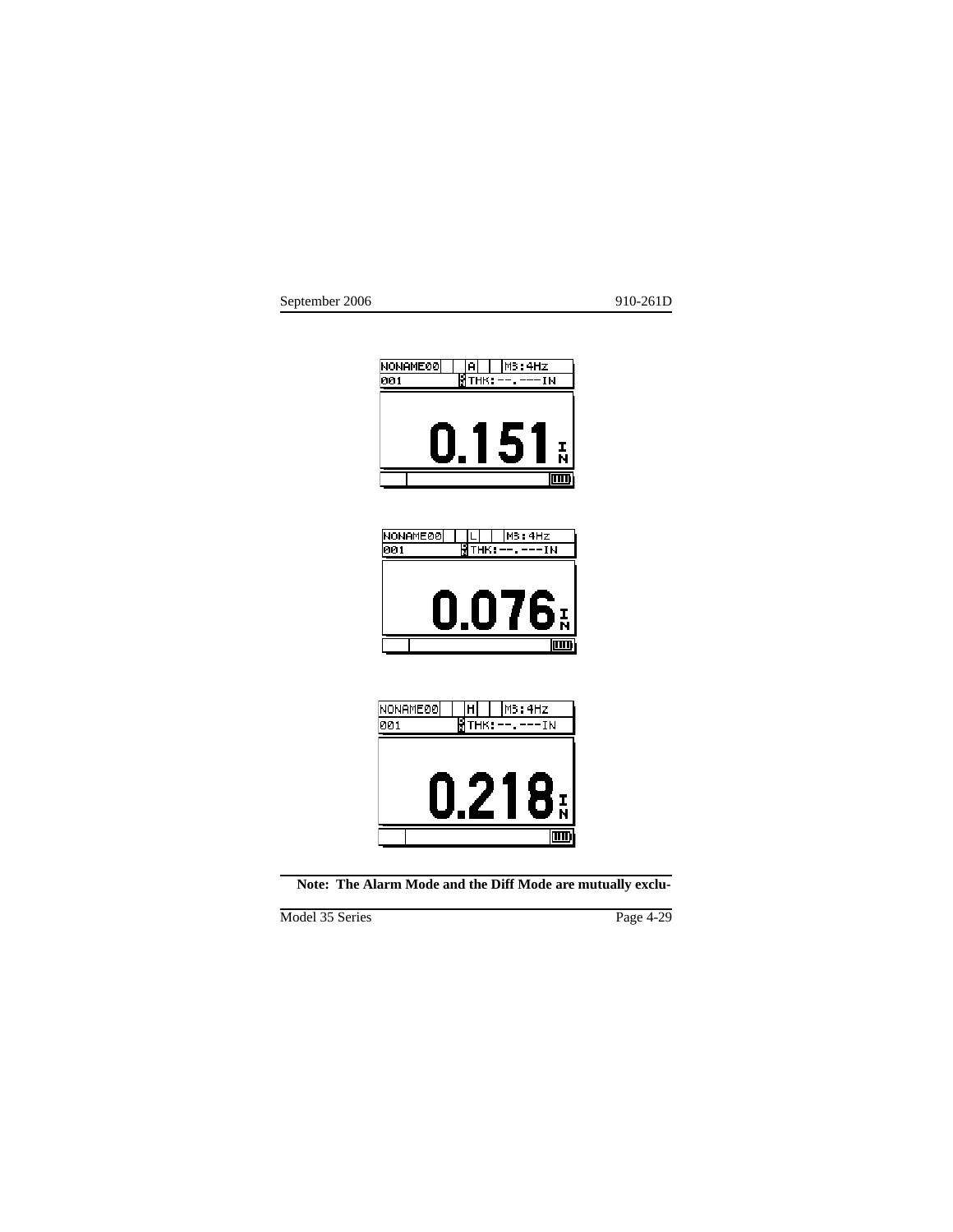NONAME00 | A | M3:4Hz
001 THK:--.---IN

0.151 IN

NONAME00 | L | M3:4Hz
001 THK:--.---IN

0.076 IN

NONAME00 | H | M3:4Hz
001 THK:--.---IN

0.218 IN

**Note: The Alarm Mode and the Diff Mode are mutually exclu-**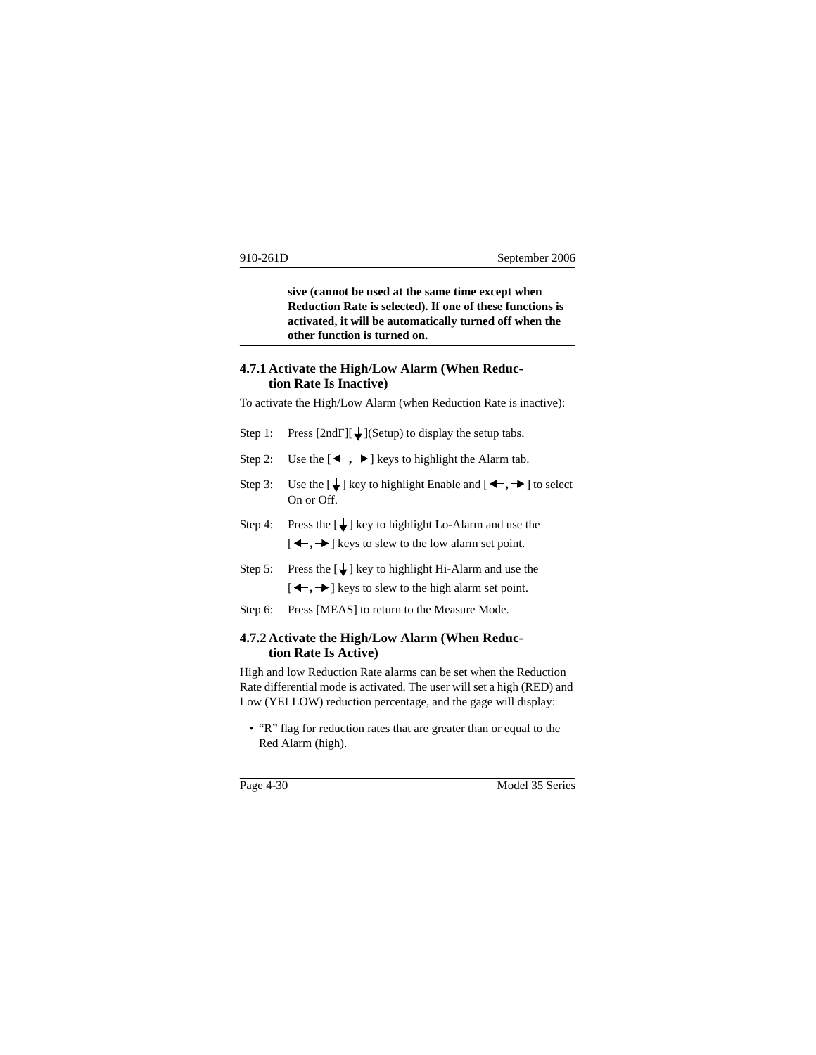**sive (cannot be used at the same time except when Reduction Rate is selected). If one of these functions is activated, it will be automatically turned off when the other function is turned on.**

### 4.7.1 Activate the High/Low Alarm (When Reduction Rate Is Inactive)

To activate the High/Low Alarm (when Reduction Rate is inactive):

Step 1: Press [2ndF][↓](Setup) to display the setup tabs.

Step 2: Use the [←, →] keys to highlight the Alarm tab.

Step 3: Use the [↓] key to highlight Enable and [←, →] to select On or Off.

Step 4: Press the [↓] key to highlight Lo-Alarm and use the [←, →] keys to slew to the low alarm set point.

Step 5: Press the [↓] key to highlight Hi-Alarm and use the [←, →] keys to slew to the high alarm set point.

Step 6: Press [MEAS] to return to the Measure Mode.

### 4.7.2 Activate the High/Low Alarm (When Reduction Rate Is Active)

High and low Reduction Rate alarms can be set when the Reduction Rate differential mode is activated. The user will set a high (RED) and Low (YELLOW) reduction percentage, and the gage will display:

- "R" flag for reduction rates that are greater than or equal to the Red Alarm (high).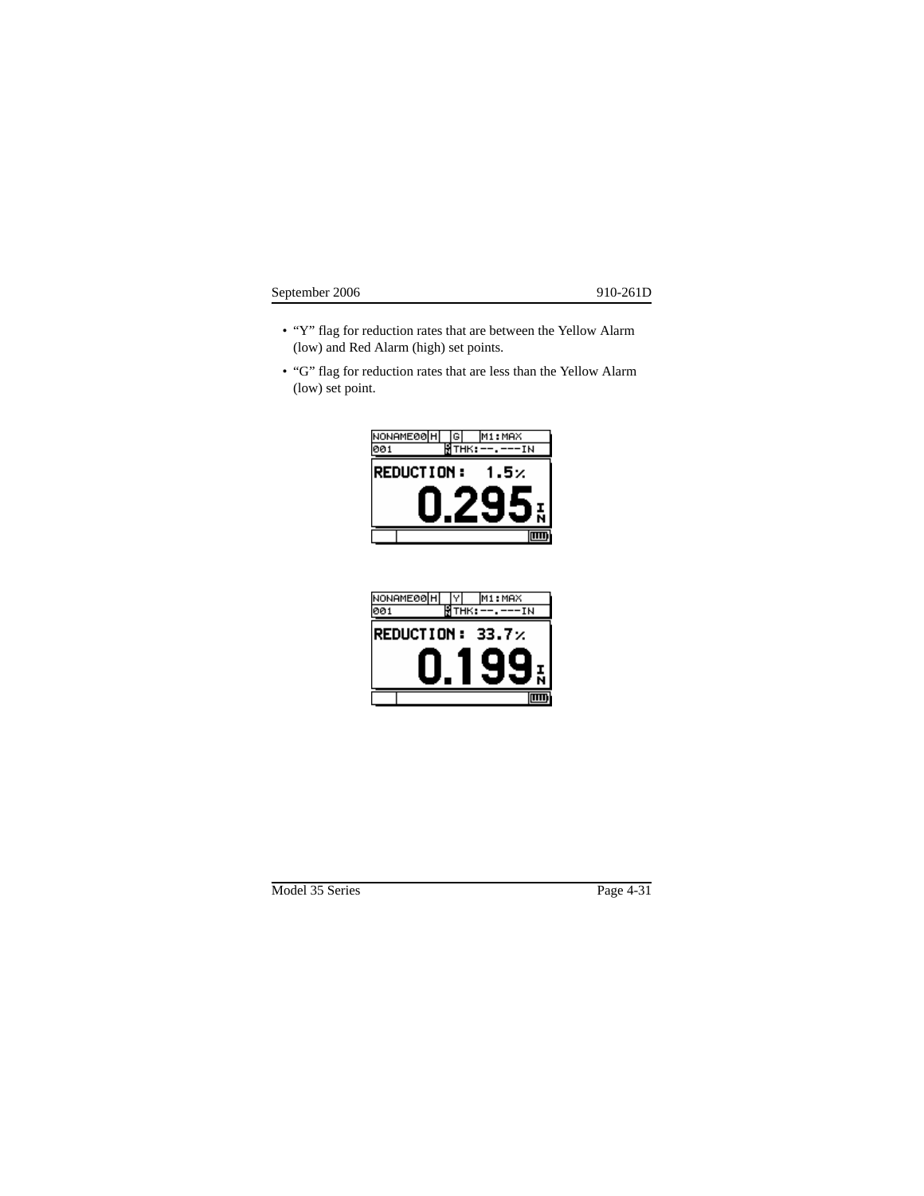- "Y" flag for reduction rates that are between the Yellow Alarm (low) and Red Alarm (high) set points.
- "G" flag for reduction rates that are less than the Yellow Alarm (low) set point.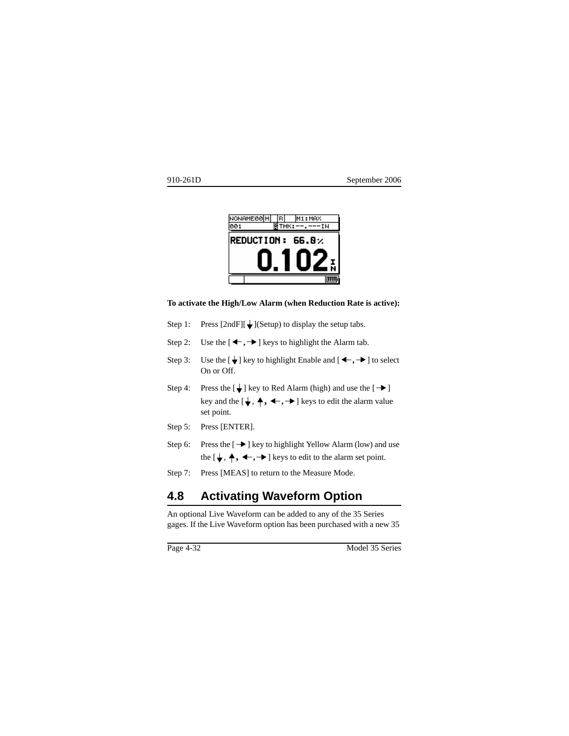NONAME00 H R M1:MAX
001 THK:--.---IN
REDUCTION: 66.0%
0.102 IN

**To activate the High/Low Alarm (when Reduction Rate is active):**

Step 1: Press [2ndF][↓](Setup) to display the setup tabs.

Step 2: Use the [←, →] keys to highlight the Alarm tab.

Step 3: Use the [↓] key to highlight Enable and [←, →] to select On or Off.

Step 4: Press the [↓] key to Red Alarm (high) and use the [→] key and the [↓, ↑, ←, →] keys to edit the alarm value set point.

Step 5: Press [ENTER].

Step 6: Press the [→] key to highlight Yellow Alarm (low) and use the [↓, ↑, ←, →] keys to edit to the alarm set point.

Step 7: Press [MEAS] to return to the Measure Mode.

## 4.8 Activating Waveform Option

An optional Live Waveform can be added to any of the 35 Series gages. If the Live Waveform option has been purchased with a new 35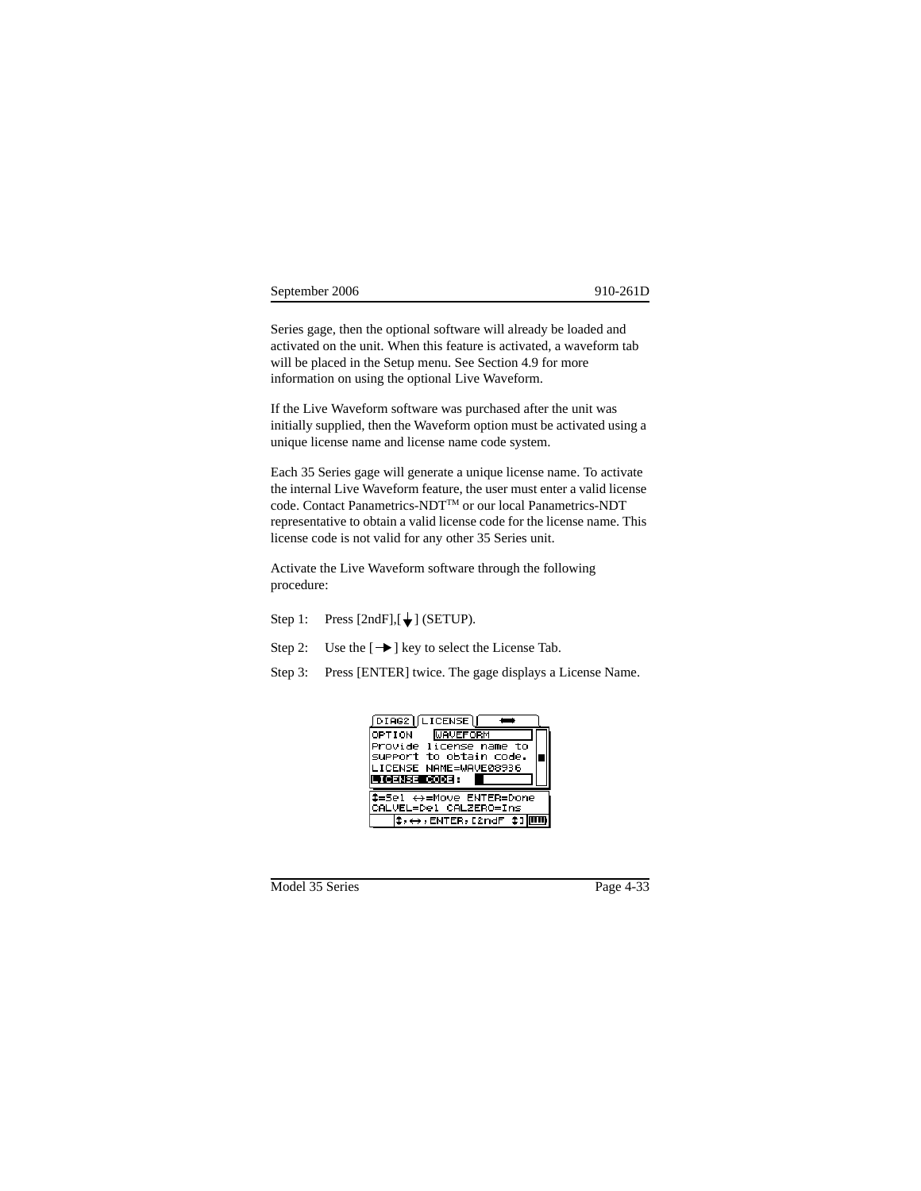Series gage, then the optional software will already be loaded and activated on the unit. When this feature is activated, a waveform tab will be placed in the Setup menu. See Section 4.9 for more information on using the optional Live Waveform.

If the Live Waveform software was purchased after the unit was initially supplied, then the Waveform option must be activated using a unique license name and license name code system.

Each 35 Series gage will generate a unique license name. To activate the internal Live Waveform feature, the user must enter a valid license code. Contact Panametrics-NDT™ or our local Panametrics-NDT representative to obtain a valid license code for the license name. This license code is not valid for any other 35 Series unit.

Activate the Live Waveform software through the following procedure:

Step 1: Press [2ndF],[↓] (SETUP).

Step 2: Use the [→] key to select the License Tab.

Step 3: Press [ENTER] twice. The gage displays a License Name.

```
DIAG2 | LICENSE |
OPTION    WAVEFORM
Provide license name to
support to obtain code.
LICENSE NAME=WAVE08936
LICENSE CODE:
↕=Sel ↔=Move ENTER=Done
CALVEL=Del CALZERO=Ins
↕,↔,ENTER,[2ndF ↕]
```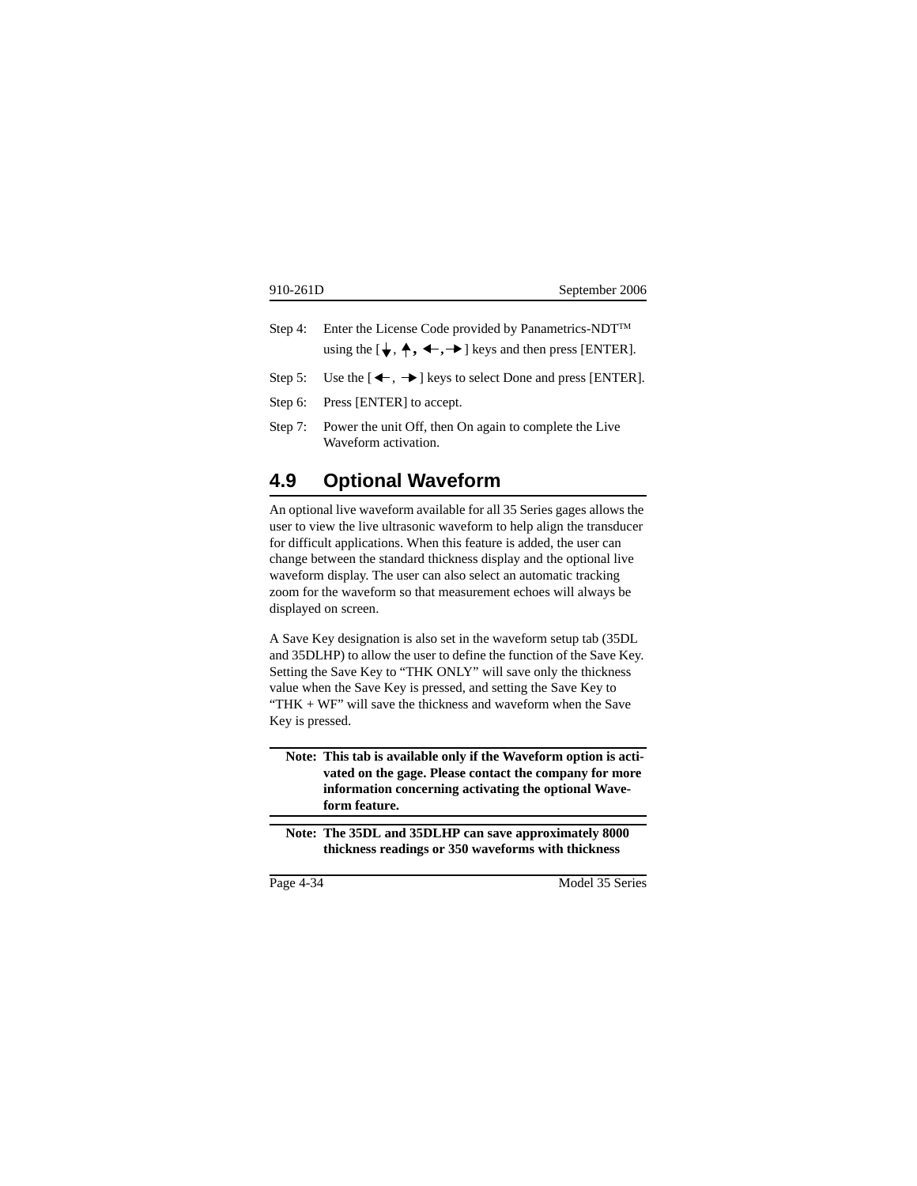Step 4: Enter the License Code provided by Panametrics-NDT™ using the [↓, ↑, ←, →] keys and then press [ENTER].

Step 5: Use the [←, →] keys to select Done and press [ENTER].

Step 6: Press [ENTER] to accept.

Step 7: Power the unit Off, then On again to complete the Live Waveform activation.

## 4.9 Optional Waveform

An optional live waveform available for all 35 Series gages allows the user to view the live ultrasonic waveform to help align the transducer for difficult applications. When this feature is added, the user can change between the standard thickness display and the optional live waveform display. The user can also select an automatic tracking zoom for the waveform so that measurement echoes will always be displayed on screen.

A Save Key designation is also set in the waveform setup tab (35DL and 35DLHP) to allow the user to define the function of the Save Key. Setting the Save Key to “THK ONLY” will save only the thickness value when the Save Key is pressed, and setting the Save Key to “THK + WF” will save the thickness and waveform when the Save Key is pressed.

---

**Note: This tab is available only if the Waveform option is activated on the gage. Please contact the company for more information concerning activating the optional Waveform feature.**

---

**Note: The 35DL and 35DLHP can save approximately 8000 thickness readings or 350 waveforms with thickness**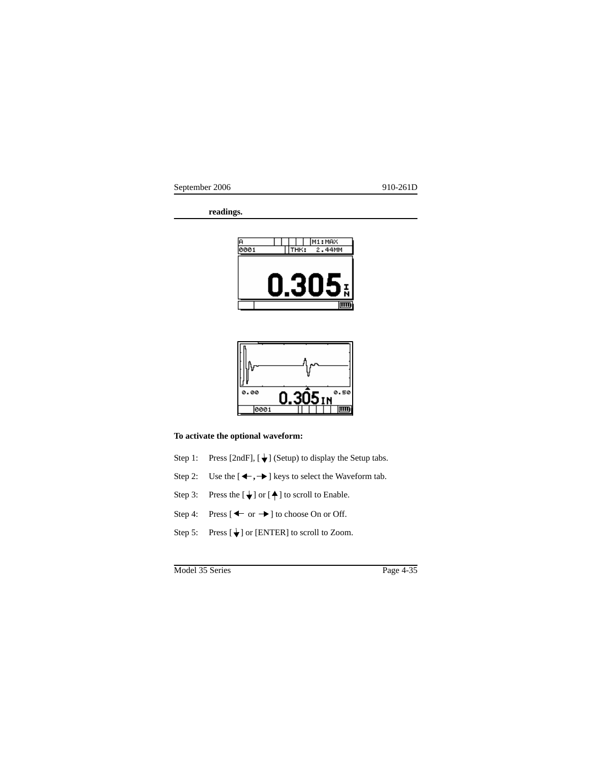**readings.**

**To activate the optional waveform:**

Step 1: Press [2ndF], [↓] (Setup) to display the Setup tabs.

Step 2: Use the [←, →] keys to select the Waveform tab.

Step 3: Press the [↓] or [↑] to scroll to Enable.

Step 4: Press [← or →] to choose On or Off.

Step 5: Press [↓] or [ENTER] to scroll to Zoom.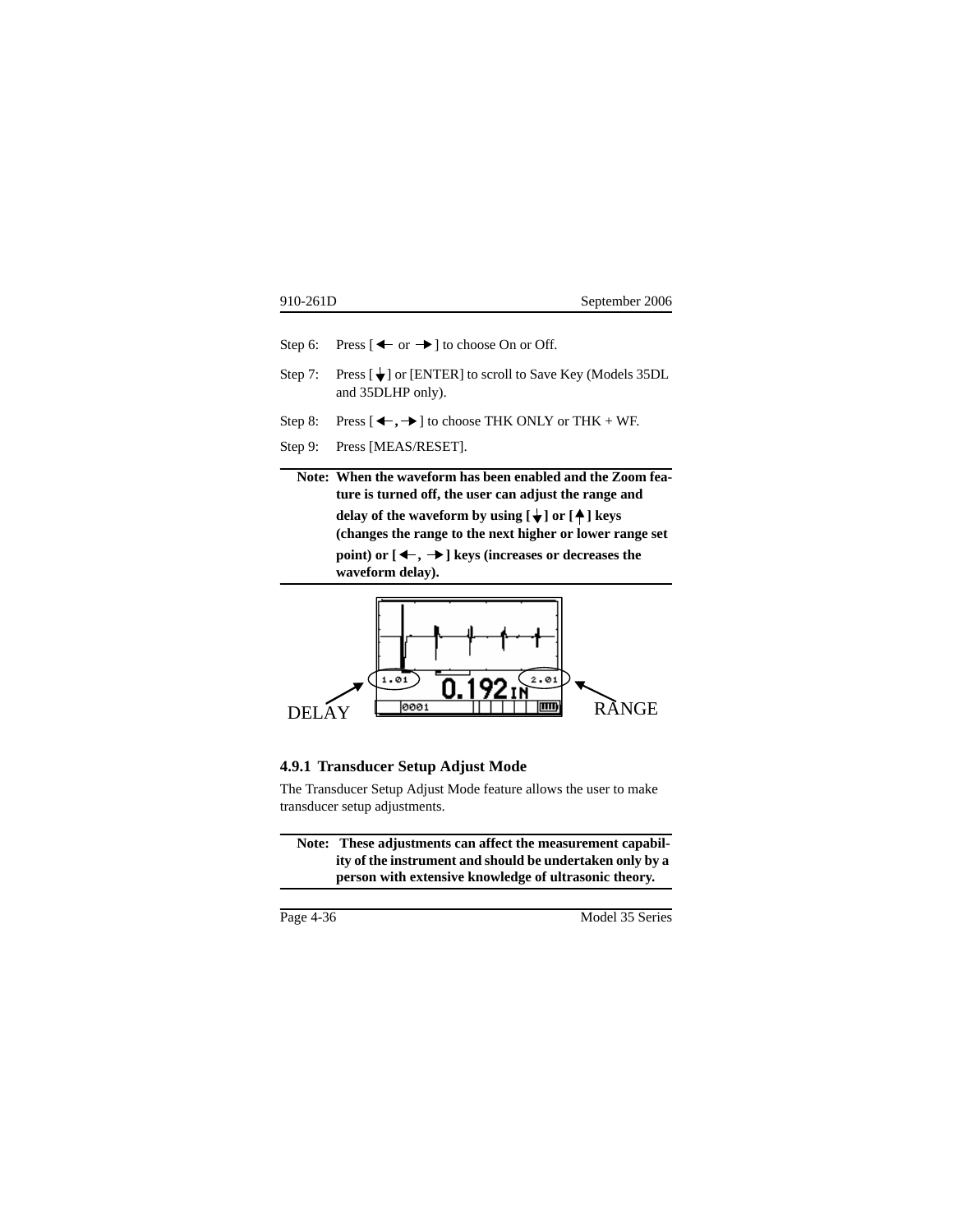Step 6: Press [ ← or → ] to choose On or Off.

Step 7: Press [ ↓ ] or [ENTER] to scroll to Save Key (Models 35DL and 35DLHP only).

Step 8: Press [ ←, → ] to choose THK ONLY or THK + WF.

Step 9: Press [MEAS/RESET].

---

**Note: When the waveform has been enabled and the Zoom feature is turned off, the user can adjust the range and delay of the waveform by using [ ↓ ] or [ ↑ ] keys (changes the range to the next higher or lower range set point) or [ ←, → ] keys (increases or decreases the waveform delay).**

---

DELAY RANGE

### 4.9.1 Transducer Setup Adjust Mode

The Transducer Setup Adjust Mode feature allows the user to make transducer setup adjustments.

---

**Note: These adjustments can affect the measurement capability of the instrument and should be undertaken only by a person with extensive knowledge of ultrasonic theory.**

---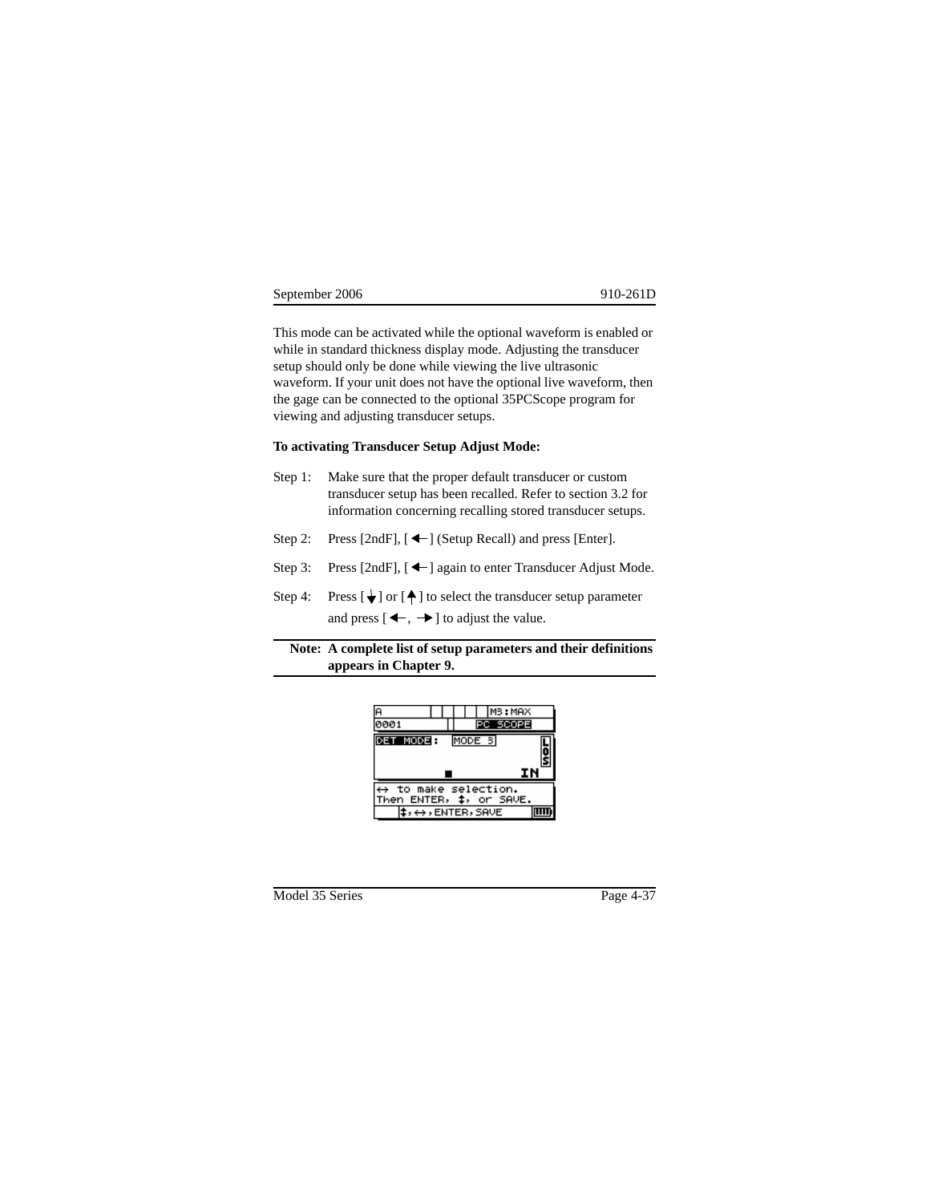This mode can be activated while the optional waveform is enabled or while in standard thickness display mode. Adjusting the transducer setup should only be done while viewing the live ultrasonic waveform. If your unit does not have the optional live waveform, then the gage can be connected to the optional 35PCScope program for viewing and adjusting transducer setups.

**To activating Transducer Setup Adjust Mode:**

Step 1: Make sure that the proper default transducer or custom transducer setup has been recalled. Refer to section 3.2 for information concerning recalling stored transducer setups.

Step 2: Press [2ndF], [←] (Setup Recall) and press [Enter].

Step 3: Press [2ndF], [←] again to enter Transducer Adjust Mode.

Step 4: Press [↓] or [↑] to select the transducer setup parameter and press [←, →] to adjust the value.

**Note: A complete list of setup parameters and their definitions appears in Chapter 9.**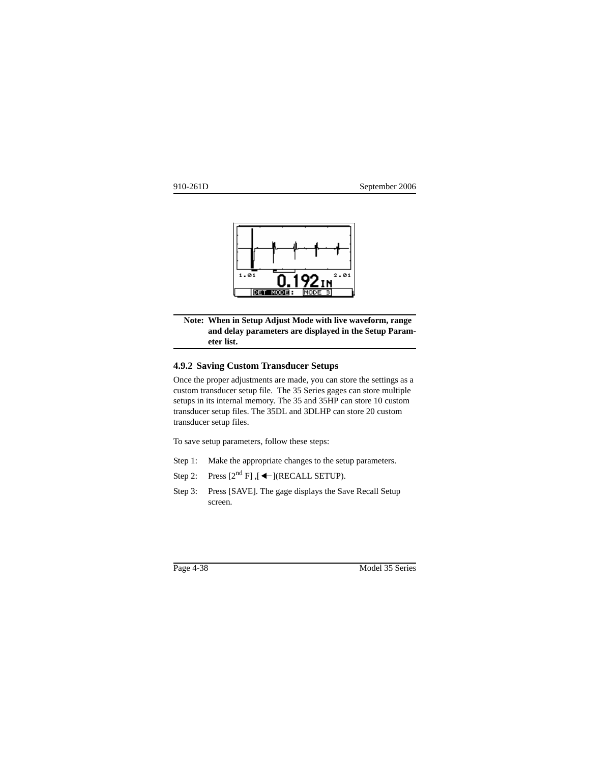**Note: When in Setup Adjust Mode with live waveform, range and delay parameters are displayed in the Setup Parameter list.**

### 4.9.2 Saving Custom Transducer Setups

Once the proper adjustments are made, you can store the settings as a custom transducer setup file. The 35 Series gages can store multiple setups in its internal memory. The 35 and 35HP can store 10 custom transducer setup files. The 35DL and 3DLHP can store 20 custom transducer setup files.

To save setup parameters, follow these steps:

Step 1: Make the appropriate changes to the setup parameters.

Step 2: Press [2nd F] ,[ ← ](RECALL SETUP).

Step 3: Press [SAVE]. The gage displays the Save Recall Setup screen.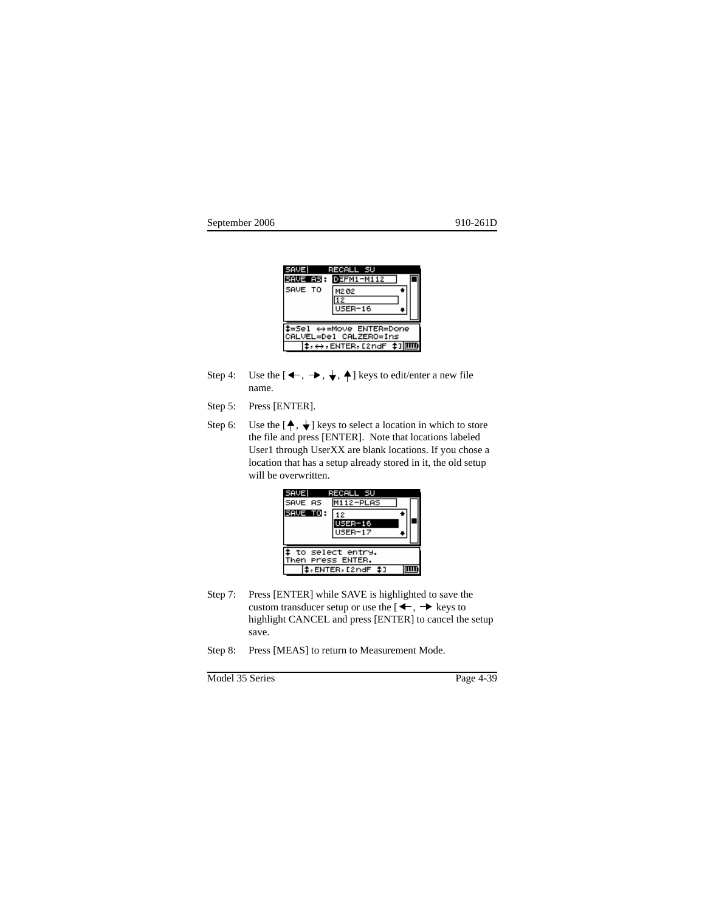Step 4: Use the [←, →, ↓, ↑] keys to edit/enter a new file name.

Step 5: Press [ENTER].

Step 6: Use the [↑, ↓] keys to select a location in which to store the file and press [ENTER]. Note that locations labeled User1 through UserXX are blank locations. If you chose a location that has a setup already stored in it, the old setup will be overwritten.

Step 7: Press [ENTER] while SAVE is highlighted to save the custom transducer setup or use the [←, → keys to highlight CANCEL and press [ENTER] to cancel the setup save.

Step 8: Press [MEAS] to return to Measurement Mode.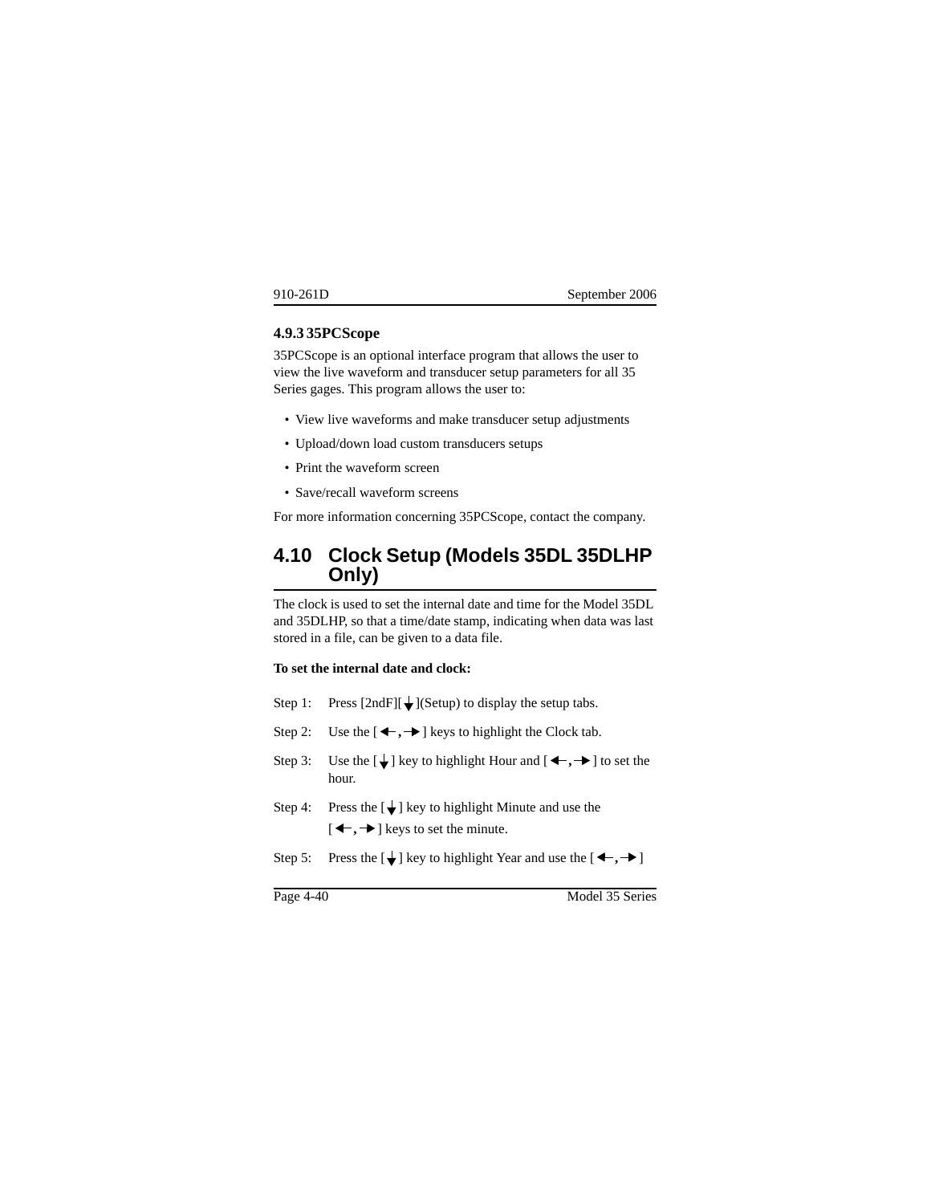### 4.9.3 35PCScope

35PCScope is an optional interface program that allows the user to view the live waveform and transducer setup parameters for all 35 Series gages. This program allows the user to:

- View live waveforms and make transducer setup adjustments
- Upload/down load custom transducers setups
- Print the waveform screen
- Save/recall waveform screens

For more information concerning 35PCScope, contact the company.

## 4.10 Clock Setup (Models 35DL 35DLHP Only)

The clock is used to set the internal date and time for the Model 35DL and 35DLHP, so that a time/date stamp, indicating when data was last stored in a file, can be given to a data file.

**To set the internal date and clock:**

Step 1: Press [2ndF][↓](Setup) to display the setup tabs.

Step 2: Use the [←,→] keys to highlight the Clock tab.

Step 3: Use the [↓] key to highlight Hour and [←,→] to set the hour.

Step 4: Press the [↓] key to highlight Minute and use the [←,→] keys to set the minute.

Step 5: Press the [↓] key to highlight Year and use the [←,→]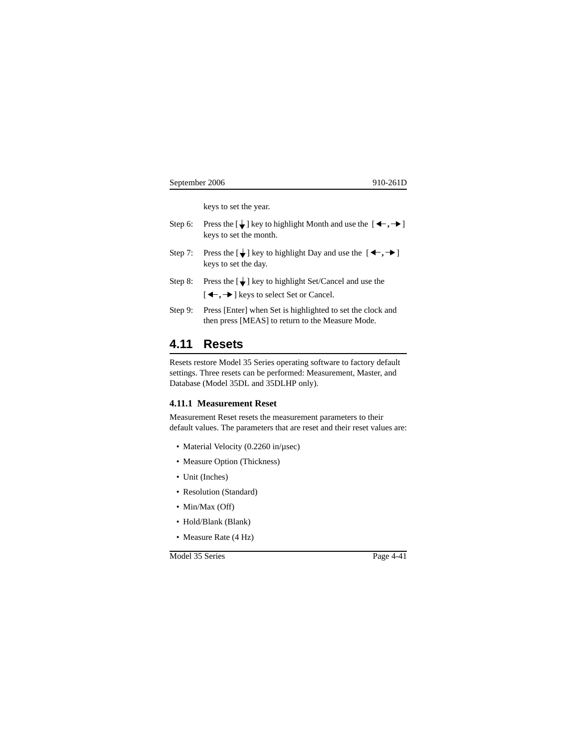keys to set the year.

Step 6: Press the [↓] key to highlight Month and use the [←, →] keys to set the month.

Step 7: Press the [↓] key to highlight Day and use the [←, →] keys to set the day.

Step 8: Press the [↓] key to highlight Set/Cancel and use the [←, →] keys to select Set or Cancel.

Step 9: Press [Enter] when Set is highlighted to set the clock and then press [MEAS] to return to the Measure Mode.

## 4.11 Resets

Resets restore Model 35 Series operating software to factory default settings. Three resets can be performed: Measurement, Master, and Database (Model 35DL and 35DLHP only).

### 4.11.1 Measurement Reset

Measurement Reset resets the measurement parameters to their default values. The parameters that are reset and their reset values are:

- Material Velocity (0.2260 in/µsec)
- Measure Option (Thickness)
- Unit (Inches)
- Resolution (Standard)
- Min/Max (Off)
- Hold/Blank (Blank)
- Measure Rate (4 Hz)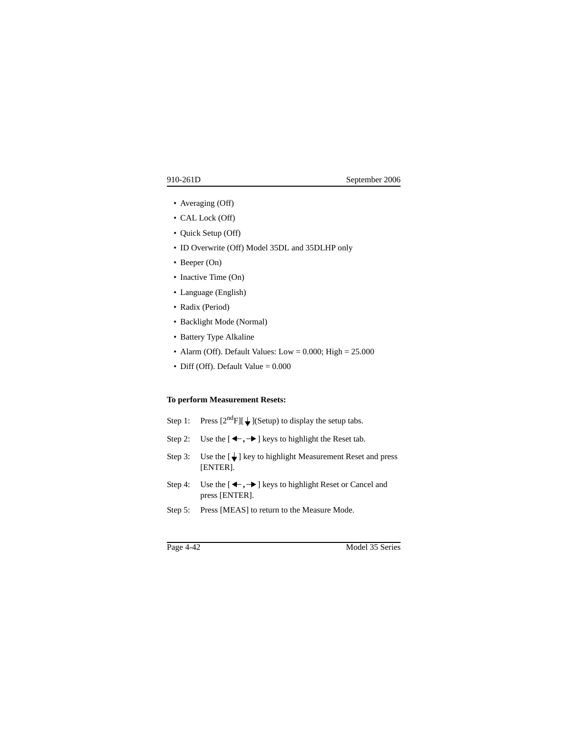- Averaging (Off)
- CAL Lock (Off)
- Quick Setup (Off)
- ID Overwrite (Off) Model 35DL and 35DLHP only
- Beeper (On)
- Inactive Time (On)
- Language (English)
- Radix (Period)
- Backlight Mode (Normal)
- Battery Type Alkaline
- Alarm (Off). Default Values: Low = 0.000; High = 25.000
- Diff (Off). Default Value = 0.000

**To perform Measurement Resets:**

Step 1: Press [2ndF][↓](Setup) to display the setup tabs.

Step 2: Use the [←, →] keys to highlight the Reset tab.

Step 3: Use the [↓] key to highlight Measurement Reset and press [ENTER].

Step 4: Use the [←, →] keys to highlight Reset or Cancel and press [ENTER].

Step 5: Press [MEAS] to return to the Measure Mode.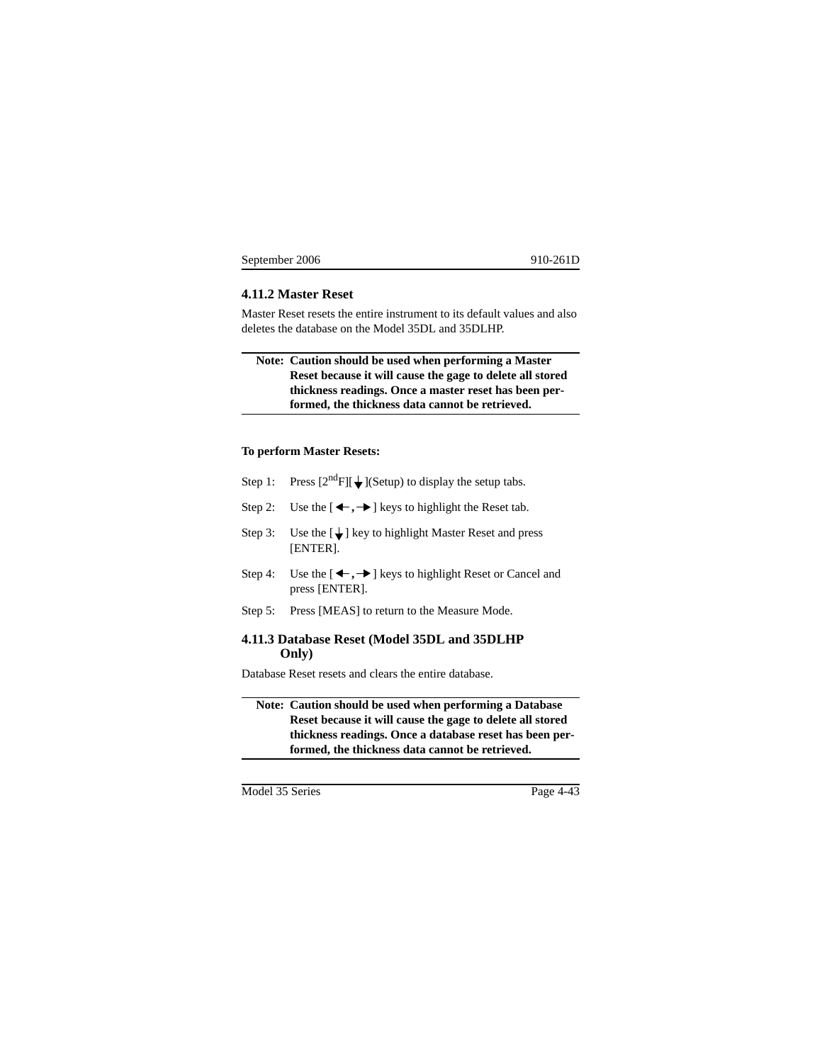### 4.11.2 Master Reset

Master Reset resets the entire instrument to its default values and also deletes the database on the Model 35DL and 35DLHP.

---

**Note: Caution should be used when performing a Master Reset because it will cause the gage to delete all stored thickness readings. Once a master reset has been performed, the thickness data cannot be retrieved.**

---

**To perform Master Resets:**

Step 1: Press [2$^{nd}$F][↓](Setup) to display the setup tabs.

Step 2: Use the [←, →] keys to highlight the Reset tab.

Step 3: Use the [↓] key to highlight Master Reset and press [ENTER].

Step 4: Use the [←, →] keys to highlight Reset or Cancel and press [ENTER].

Step 5: Press [MEAS] to return to the Measure Mode.

### 4.11.3 Database Reset (Model 35DL and 35DLHP Only)

Database Reset resets and clears the entire database.

---

**Note: Caution should be used when performing a Database Reset because it will cause the gage to delete all stored thickness readings. Once a database reset has been performed, the thickness data cannot be retrieved.**

---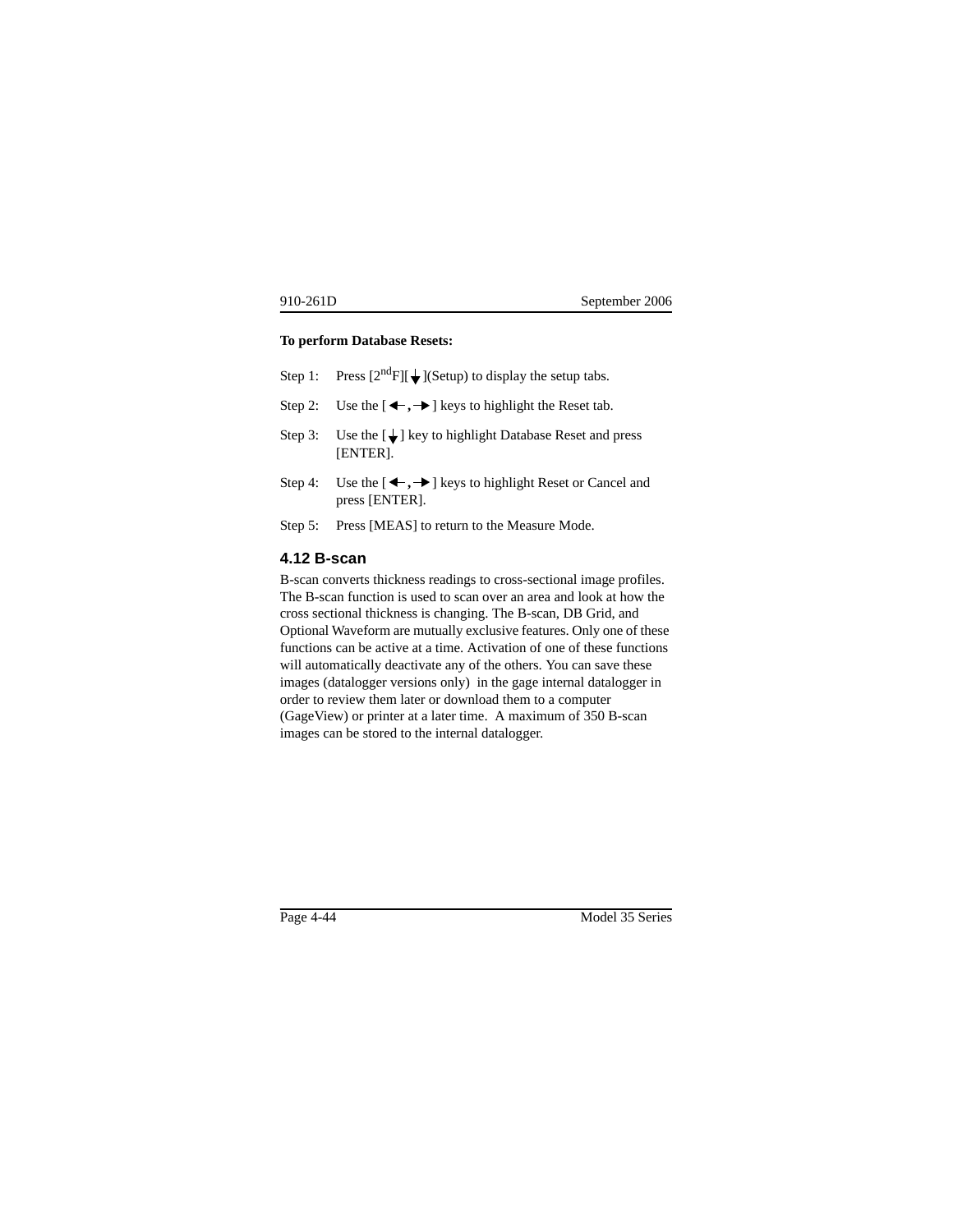**To perform Database Resets:**

Step 1: Press [2$^{nd}$F][↓](Setup) to display the setup tabs.

Step 2: Use the [←, →] keys to highlight the Reset tab.

Step 3: Use the [↓] key to highlight Database Reset and press [ENTER].

Step 4: Use the [←, →] keys to highlight Reset or Cancel and press [ENTER].

Step 5: Press [MEAS] to return to the Measure Mode.

## 4.12 B-scan

B-scan converts thickness readings to cross-sectional image profiles. The B-scan function is used to scan over an area and look at how the cross sectional thickness is changing. The B-scan, DB Grid, and Optional Waveform are mutually exclusive features. Only one of these functions can be active at a time. Activation of one of these functions will automatically deactivate any of the others. You can save these images (datalogger versions only) in the gage internal datalogger in order to review them later or download them to a computer (GageView) or printer at a later time. A maximum of 350 B-scan images can be stored to the internal datalogger.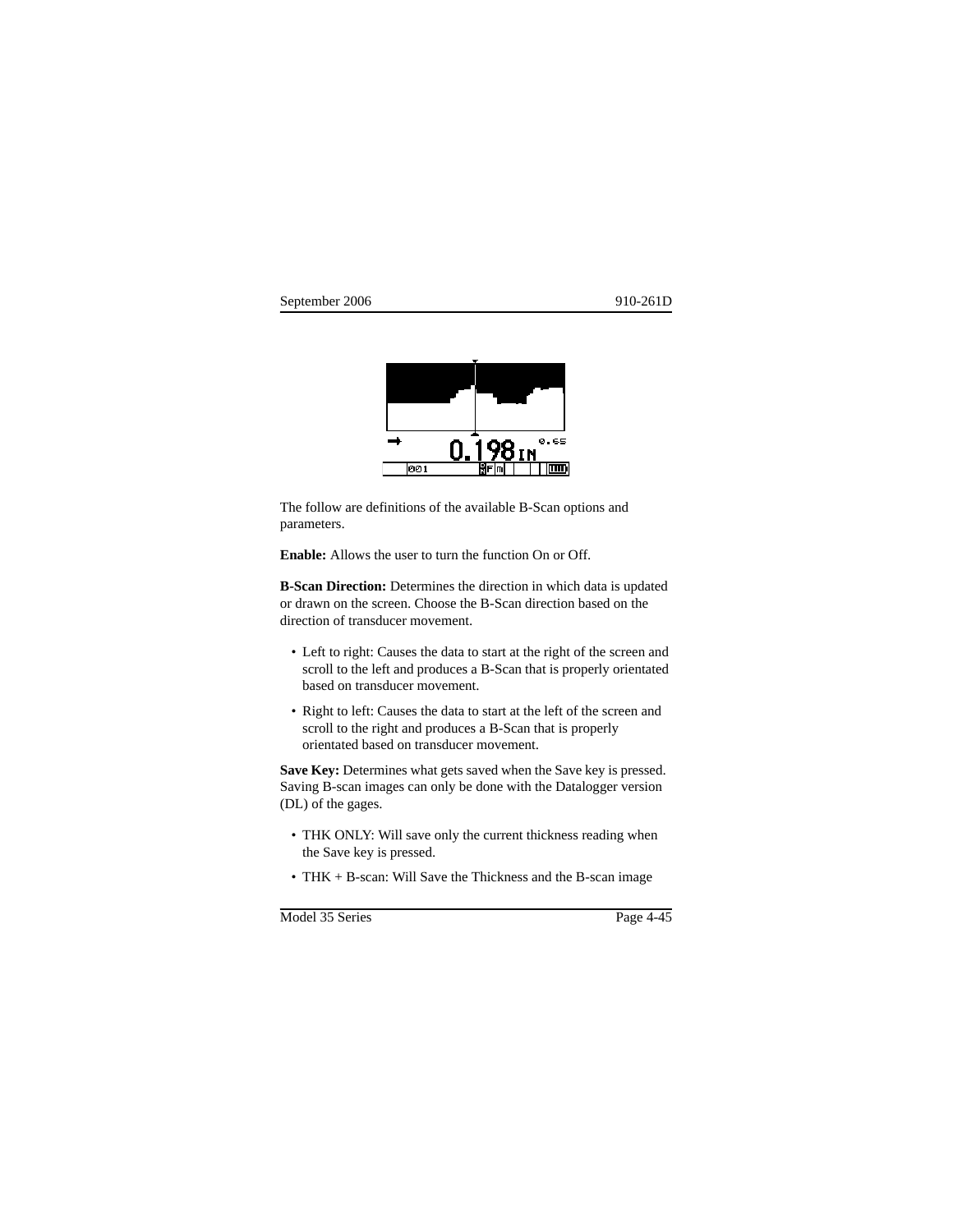The follow are definitions of the available B-Scan options and parameters.

**Enable:** Allows the user to turn the function On or Off.

**B-Scan Direction:** Determines the direction in which data is updated or drawn on the screen. Choose the B-Scan direction based on the direction of transducer movement.

- Left to right: Causes the data to start at the right of the screen and scroll to the left and produces a B-Scan that is properly orientated based on transducer movement.
- Right to left: Causes the data to start at the left of the screen and scroll to the right and produces a B-Scan that is properly orientated based on transducer movement.

**Save Key:** Determines what gets saved when the Save key is pressed. Saving B-scan images can only be done with the Datalogger version (DL) of the gages.

- THK ONLY: Will save only the current thickness reading when the Save key is pressed.
- THK + B-scan: Will Save the Thickness and the B-scan image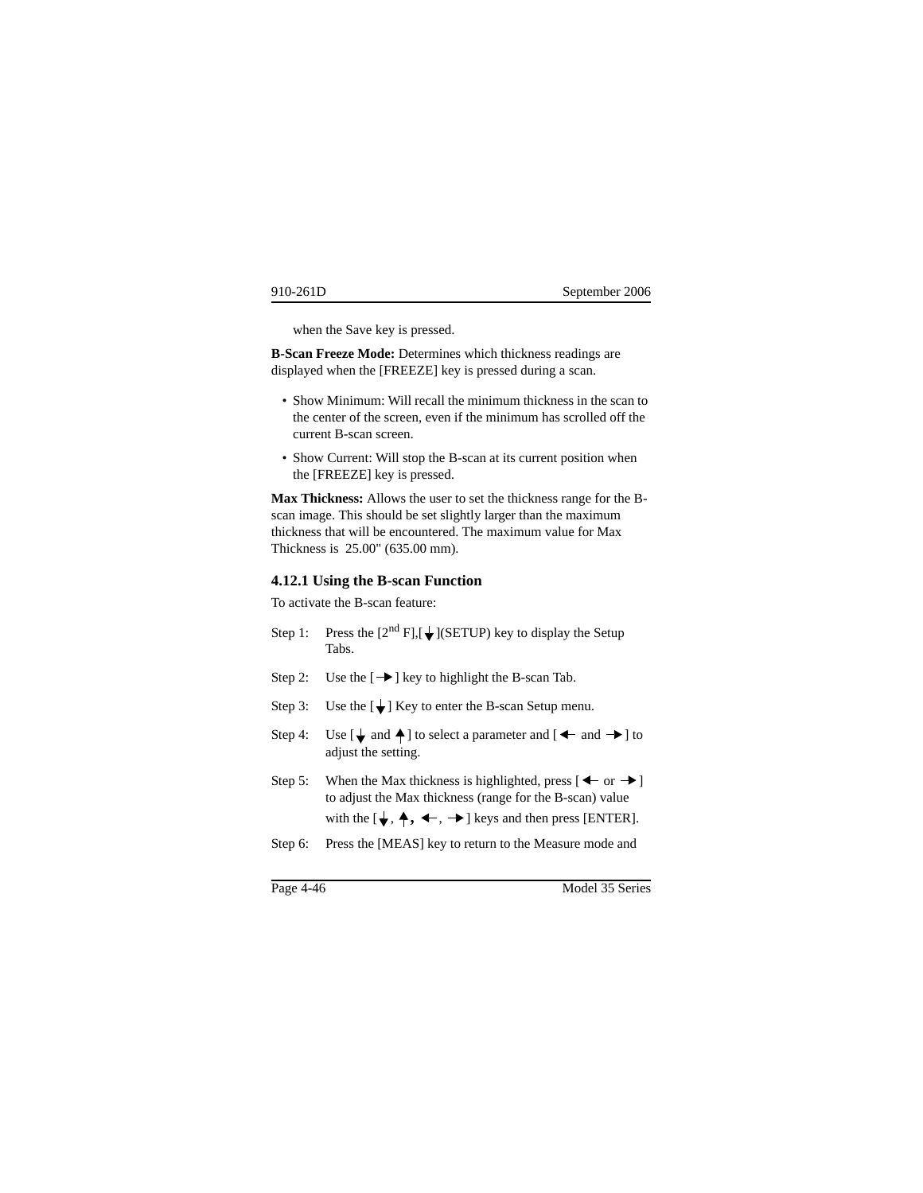when the Save key is pressed.

**B-Scan Freeze Mode:** Determines which thickness readings are displayed when the [FREEZE] key is pressed during a scan.

- Show Minimum: Will recall the minimum thickness in the scan to the center of the screen, even if the minimum has scrolled off the current B-scan screen.
- Show Current: Will stop the B-scan at its current position when the [FREEZE] key is pressed.

**Max Thickness:** Allows the user to set the thickness range for the B-scan image. This should be set slightly larger than the maximum thickness that will be encountered. The maximum value for Max Thickness is 25.00" (635.00 mm).

### 4.12.1 Using the B-scan Function

To activate the B-scan feature:

Step 1: Press the [2nd F],[↓](SETUP) key to display the Setup Tabs.

Step 2: Use the [→] key to highlight the B-scan Tab.

Step 3: Use the [↓] Key to enter the B-scan Setup menu.

Step 4: Use [↓ and ↑] to select a parameter and [← and →] to adjust the setting.

Step 5: When the Max thickness is highlighted, press [← or →] to adjust the Max thickness (range for the B-scan) value with the [↓, ↑, ←, →] keys and then press [ENTER].

Step 6: Press the [MEAS] key to return to the Measure mode and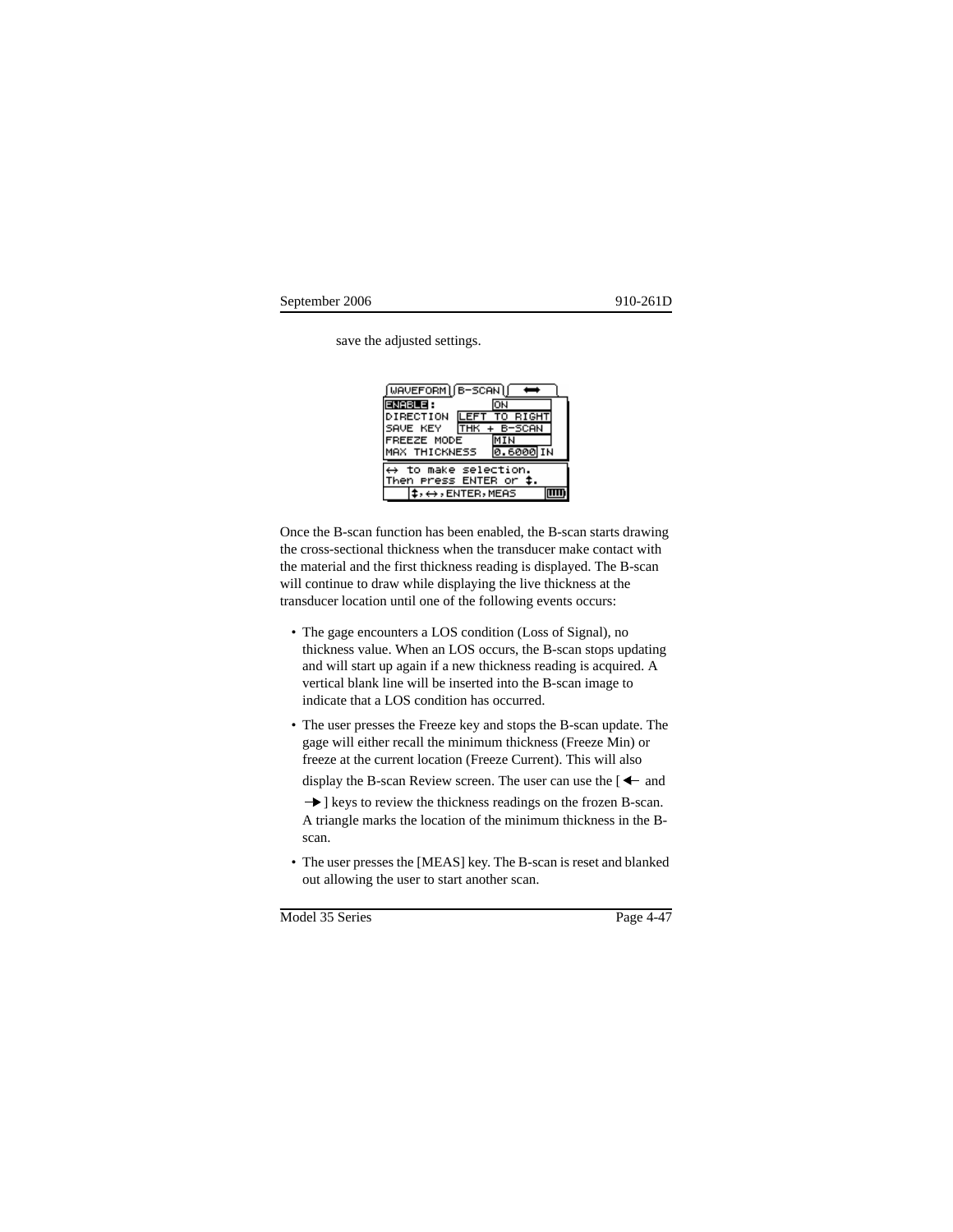save the adjusted settings.

```
WAVEFORM | B-SCAN | ⟷
ENABLE:          ON
DIRECTION        LEFT TO RIGHT
SAVE KEY         THK + B-SCAN
FREEZE MODE      MIN
MAX THICKNESS    0.6000 IN

↔ to make selection.
Then press ENTER or ↕.
↕,↔,ENTER,MEAS
```

Once the B-scan function has been enabled, the B-scan starts drawing the cross-sectional thickness when the transducer make contact with the material and the first thickness reading is displayed. The B-scan will continue to draw while displaying the live thickness at the transducer location until one of the following events occurs:

- The gage encounters a LOS condition (Loss of Signal), no thickness value. When an LOS occurs, the B-scan stops updating and will start up again if a new thickness reading is acquired. A vertical blank line will be inserted into the B-scan image to indicate that a LOS condition has occurred.
- The user presses the Freeze key and stops the B-scan update. The gage will either recall the minimum thickness (Freeze Min) or freeze at the current location (Freeze Current). This will also display the B-scan Review screen. The user can use the [← and →] keys to review the thickness readings on the frozen B-scan. A triangle marks the location of the minimum thickness in the B-scan.
- The user presses the [MEAS] key. The B-scan is reset and blanked out allowing the user to start another scan.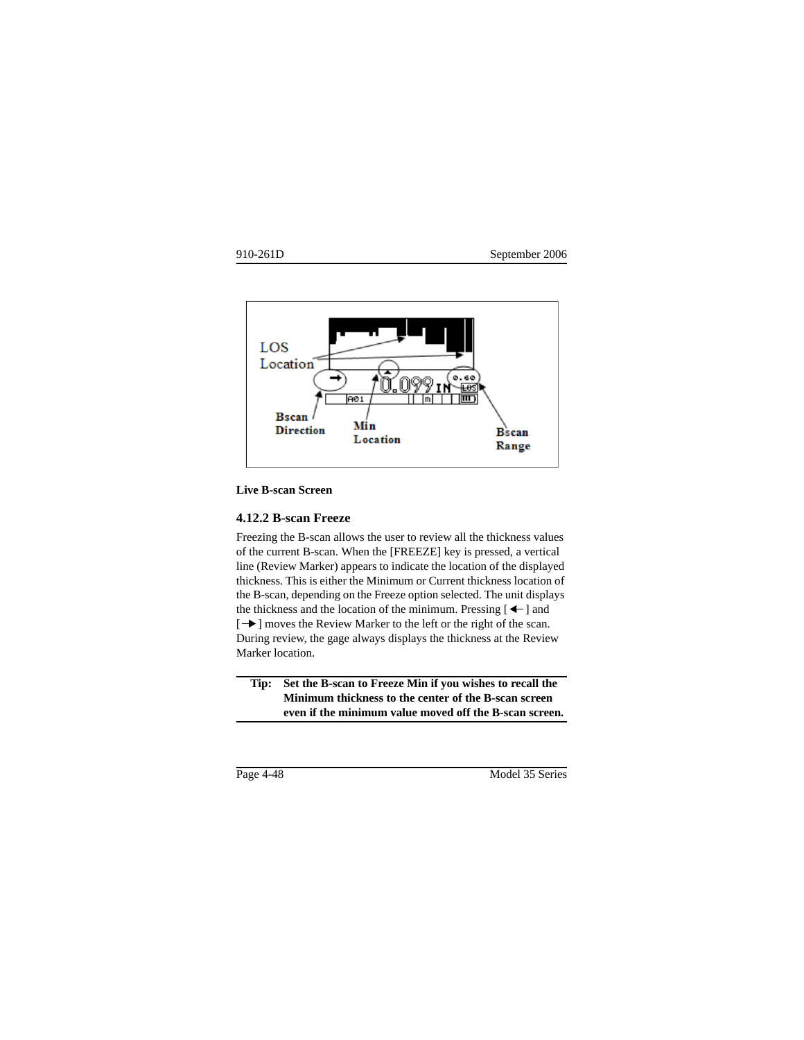**Live B-scan Screen**

### 4.12.2 B-scan Freeze

Freezing the B-scan allows the user to review all the thickness values of the current B-scan. When the [FREEZE] key is pressed, a vertical line (Review Marker) appears to indicate the location of the displayed thickness. This is either the Minimum or Current thickness location of the B-scan, depending on the Freeze option selected. The unit displays the thickness and the location of the minimum. Pressing [ ← ] and [ → ] moves the Review Marker to the left or the right of the scan. During review, the gage always displays the thickness at the Review Marker location.

**Tip: Set the B-scan to Freeze Min if you wishes to recall the Minimum thickness to the center of the B-scan screen even if the minimum value moved off the B-scan screen.**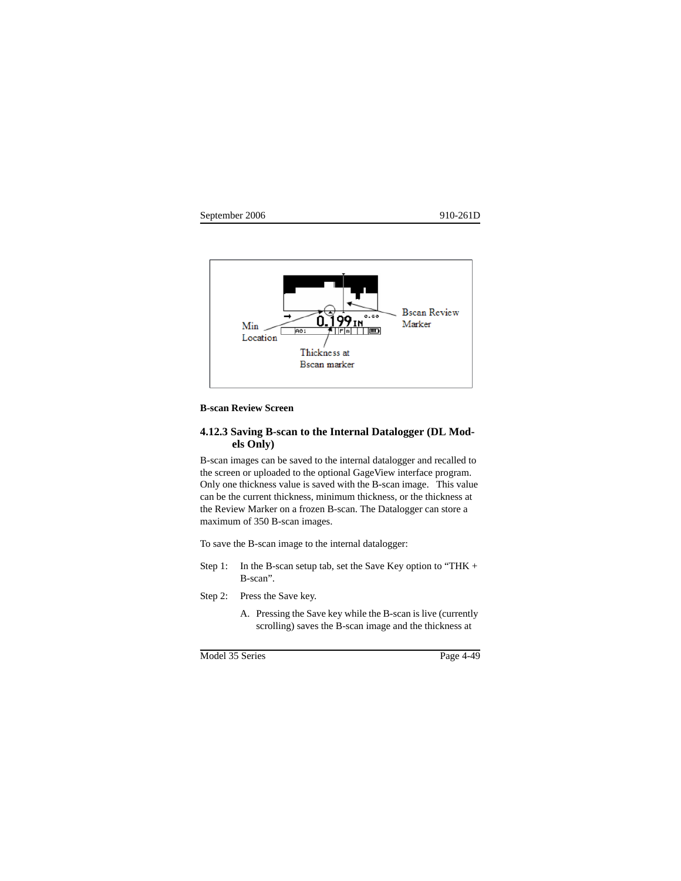**B-scan Review Screen**

### 4.12.3 Saving B-scan to the Internal Datalogger (DL Models Only)

B-scan images can be saved to the internal datalogger and recalled to the screen or uploaded to the optional GageView interface program. Only one thickness value is saved with the B-scan image. This value can be the current thickness, minimum thickness, or the thickness at the Review Marker on a frozen B-scan. The Datalogger can store a maximum of 350 B-scan images.

To save the B-scan image to the internal datalogger:

Step 1: In the B-scan setup tab, set the Save Key option to “THK + B-scan”.

Step 2: Press the Save key.

A. Pressing the Save key while the B-scan is live (currently scrolling) saves the B-scan image and the thickness at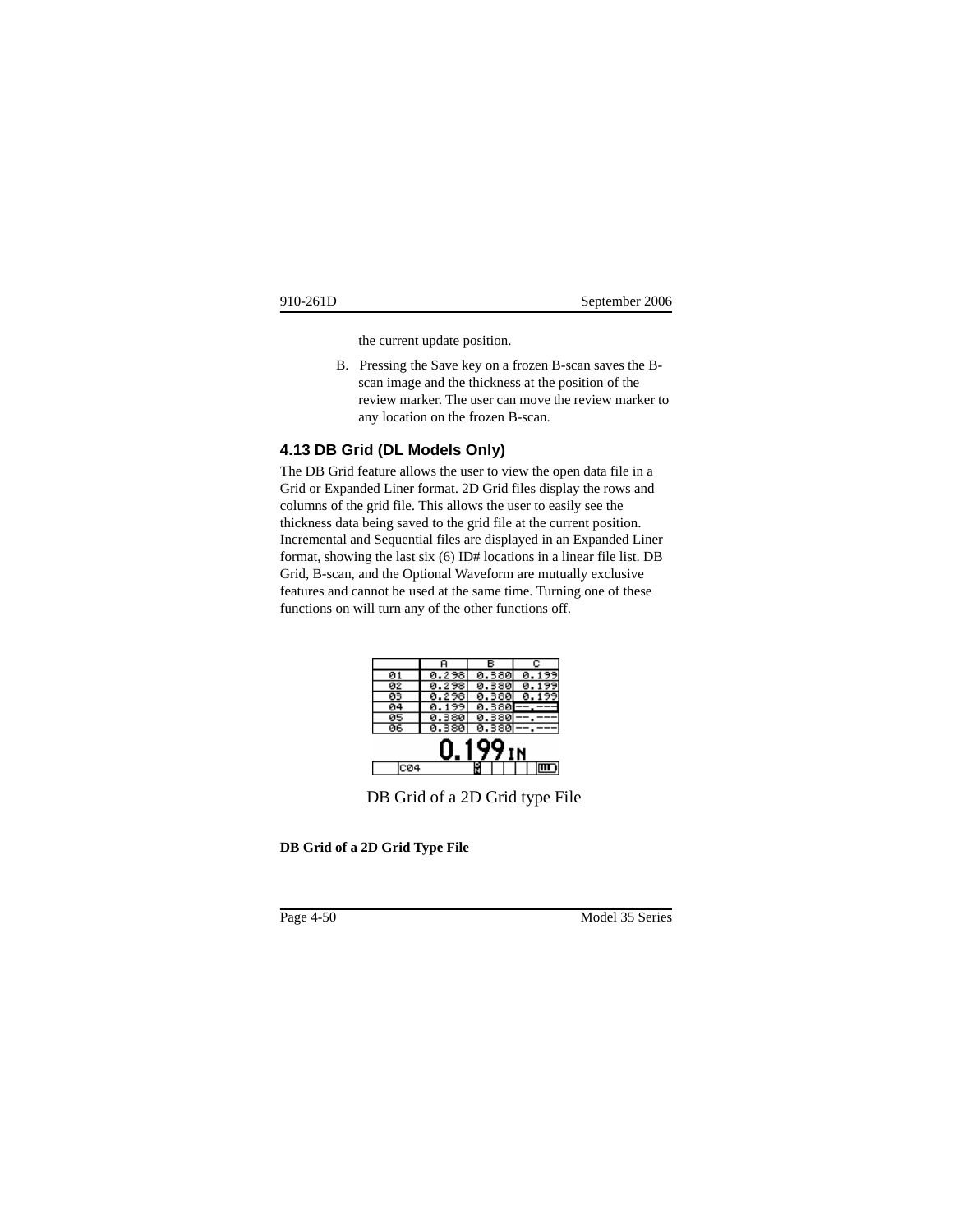the current update position.

B. Pressing the Save key on a frozen B-scan saves the B-scan image and the thickness at the position of the review marker. The user can move the review marker to any location on the frozen B-scan.

### 4.13 DB Grid (DL Models Only)

The DB Grid feature allows the user to view the open data file in a Grid or Expanded Liner format. 2D Grid files display the rows and columns of the grid file. This allows the user to easily see the thickness data being saved to the grid file at the current position. Incremental and Sequential files are displayed in an Expanded Liner format, showing the last six (6) ID# locations in a linear file list. DB Grid, B-scan, and the Optional Waveform are mutually exclusive features and cannot be used at the same time. Turning one of these functions on will turn any of the other functions off.

| | A | B | C |
|---|---|---|---|
| 01 | 0.298 | 0.380 | 0.199 |
| 02 | 0.298 | 0.380 | 0.199 |
| 03 | 0.298 | 0.380 | 0.199 |
| 04 | 0.199 | 0.380 | --.--- |
| 05 | 0.380 | 0.380 | --.--- |
| 06 | 0.380 | 0.380 | --.--- |

0.199 IN

C04

DB Grid of a 2D Grid type File

**DB Grid of a 2D Grid Type File**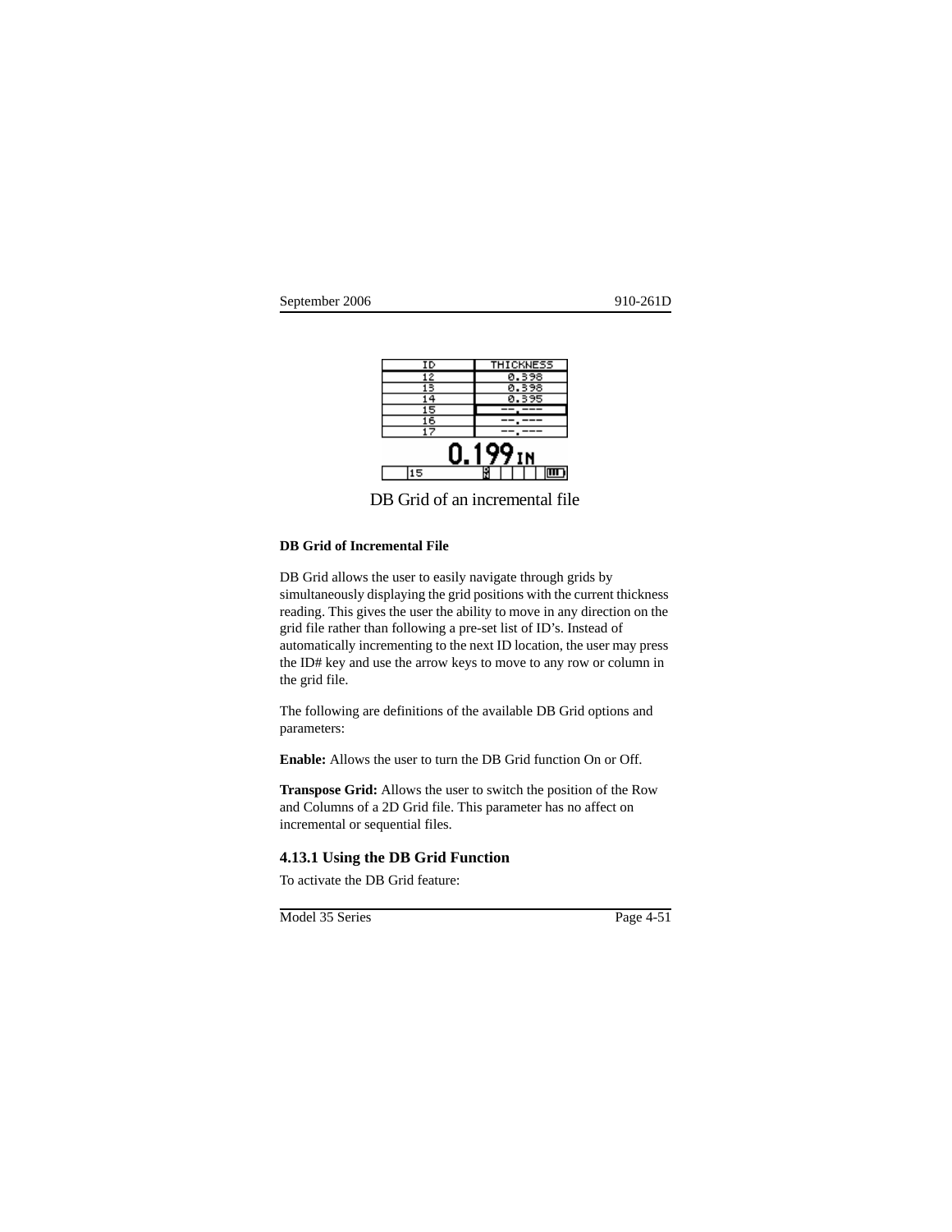| ID | THICKNESS |
| --- | --- |
| 12 | 0.398 |
| 13 | 0.398 |
| 14 | 0.395 |
| 15 | --.--- |
| 16 | --.--- |
| 17 | --.--- |

0.199 IN

15

DB Grid of an incremental file

**DB Grid of Incremental File**

DB Grid allows the user to easily navigate through grids by simultaneously displaying the grid positions with the current thickness reading. This gives the user the ability to move in any direction on the grid file rather than following a pre-set list of ID's. Instead of automatically incrementing to the next ID location, the user may press the ID# key and use the arrow keys to move to any row or column in the grid file.

The following are definitions of the available DB Grid options and parameters:

**Enable:** Allows the user to turn the DB Grid function On or Off.

**Transpose Grid:** Allows the user to switch the position of the Row and Columns of a 2D Grid file. This parameter has no affect on incremental or sequential files.

### 4.13.1 Using the DB Grid Function

To activate the DB Grid feature: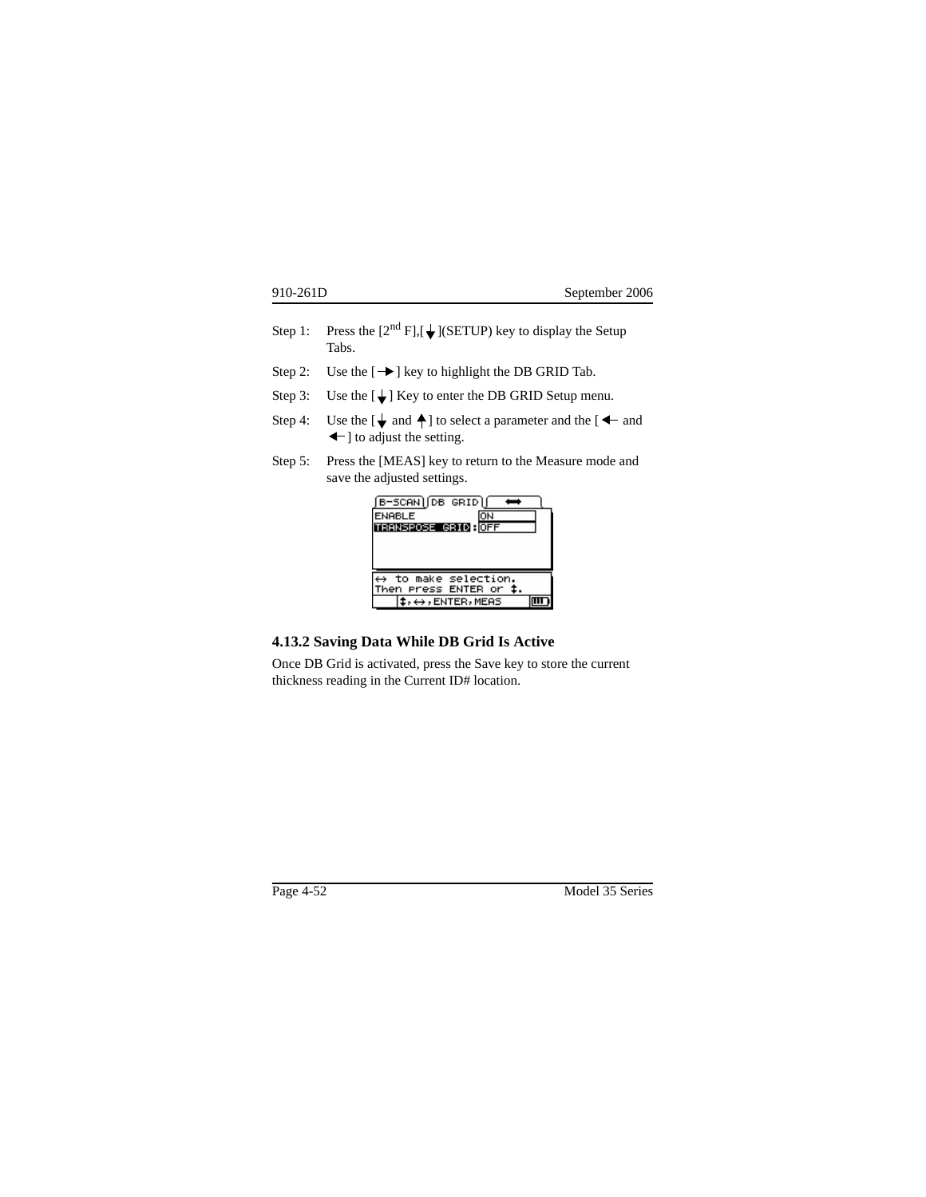Step 1: Press the [2nd F],[↓](SETUP) key to display the Setup Tabs.

Step 2: Use the [→] key to highlight the DB GRID Tab.

Step 3: Use the [↓] Key to enter the DB GRID Setup menu.

Step 4: Use the [↓ and ↑] to select a parameter and the [← and ←] to adjust the setting.

Step 5: Press the [MEAS] key to return to the Measure mode and save the adjusted settings.

### 4.13.2 Saving Data While DB Grid Is Active

Once DB Grid is activated, press the Save key to store the current thickness reading in the Current ID# location.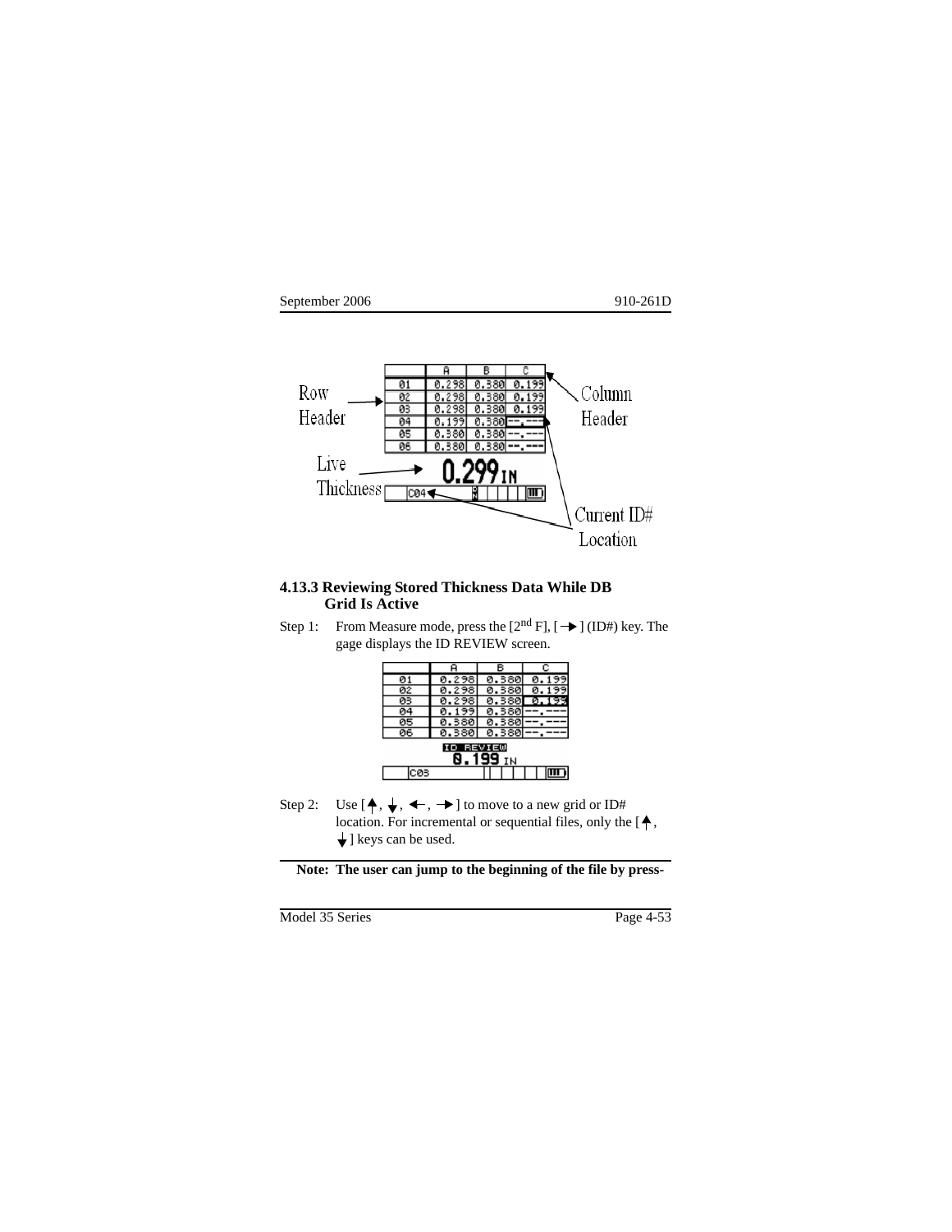#### 4.13.3 Reviewing Stored Thickness Data While DB Grid Is Active

Step 1: From Measure mode, press the [2nd F], [→] (ID#) key. The gage displays the ID REVIEW screen.

Step 2: Use [↑, ↓, ←, →] to move to a new grid or ID# location. For incremental or sequential files, only the [↑, ↓] keys can be used.

**Note: The user can jump to the beginning of the file by press-**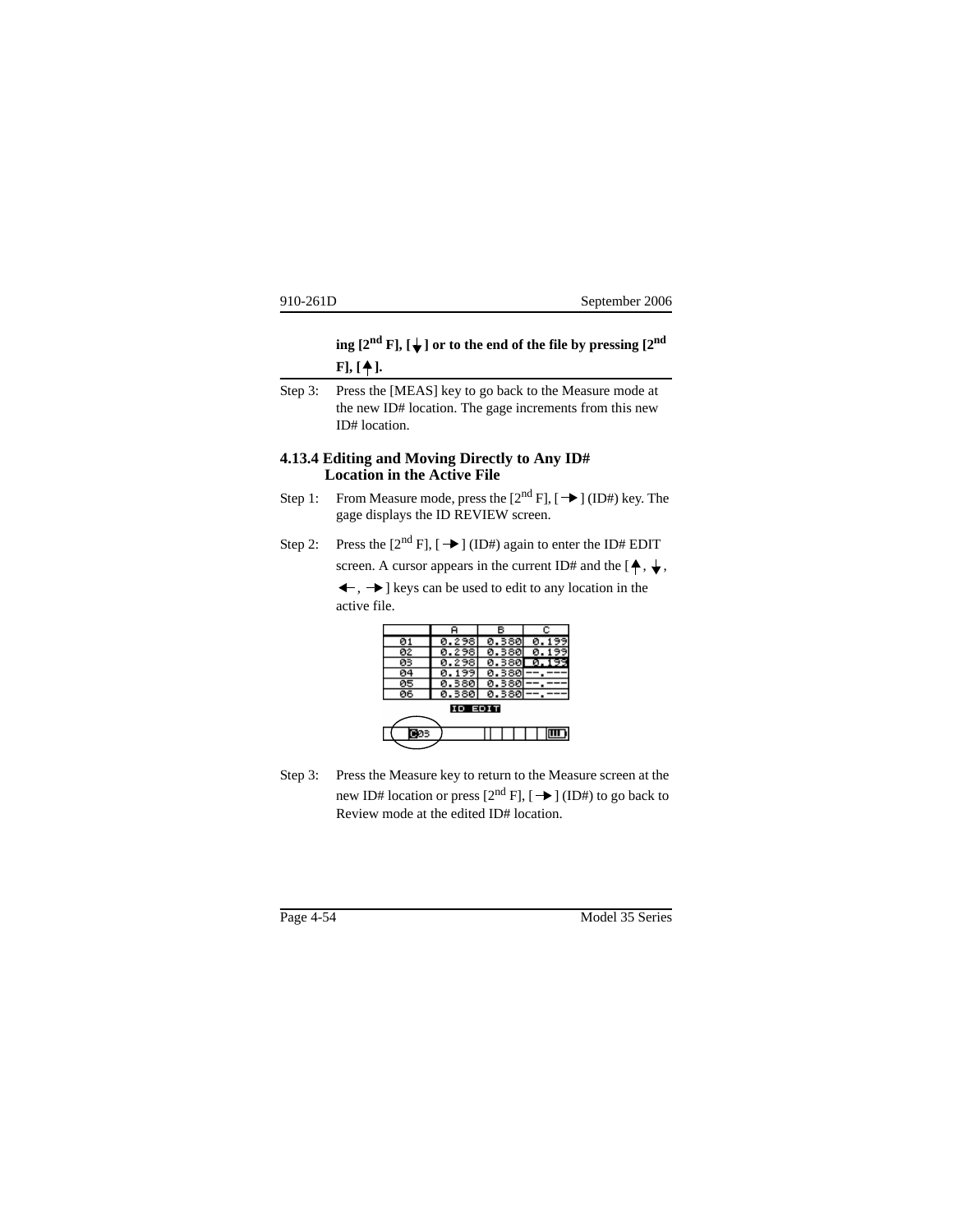**ing [2nd F], [↓] or to the end of the file by pressing [2nd F], [↑].**

Step 3: Press the [MEAS] key to go back to the Measure mode at the new ID# location. The gage increments from this new ID# location.

### 4.13.4 Editing and Moving Directly to Any ID# Location in the Active File

Step 1: From Measure mode, press the [2nd F], [→] (ID#) key. The gage displays the ID REVIEW screen.

Step 2: Press the [2nd F], [→] (ID#) again to enter the ID# EDIT screen. A cursor appears in the current ID# and the [↑, ↓, ←, →] keys can be used to edit to any location in the active file.

| | A | B | C |
|---|---|---|---|
| 01 | 0.298 | 0.380 | 0.199 |
| 02 | 0.298 | 0.380 | 0.199 |
| 03 | 0.298 | 0.380 | 0.199 |
| 04 | 0.199 | 0.380 | --.--- |
| 05 | 0.380 | 0.380 | --.--- |
| 06 | 0.380 | 0.380 | --.--- |

ID EDIT

C03

Step 3: Press the Measure key to return to the Measure screen at the new ID# location or press [2nd F], [→] (ID#) to go back to Review mode at the edited ID# location.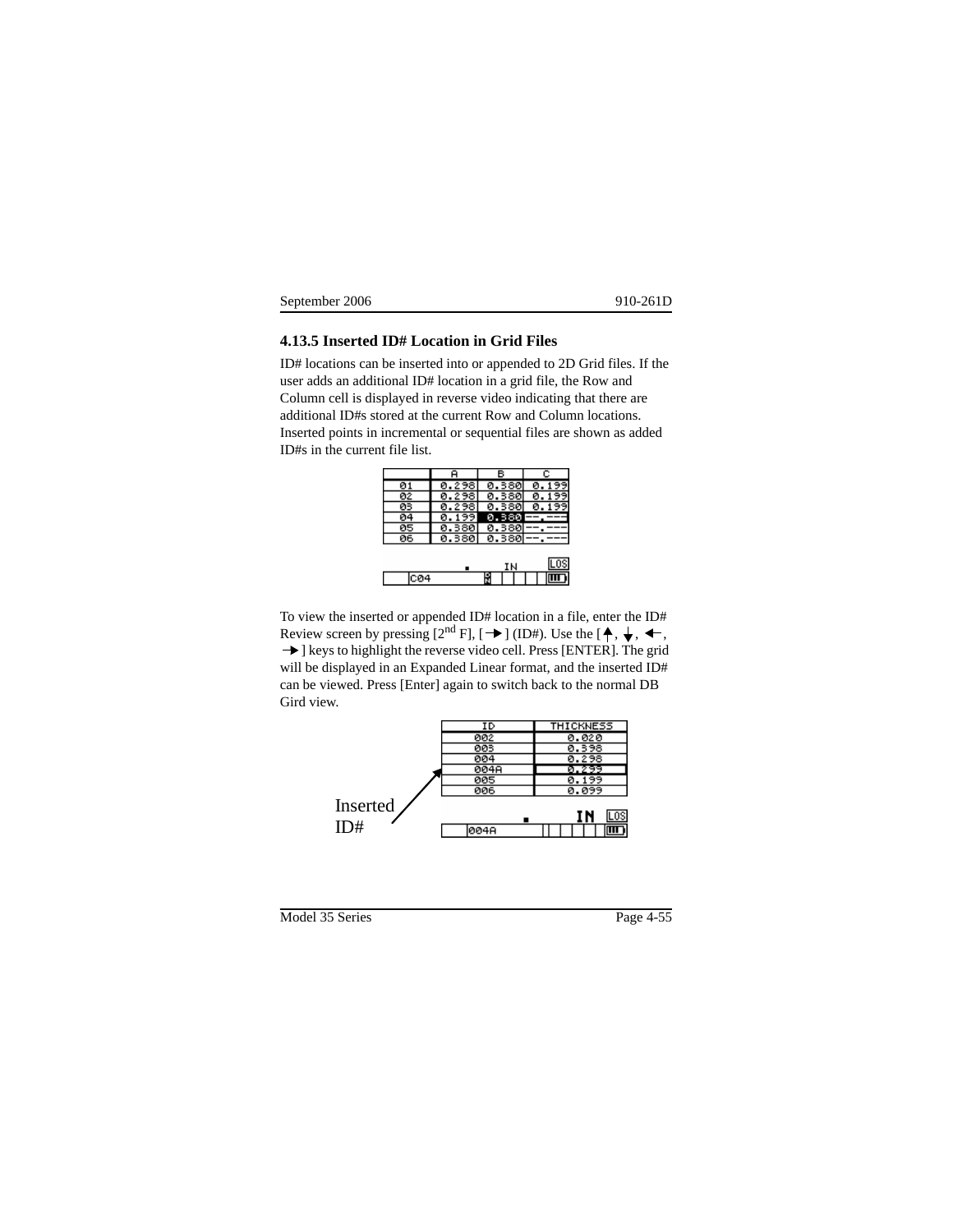### 4.13.5 Inserted ID# Location in Grid Files

ID# locations can be inserted into or appended to 2D Grid files. If the user adds an additional ID# location in a grid file, the Row and Column cell is displayed in reverse video indicating that there are additional ID#s stored at the current Row and Column locations. Inserted points in incremental or sequential files are shown as added ID#s in the current file list.

|    | A     | B     | C      |
|----|-------|-------|--------|
| 01 | 0.298 | 0.380 | 0.199  |
| 02 | 0.298 | 0.380 | 0.199  |
| 03 | 0.298 | 0.380 | 0.199  |
| 04 | 0.199 | 0.380 | --.--- |
| 05 | 0.380 | 0.380 | --.--- |
| 06 | 0.380 | 0.380 | --.--- |

IN LOS

C04

To view the inserted or appended ID# location in a file, enter the ID# Review screen by pressing [2nd F], [→] (ID#). Use the [↑, ↓, ←, →] keys to highlight the reverse video cell. Press [ENTER]. The grid will be displayed in an Expanded Linear format, and the inserted ID# can be viewed. Press [Enter] again to switch back to the normal DB Gird view.

| ID   | THICKNESS |
|------|-----------|
| 002  | 0.020     |
| 003  | 0.398     |
| 004  | 0.298     |
| 004A | 0.299     |
| 005  | 0.199     |
| 006  | 0.099     |

IN LOS

004A

Inserted ID#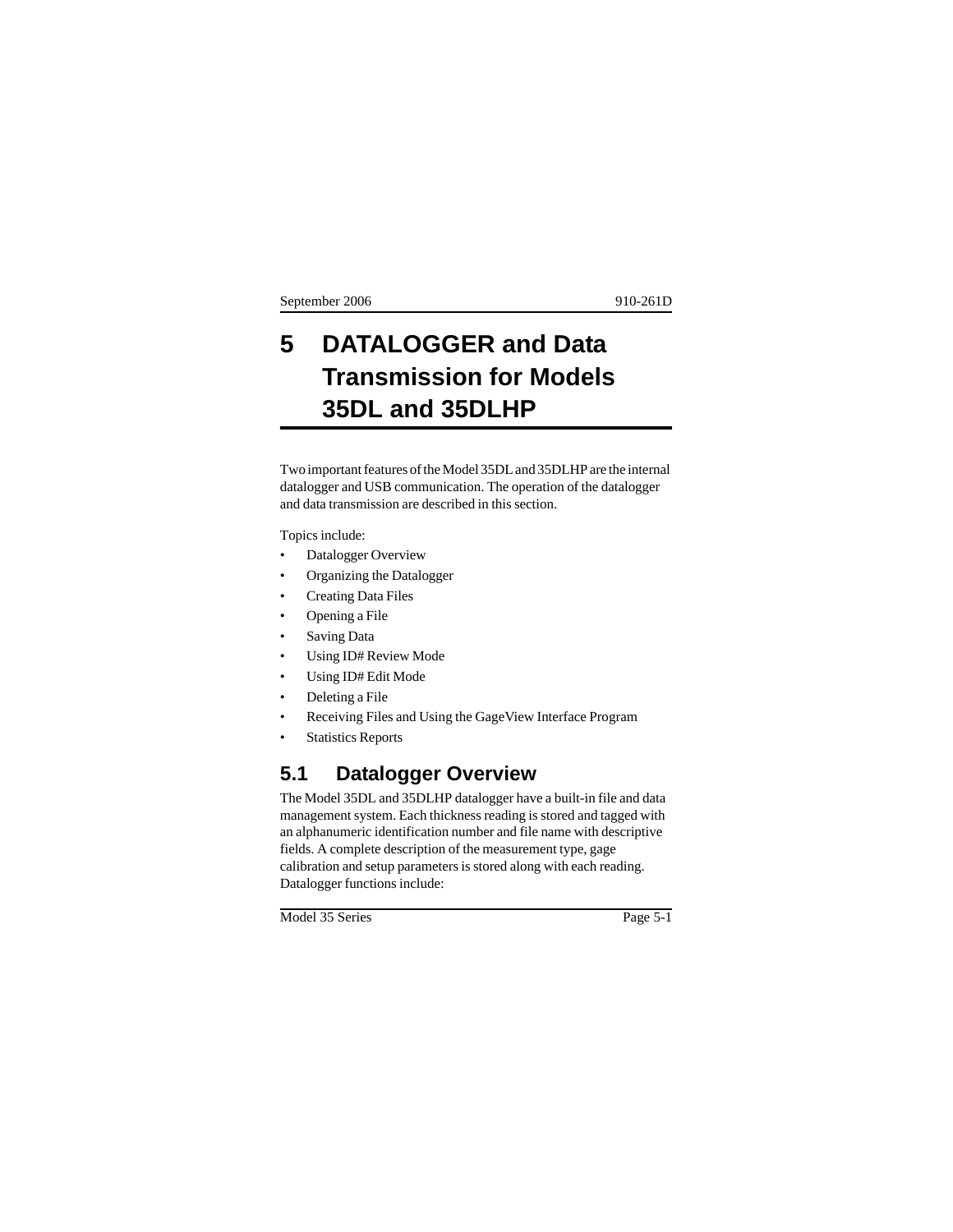# 5 DATALOGGER and Data Transmission for Models 35DL and 35DLHP

Two important features of the Model 35DL and 35DLHP are the internal datalogger and USB communication. The operation of the datalogger and data transmission are described in this section.

Topics include:

- Datalogger Overview
- Organizing the Datalogger
- Creating Data Files
- Opening a File
- Saving Data
- Using ID# Review Mode
- Using ID# Edit Mode
- Deleting a File
- Receiving Files and Using the GageView Interface Program
- Statistics Reports

## 5.1 Datalogger Overview

The Model 35DL and 35DLHP datalogger have a built-in file and data management system. Each thickness reading is stored and tagged with an alphanumeric identification number and file name with descriptive fields. A complete description of the measurement type, gage calibration and setup parameters is stored along with each reading. Datalogger functions include: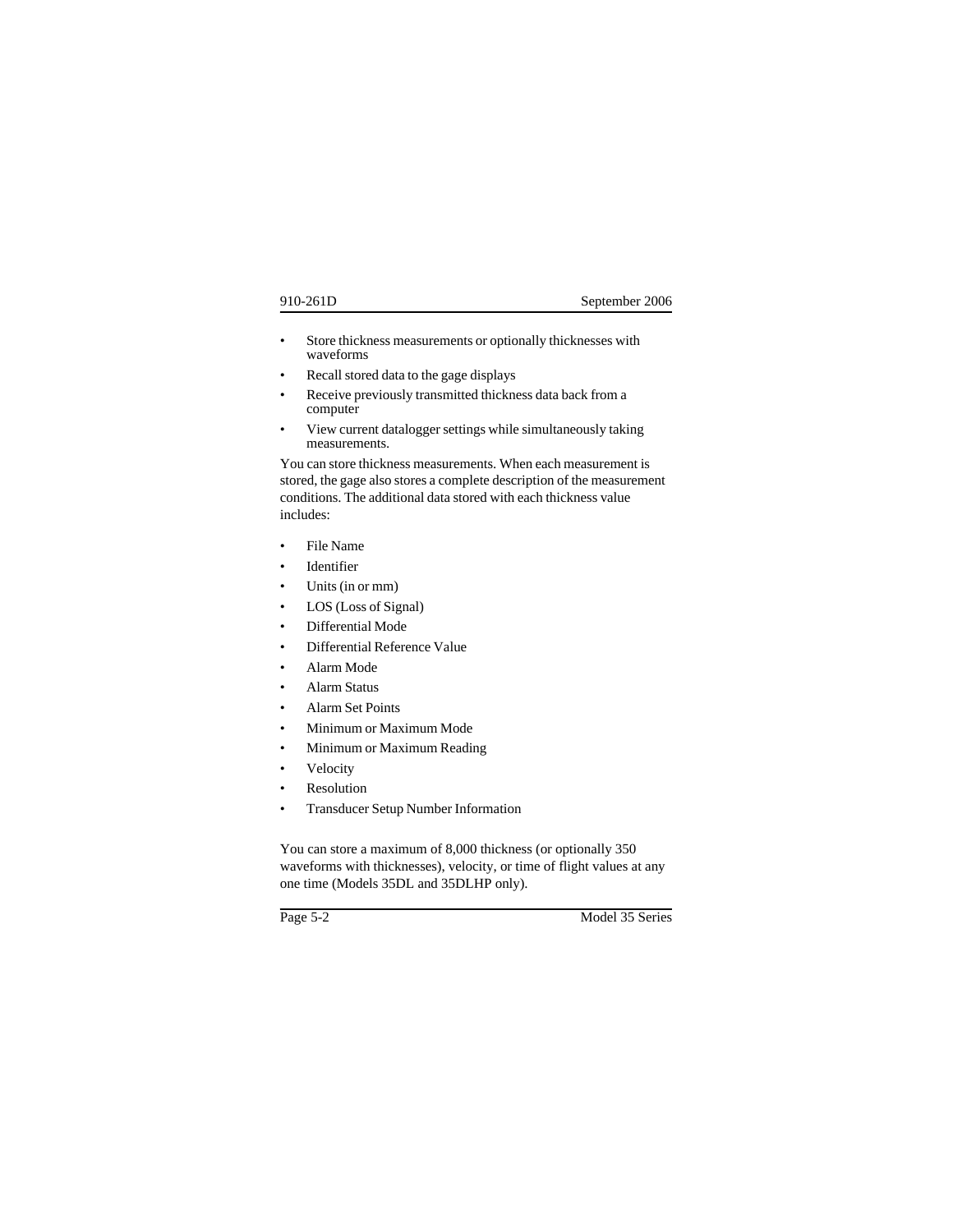- Store thickness measurements or optionally thicknesses with waveforms
- Recall stored data to the gage displays
- Receive previously transmitted thickness data back from a computer
- View current datalogger settings while simultaneously taking measurements.

You can store thickness measurements. When each measurement is stored, the gage also stores a complete description of the measurement conditions. The additional data stored with each thickness value includes:

- File Name
- Identifier
- Units (in or mm)
- LOS (Loss of Signal)
- Differential Mode
- Differential Reference Value
- Alarm Mode
- Alarm Status
- Alarm Set Points
- Minimum or Maximum Mode
- Minimum or Maximum Reading
- Velocity
- Resolution
- Transducer Setup Number Information

You can store a maximum of 8,000 thickness (or optionally 350 waveforms with thicknesses), velocity, or time of flight values at any one time (Models 35DL and 35DLHP only).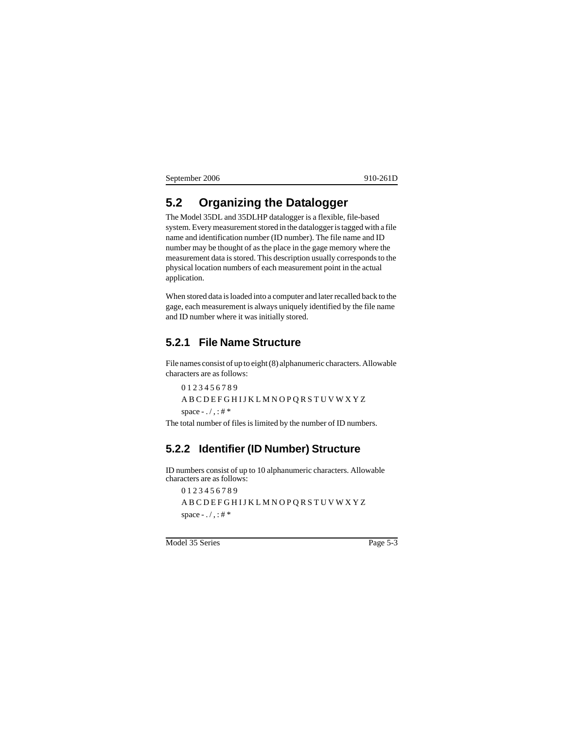## 5.2 Organizing the Datalogger

The Model 35DL and 35DLHP datalogger is a flexible, file-based system. Every measurement stored in the datalogger is tagged with a file name and identification number (ID number). The file name and ID number may be thought of as the place in the gage memory where the measurement data is stored. This description usually corresponds to the physical location numbers of each measurement point in the actual application.

When stored data is loaded into a computer and later recalled back to the gage, each measurement is always uniquely identified by the file name and ID number where it was initially stored.

### 5.2.1 File Name Structure

File names consist of up to eight (8) alphanumeric characters. Allowable characters are as follows:

0 1 2 3 4 5 6 7 8 9

A B C D E F G H I J K L M N O P Q R S T U V W X Y Z

space - . / , : # *

The total number of files is limited by the number of ID numbers.

### 5.2.2 Identifier (ID Number) Structure

ID numbers consist of up to 10 alphanumeric characters. Allowable characters are as follows:

0 1 2 3 4 5 6 7 8 9

A B C D E F G H I J K L M N O P Q R S T U V W X Y Z

space - . / , : # *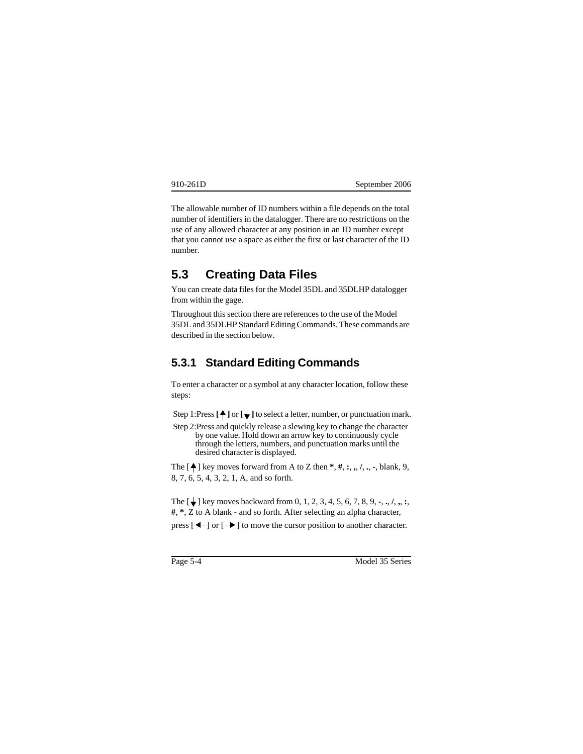The allowable number of ID numbers within a file depends on the total number of identifiers in the datalogger. There are no restrictions on the use of any allowed character at any position in an ID number except that you cannot use a space as either the first or last character of the ID number.

## 5.3 Creating Data Files

You can create data files for the Model 35DL and 35DLHP datalogger from within the gage.

Throughout this section there are references to the use of the Model 35DL and 35DLHP Standard Editing Commands. These commands are described in the section below.

### 5.3.1 Standard Editing Commands

To enter a character or a symbol at any character location, follow these steps:

Step 1: Press **[↑]** or **[↓]** to select a letter, number, or punctuation mark.

Step 2: Press and quickly release a slewing key to change the character by one value. Hold down an arrow key to continuously cycle through the letters, numbers, and punctuation marks until the desired character is displayed.

The [↑] key moves forward from A to Z then **\***, **#**, **:**, **,**, **/**, **.**, **-**, blank, 9, 8, 7, 6, 5, 4, 3, 2, 1, A, and so forth.

The [↓] key moves backward from 0, 1, 2, 3, 4, 5, 6, 7, 8, 9, -, **.**, /, **,**, **:**, **#**, **\***, Z to A blank - and so forth. After selecting an alpha character, press [←] or [→] to move the cursor position to another character.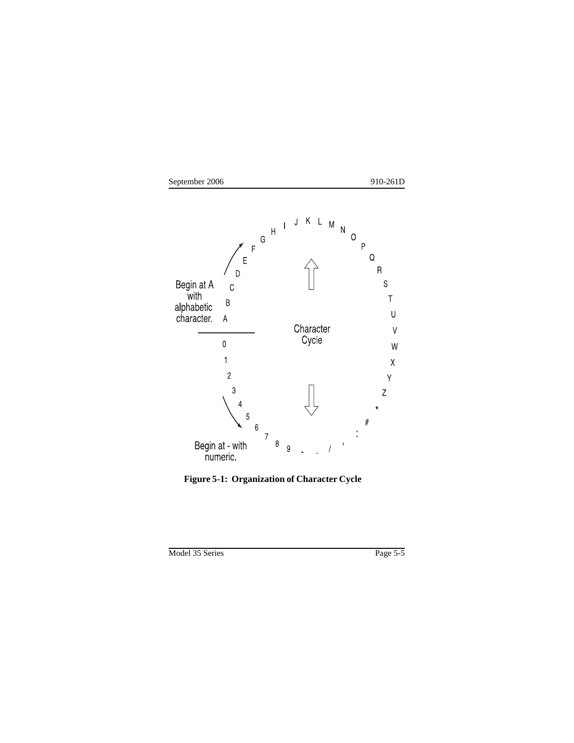Begin at A with alphabetic character.

A B C D E F G H I J K L M N O P Q R S T U V W X Y Z * # : , / . -

Character Cycle

0 1 2 3 4 5 6 7 8 9

Begin at - with numeric.

**Figure 5-1: Organization of Character Cycle**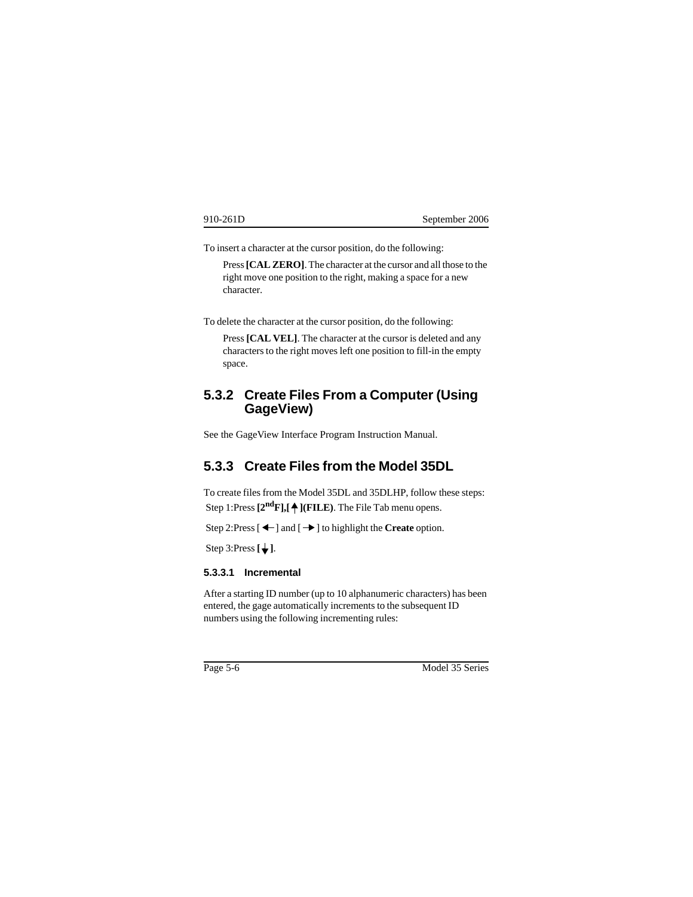To insert a character at the cursor position, do the following:

> Press **[CAL ZERO]**. The character at the cursor and all those to the right move one position to the right, making a space for a new character.

To delete the character at the cursor position, do the following:

> Press **[CAL VEL]**. The character at the cursor is deleted and any characters to the right moves left one position to fill-in the empty space.

### 5.3.2 Create Files From a Computer (Using GageView)

See the GageView Interface Program Instruction Manual.

### 5.3.3 Create Files from the Model 35DL

To create files from the Model 35DL and 35DLHP, follow these steps:

Step 1:Press **[2$^{nd}$F],[↑](FILE)**. The File Tab menu opens.

Step 2:Press [←] and [→] to highlight the **Create** option.

Step 3:Press **[↓]**.

#### 5.3.3.1 Incremental

After a starting ID number (up to 10 alphanumeric characters) has been entered, the gage automatically increments to the subsequent ID numbers using the following incrementing rules: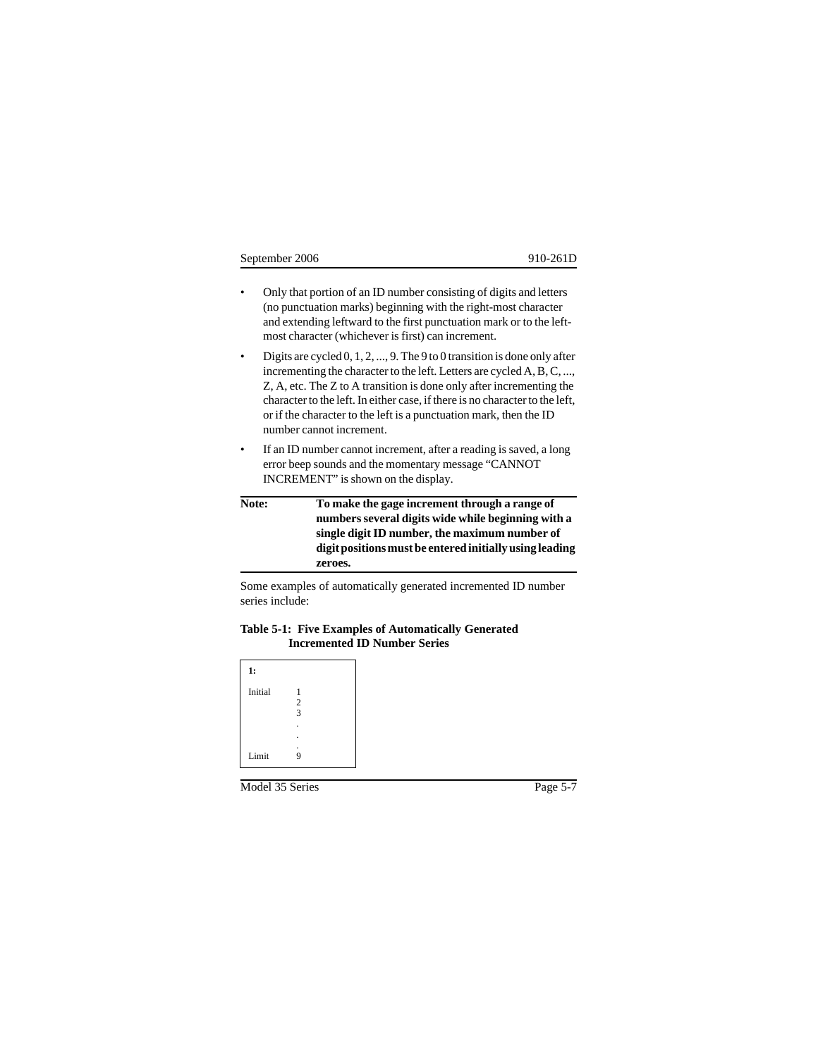- Only that portion of an ID number consisting of digits and letters (no punctuation marks) beginning with the right-most character and extending leftward to the first punctuation mark or to the left-most character (whichever is first) can increment.
- Digits are cycled 0, 1, 2, ..., 9. The 9 to 0 transition is done only after incrementing the character to the left. Letters are cycled A, B, C, ..., Z, A, etc. The Z to A transition is done only after incrementing the character to the left. In either case, if there is no character to the left, or if the character to the left is a punctuation mark, then the ID number cannot increment.
- If an ID number cannot increment, after a reading is saved, a long error beep sounds and the momentary message "CANNOT INCREMENT" is shown on the display.

| **Note:** | **To make the gage increment through a range of numbers several digits wide while beginning with a single digit ID number, the maximum number of digit positions must be entered initially using leading zeroes.** |
|---|---|

Some examples of automatically generated incremented ID number series include:

**Table 5-1: Five Examples of Automatically Generated Incremented ID Number Series**

| **1:** | |
|---|---|
| Initial | 1 |
| | 2 |
| | 3 |
| | . |
| | . |
| | . |
| Limit | 9 |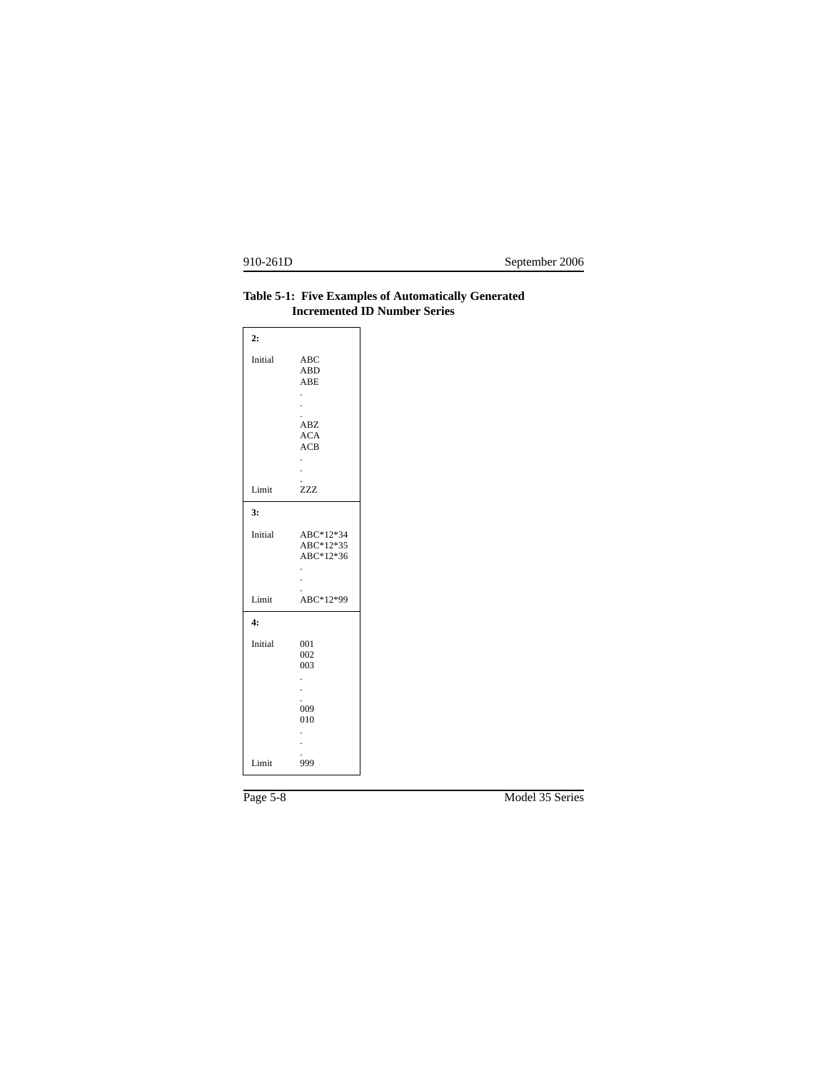**Table 5-1: Five Examples of Automatically Generated Incremented ID Number Series**

| **2:** | |
|---|---|
| Initial | ABC |
| | ABD |
| | ABE |
| | . |
| | . |
| | . |
| | ABZ |
| | ACA |
| | ACB |
| | . |
| | . |
| | . |
| Limit | ZZZ |
| **3:** | |
| Initial | ABC*12*34 |
| | ABC*12*35 |
| | ABC*12*36 |
| | . |
| | . |
| | . |
| Limit | ABC*12*99 |
| **4:** | |
| Initial | 001 |
| | 002 |
| | 003 |
| | . |
| | . |
| | . |
| | 009 |
| | 010 |
| | . |
| | . |
| | . |
| Limit | 999 |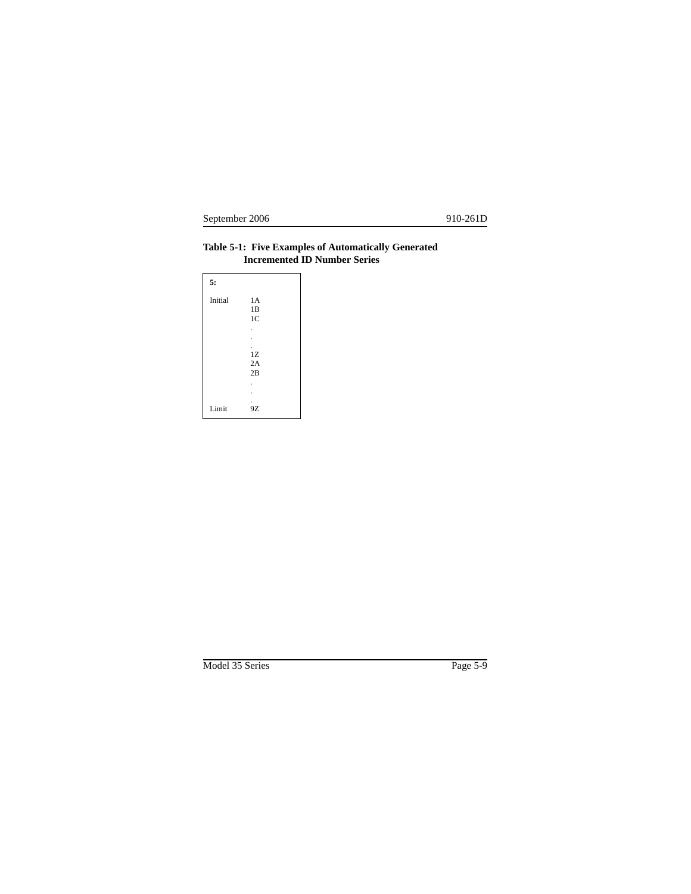**Table 5-1: Five Examples of Automatically Generated Incremented ID Number Series**

| **5:** | |
|---|---|
| Initial | 1A |
| | 1B |
| | 1C |
| | . |
| | . |
| | . |
| | 1Z |
| | 2A |
| | 2B |
| | . |
| | . |
| | . |
| Limit | 9Z |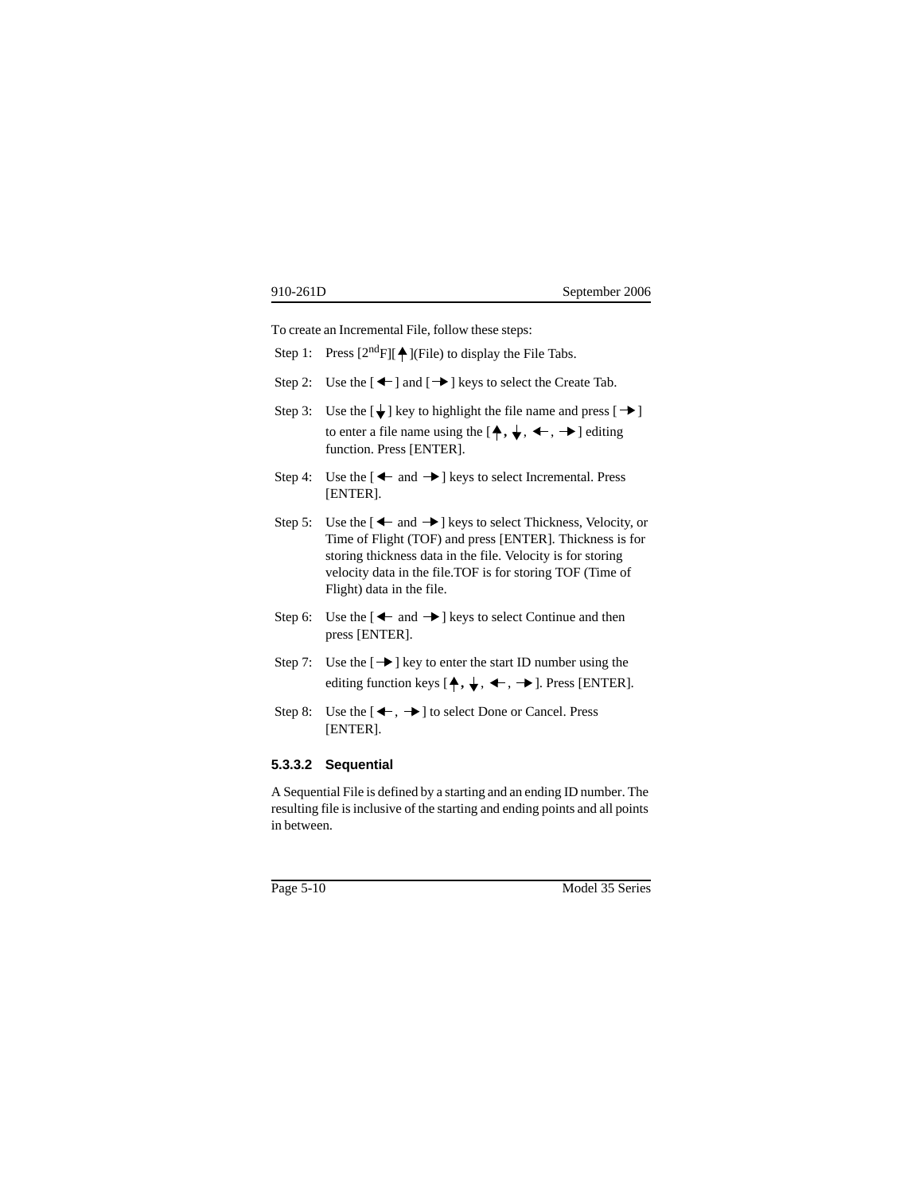To create an Incremental File, follow these steps:

Step 1: Press [2$^{nd}$F][↑](File) to display the File Tabs.

Step 2: Use the [←] and [→] keys to select the Create Tab.

Step 3: Use the [↓] key to highlight the file name and press [→] to enter a file name using the [↑, ↓, ←, →] editing function. Press [ENTER].

Step 4: Use the [← and →] keys to select Incremental. Press [ENTER].

Step 5: Use the [← and →] keys to select Thickness, Velocity, or Time of Flight (TOF) and press [ENTER]. Thickness is for storing thickness data in the file. Velocity is for storing velocity data in the file.TOF is for storing TOF (Time of Flight) data in the file.

Step 6: Use the [← and →] keys to select Continue and then press [ENTER].

Step 7: Use the [→] key to enter the start ID number using the editing function keys [↑, ↓, ←, →]. Press [ENTER].

Step 8: Use the [←, →] to select Done or Cancel. Press [ENTER].

#### 5.3.3.2 Sequential

A Sequential File is defined by a starting and an ending ID number. The resulting file is inclusive of the starting and ending points and all points in between.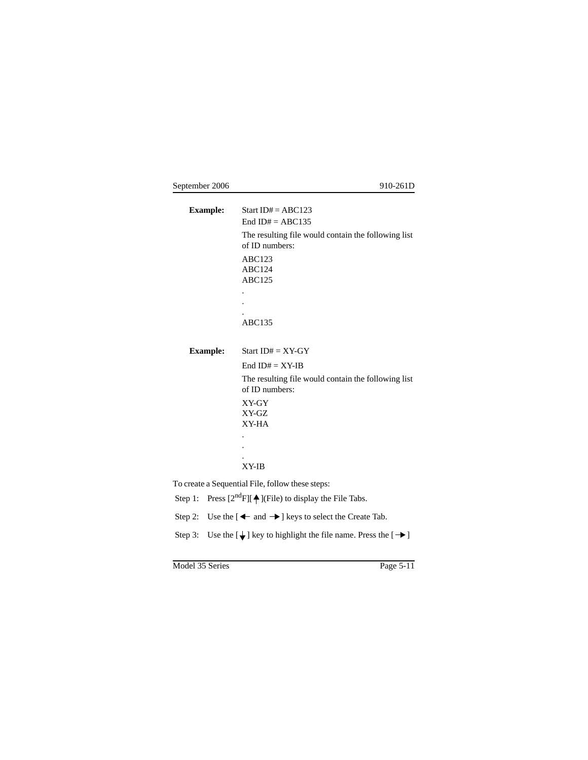**Example:** Start ID# = ABC123
End ID# = ABC135

The resulting file would contain the following list of ID numbers:

ABC123
ABC124
ABC125
.
.
.
ABC135

**Example:** Start ID# = XY-GY

End ID# = XY-IB

The resulting file would contain the following list of ID numbers:

XY-GY
XY-GZ
XY-HA
.
.
.
XY-IB

To create a Sequential File, follow these steps:

Step 1: Press [2ndF][↑](File) to display the File Tabs.

Step 2: Use the [← and →] keys to select the Create Tab.

Step 3: Use the [↓] key to highlight the file name. Press the [→]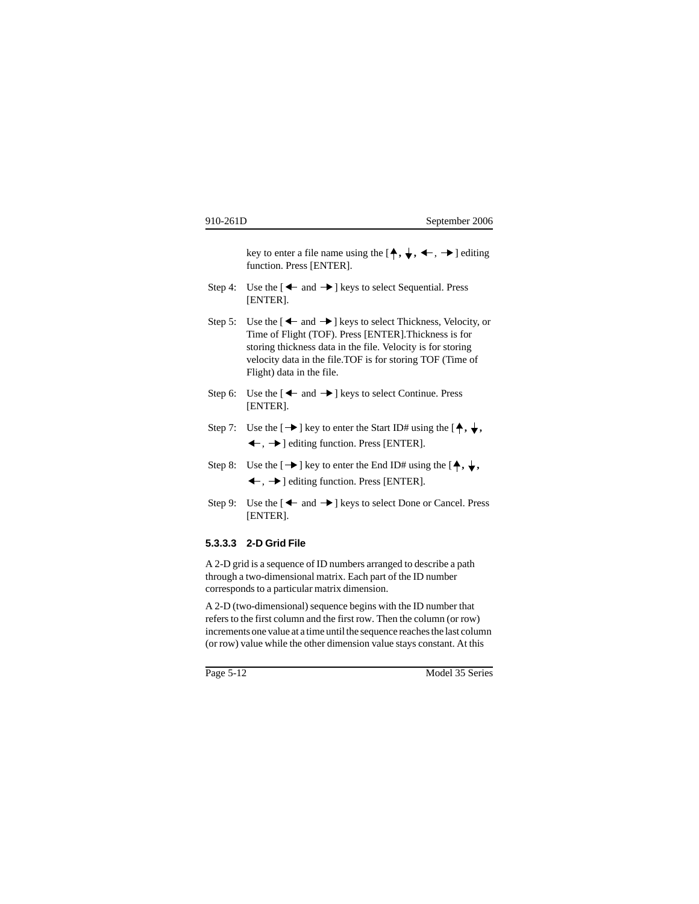key to enter a file name using the [↑, ↓, ←, →] editing function. Press [ENTER].

Step 4: Use the [← and →] keys to select Sequential. Press [ENTER].

Step 5: Use the [← and →] keys to select Thickness, Velocity, or Time of Flight (TOF). Press [ENTER].Thickness is for storing thickness data in the file. Velocity is for storing velocity data in the file.TOF is for storing TOF (Time of Flight) data in the file.

Step 6: Use the [← and →] keys to select Continue. Press [ENTER].

Step 7: Use the [→] key to enter the Start ID# using the [↑, ↓, ←, →] editing function. Press [ENTER].

Step 8: Use the [→] key to enter the End ID# using the [↑, ↓, ←, →] editing function. Press [ENTER].

Step 9: Use the [← and →] keys to select Done or Cancel. Press [ENTER].

#### 5.3.3.3 2-D Grid File

A 2-D grid is a sequence of ID numbers arranged to describe a path through a two-dimensional matrix. Each part of the ID number corresponds to a particular matrix dimension.

A 2-D (two-dimensional) sequence begins with the ID number that refers to the first column and the first row. Then the column (or row) increments one value at a time until the sequence reaches the last column (or row) value while the other dimension value stays constant. At this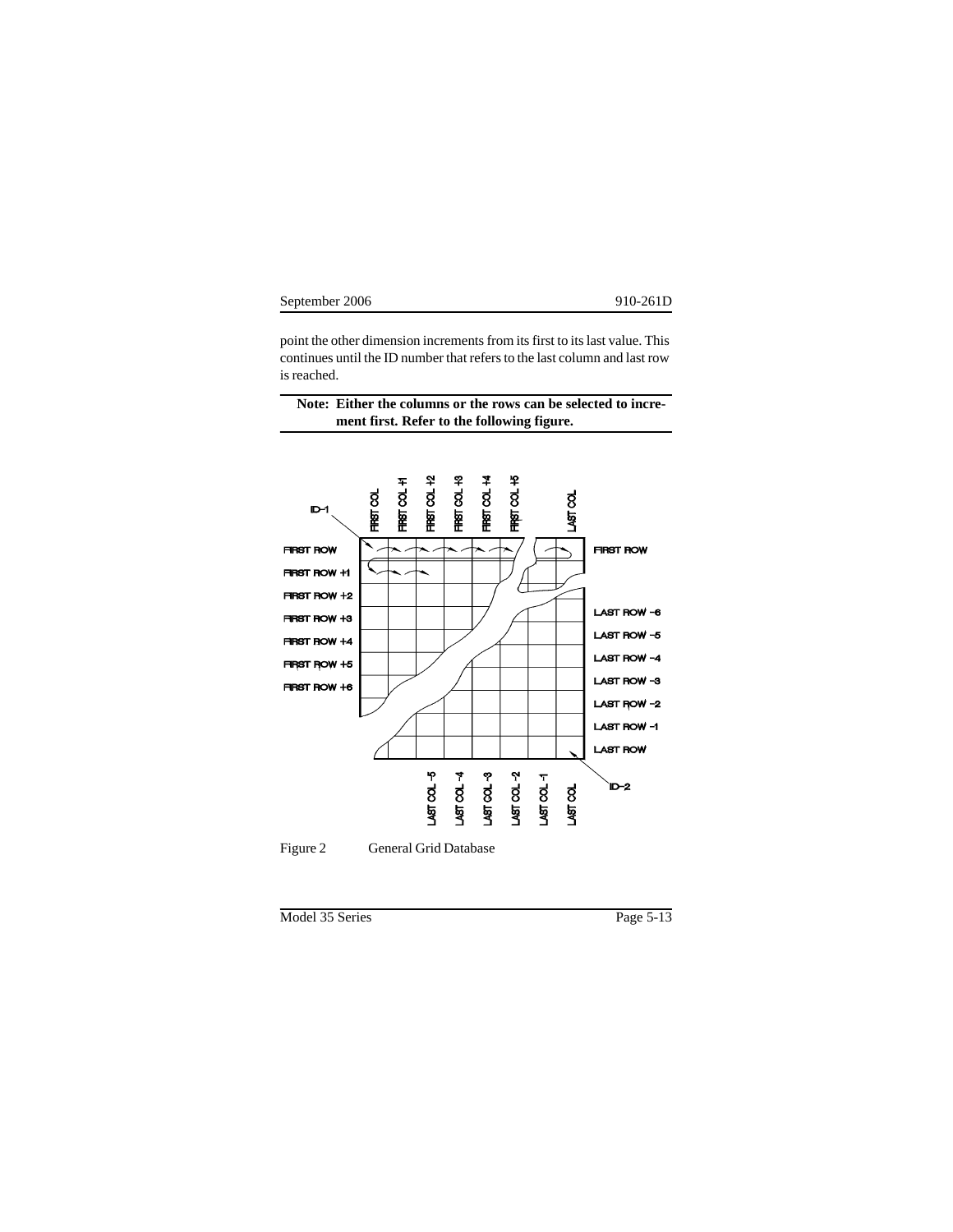point the other dimension increments from its first to its last value. This continues until the ID number that refers to the last column and last row is reached.

---

**Note: Either the columns or the rows can be selected to increment first. Refer to the following figure.**

---

Figure 2 General Grid Database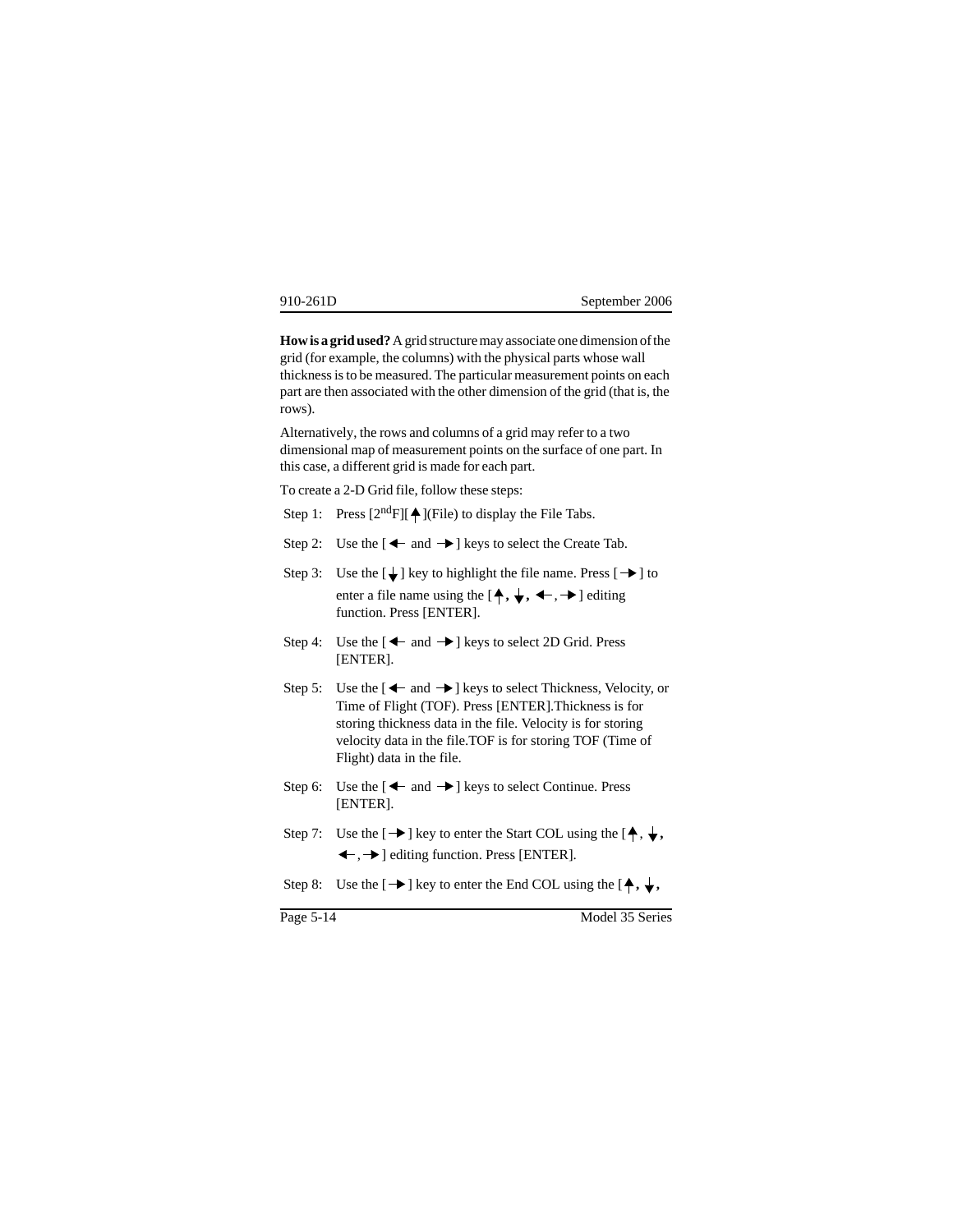**How is a grid used?** A grid structure may associate one dimension of the grid (for example, the columns) with the physical parts whose wall thickness is to be measured. The particular measurement points on each part are then associated with the other dimension of the grid (that is, the rows).

Alternatively, the rows and columns of a grid may refer to a two dimensional map of measurement points on the surface of one part. In this case, a different grid is made for each part.

To create a 2-D Grid file, follow these steps:

Step 1: Press [2$^{nd}$F][↑](File) to display the File Tabs.

Step 2: Use the [← and →] keys to select the Create Tab.

Step 3: Use the [↓] key to highlight the file name. Press [→] to enter a file name using the [↑, ↓, ←, →] editing function. Press [ENTER].

Step 4: Use the [← and →] keys to select 2D Grid. Press [ENTER].

Step 5: Use the [← and →] keys to select Thickness, Velocity, or Time of Flight (TOF). Press [ENTER].Thickness is for storing thickness data in the file. Velocity is for storing velocity data in the file.TOF is for storing TOF (Time of Flight) data in the file.

Step 6: Use the [← and →] keys to select Continue. Press [ENTER].

Step 7: Use the [→] key to enter the Start COL using the [↑, ↓, ←, →] editing function. Press [ENTER].

Step 8: Use the [→] key to enter the End COL using the [↑, ↓,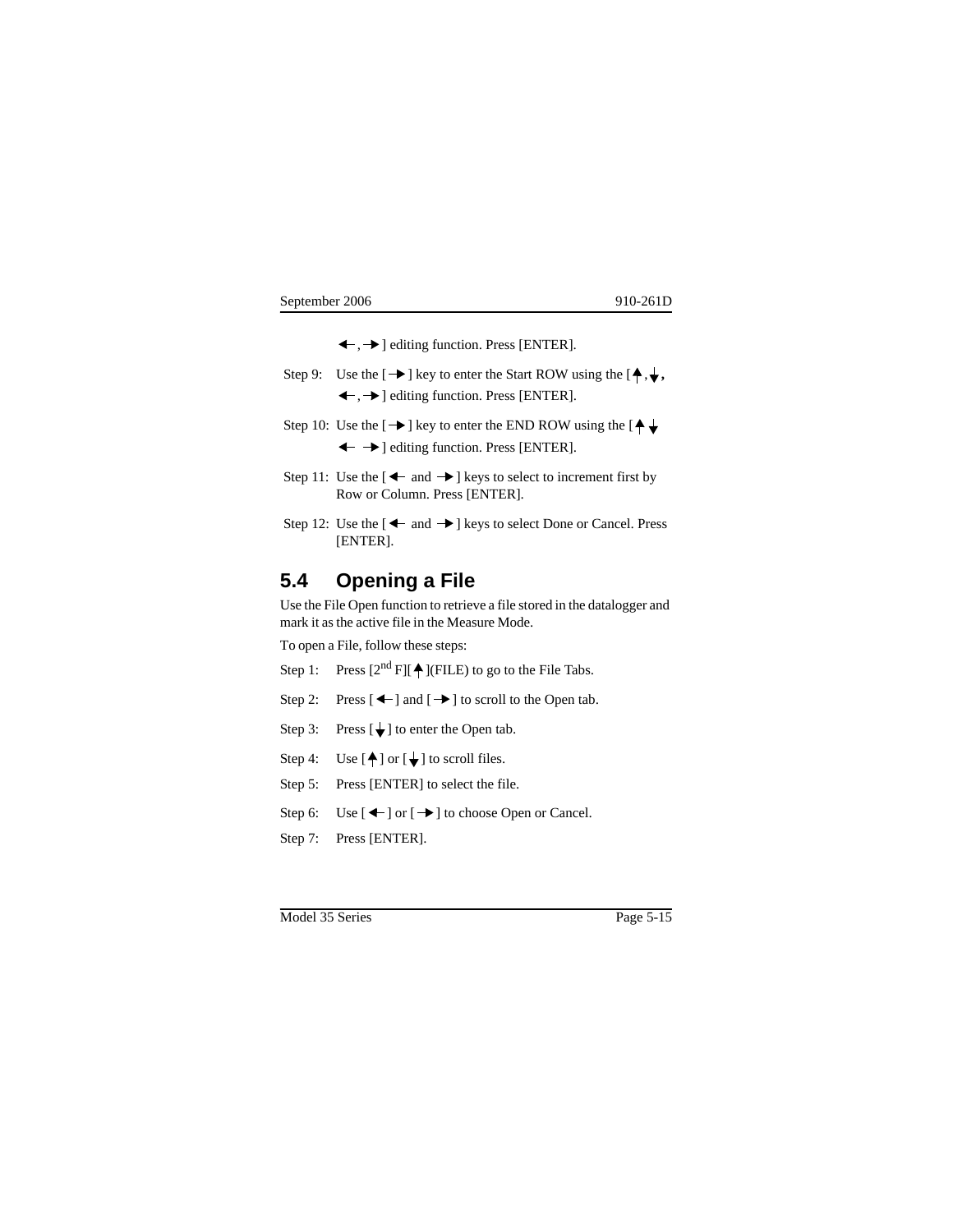←, →] editing function. Press [ENTER].

Step 9: Use the [→] key to enter the Start ROW using the [↑, ↓, ←, →] editing function. Press [ENTER].

Step 10: Use the [→] key to enter the END ROW using the [↑ ↓ ← →] editing function. Press [ENTER].

Step 11: Use the [← and →] keys to select to increment first by Row or Column. Press [ENTER].

Step 12: Use the [← and →] keys to select Done or Cancel. Press [ENTER].

## 5.4 Opening a File

Use the File Open function to retrieve a file stored in the datalogger and mark it as the active file in the Measure Mode.

To open a File, follow these steps:

Step 1: Press [2nd F][↑](FILE) to go to the File Tabs.

Step 2: Press [←] and [→] to scroll to the Open tab.

Step 3: Press [↓] to enter the Open tab.

Step 4: Use [↑] or [↓] to scroll files.

Step 5: Press [ENTER] to select the file.

Step 6: Use [←] or [→] to choose Open or Cancel.

Step 7: Press [ENTER].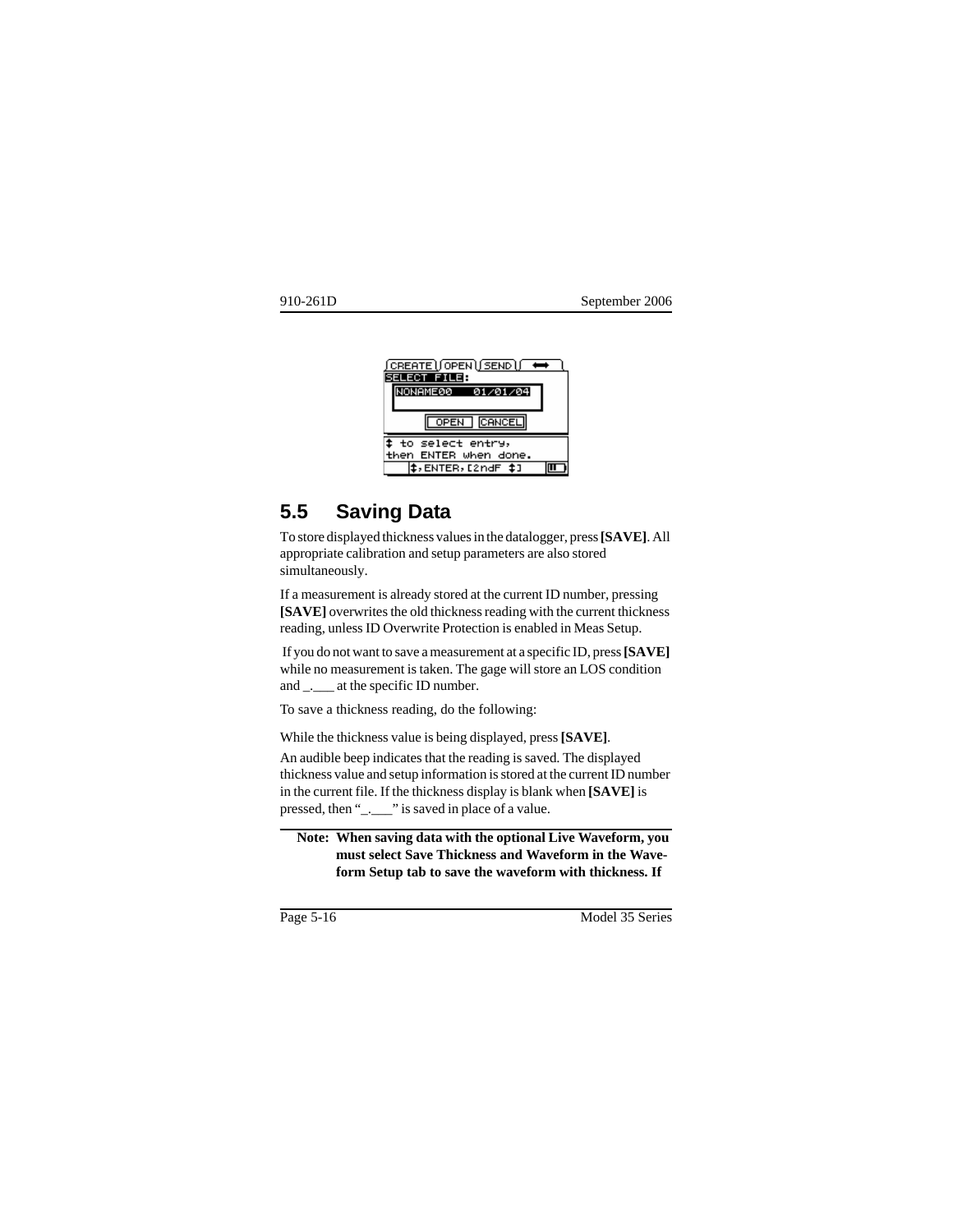## 5.5 Saving Data

To store displayed thickness values in the datalogger, press **[SAVE]**. All appropriate calibration and setup parameters are also stored simultaneously.

If a measurement is already stored at the current ID number, pressing **[SAVE]** overwrites the old thickness reading with the current thickness reading, unless ID Overwrite Protection is enabled in Meas Setup.

If you do not want to save a measurement at a specific ID, press **[SAVE]** while no measurement is taken. The gage will store an LOS condition and _.___ at the specific ID number.

To save a thickness reading, do the following:

While the thickness value is being displayed, press **[SAVE]**.

An audible beep indicates that the reading is saved. The displayed thickness value and setup information is stored at the current ID number in the current file. If the thickness display is blank when **[SAVE]** is pressed, then "_.___" is saved in place of a value.

**Note: When saving data with the optional Live Waveform, you must select Save Thickness and Waveform in the Waveform Setup tab to save the waveform with thickness. If**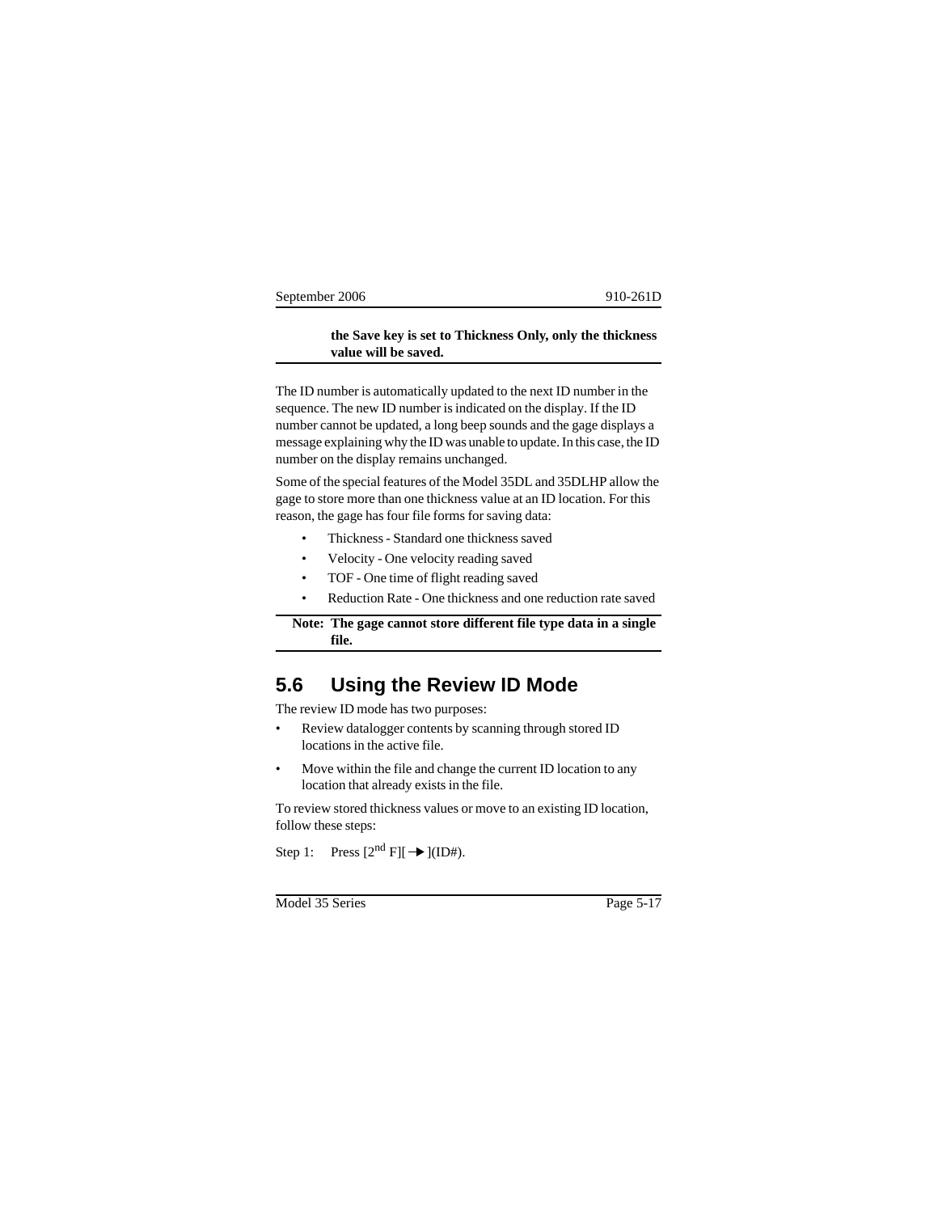**the Save key is set to Thickness Only, only the thickness value will be saved.**

The ID number is automatically updated to the next ID number in the sequence. The new ID number is indicated on the display. If the ID number cannot be updated, a long beep sounds and the gage displays a message explaining why the ID was unable to update. In this case, the ID number on the display remains unchanged.

Some of the special features of the Model 35DL and 35DLHP allow the gage to store more than one thickness value at an ID location. For this reason, the gage has four file forms for saving data:

- Thickness - Standard one thickness saved
- Velocity - One velocity reading saved
- TOF - One time of flight reading saved
- Reduction Rate - One thickness and one reduction rate saved

**Note: The gage cannot store different file type data in a single file.**

## 5.6 Using the Review ID Mode

The review ID mode has two purposes:

- Review datalogger contents by scanning through stored ID locations in the active file.
- Move within the file and change the current ID location to any location that already exists in the file.

To review stored thickness values or move to an existing ID location, follow these steps:

Step 1: Press [2nd F][→](ID#).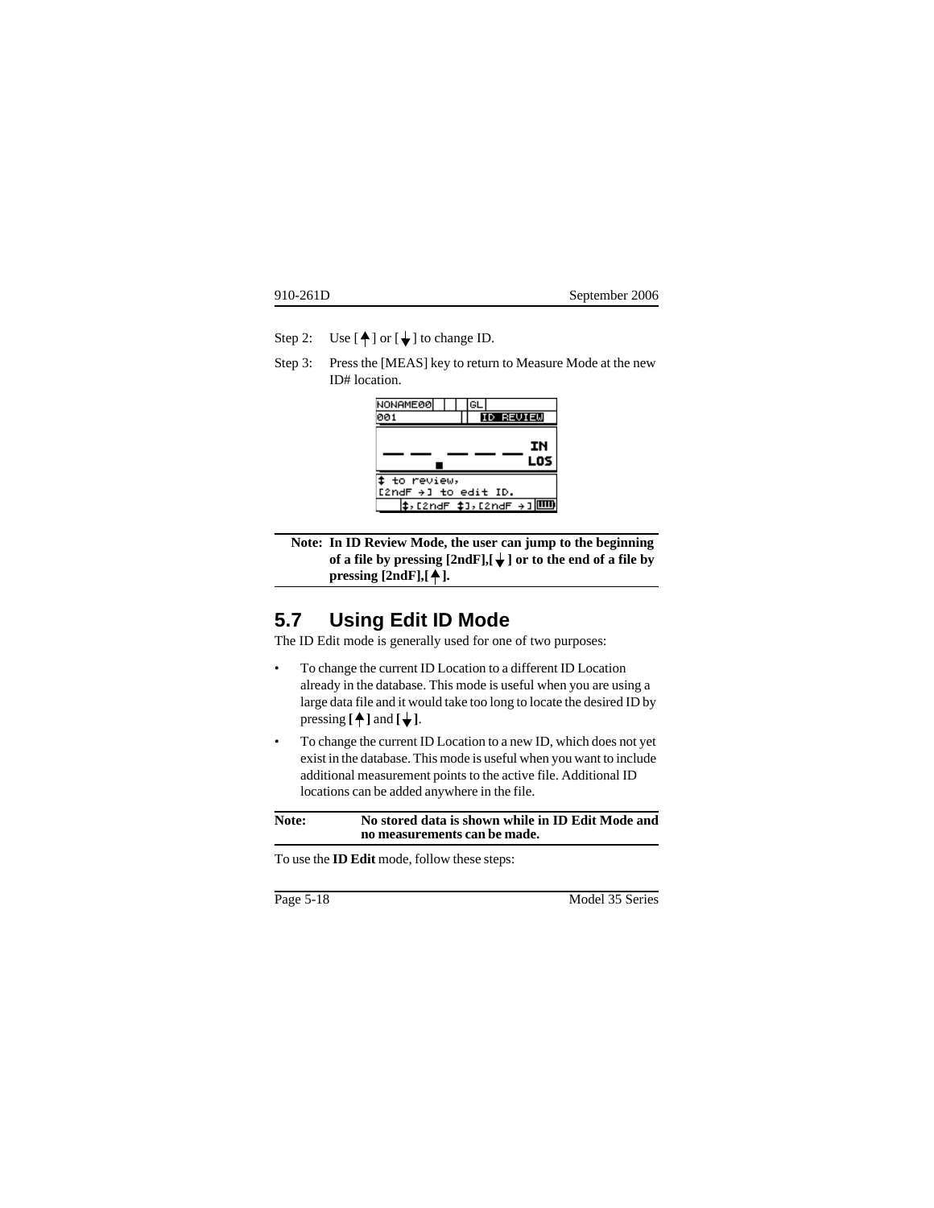Step 2: Use [↑] or [↓] to change ID.

Step 3: Press the [MEAS] key to return to Measure Mode at the new ID# location.

**Note: In ID Review Mode, the user can jump to the beginning of a file by pressing [2ndF],[↓] or to the end of a file by pressing [2ndF],[↑].**

## 5.7 Using Edit ID Mode

The ID Edit mode is generally used for one of two purposes:

- To change the current ID Location to a different ID Location already in the database. This mode is useful when you are using a large data file and it would take too long to locate the desired ID by pressing **[↑]** and **[↓]**.
- To change the current ID Location to a new ID, which does not yet exist in the database. This mode is useful when you want to include additional measurement points to the active file. Additional ID locations can be added anywhere in the file.

**Note: No stored data is shown while in ID Edit Mode and no measurements can be made.**

To use the **ID Edit** mode, follow these steps: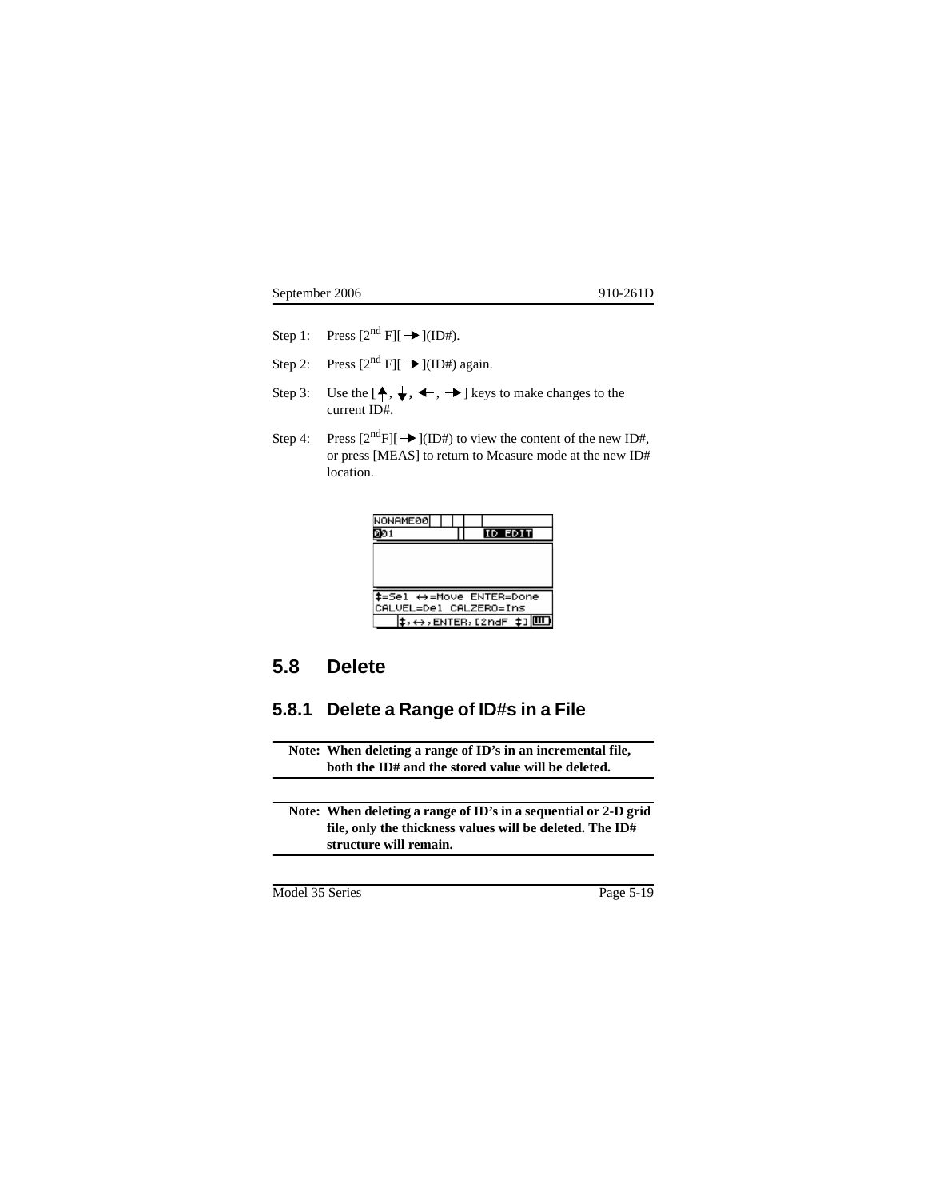Step 1: Press [2$^{nd}$ F][ ➔ ](ID#).

Step 2: Press [2$^{nd}$ F][ ➔ ](ID#) again.

Step 3: Use the [↑, ↓, ←, ➔] keys to make changes to the current ID#.

Step 4: Press [2$^{nd}$F][ ➔ ](ID#) to view the content of the new ID#, or press [MEAS] to return to Measure mode at the new ID# location.

```
NONAME00
001                 ID EDIT

↕=Sel ↔=Move ENTER=Done
CALVEL=Del CALZERO=Ins
    ↕,↔,ENTER,[2ndF ↕]
```

## 5.8 Delete

### 5.8.1 Delete a Range of ID#s in a File

**Note: When deleting a range of ID's in an incremental file, both the ID# and the stored value will be deleted.**

**Note: When deleting a range of ID's in a sequential or 2-D grid file, only the thickness values will be deleted. The ID# structure will remain.**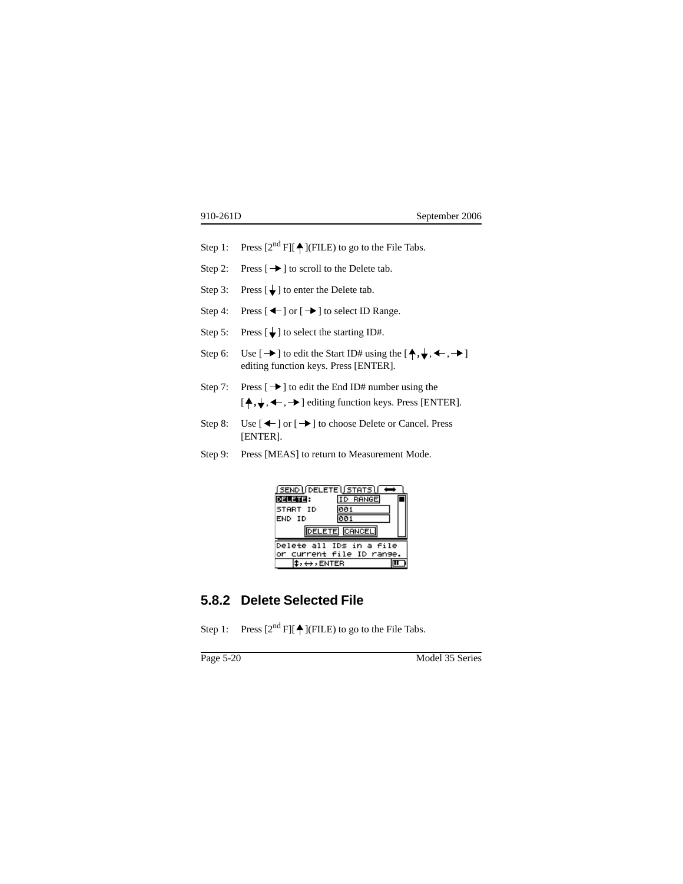Step 1: Press [2nd F][↑](FILE) to go to the File Tabs.

Step 2: Press [→] to scroll to the Delete tab.

Step 3: Press [↓] to enter the Delete tab.

Step 4: Press [←] or [→] to select ID Range.

Step 5: Press [↓] to select the starting ID#.

Step 6: Use [→] to edit the Start ID# using the [↑, ↓, ←, →] editing function keys. Press [ENTER].

Step 7: Press [→] to edit the End ID# number using the [↑, ↓, ←, →] editing function keys. Press [ENTER].

Step 8: Use [←] or [→] to choose Delete or Cancel. Press [ENTER].

Step 9: Press [MEAS] to return to Measurement Mode.

```
SEND | DELETE | STATS | ⟷
DELETE:     ID RANGE
START ID    001
END ID      001
     DELETE  CANCEL
Delete all IDs in a file
or current file ID range.
↕, ↔, ENTER
```

### 5.8.2 Delete Selected File

Step 1: Press [2nd F][↑](FILE) to go to the File Tabs.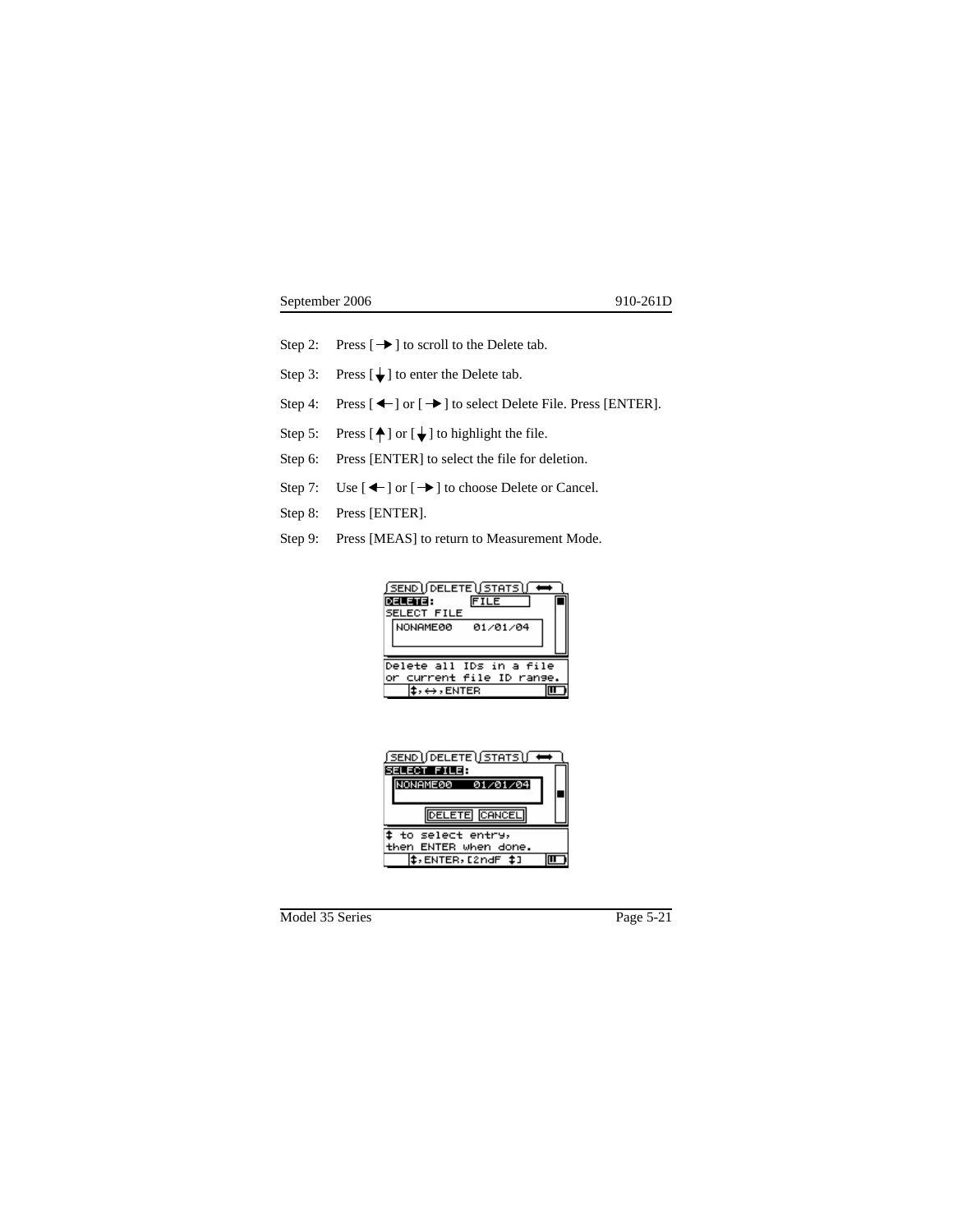Step 2: Press [ → ] to scroll to the Delete tab.

Step 3: Press [ ↓ ] to enter the Delete tab.

Step 4: Press [ ← ] or [ → ] to select Delete File. Press [ENTER].

Step 5: Press [ ↑ ] or [ ↓ ] to highlight the file.

Step 6: Press [ENTER] to select the file for deletion.

Step 7: Use [ ← ] or [ → ] to choose Delete or Cancel.

Step 8: Press [ENTER].

Step 9: Press [MEAS] to return to Measurement Mode.

```
SEND | DELETE | STATS | ⟷
DELETE:      FILE
SELECT FILE
 NONAME00   01/01/04

Delete all IDs in a file
or current file ID range.
   ↕, ↔, ENTER
```

```
SEND | DELETE | STATS | ⟷
SELECT FILE:
 NONAME00   01/01/04

     DELETE  CANCEL
↕ to select entry,
then ENTER when done.
   ↕, ENTER, [2ndF ↕]
```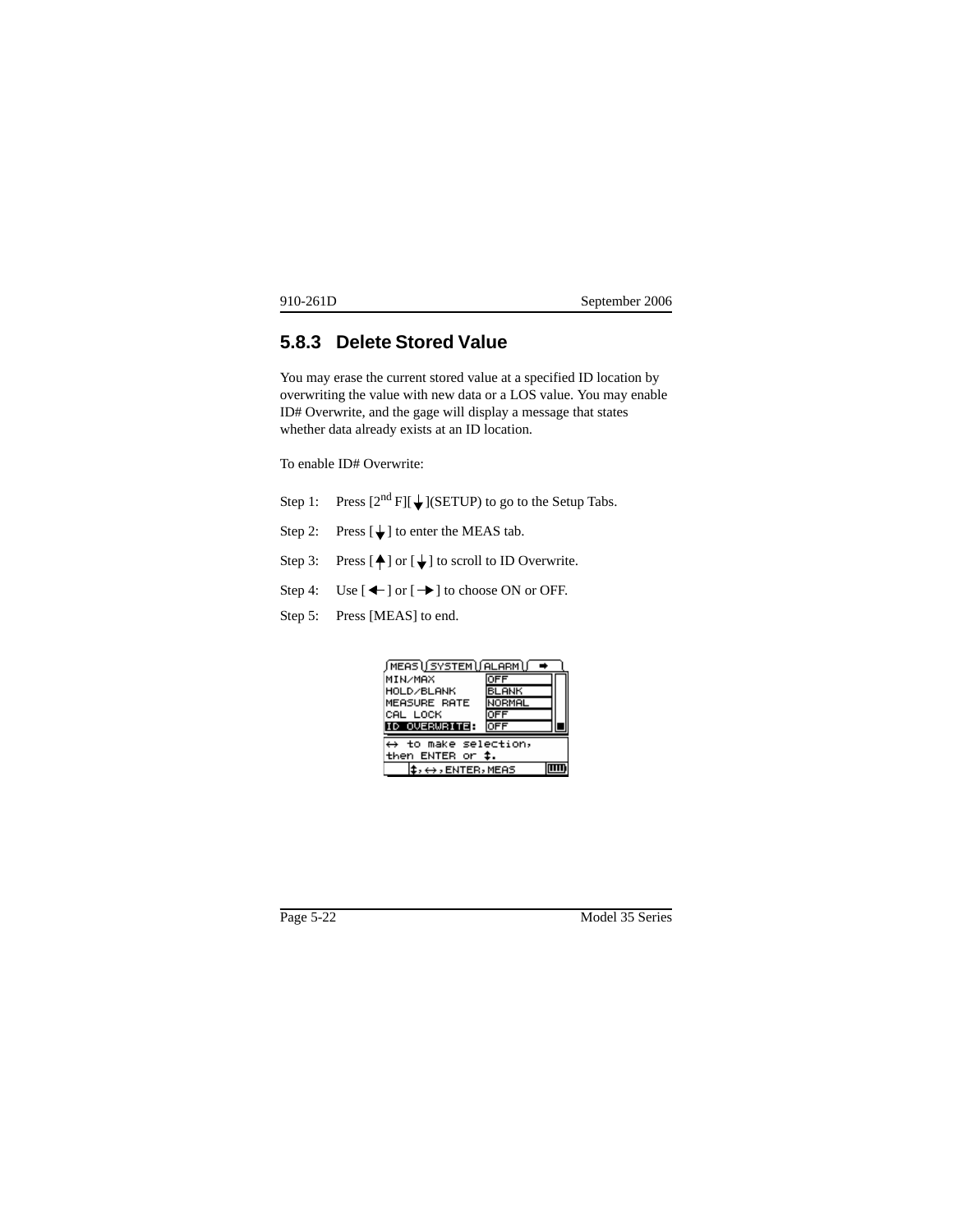### 5.8.3 Delete Stored Value

You may erase the current stored value at a specified ID location by overwriting the value with new data or a LOS value. You may enable ID# Overwrite, and the gage will display a message that states whether data already exists at an ID location.

To enable ID# Overwrite:

Step 1: Press [2$^{nd}$ F][↓](SETUP) to go to the Setup Tabs.

Step 2: Press [↓] to enter the MEAS tab.

Step 3: Press [↑] or [↓] to scroll to ID Overwrite.

Step 4: Use [←] or [→] to choose ON or OFF.

Step 5: Press [MEAS] to end.

```
MEAS | SYSTEM | ALARM | ➡
MIN/MAX          OFF
HOLD/BLANK       BLANK
MEASURE RATE     NORMAL
CAL LOCK         OFF
ID OVERWRITE:    OFF
↔ to make selection,
then ENTER or ↕.
↕,↔,ENTER,MEAS
```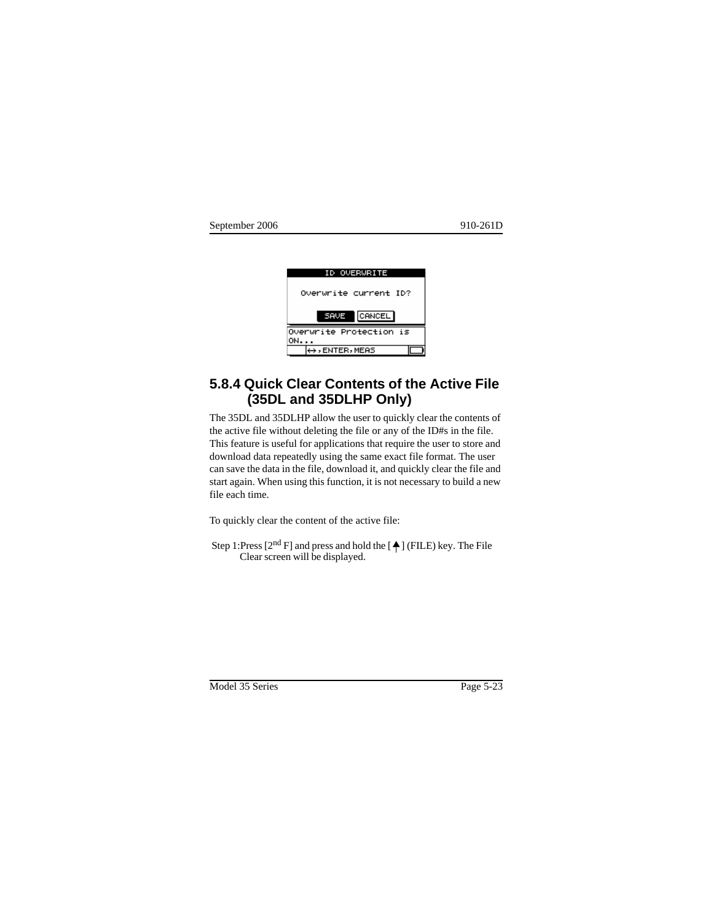ID OVERWRITE

Overwrite current ID?

SAVE CANCEL

Overwrite Protection is ON...

↔, ENTER, MEAS

## 5.8.4 Quick Clear Contents of the Active File (35DL and 35DLHP Only)

The 35DL and 35DLHP allow the user to quickly clear the contents of the active file without deleting the file or any of the ID#s in the file. This feature is useful for applications that require the user to store and download data repeatedly using the same exact file format. The user can save the data in the file, download it, and quickly clear the file and start again. When using this function, it is not necessary to build a new file each time.

To quickly clear the content of the active file:

Step 1: Press [2nd F] and press and hold the [↑] (FILE) key. The File Clear screen will be displayed.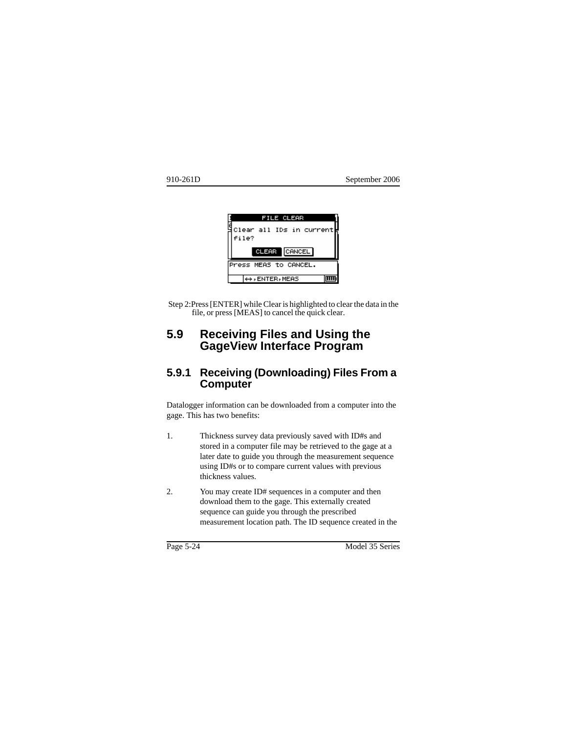Step 2: Press [ENTER] while Clear is highlighted to clear the data in the file, or press [MEAS] to cancel the quick clear.

## 5.9 Receiving Files and Using the GageView Interface Program

### 5.9.1 Receiving (Downloading) Files From a Computer

Datalogger information can be downloaded from a computer into the gage. This has two benefits:

1. Thickness survey data previously saved with ID#s and stored in a computer file may be retrieved to the gage at a later date to guide you through the measurement sequence using ID#s or to compare current values with previous thickness values.

2. You may create ID# sequences in a computer and then download them to the gage. This externally created sequence can guide you through the prescribed measurement location path. The ID sequence created in the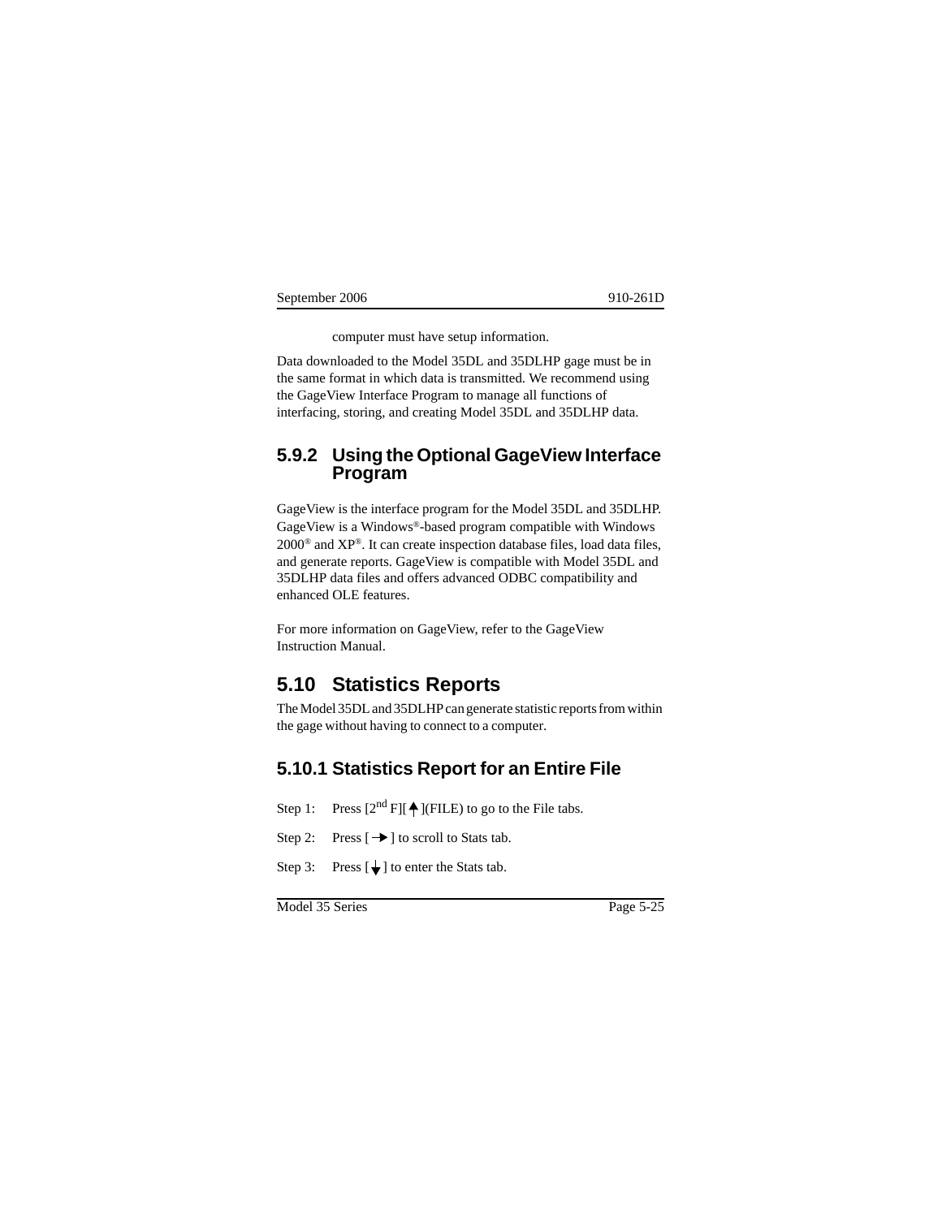computer must have setup information.

Data downloaded to the Model 35DL and 35DLHP gage must be in the same format in which data is transmitted. We recommend using the GageView Interface Program to manage all functions of interfacing, storing, and creating Model 35DL and 35DLHP data.

### 5.9.2 Using the Optional GageView Interface Program

GageView is the interface program for the Model 35DL and 35DLHP. GageView is a Windows®-based program compatible with Windows 2000® and XP®. It can create inspection database files, load data files, and generate reports. GageView is compatible with Model 35DL and 35DLHP data files and offers advanced ODBC compatibility and enhanced OLE features.

For more information on GageView, refer to the GageView Instruction Manual.

## 5.10 Statistics Reports

The Model 35DL and 35DLHP can generate statistic reports from within the gage without having to connect to a computer.

### 5.10.1 Statistics Report for an Entire File

Step 1: Press [2nd F][↑](FILE) to go to the File tabs.

Step 2: Press [→] to scroll to Stats tab.

Step 3: Press [↓] to enter the Stats tab.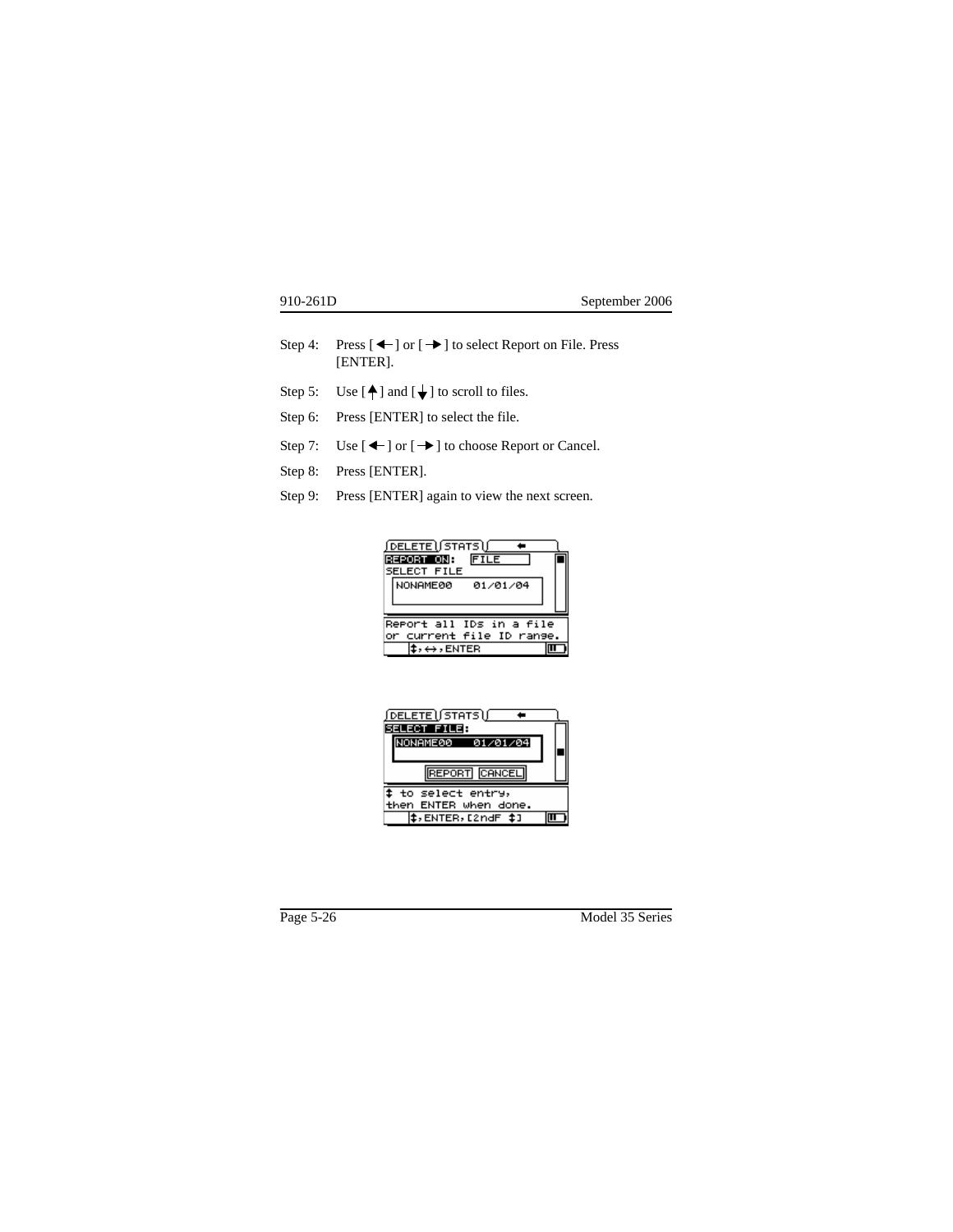Step 4: Press [←] or [→] to select Report on File. Press [ENTER].

Step 5: Use [↑] and [↓] to scroll to files.

Step 6: Press [ENTER] to select the file.

Step 7: Use [←] or [→] to choose Report or Cancel.

Step 8: Press [ENTER].

Step 9: Press [ENTER] again to view the next screen.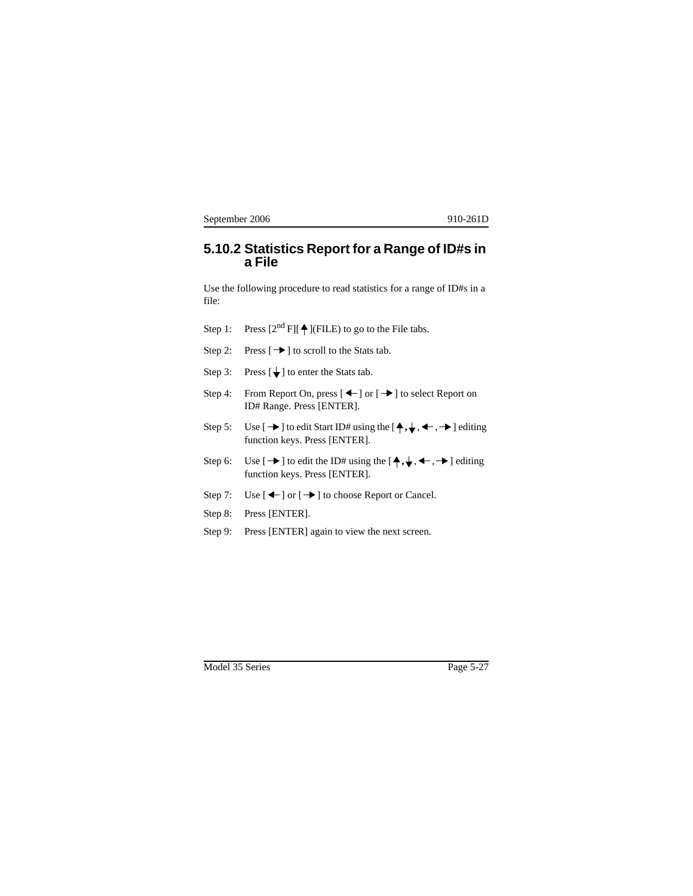## 5.10.2 Statistics Report for a Range of ID#s in a File

Use the following procedure to read statistics for a range of ID#s in a file:

Step 1: Press [2nd F][↑](FILE) to go to the File tabs.

Step 2: Press [→] to scroll to the Stats tab.

Step 3: Press [↓] to enter the Stats tab.

Step 4: From Report On, press [←] or [→] to select Report on ID# Range. Press [ENTER].

Step 5: Use [→] to edit Start ID# using the [↑, ↓, ←, →] editing function keys. Press [ENTER].

Step 6: Use [→] to edit the ID# using the [↑, ↓, ←, →] editing function keys. Press [ENTER].

Step 7: Use [←] or [→] to choose Report or Cancel.

Step 8: Press [ENTER].

Step 9: Press [ENTER] again to view the next screen.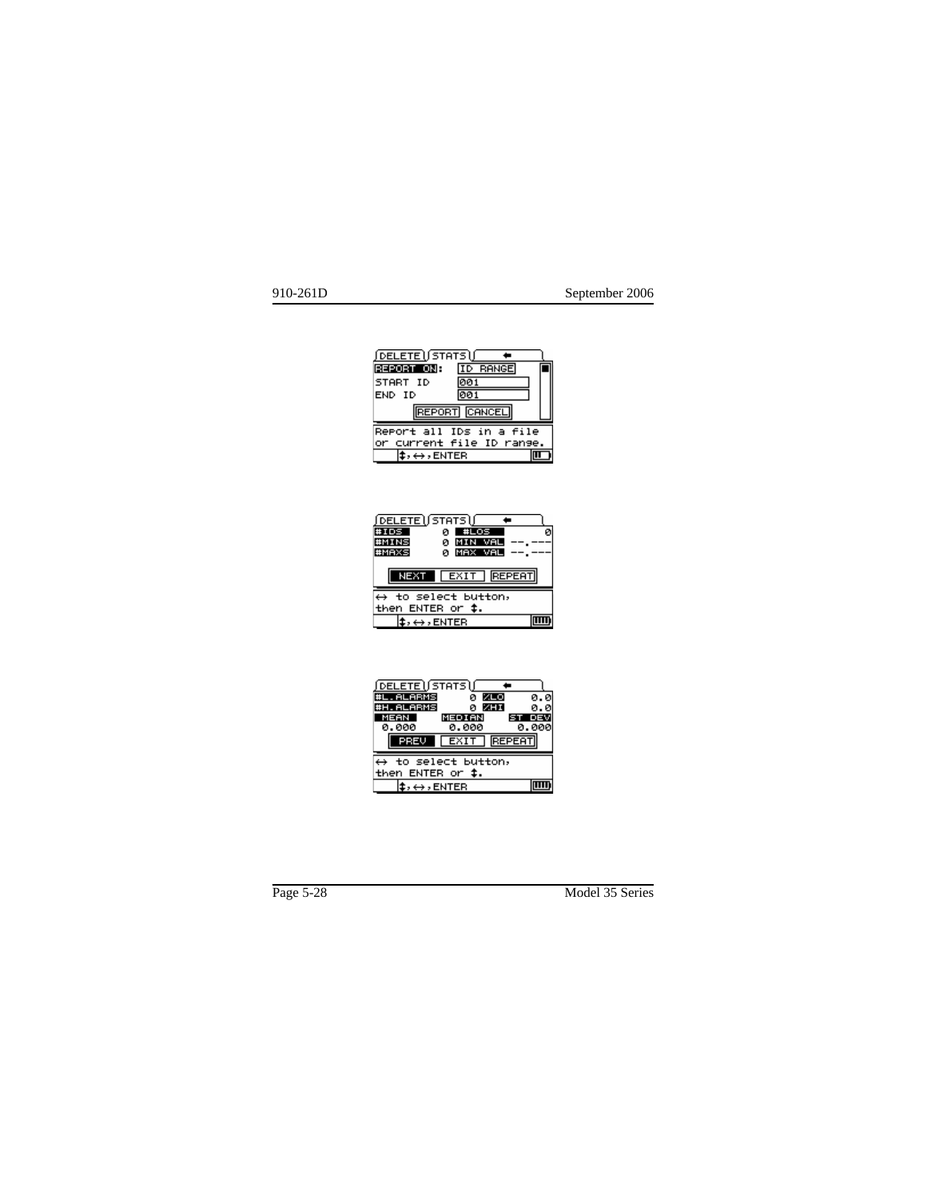```
DELETE | STATS | ←
REPORT ON:  ID RANGE
START ID    001
END ID      001
     REPORT  CANCEL
Report all IDs in a file
or current file ID range.
↕,↔,ENTER
```

```
DELETE | STATS | ←
#IDS     0  #LOS         0
#MINS    0  MIN VAL --.---
#MAXS    0  MAX VAL --.---
   NEXT   EXIT  REPEAT
↔ to select button,
then ENTER or ↕.
↕,↔,ENTER
```

```
DELETE | STATS | ←
#L.ALARMS   0  %LO     0.0
#H.ALARMS   0  %HI     0.0
 MEAN     MEDIAN    ST DEV
 0.000    0.000     0.000
   PREV   EXIT  REPEAT
↔ to select button,
then ENTER or ↕.
↕,↔,ENTER
```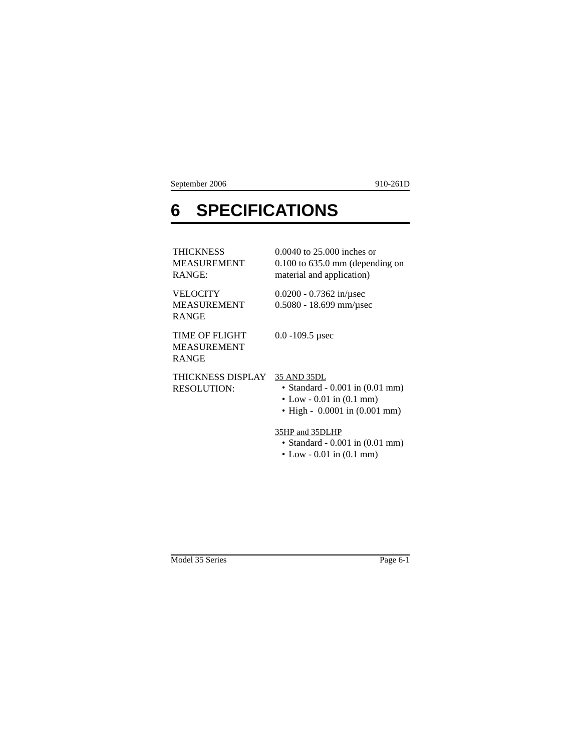# 6 SPECIFICATIONS

| | |
|---|---|
| THICKNESS MEASUREMENT RANGE: | 0.0040 to 25.000 inches or 0.100 to 635.0 mm (depending on material and application) |
| VELOCITY MEASUREMENT RANGE | 0.0200 - 0.7362 in/µsec<br>0.5080 - 18.699 mm/µsec |
| TIME OF FLIGHT MEASUREMENT RANGE | 0.0 -109.5 µsec |
| THICKNESS DISPLAY RESOLUTION: | <u>35 AND 35DL</u><br>• Standard - 0.001 in (0.01 mm)<br>• Low - 0.01 in (0.1 mm)<br>• High - 0.0001 in (0.001 mm)<br><br><u>35HP and 35DLHP</u><br>• Standard - 0.001 in (0.01 mm)<br>• Low - 0.01 in (0.1 mm) |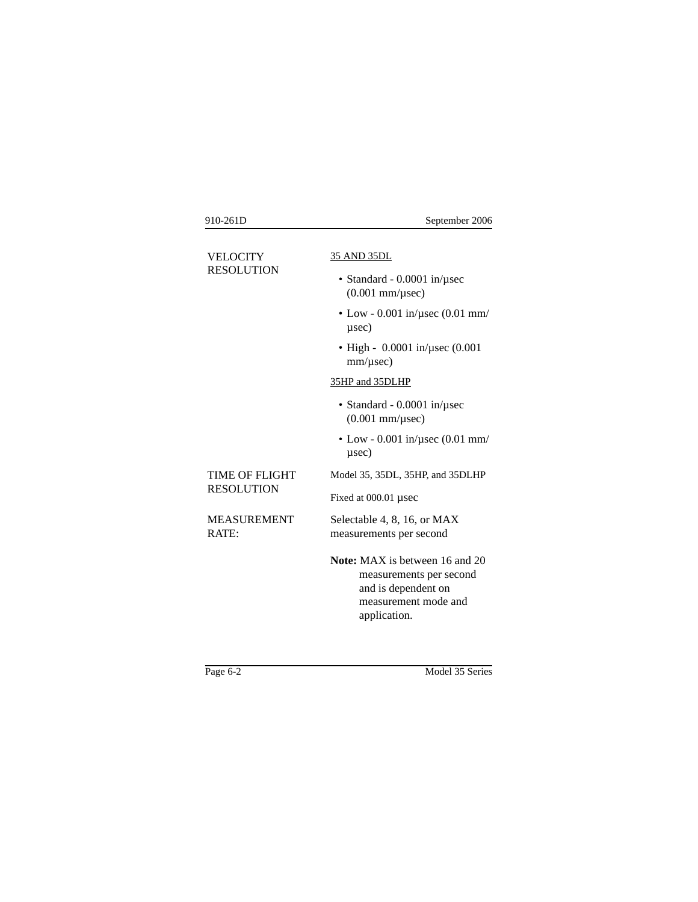**VELOCITY RESOLUTION**

35 AND 35DL

- Standard - 0.0001 in/µsec (0.001 mm/µsec)
- Low - 0.001 in/µsec (0.01 mm/µsec)
- High - 0.0001 in/µsec (0.001 mm/µsec)

35HP and 35DLHP

- Standard - 0.0001 in/µsec (0.001 mm/µsec)
- Low - 0.001 in/µsec (0.01 mm/µsec)

**TIME OF FLIGHT RESOLUTION**

Model 35, 35DL, 35HP, and 35DLHP

Fixed at 000.01 µsec

**MEASUREMENT RATE:**

Selectable 4, 8, 16, or MAX measurements per second

**Note:** MAX is between 16 and 20 measurements per second and is dependent on measurement mode and application.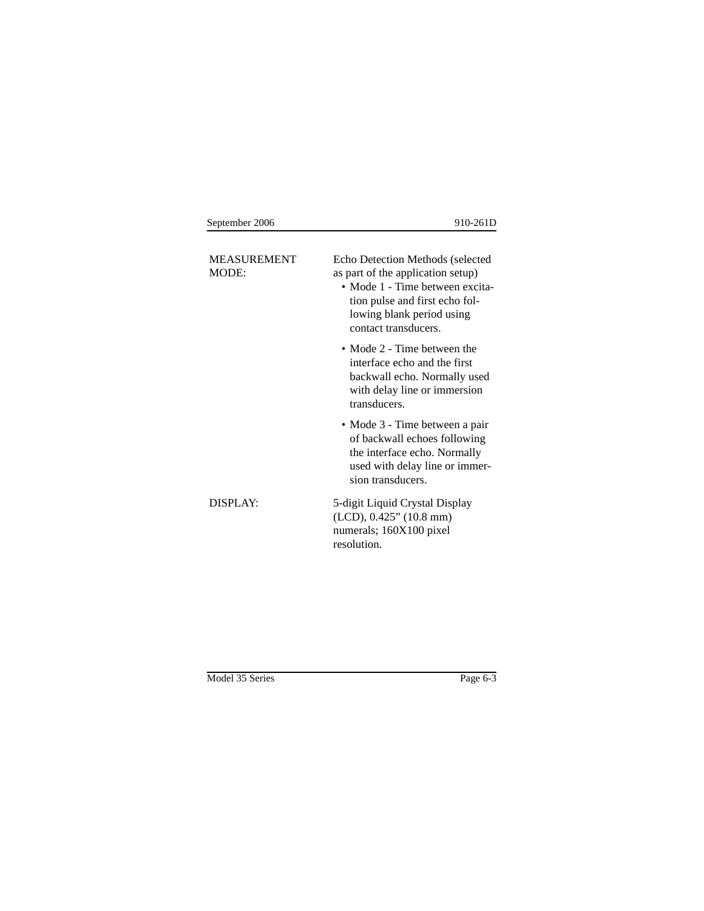| | |
|---|---|
| MEASUREMENT MODE: | Echo Detection Methods (selected as part of the application setup)<br>• Mode 1 - Time between excitation pulse and first echo following blank period using contact transducers.<br>• Mode 2 - Time between the interface echo and the first backwall echo. Normally used with delay line or immersion transducers.<br>• Mode 3 - Time between a pair of backwall echoes following the interface echo. Normally used with delay line or immersion transducers. |
| DISPLAY: | 5-digit Liquid Crystal Display (LCD), 0.425” (10.8 mm) numerals; 160X100 pixel resolution. |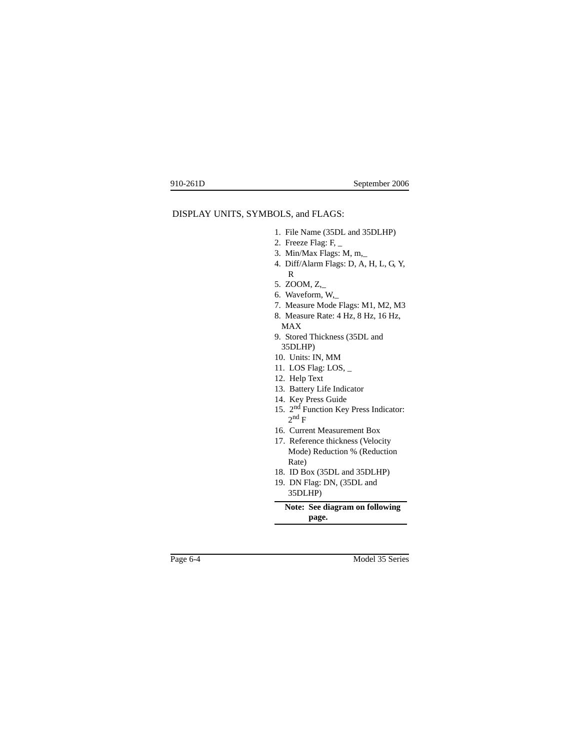DISPLAY UNITS, SYMBOLS, and FLAGS:

1. File Name (35DL and 35DLHP)
2. Freeze Flag: F, _
3. Min/Max Flags: M, m,_
4. Diff/Alarm Flags: D, A, H, L, G, Y, R
5. ZOOM, Z,_
6. Waveform, W,_
7. Measure Mode Flags: M1, M2, M3
8. Measure Rate: 4 Hz, 8 Hz, 16 Hz, MAX
9. Stored Thickness (35DL and 35DLHP)
10. Units: IN, MM
11. LOS Flag: LOS, _
12. Help Text
13. Battery Life Indicator
14. Key Press Guide
15. $2^{nd}$ Function Key Press Indicator: $2^{nd}$ F
16. Current Measurement Box
17. Reference thickness (Velocity Mode) Reduction % (Reduction Rate)
18. ID Box (35DL and 35DLHP)
19. DN Flag: DN, (35DL and 35DLHP)

**Note: See diagram on following page.**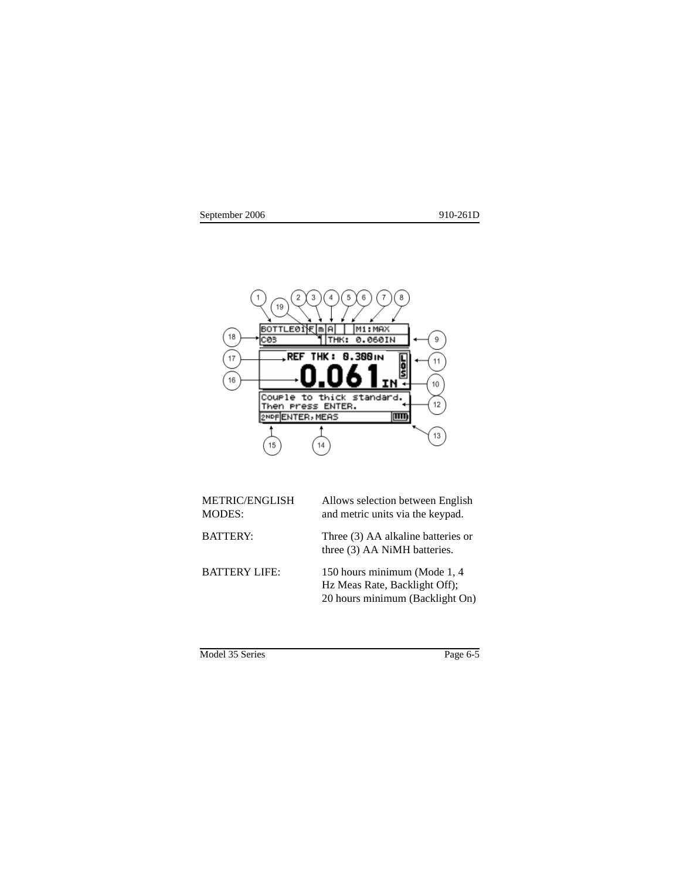| | |
|---|---|
| METRIC/ENGLISH MODES: | Allows selection between English and metric units via the keypad. |
| BATTERY: | Three (3) AA alkaline batteries or three (3) AA NiMH batteries. |
| BATTERY LIFE: | 150 hours minimum (Mode 1, 4 Hz Meas Rate, Backlight Off); 20 hours minimum (Backlight On) |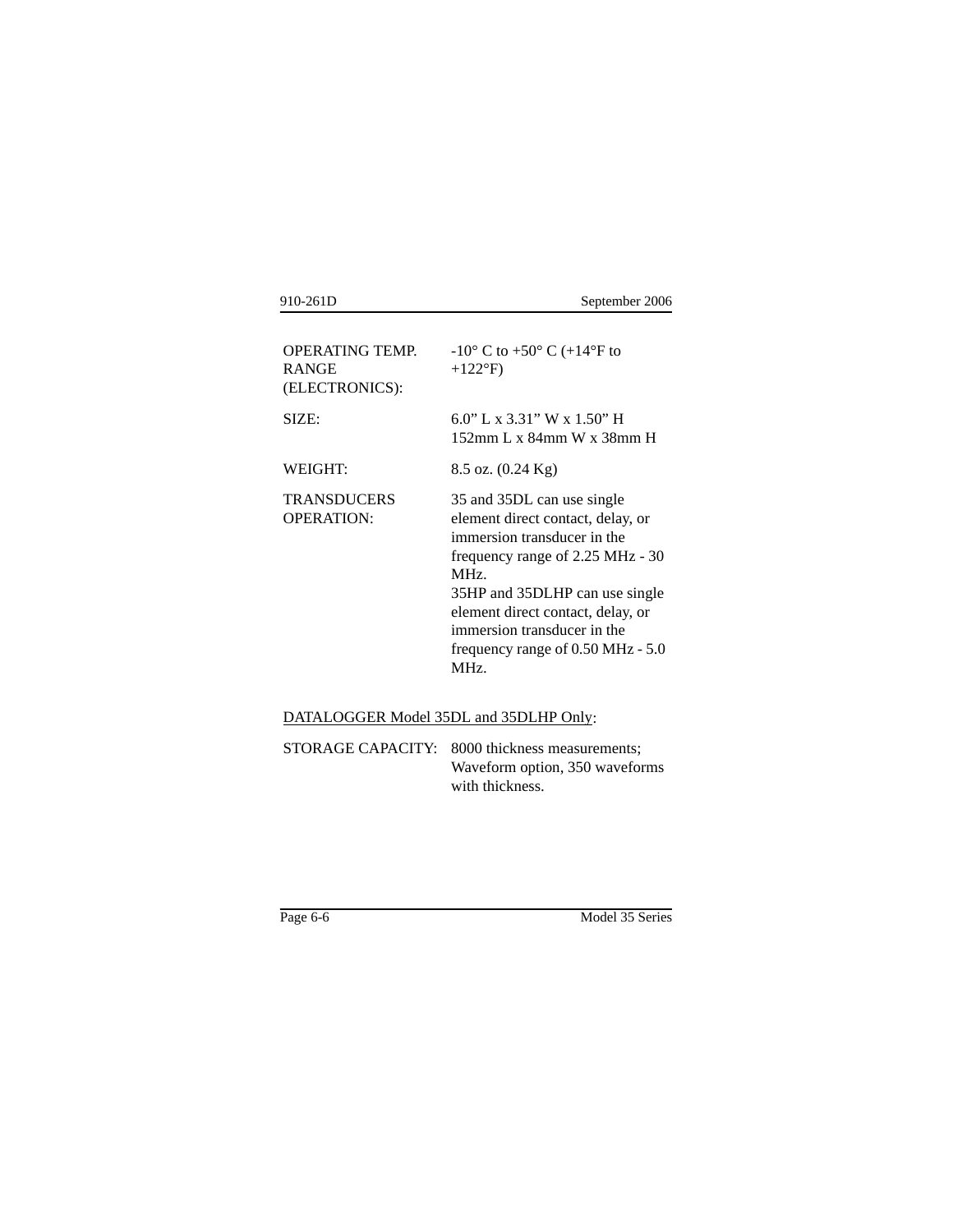| | |
|---|---|
| OPERATING TEMP. RANGE (ELECTRONICS): | -10° C to +50° C (+14°F to +122°F) |
| SIZE: | 6.0" L x 3.31" W x 1.50" H<br>152mm L x 84mm W x 38mm H |
| WEIGHT: | 8.5 oz. (0.24 Kg) |
| TRANSDUCERS OPERATION: | 35 and 35DL can use single element direct contact, delay, or immersion transducer in the frequency range of 2.25 MHz - 30 MHz.<br>35HP and 35DLHP can use single element direct contact, delay, or immersion transducer in the frequency range of 0.50 MHz - 5.0 MHz. |

<u>DATALOGGER Model 35DL and 35DLHP Only</u>:

| | |
|---|---|
| STORAGE CAPACITY: | 8000 thickness measurements; Waveform option, 350 waveforms with thickness. |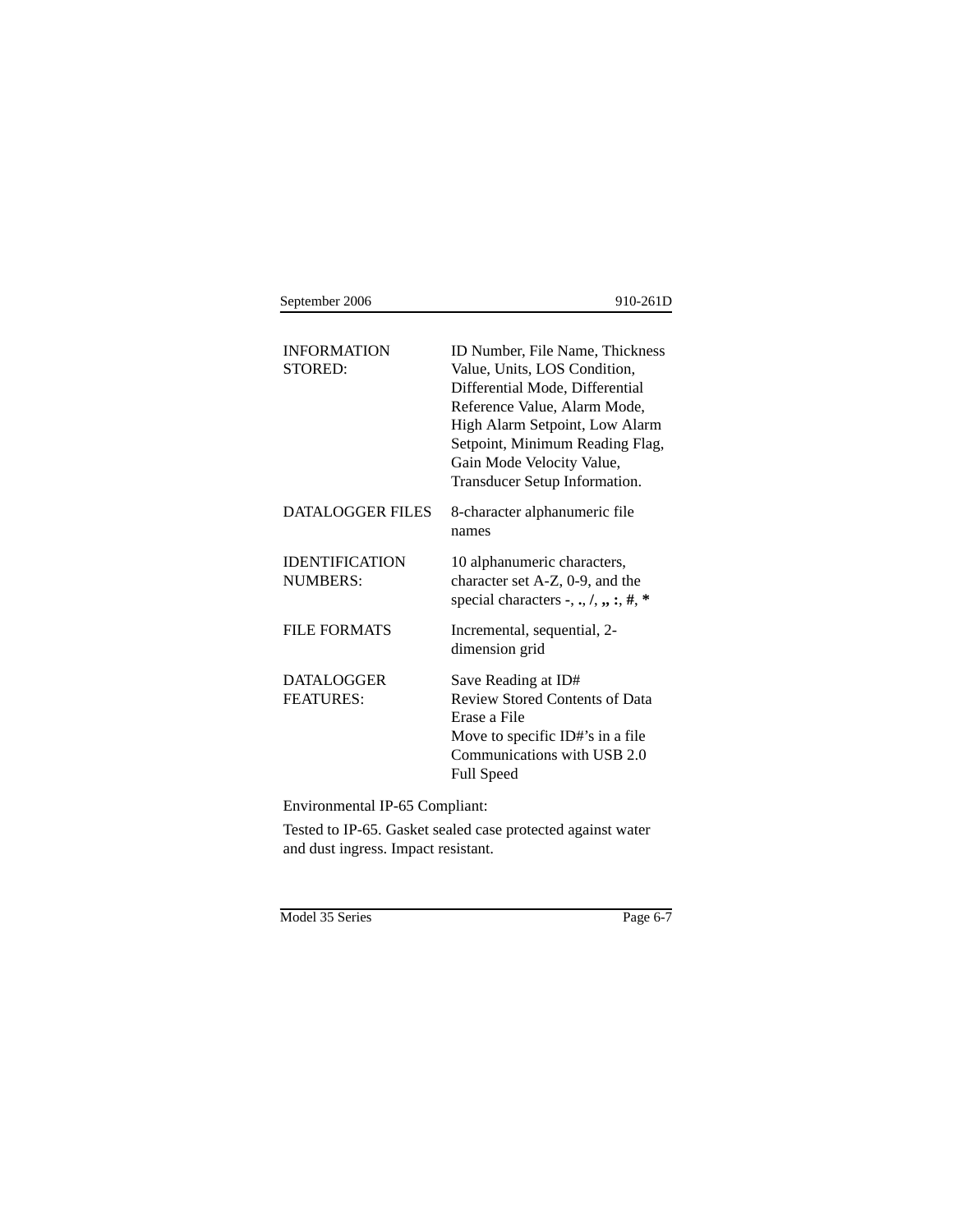| | |
|---|---|
| INFORMATION STORED: | ID Number, File Name, Thickness Value, Units, LOS Condition, Differential Mode, Differential Reference Value, Alarm Mode, High Alarm Setpoint, Low Alarm Setpoint, Minimum Reading Flag, Gain Mode Velocity Value, Transducer Setup Information. |
| DATALOGGER FILES | 8-character alphanumeric file names |
| IDENTIFICATION NUMBERS: | 10 alphanumeric characters, character set A-Z, 0-9, and the special characters -, **.**, /, **,**, **:**, **#**, ***** |
| FILE FORMATS | Incremental, sequential, 2-dimension grid |
| DATALOGGER FEATURES: | Save Reading at ID#<br>Review Stored Contents of Data<br>Erase a File<br>Move to specific ID#'s in a file<br>Communications with USB 2.0 Full Speed |

Environmental IP-65 Compliant:

Tested to IP-65. Gasket sealed case protected against water and dust ingress. Impact resistant.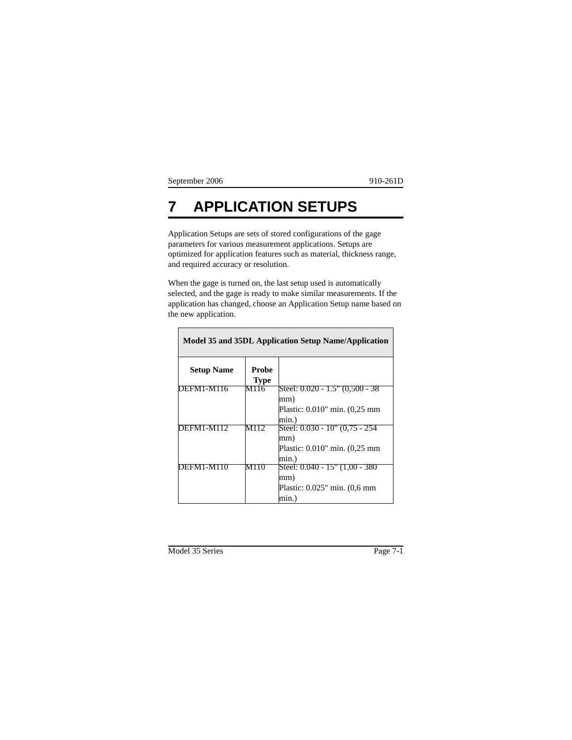# 7 APPLICATION SETUPS

Application Setups are sets of stored configurations of the gage parameters for various measurement applications. Setups are optimized for application features such as material, thickness range, and required accuracy or resolution.

When the gage is turned on, the last setup used is automatically selected, and the gage is ready to make similar measurements. If the application has changed, choose an Application Setup name based on the new application.

| Model 35 and 35DL Application Setup Name/Application | | |
|---|---|---|
| **Setup Name** | **Probe Type** | |
| DEFM1-M116 | M116 | Steel: 0.020 - 1.5" (0,500 - 38 mm)<br>Plastic: 0.010" min. (0,25 mm min.) |
| DEFM1-M112 | M112 | Steel: 0.030 - 10" (0,75 - 254 mm)<br>Plastic: 0.010" min. (0,25 mm min.) |
| DEFM1-M110 | M110 | Steel: 0.040 - 15" (1,00 - 380 mm)<br>Plastic: 0.025" min. (0,6 mm min.) |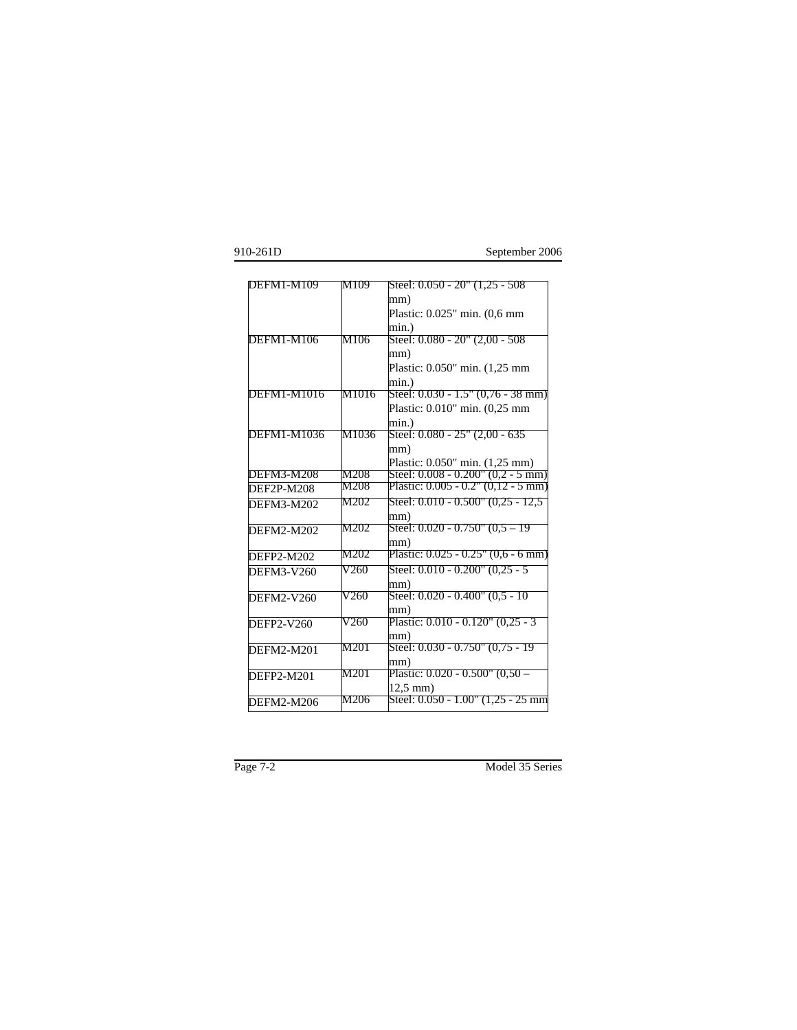| | | |
|---|---|---|
| DEFM1-M109 | M109 | Steel: 0.050 - 20" (1,25 - 508 mm)<br>Plastic: 0.025" min. (0,6 mm min.) |
| DEFM1-M106 | M106 | Steel: 0.080 - 20" (2,00 - 508 mm)<br>Plastic: 0.050" min. (1,25 mm min.) |
| DEFM1-M1016 | M1016 | Steel: 0.030 - 1.5" (0,76 - 38 mm)<br>Plastic: 0.010" min. (0,25 mm min.) |
| DEFM1-M1036 | M1036 | Steel: 0.080 - 25" (2,00 - 635 mm)<br>Plastic: 0.050" min. (1,25 mm) |
| DEFM3-M208 | M208 | Steel: 0.008 - 0.200" (0,2 - 5 mm) |
| DEF2P-M208 | M208 | Plastic: 0.005 - 0.2" (0,12 - 5 mm) |
| DEFM3-M202 | M202 | Steel: 0.010 - 0.500" (0,25 - 12,5 mm) |
| DEFM2-M202 | M202 | Steel: 0.020 - 0.750" (0,5 – 19 mm) |
| DEFP2-M202 | M202 | Plastic: 0.025 - 0.25" (0,6 - 6 mm) |
| DEFM3-V260 | V260 | Steel: 0.010 - 0.200" (0,25 - 5 mm) |
| DEFM2-V260 | V260 | Steel: 0.020 - 0.400" (0,5 - 10 mm) |
| DEFP2-V260 | V260 | Plastic: 0.010 - 0.120" (0,25 - 3 mm) |
| DEFM2-M201 | M201 | Steel: 0.030 - 0.750" (0,75 - 19 mm) |
| DEFP2-M201 | M201 | Plastic: 0.020 - 0.500" (0,50 – 12,5 mm) |
| DEFM2-M206 | M206 | Steel: 0.050 - 1.00" (1,25 - 25 mm |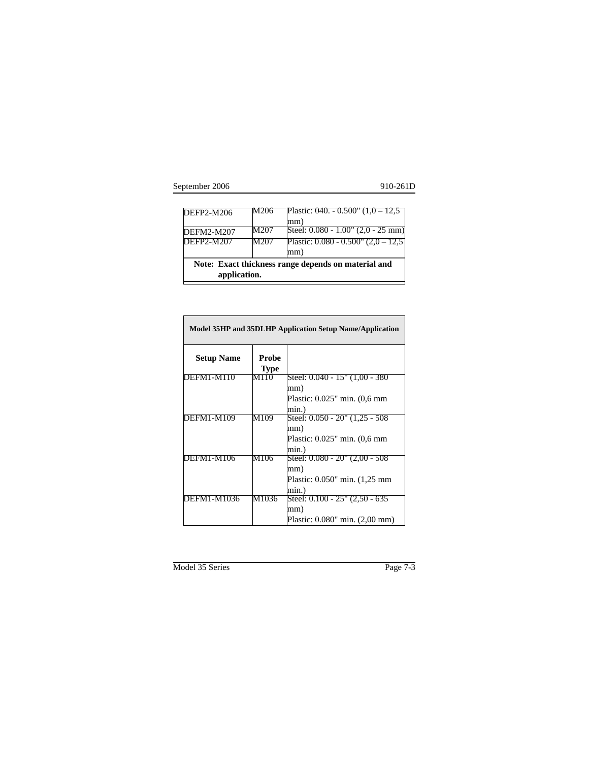| | | |
|---|---|---|
| DEFP2-M206 | M206 | Plastic: 040. - 0.500" (1,0 – 12,5 mm) |
| DEFM2-M207 | M207 | Steel: 0.080 - 1.00" (2,0 - 25 mm) |
| DEFP2-M207 | M207 | Plastic: 0.080 - 0.500" (2,0 – 12,5 mm) |

**Note: Exact thickness range depends on material and application.**

| Model 35HP and 35DLHP Application Setup Name/Application | | |
|---|---|---|
| **Setup Name** | **Probe Type** | |
| DEFM1-M110 | M110 | Steel: 0.040 - 15" (1,00 - 380 mm)<br>Plastic: 0.025" min. (0,6 mm min.) |
| DEFM1-M109 | M109 | Steel: 0.050 - 20" (1,25 - 508 mm)<br>Plastic: 0.025" min. (0,6 mm min.) |
| DEFM1-M106 | M106 | Steel: 0.080 - 20" (2,00 - 508 mm)<br>Plastic: 0.050" min. (1,25 mm min.) |
| DEFM1-M1036 | M1036 | Steel: 0.100 - 25" (2,50 - 635 mm)<br>Plastic: 0.080" min. (2,00 mm) |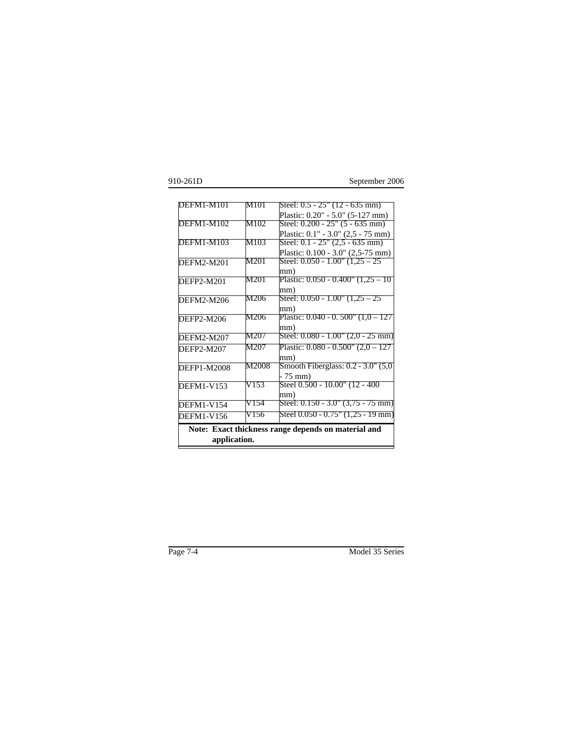| | | |
|---|---|---|
| DEFM1-M101 | M101 | Steel: 0.5 - 25" (12 - 635 mm)<br>Plastic: 0.20" - 5.0" (5-127 mm) |
| DEFM1-M102 | M102 | Steel: 0.200 - 25" (5 - 635 mm)<br>Plastic: 0.1" - 3.0" (2,5 - 75 mm) |
| DEFM1-M103 | M103 | Steel: 0.1 - 25" (2,5 - 635 mm)<br>Plastic: 0.100 - 3.0" (2,5-75 mm) |
| DEFM2-M201 | M201 | Steel: 0.050 - 1.00" (1,25 – 25 mm) |
| DEFP2-M201 | M201 | Plastic: 0.050 - 0.400" (1,25 – 10 mm) |
| DEFM2-M206 | M206 | Steel: 0.050 - 1.00" (1,25 – 25 mm) |
| DEFP2-M206 | M206 | Plastic: 0.040 - 0. 500" (1,0 – 127 mm) |
| DEFM2-M207 | M207 | Steel: 0.080 - 1.00" (2,0 - 25 mm) |
| DEFP2-M207 | M207 | Plastic: 0.080 - 0.500" (2,0 – 127 mm) |
| DEFP1-M2008 | M2008 | Smooth Fiberglass: 0.2 - 3.0" (5,0 - 75 mm) |
| DEFM1-V153 | V153 | Steel 0.500 - 10.00" (12 - 400 mm) |
| DEFM1-V154 | V154 | Steel: 0.150 - 3.0" (3,75 - 75 mm) |
| DEFM1-V156 | V156 | Steel 0.050 - 0.75" (1,25 - 19 mm) |

**Note: Exact thickness range depends on material and application.**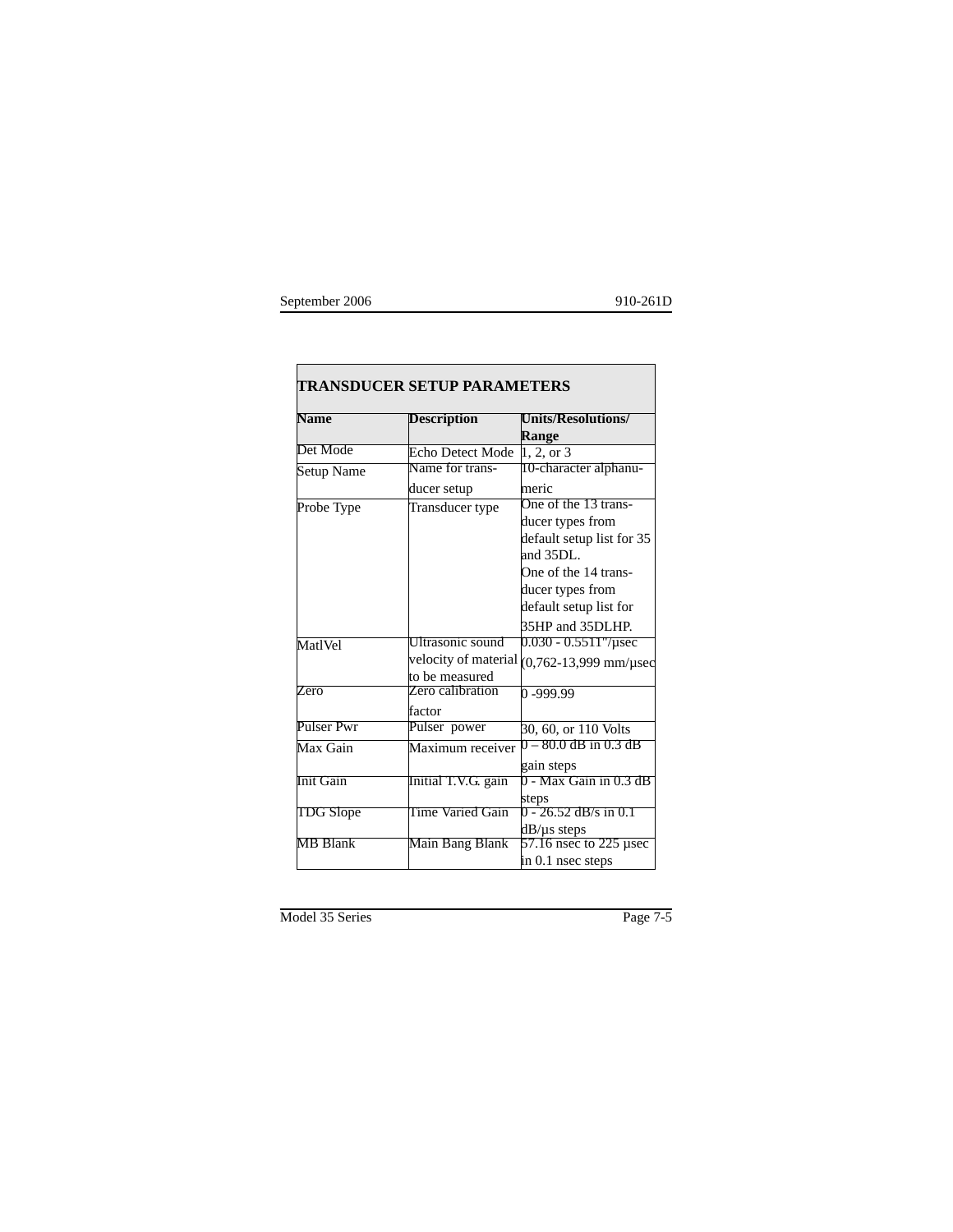| TRANSDUCER SETUP PARAMETERS | | |
|---|---|---|
| **Name** | **Description** | **Units/Resolutions/ Range** |
| Det Mode | Echo Detect Mode | 1, 2, or 3 |
| Setup Name | Name for transducer setup | 10-character alphanumeric |
| Probe Type | Transducer type | One of the 13 transducer types from default setup list for 35 and 35DL. One of the 14 transducer types from default setup list for 35HP and 35DLHP. |
| MatlVel | Ultrasonic sound velocity of material to be measured | 0.030 - 0.5511"/µsec (0,762-13,999 mm/µsec |
| Zero | Zero calibration factor | 0 -999.99 |
| Pulser Pwr | Pulser power | 30, 60, or 110 Volts |
| Max Gain | Maximum receiver | 0 – 80.0 dB in 0.3 dB gain steps |
| Init Gain | Initial T.V.G. gain | 0 - Max Gain in 0.3 dB steps |
| TDG Slope | Time Varied Gain | 0 - 26.52 dB/s in 0.1 dB/µs steps |
| MB Blank | Main Bang Blank | 57.16 nsec to 225 µsec in 0.1 nsec steps |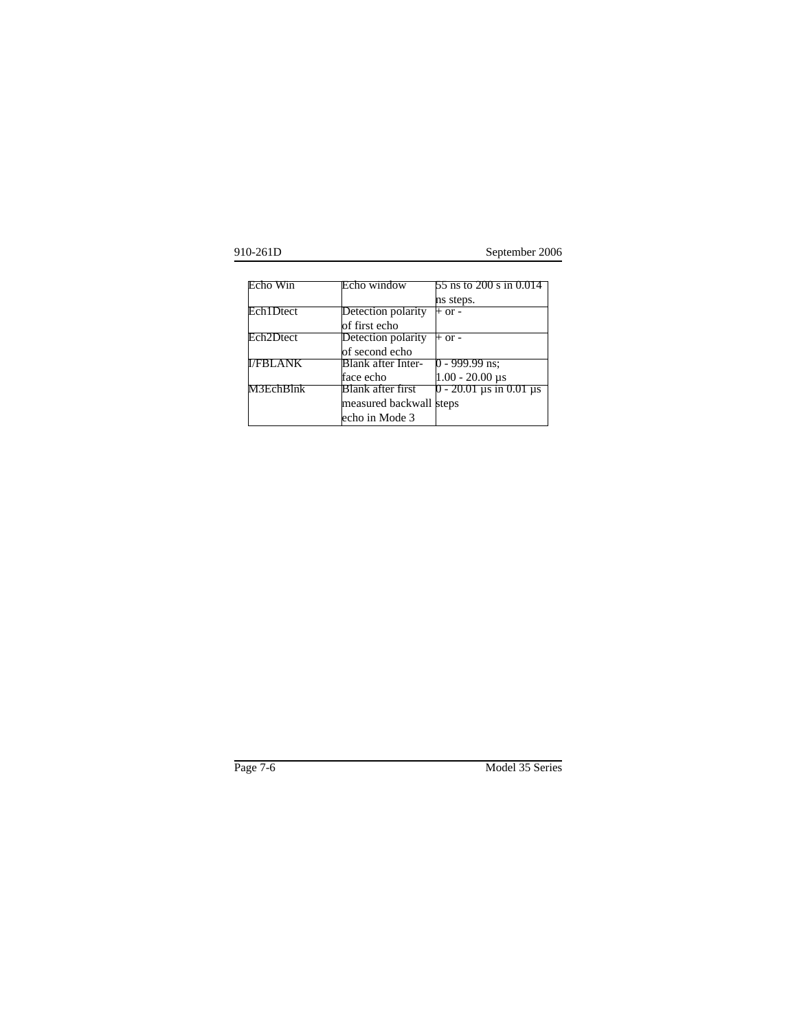| | | |
|---|---|---|
| Echo Win | Echo window | 55 ns to 200 s in 0.014 ns steps. |
| Ech1Dtect | Detection polarity of first echo | + or - |
| Ech2Dtect | Detection polarity of second echo | + or - |
| I/FBLANK | Blank after Interface echo | 0 - 999.99 ns; 1.00 - 20.00 µs |
| M3EchBlnk | Blank after first measured backwall echo in Mode 3 | 0 - 20.01 µs in 0.01 µs steps |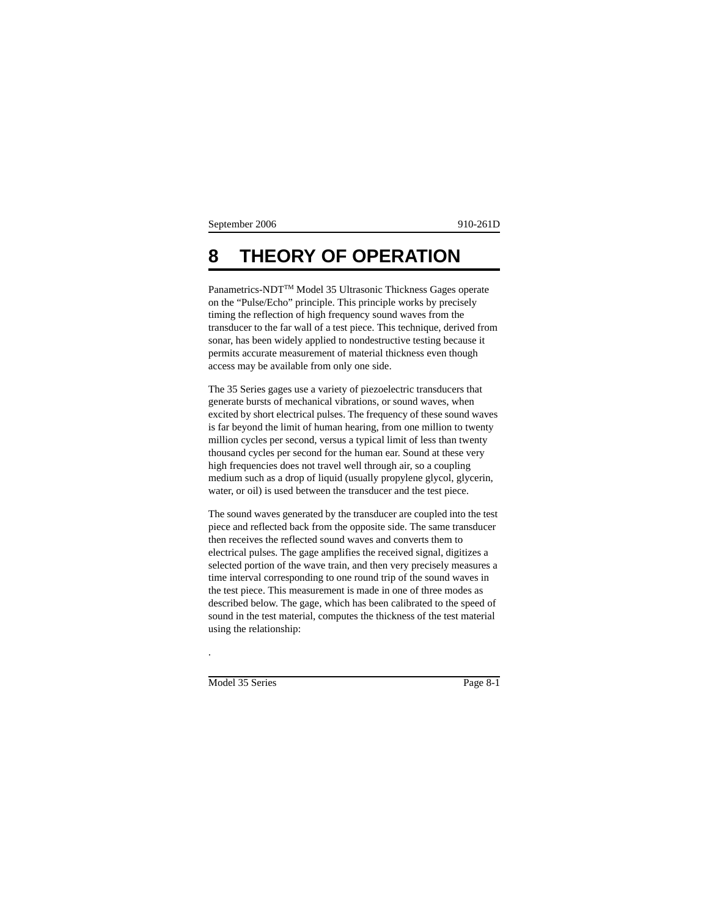#  8 THEORY OF OPERATION

Panametrics-NDT™ Model 35 Ultrasonic Thickness Gages operate on the "Pulse/Echo" principle. This principle works by precisely timing the reflection of high frequency sound waves from the transducer to the far wall of a test piece. This technique, derived from sonar, has been widely applied to nondestructive testing because it permits accurate measurement of material thickness even though access may be available from only one side.

The 35 Series gages use a variety of piezoelectric transducers that generate bursts of mechanical vibrations, or sound waves, when excited by short electrical pulses. The frequency of these sound waves is far beyond the limit of human hearing, from one million to twenty million cycles per second, versus a typical limit of less than twenty thousand cycles per second for the human ear. Sound at these very high frequencies does not travel well through air, so a coupling medium such as a drop of liquid (usually propylene glycol, glycerin, water, or oil) is used between the transducer and the test piece.

The sound waves generated by the transducer are coupled into the test piece and reflected back from the opposite side. The same transducer then receives the reflected sound waves and converts them to electrical pulses. The gage amplifies the received signal, digitizes a selected portion of the wave train, and then very precisely measures a time interval corresponding to one round trip of the sound waves in the test piece. This measurement is made in one of three modes as described below. The gage, which has been calibrated to the speed of sound in the test material, computes the thickness of the test material using the relationship:

.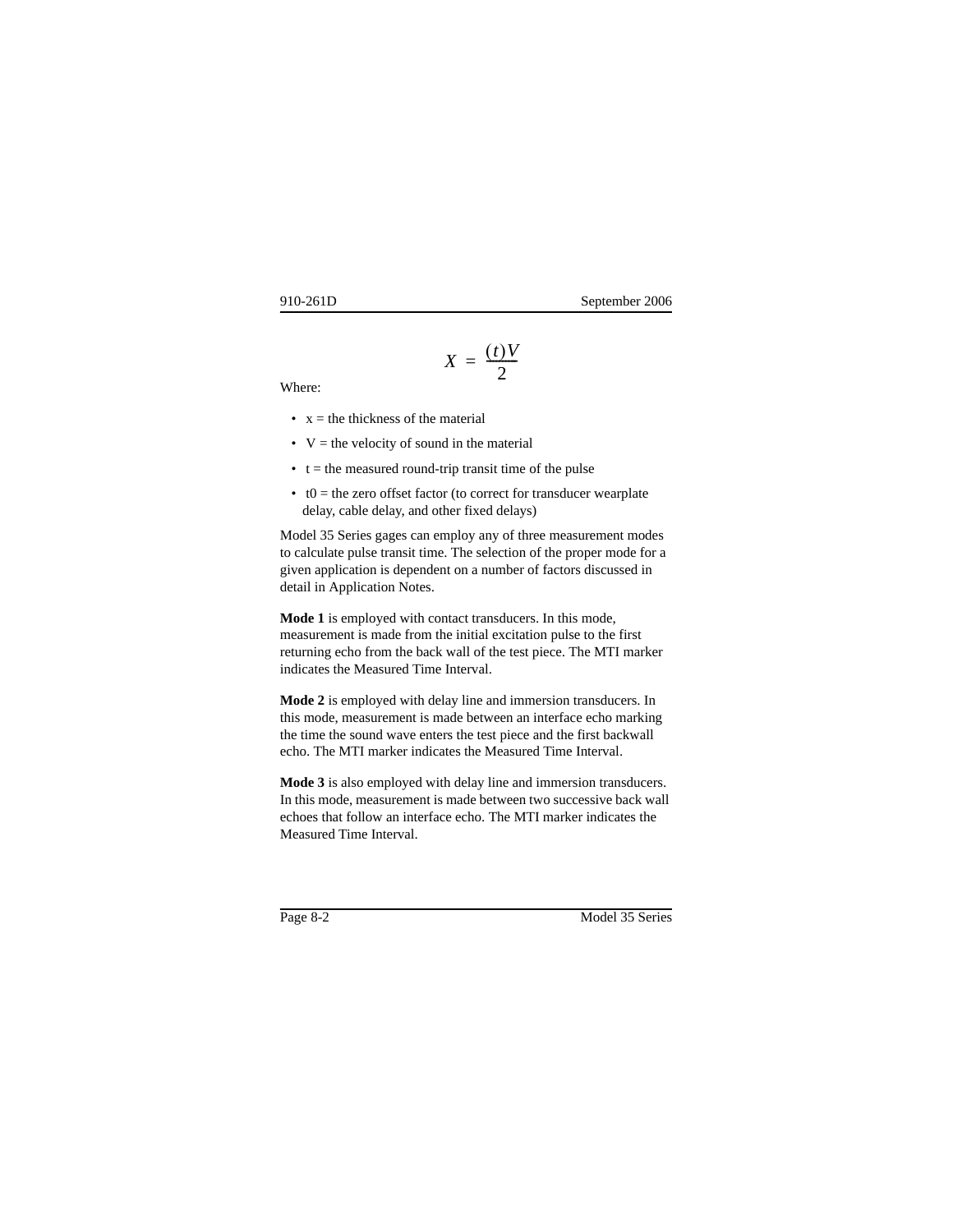$$X = \frac{(t)V}{2}$$

Where:

- $x$ = the thickness of the material
- $V$ = the velocity of sound in the material
- $t$ = the measured round-trip transit time of the pulse
- $t0$ = the zero offset factor (to correct for transducer wearplate delay, cable delay, and other fixed delays)

Model 35 Series gages can employ any of three measurement modes to calculate pulse transit time. The selection of the proper mode for a given application is dependent on a number of factors discussed in detail in Application Notes.

**Mode 1** is employed with contact transducers. In this mode, measurement is made from the initial excitation pulse to the first returning echo from the back wall of the test piece. The MTI marker indicates the Measured Time Interval.

**Mode 2** is employed with delay line and immersion transducers. In this mode, measurement is made between an interface echo marking the time the sound wave enters the test piece and the first backwall echo. The MTI marker indicates the Measured Time Interval.

**Mode 3** is also employed with delay line and immersion transducers. In this mode, measurement is made between two successive back wall echoes that follow an interface echo. The MTI marker indicates the Measured Time Interval.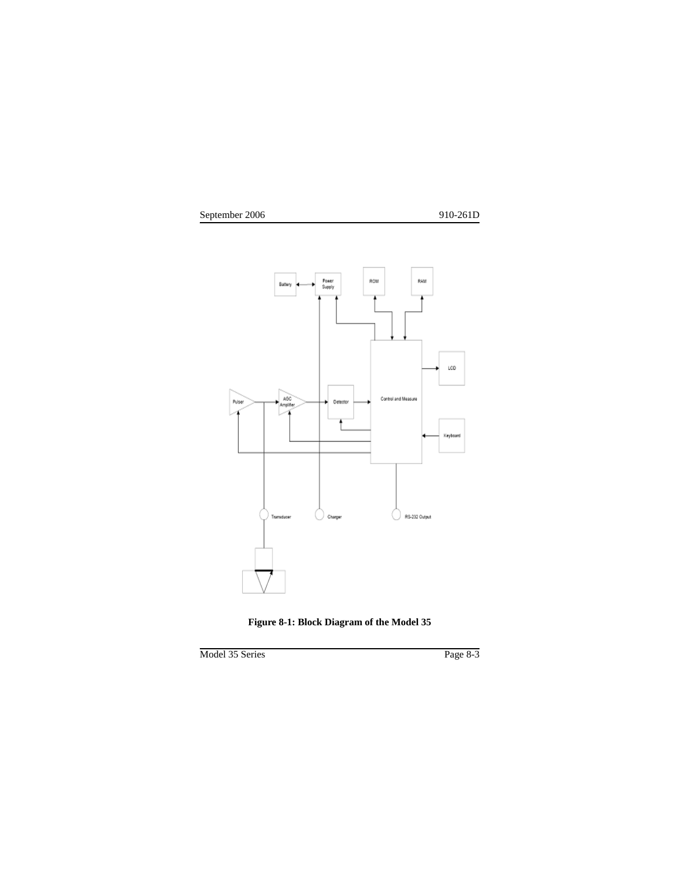**Figure 8-1: Block Diagram of the Model 35**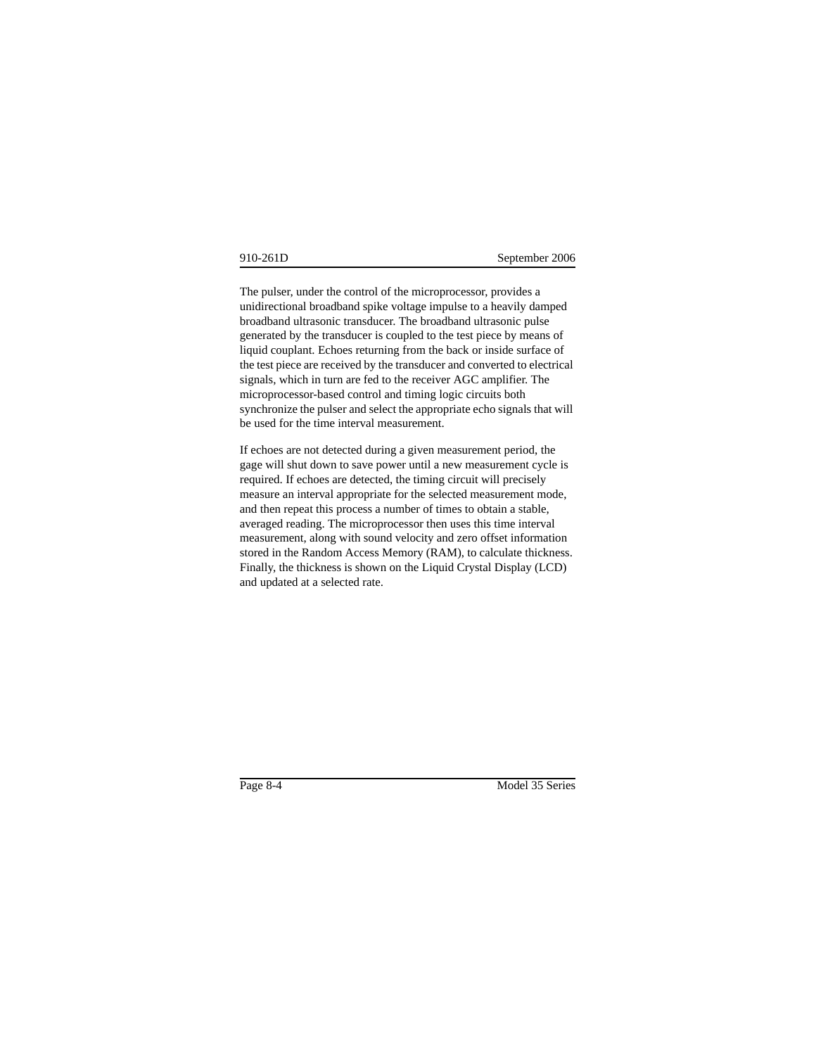The pulser, under the control of the microprocessor, provides a unidirectional broadband spike voltage impulse to a heavily damped broadband ultrasonic transducer. The broadband ultrasonic pulse generated by the transducer is coupled to the test piece by means of liquid couplant. Echoes returning from the back or inside surface of the test piece are received by the transducer and converted to electrical signals, which in turn are fed to the receiver AGC amplifier. The microprocessor-based control and timing logic circuits both synchronize the pulser and select the appropriate echo signals that will be used for the time interval measurement.

If echoes are not detected during a given measurement period, the gage will shut down to save power until a new measurement cycle is required. If echoes are detected, the timing circuit will precisely measure an interval appropriate for the selected measurement mode, and then repeat this process a number of times to obtain a stable, averaged reading. The microprocessor then uses this time interval measurement, along with sound velocity and zero offset information stored in the Random Access Memory (RAM), to calculate thickness. Finally, the thickness is shown on the Liquid Crystal Display (LCD) and updated at a selected rate.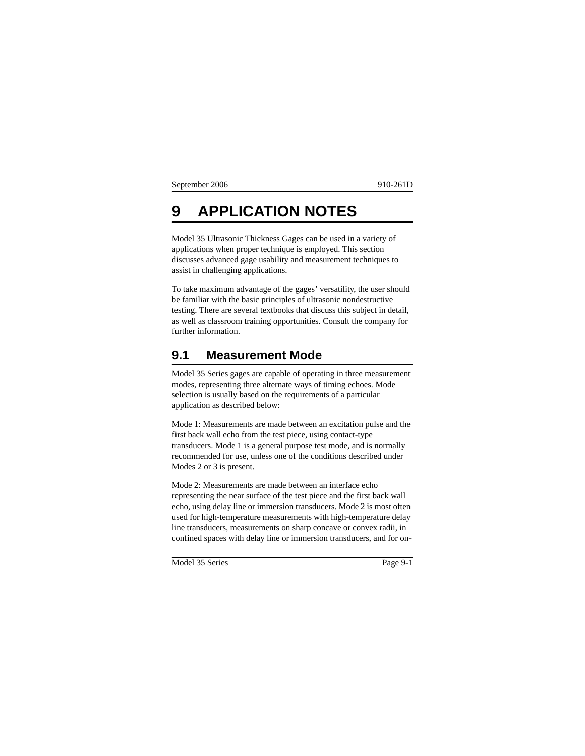# 9 APPLICATION NOTES

Model 35 Ultrasonic Thickness Gages can be used in a variety of applications when proper technique is employed. This section discusses advanced gage usability and measurement techniques to assist in challenging applications.

To take maximum advantage of the gages' versatility, the user should be familiar with the basic principles of ultrasonic nondestructive testing. There are several textbooks that discuss this subject in detail, as well as classroom training opportunities. Consult the company for further information.

## 9.1 Measurement Mode

Model 35 Series gages are capable of operating in three measurement modes, representing three alternate ways of timing echoes. Mode selection is usually based on the requirements of a particular application as described below:

Mode 1: Measurements are made between an excitation pulse and the first back wall echo from the test piece, using contact-type transducers. Mode 1 is a general purpose test mode, and is normally recommended for use, unless one of the conditions described under Modes 2 or 3 is present.

Mode 2: Measurements are made between an interface echo representing the near surface of the test piece and the first back wall echo, using delay line or immersion transducers. Mode 2 is most often used for high-temperature measurements with high-temperature delay line transducers, measurements on sharp concave or convex radii, in confined spaces with delay line or immersion transducers, and for on-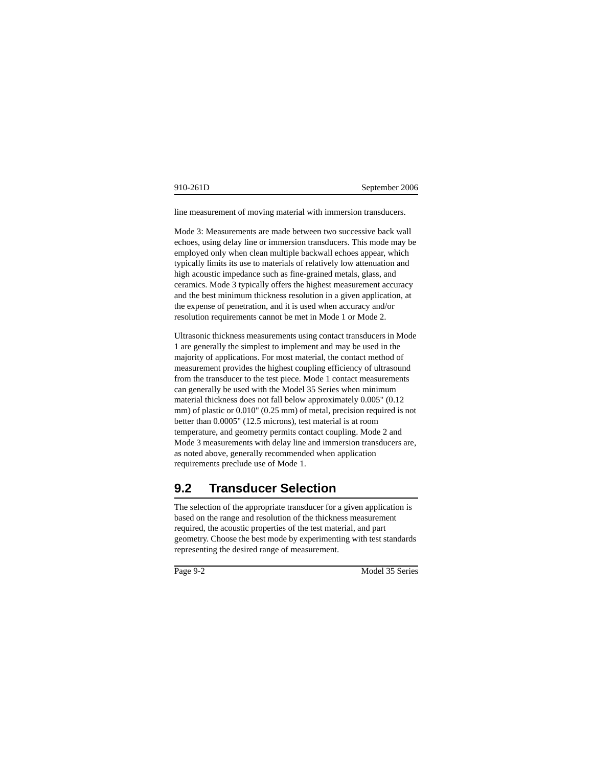line measurement of moving material with immersion transducers.

Mode 3: Measurements are made between two successive back wall echoes, using delay line or immersion transducers. This mode may be employed only when clean multiple backwall echoes appear, which typically limits its use to materials of relatively low attenuation and high acoustic impedance such as fine-grained metals, glass, and ceramics. Mode 3 typically offers the highest measurement accuracy and the best minimum thickness resolution in a given application, at the expense of penetration, and it is used when accuracy and/or resolution requirements cannot be met in Mode 1 or Mode 2.

Ultrasonic thickness measurements using contact transducers in Mode 1 are generally the simplest to implement and may be used in the majority of applications. For most material, the contact method of measurement provides the highest coupling efficiency of ultrasound from the transducer to the test piece. Mode 1 contact measurements can generally be used with the Model 35 Series when minimum material thickness does not fall below approximately 0.005" (0.12 mm) of plastic or 0.010" (0.25 mm) of metal, precision required is not better than 0.0005" (12.5 microns), test material is at room temperature, and geometry permits contact coupling. Mode 2 and Mode 3 measurements with delay line and immersion transducers are, as noted above, generally recommended when application requirements preclude use of Mode 1.

## 9.2 Transducer Selection

The selection of the appropriate transducer for a given application is based on the range and resolution of the thickness measurement required, the acoustic properties of the test material, and part geometry. Choose the best mode by experimenting with test standards representing the desired range of measurement.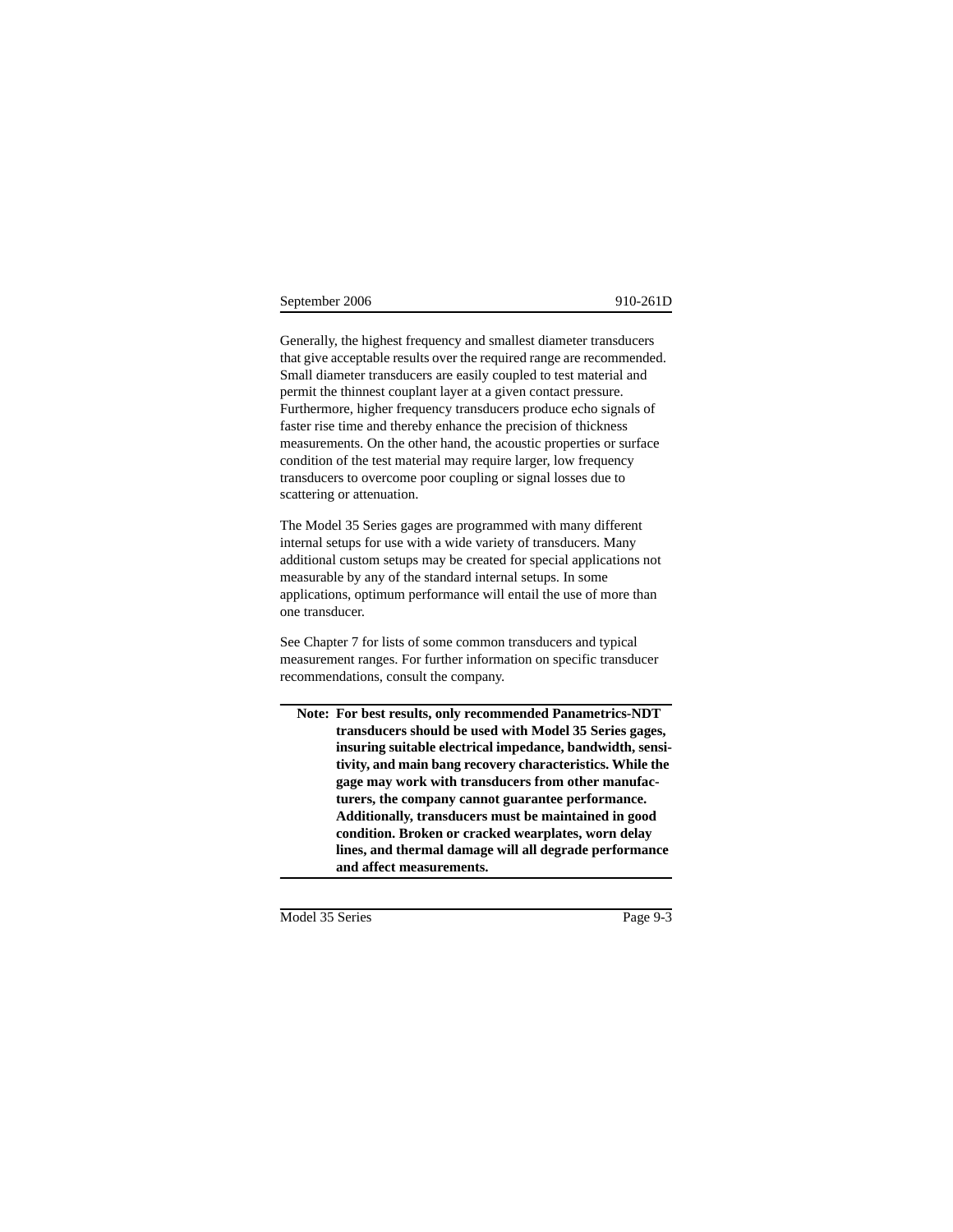Generally, the highest frequency and smallest diameter transducers that give acceptable results over the required range are recommended. Small diameter transducers are easily coupled to test material and permit the thinnest couplant layer at a given contact pressure. Furthermore, higher frequency transducers produce echo signals of faster rise time and thereby enhance the precision of thickness measurements. On the other hand, the acoustic properties or surface condition of the test material may require larger, low frequency transducers to overcome poor coupling or signal losses due to scattering or attenuation.

The Model 35 Series gages are programmed with many different internal setups for use with a wide variety of transducers. Many additional custom setups may be created for special applications not measurable by any of the standard internal setups. In some applications, optimum performance will entail the use of more than one transducer.

See Chapter 7 for lists of some common transducers and typical measurement ranges. For further information on specific transducer recommendations, consult the company.

---

**Note: For best results, only recommended Panametrics-NDT transducers should be used with Model 35 Series gages, insuring suitable electrical impedance, bandwidth, sensitivity, and main bang recovery characteristics. While the gage may work with transducers from other manufacturers, the company cannot guarantee performance. Additionally, transducers must be maintained in good condition. Broken or cracked wearplates, worn delay lines, and thermal damage will all degrade performance and affect measurements.**

---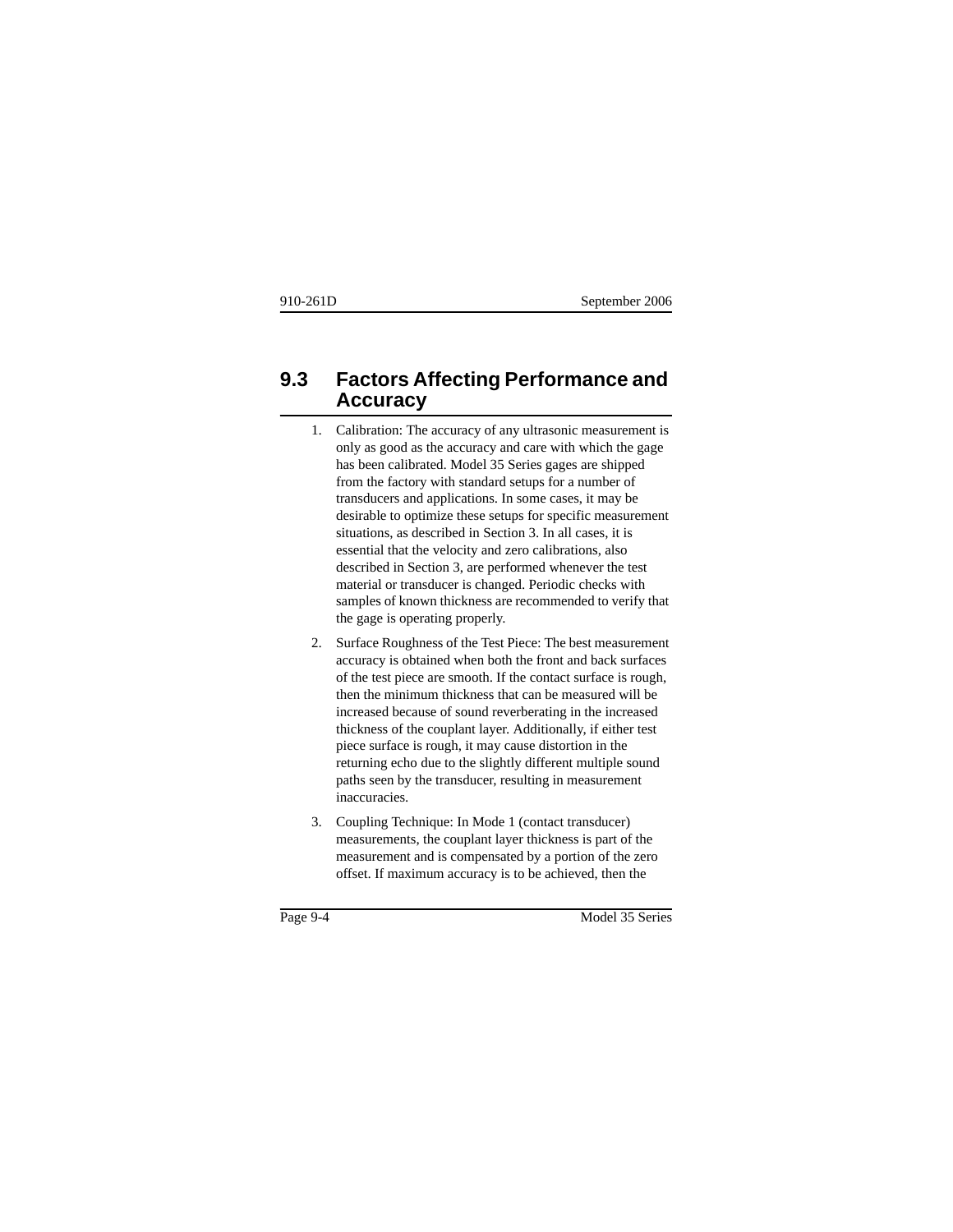## 9.3 Factors Affecting Performance and Accuracy

1. Calibration: The accuracy of any ultrasonic measurement is only as good as the accuracy and care with which the gage has been calibrated. Model 35 Series gages are shipped from the factory with standard setups for a number of transducers and applications. In some cases, it may be desirable to optimize these setups for specific measurement situations, as described in Section 3. In all cases, it is essential that the velocity and zero calibrations, also described in Section 3, are performed whenever the test material or transducer is changed. Periodic checks with samples of known thickness are recommended to verify that the gage is operating properly.

2. Surface Roughness of the Test Piece: The best measurement accuracy is obtained when both the front and back surfaces of the test piece are smooth. If the contact surface is rough, then the minimum thickness that can be measured will be increased because of sound reverberating in the increased thickness of the couplant layer. Additionally, if either test piece surface is rough, it may cause distortion in the returning echo due to the slightly different multiple sound paths seen by the transducer, resulting in measurement inaccuracies.

3. Coupling Technique: In Mode 1 (contact transducer) measurements, the couplant layer thickness is part of the measurement and is compensated by a portion of the zero offset. If maximum accuracy is to be achieved, then the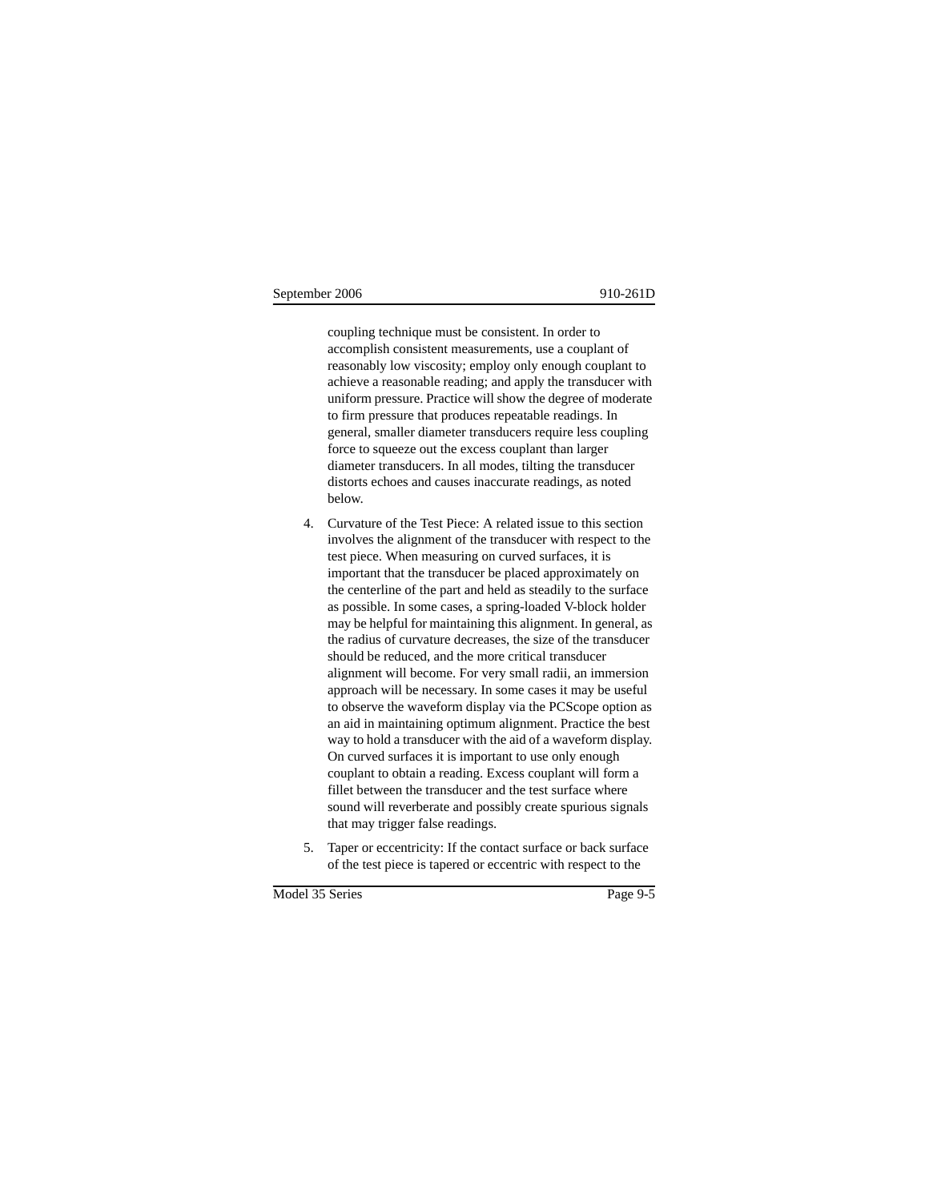coupling technique must be consistent. In order to accomplish consistent measurements, use a couplant of reasonably low viscosity; employ only enough couplant to achieve a reasonable reading; and apply the transducer with uniform pressure. Practice will show the degree of moderate to firm pressure that produces repeatable readings. In general, smaller diameter transducers require less coupling force to squeeze out the excess couplant than larger diameter transducers. In all modes, tilting the transducer distorts echoes and causes inaccurate readings, as noted below.

4. Curvature of the Test Piece: A related issue to this section involves the alignment of the transducer with respect to the test piece. When measuring on curved surfaces, it is important that the transducer be placed approximately on the centerline of the part and held as steadily to the surface as possible. In some cases, a spring-loaded V-block holder may be helpful for maintaining this alignment. In general, as the radius of curvature decreases, the size of the transducer should be reduced, and the more critical transducer alignment will become. For very small radii, an immersion approach will be necessary. In some cases it may be useful to observe the waveform display via the PCScope option as an aid in maintaining optimum alignment. Practice the best way to hold a transducer with the aid of a waveform display. On curved surfaces it is important to use only enough couplant to obtain a reading. Excess couplant will form a fillet between the transducer and the test surface where sound will reverberate and possibly create spurious signals that may trigger false readings.

5. Taper or eccentricity: If the contact surface or back surface of the test piece is tapered or eccentric with respect to the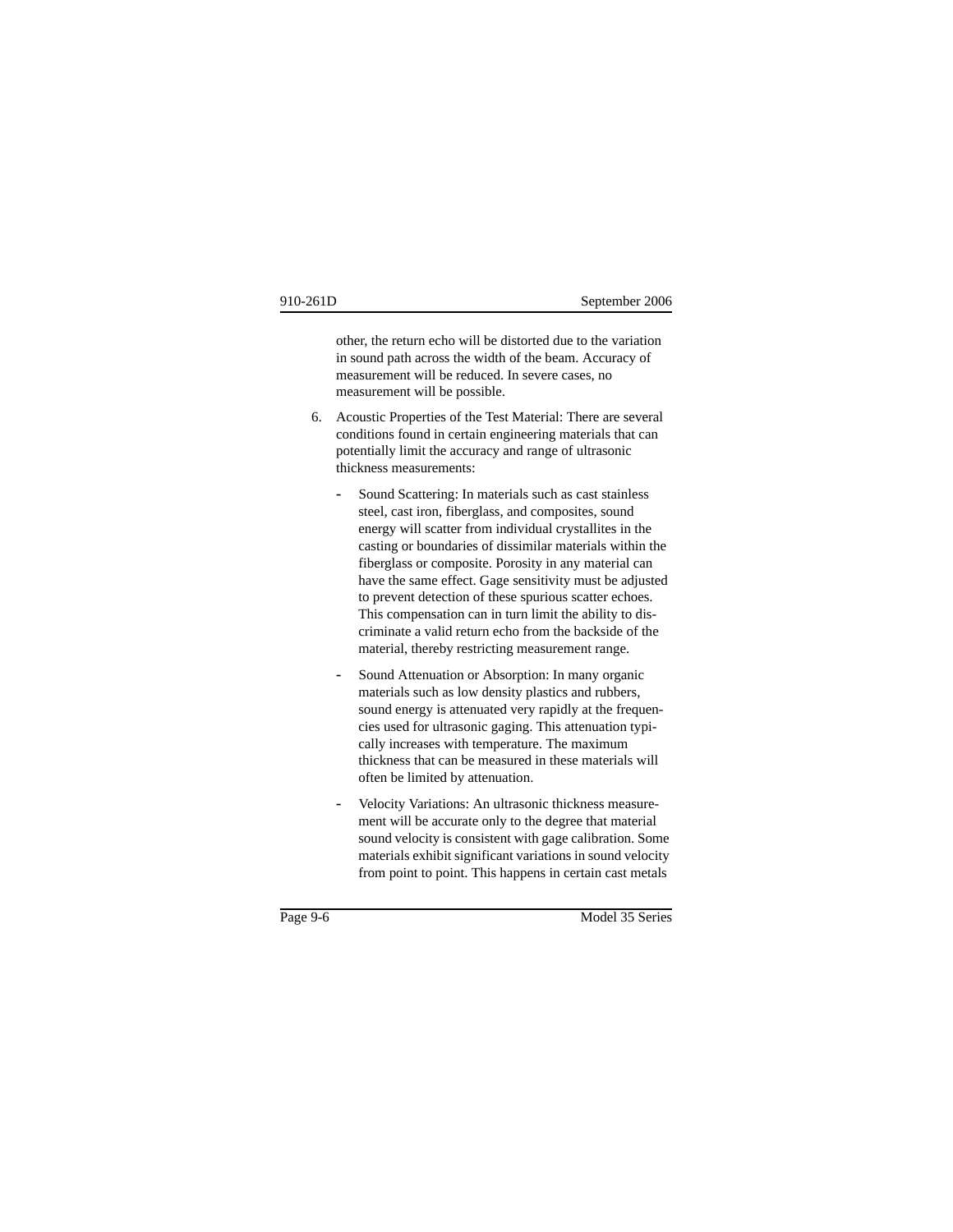other, the return echo will be distorted due to the variation in sound path across the width of the beam. Accuracy of measurement will be reduced. In severe cases, no measurement will be possible.

6. Acoustic Properties of the Test Material: There are several conditions found in certain engineering materials that can potentially limit the accuracy and range of ultrasonic thickness measurements:

   - Sound Scattering: In materials such as cast stainless steel, cast iron, fiberglass, and composites, sound energy will scatter from individual crystallites in the casting or boundaries of dissimilar materials within the fiberglass or composite. Porosity in any material can have the same effect. Gage sensitivity must be adjusted to prevent detection of these spurious scatter echoes. This compensation can in turn limit the ability to discriminate a valid return echo from the backside of the material, thereby restricting measurement range.

   - Sound Attenuation or Absorption: In many organic materials such as low density plastics and rubbers, sound energy is attenuated very rapidly at the frequencies used for ultrasonic gaging. This attenuation typically increases with temperature. The maximum thickness that can be measured in these materials will often be limited by attenuation.

   - Velocity Variations: An ultrasonic thickness measurement will be accurate only to the degree that material sound velocity is consistent with gage calibration. Some materials exhibit significant variations in sound velocity from point to point. This happens in certain cast metals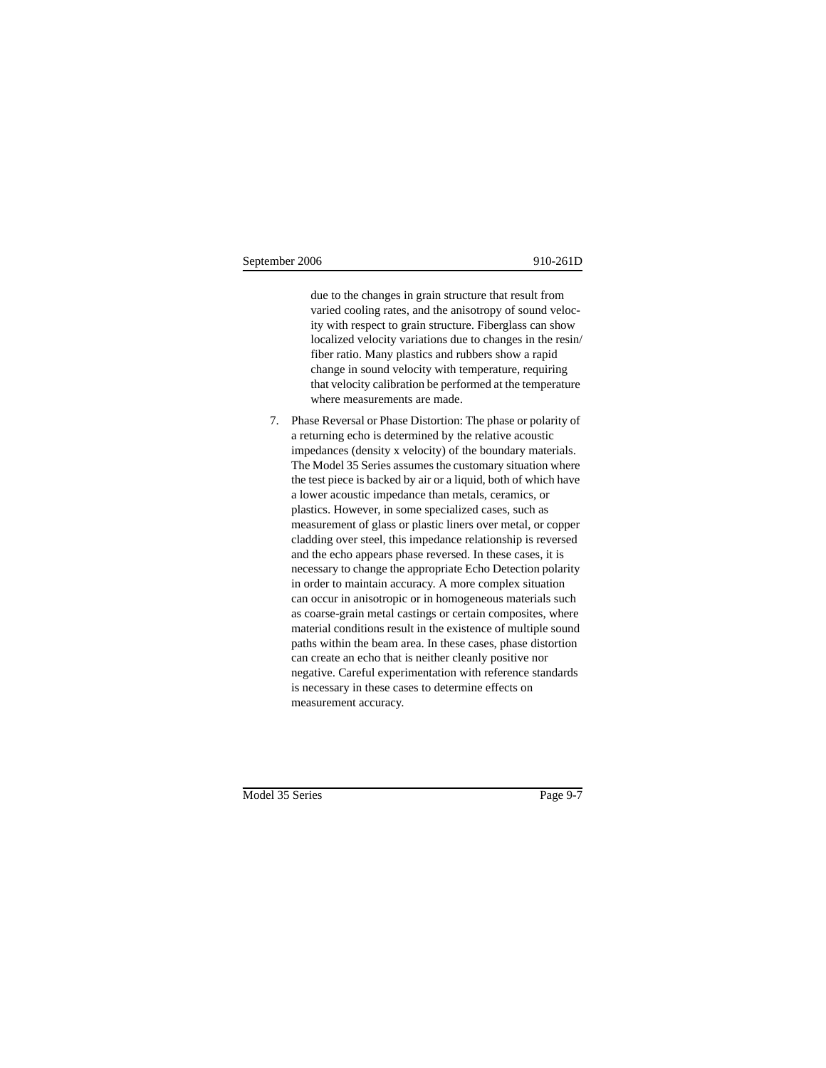due to the changes in grain structure that result from varied cooling rates, and the anisotropy of sound velocity with respect to grain structure. Fiberglass can show localized velocity variations due to changes in the resin/fiber ratio. Many plastics and rubbers show a rapid change in sound velocity with temperature, requiring that velocity calibration be performed at the temperature where measurements are made.

7. Phase Reversal or Phase Distortion: The phase or polarity of a returning echo is determined by the relative acoustic impedances (density x velocity) of the boundary materials. The Model 35 Series assumes the customary situation where the test piece is backed by air or a liquid, both of which have a lower acoustic impedance than metals, ceramics, or plastics. However, in some specialized cases, such as measurement of glass or plastic liners over metal, or copper cladding over steel, this impedance relationship is reversed and the echo appears phase reversed. In these cases, it is necessary to change the appropriate Echo Detection polarity in order to maintain accuracy. A more complex situation can occur in anisotropic or in homogeneous materials such as coarse-grain metal castings or certain composites, where material conditions result in the existence of multiple sound paths within the beam area. In these cases, phase distortion can create an echo that is neither cleanly positive nor negative. Careful experimentation with reference standards is necessary in these cases to determine effects on measurement accuracy.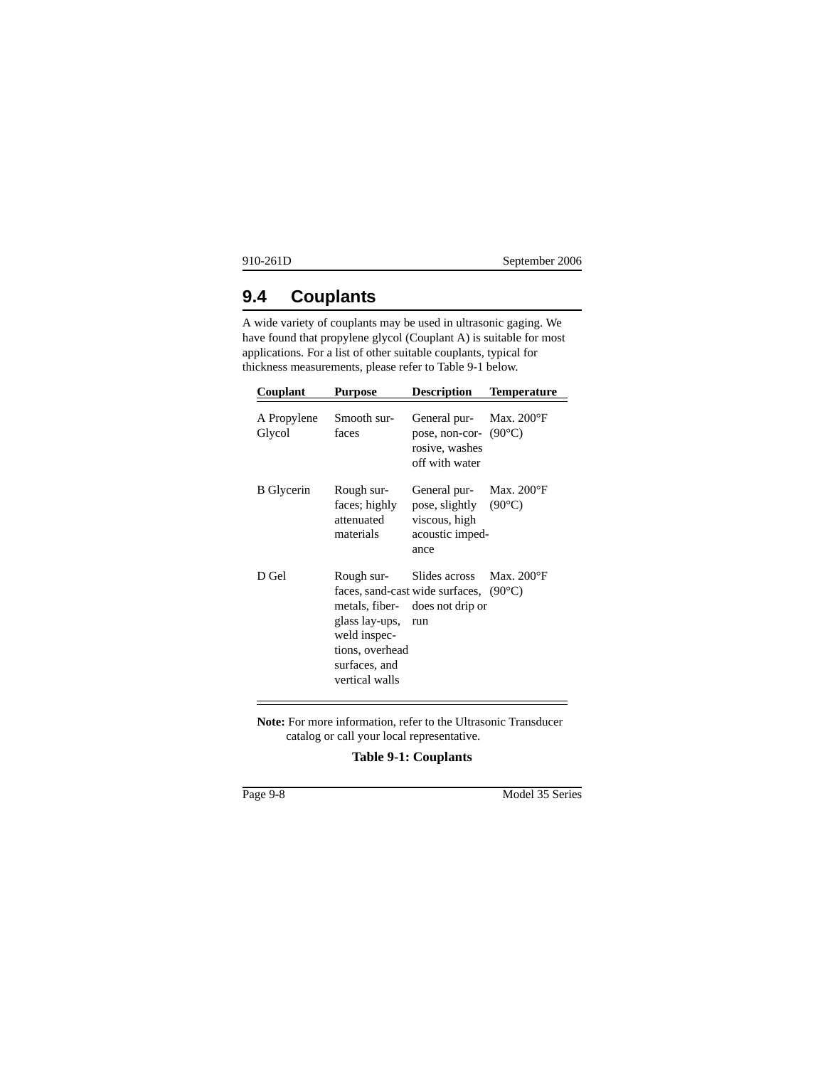## 9.4 Couplants

A wide variety of couplants may be used in ultrasonic gaging. We have found that propylene glycol (Couplant A) is suitable for most applications. For a list of other suitable couplants, typical for thickness measurements, please refer to Table 9-1 below.

| Couplant | Purpose | Description | Temperature |
|---|---|---|---|
| A Propylene Glycol | Smooth surfaces | General purpose, non-corrosive, washes off with water | Max. 200°F (90°C) |
| B Glycerin | Rough surfaces; highly attenuated materials | General purpose, slightly viscous, high acoustic impedance | Max. 200°F (90°C) |
| D Gel | Rough surfaces, sand-cast metals, fiberglass lay-ups, weld inspections, overhead surfaces, and vertical walls | Slides across wide surfaces, does not drip or run | Max. 200°F (90°C) |

**Note:** For more information, refer to the Ultrasonic Transducer catalog or call your local representative.

**Table 9-1: Couplants**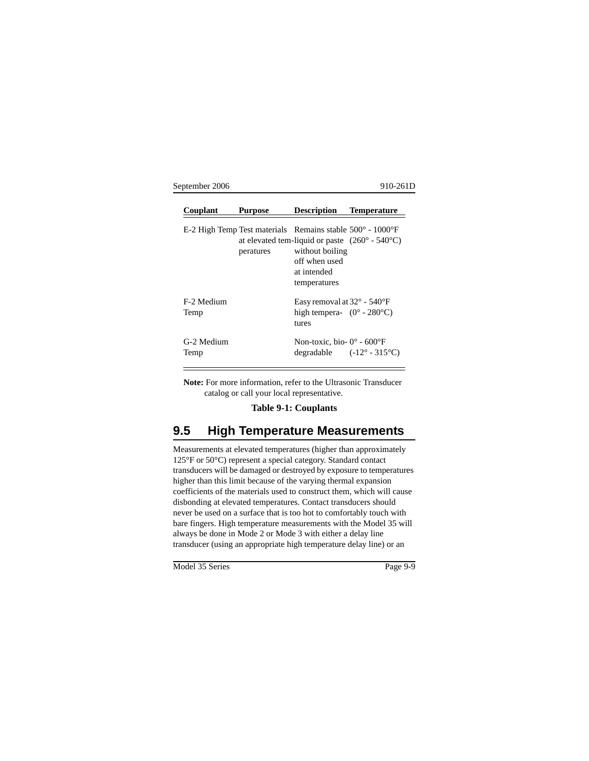| Couplant | Purpose | Description | Temperature |
|---|---|---|---|
| E-2 High Temp | Test materials at elevated temperatures | Remains stable liquid or paste without boiling off when used at intended temperatures | 500° - 1000°F (260° - 540°C) |
| F-2 Medium Temp | | Easy removal at high temperatures | 32° - 540°F (0° - 280°C) |
| G-2 Medium Temp | | Non-toxic, biodegradable | 0° - 600°F (-12° - 315°C) |

**Note:** For more information, refer to the Ultrasonic Transducer catalog or call your local representative.

**Table 9-1: Couplants**

## 9.5 High Temperature Measurements

Measurements at elevated temperatures (higher than approximately 125°F or 50°C) represent a special category. Standard contact transducers will be damaged or destroyed by exposure to temperatures higher than this limit because of the varying thermal expansion coefficients of the materials used to construct them, which will cause disbonding at elevated temperatures. Contact transducers should never be used on a surface that is too hot to comfortably touch with bare fingers. High temperature measurements with the Model 35 will always be done in Mode 2 or Mode 3 with either a delay line transducer (using an appropriate high temperature delay line) or an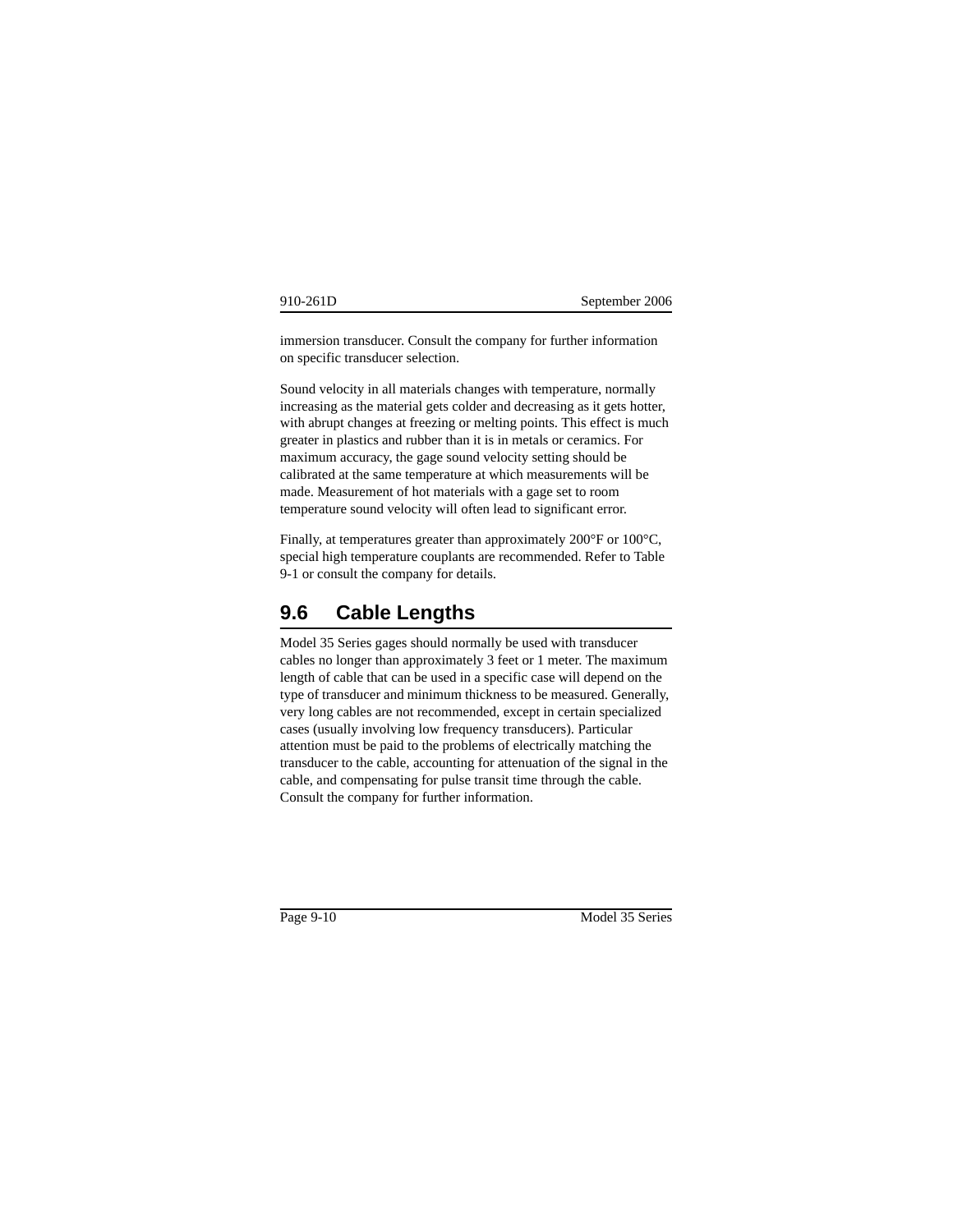immersion transducer. Consult the company for further information on specific transducer selection.

Sound velocity in all materials changes with temperature, normally increasing as the material gets colder and decreasing as it gets hotter, with abrupt changes at freezing or melting points. This effect is much greater in plastics and rubber than it is in metals or ceramics. For maximum accuracy, the gage sound velocity setting should be calibrated at the same temperature at which measurements will be made. Measurement of hot materials with a gage set to room temperature sound velocity will often lead to significant error.

Finally, at temperatures greater than approximately 200°F or 100°C, special high temperature couplants are recommended. Refer to Table 9-1 or consult the company for details.

## 9.6 Cable Lengths

Model 35 Series gages should normally be used with transducer cables no longer than approximately 3 feet or 1 meter. The maximum length of cable that can be used in a specific case will depend on the type of transducer and minimum thickness to be measured. Generally, very long cables are not recommended, except in certain specialized cases (usually involving low frequency transducers). Particular attention must be paid to the problems of electrically matching the transducer to the cable, accounting for attenuation of the signal in the cable, and compensating for pulse transit time through the cable. Consult the company for further information.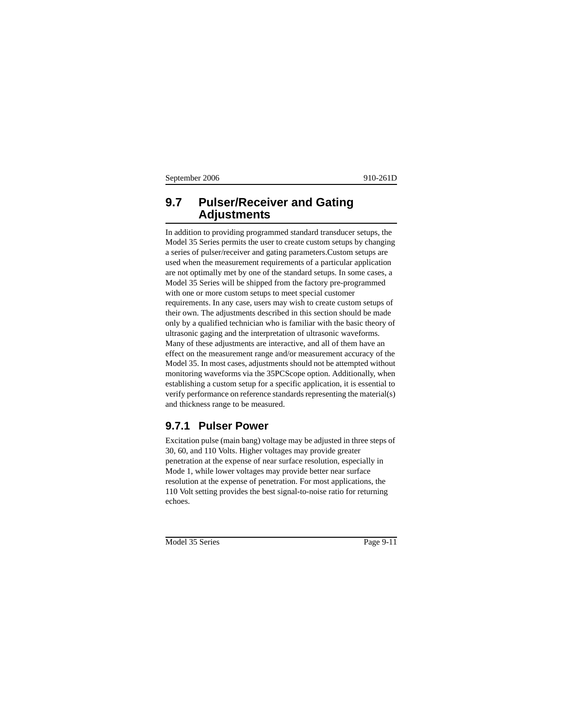## 9.7 Pulser/Receiver and Gating Adjustments

In addition to providing programmed standard transducer setups, the Model 35 Series permits the user to create custom setups by changing a series of pulser/receiver and gating parameters.Custom setups are used when the measurement requirements of a particular application are not optimally met by one of the standard setups. In some cases, a Model 35 Series will be shipped from the factory pre-programmed with one or more custom setups to meet special customer requirements. In any case, users may wish to create custom setups of their own. The adjustments described in this section should be made only by a qualified technician who is familiar with the basic theory of ultrasonic gaging and the interpretation of ultrasonic waveforms. Many of these adjustments are interactive, and all of them have an effect on the measurement range and/or measurement accuracy of the Model 35. In most cases, adjustments should not be attempted without monitoring waveforms via the 35PCScope option. Additionally, when establishing a custom setup for a specific application, it is essential to verify performance on reference standards representing the material(s) and thickness range to be measured.

### 9.7.1 Pulser Power

Excitation pulse (main bang) voltage may be adjusted in three steps of 30, 60, and 110 Volts. Higher voltages may provide greater penetration at the expense of near surface resolution, especially in Mode 1, while lower voltages may provide better near surface resolution at the expense of penetration. For most applications, the 110 Volt setting provides the best signal-to-noise ratio for returning echoes.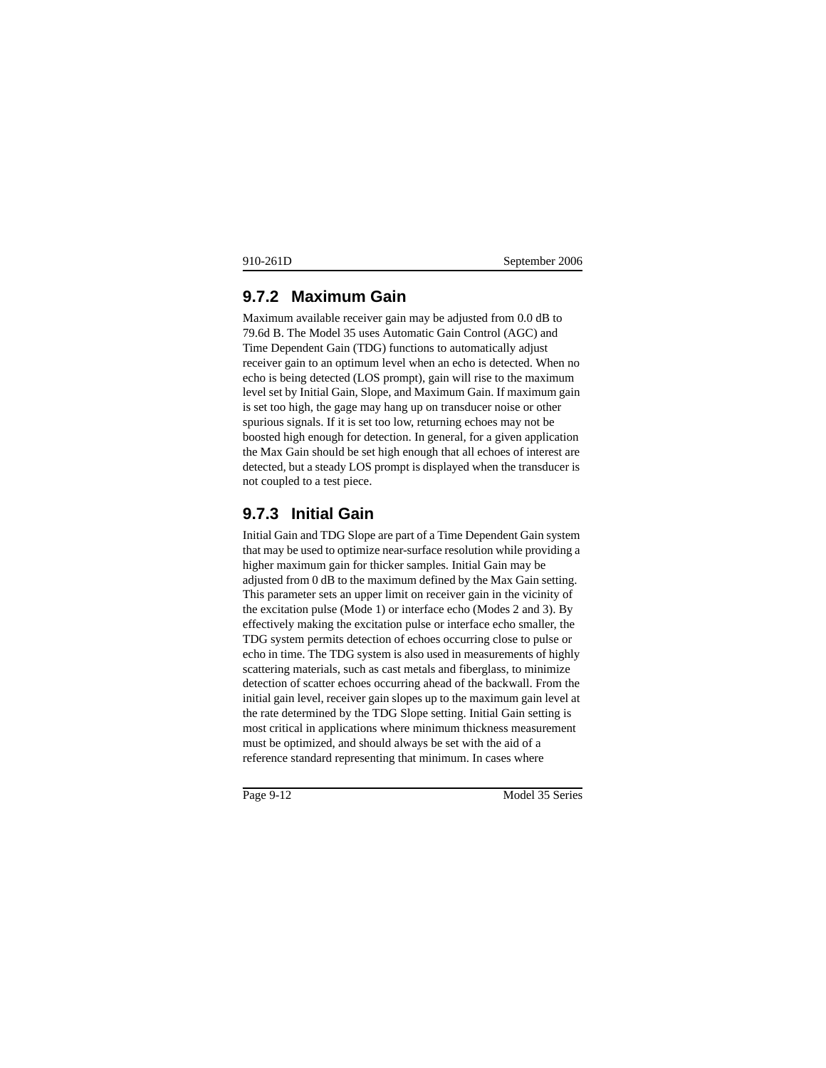### 9.7.2 Maximum Gain

Maximum available receiver gain may be adjusted from 0.0 dB to 79.6d B. The Model 35 uses Automatic Gain Control (AGC) and Time Dependent Gain (TDG) functions to automatically adjust receiver gain to an optimum level when an echo is detected. When no echo is being detected (LOS prompt), gain will rise to the maximum level set by Initial Gain, Slope, and Maximum Gain. If maximum gain is set too high, the gage may hang up on transducer noise or other spurious signals. If it is set too low, returning echoes may not be boosted high enough for detection. In general, for a given application the Max Gain should be set high enough that all echoes of interest are detected, but a steady LOS prompt is displayed when the transducer is not coupled to a test piece.

### 9.7.3 Initial Gain

Initial Gain and TDG Slope are part of a Time Dependent Gain system that may be used to optimize near-surface resolution while providing a higher maximum gain for thicker samples. Initial Gain may be adjusted from 0 dB to the maximum defined by the Max Gain setting. This parameter sets an upper limit on receiver gain in the vicinity of the excitation pulse (Mode 1) or interface echo (Modes 2 and 3). By effectively making the excitation pulse or interface echo smaller, the TDG system permits detection of echoes occurring close to pulse or echo in time. The TDG system is also used in measurements of highly scattering materials, such as cast metals and fiberglass, to minimize detection of scatter echoes occurring ahead of the backwall. From the initial gain level, receiver gain slopes up to the maximum gain level at the rate determined by the TDG Slope setting. Initial Gain setting is most critical in applications where minimum thickness measurement must be optimized, and should always be set with the aid of a reference standard representing that minimum. In cases where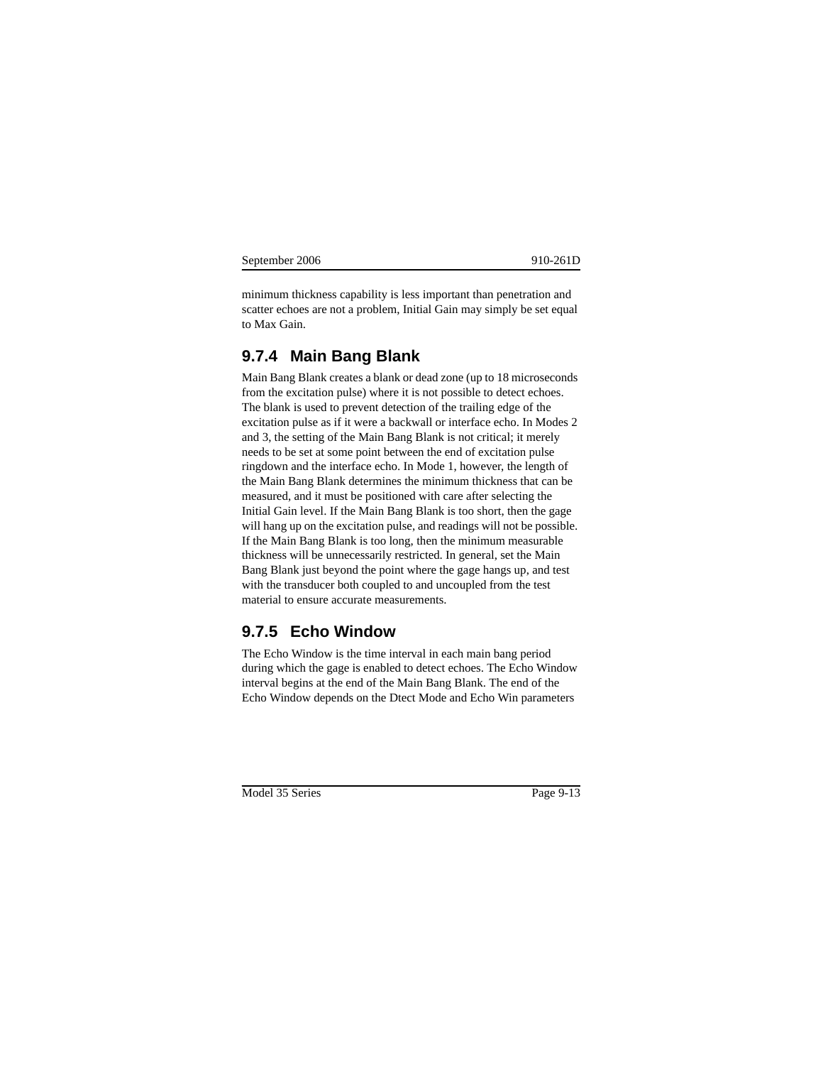minimum thickness capability is less important than penetration and scatter echoes are not a problem, Initial Gain may simply be set equal to Max Gain.

### 9.7.4 Main Bang Blank

Main Bang Blank creates a blank or dead zone (up to 18 microseconds from the excitation pulse) where it is not possible to detect echoes. The blank is used to prevent detection of the trailing edge of the excitation pulse as if it were a backwall or interface echo. In Modes 2 and 3, the setting of the Main Bang Blank is not critical; it merely needs to be set at some point between the end of excitation pulse ringdown and the interface echo. In Mode 1, however, the length of the Main Bang Blank determines the minimum thickness that can be measured, and it must be positioned with care after selecting the Initial Gain level. If the Main Bang Blank is too short, then the gage will hang up on the excitation pulse, and readings will not be possible. If the Main Bang Blank is too long, then the minimum measurable thickness will be unnecessarily restricted. In general, set the Main Bang Blank just beyond the point where the gage hangs up, and test with the transducer both coupled to and uncoupled from the test material to ensure accurate measurements.

### 9.7.5 Echo Window

The Echo Window is the time interval in each main bang period during which the gage is enabled to detect echoes. The Echo Window interval begins at the end of the Main Bang Blank. The end of the Echo Window depends on the Dtect Mode and Echo Win parameters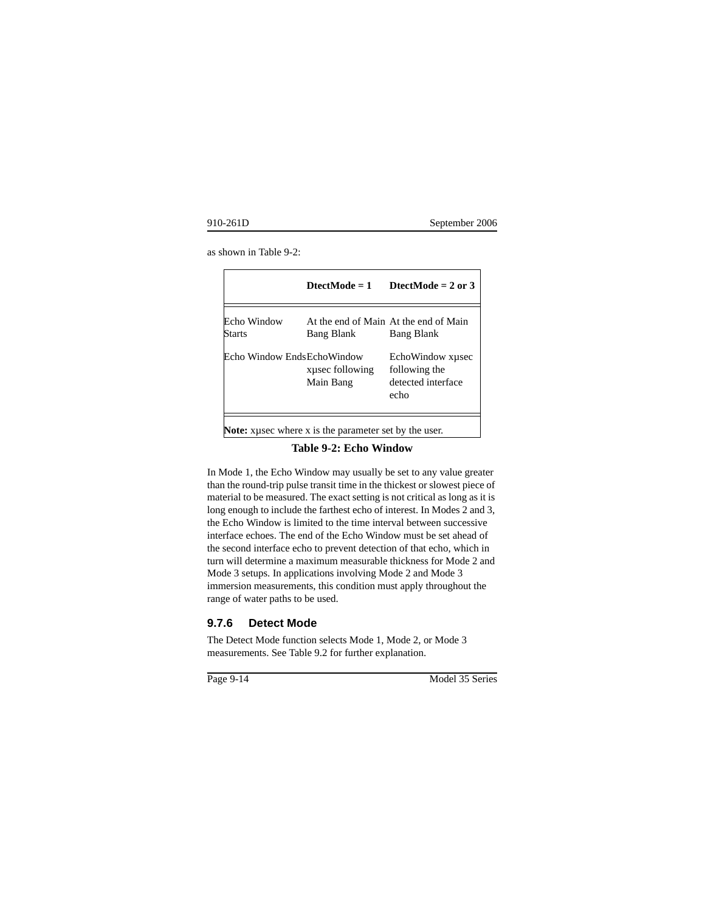as shown in Table 9-2:

| | DtectMode = 1 | DtectMode = 2 or 3 |
|---|---|---|
| Echo Window Starts | At the end of Main Bang Blank | At the end of Main Bang Blank |
| Echo Window Ends | EchoWindow xµsec following Main Bang | EchoWindow xµsec following the detected interface echo |

**Note:** xµsec where x is the parameter set by the user.

**Table 9-2: Echo Window**

In Mode 1, the Echo Window may usually be set to any value greater than the round-trip pulse transit time in the thickest or slowest piece of material to be measured. The exact setting is not critical as long as it is long enough to include the farthest echo of interest. In Modes 2 and 3, the Echo Window is limited to the time interval between successive interface echoes. The end of the Echo Window must be set ahead of the second interface echo to prevent detection of that echo, which in turn will determine a maximum measurable thickness for Mode 2 and Mode 3 setups. In applications involving Mode 2 and Mode 3 immersion measurements, this condition must apply throughout the range of water paths to be used.

### 9.7.6 Detect Mode

The Detect Mode function selects Mode 1, Mode 2, or Mode 3 measurements. See Table 9.2 for further explanation.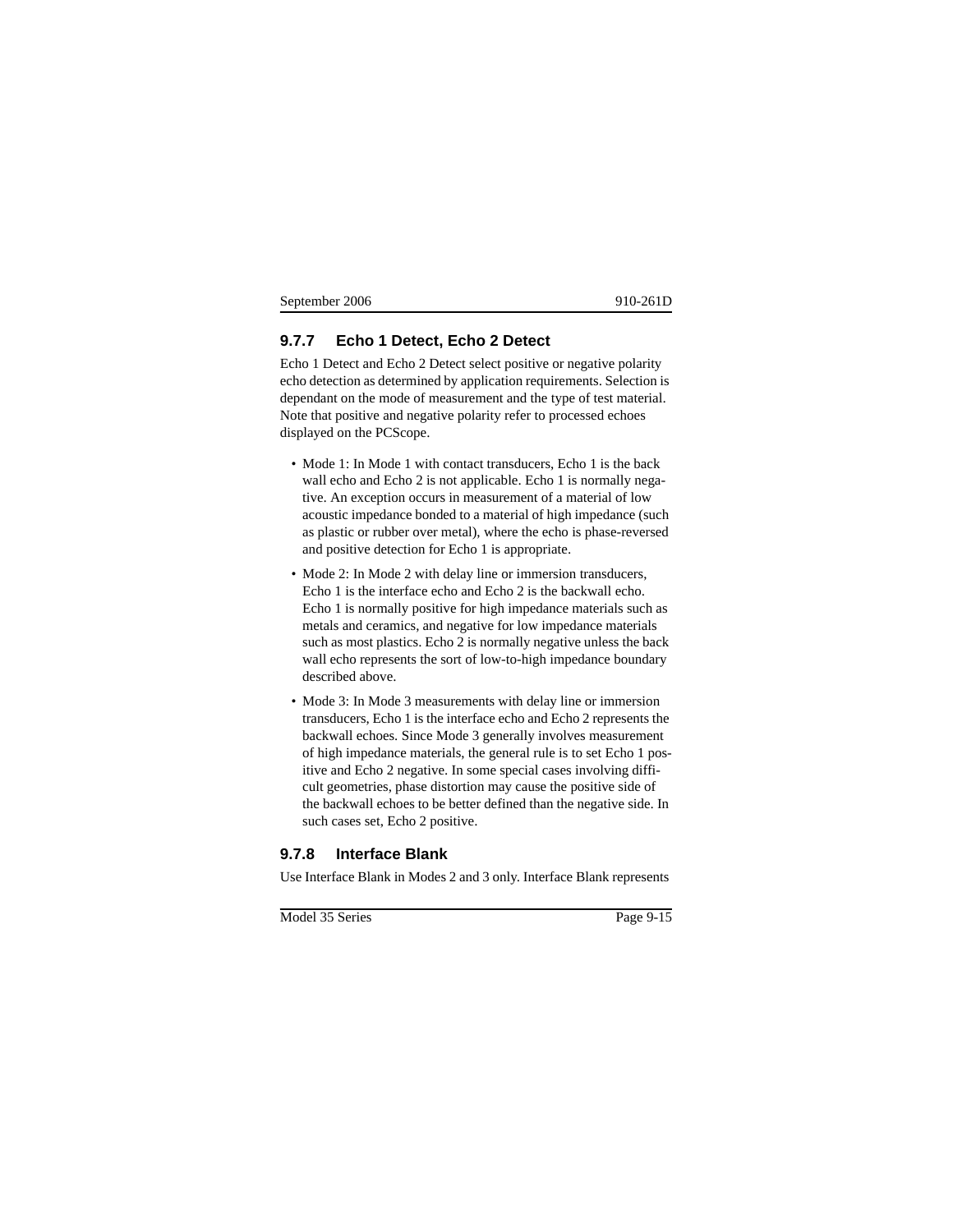### 9.7.7 Echo 1 Detect, Echo 2 Detect

Echo 1 Detect and Echo 2 Detect select positive or negative polarity echo detection as determined by application requirements. Selection is dependant on the mode of measurement and the type of test material. Note that positive and negative polarity refer to processed echoes displayed on the PCScope.

- Mode 1: In Mode 1 with contact transducers, Echo 1 is the back wall echo and Echo 2 is not applicable. Echo 1 is normally negative. An exception occurs in measurement of a material of low acoustic impedance bonded to a material of high impedance (such as plastic or rubber over metal), where the echo is phase-reversed and positive detection for Echo 1 is appropriate.
- Mode 2: In Mode 2 with delay line or immersion transducers, Echo 1 is the interface echo and Echo 2 is the backwall echo. Echo 1 is normally positive for high impedance materials such as metals and ceramics, and negative for low impedance materials such as most plastics. Echo 2 is normally negative unless the back wall echo represents the sort of low-to-high impedance boundary described above.
- Mode 3: In Mode 3 measurements with delay line or immersion transducers, Echo 1 is the interface echo and Echo 2 represents the backwall echoes. Since Mode 3 generally involves measurement of high impedance materials, the general rule is to set Echo 1 positive and Echo 2 negative. In some special cases involving difficult geometries, phase distortion may cause the positive side of the backwall echoes to be better defined than the negative side. In such cases set, Echo 2 positive.

### 9.7.8 Interface Blank

Use Interface Blank in Modes 2 and 3 only. Interface Blank represents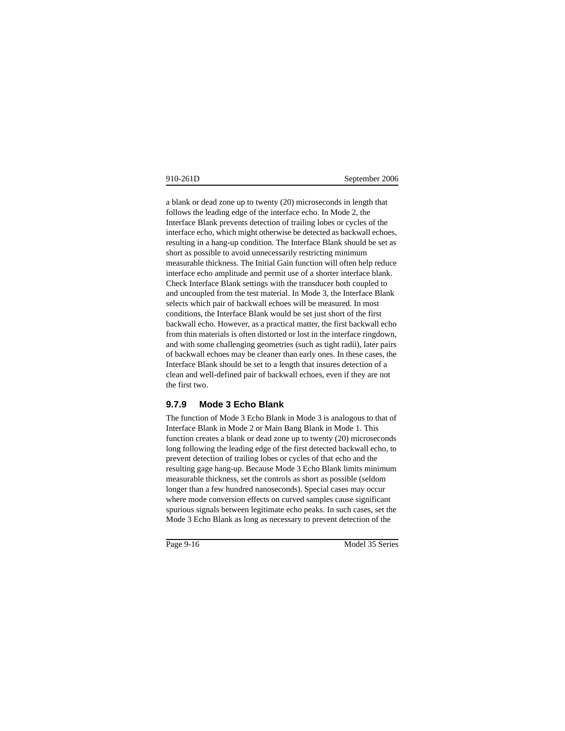a blank or dead zone up to twenty (20) microseconds in length that follows the leading edge of the interface echo. In Mode 2, the Interface Blank prevents detection of trailing lobes or cycles of the interface echo, which might otherwise be detected as backwall echoes, resulting in a hang-up condition. The Interface Blank should be set as short as possible to avoid unnecessarily restricting minimum measurable thickness. The Initial Gain function will often help reduce interface echo amplitude and permit use of a shorter interface blank. Check Interface Blank settings with the transducer both coupled to and uncoupled from the test material. In Mode 3, the Interface Blank selects which pair of backwall echoes will be measured. In most conditions, the Interface Blank would be set just short of the first backwall echo. However, as a practical matter, the first backwall echo from thin materials is often distorted or lost in the interface ringdown, and with some challenging geometries (such as tight radii), later pairs of backwall echoes may be cleaner than early ones. In these cases, the Interface Blank should be set to a length that insures detection of a clean and well-defined pair of backwall echoes, even if they are not the first two.

### 9.7.9 Mode 3 Echo Blank

The function of Mode 3 Echo Blank in Mode 3 is analogous to that of Interface Blank in Mode 2 or Main Bang Blank in Mode 1. This function creates a blank or dead zone up to twenty (20) microseconds long following the leading edge of the first detected backwall echo, to prevent detection of trailing lobes or cycles of that echo and the resulting gage hang-up. Because Mode 3 Echo Blank limits minimum measurable thickness, set the controls as short as possible (seldom longer than a few hundred nanoseconds). Special cases may occur where mode conversion effects on curved samples cause significant spurious signals between legitimate echo peaks. In such cases, set the Mode 3 Echo Blank as long as necessary to prevent detection of the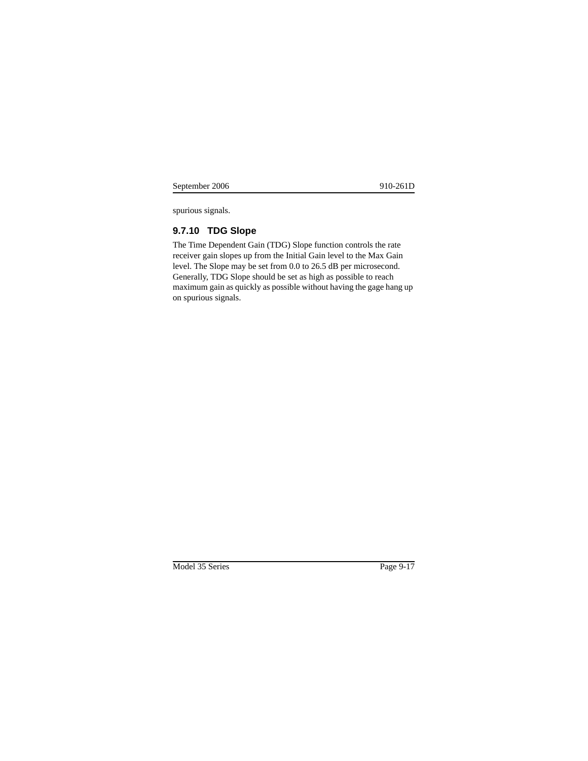spurious signals.

### 9.7.10 TDG Slope

The Time Dependent Gain (TDG) Slope function controls the rate receiver gain slopes up from the Initial Gain level to the Max Gain level. The Slope may be set from 0.0 to 26.5 dB per microsecond. Generally, TDG Slope should be set as high as possible to reach maximum gain as quickly as possible without having the gage hang up on spurious signals.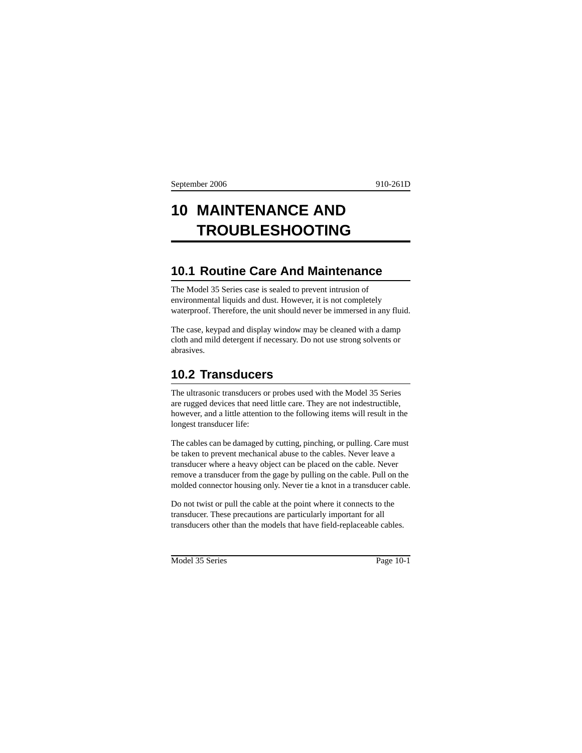# 10 MAINTENANCE AND TROUBLESHOOTING

## 10.1 Routine Care And Maintenance

The Model 35 Series case is sealed to prevent intrusion of environmental liquids and dust. However, it is not completely waterproof. Therefore, the unit should never be immersed in any fluid.

The case, keypad and display window may be cleaned with a damp cloth and mild detergent if necessary. Do not use strong solvents or abrasives.

## 10.2 Transducers

The ultrasonic transducers or probes used with the Model 35 Series are rugged devices that need little care. They are not indestructible, however, and a little attention to the following items will result in the longest transducer life:

The cables can be damaged by cutting, pinching, or pulling. Care must be taken to prevent mechanical abuse to the cables. Never leave a transducer where a heavy object can be placed on the cable. Never remove a transducer from the gage by pulling on the cable. Pull on the molded connector housing only. Never tie a knot in a transducer cable.

Do not twist or pull the cable at the point where it connects to the transducer. These precautions are particularly important for all transducers other than the models that have field-replaceable cables.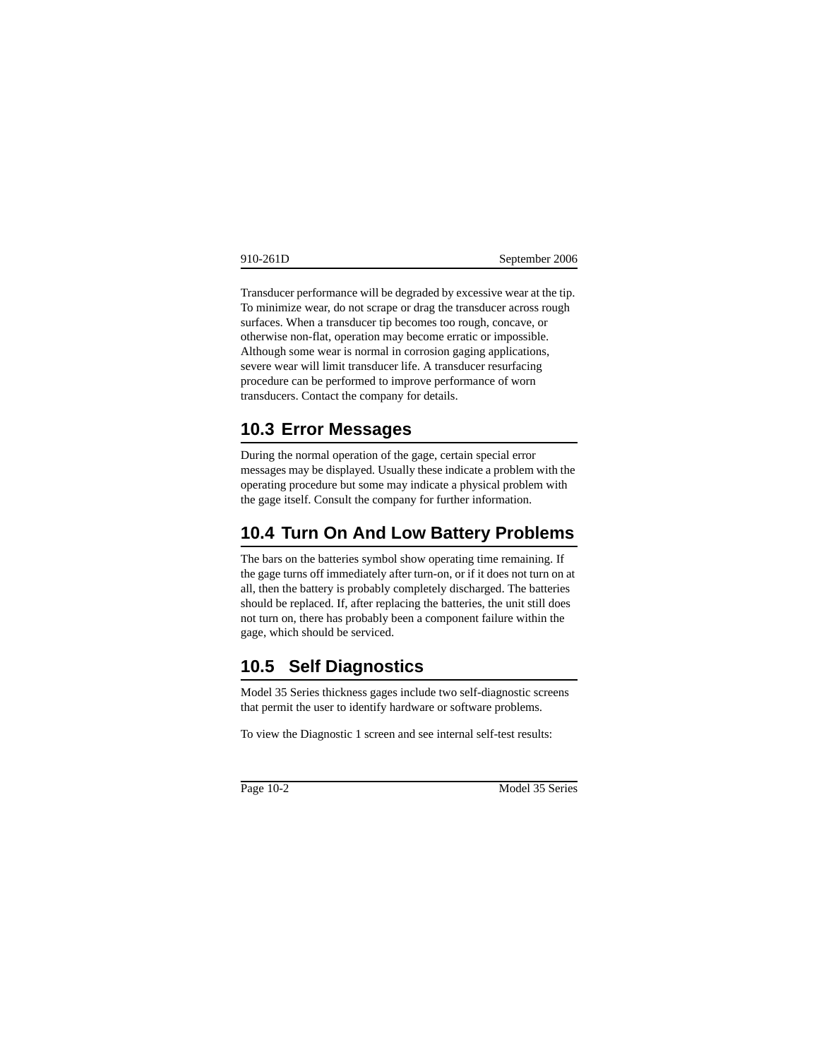Transducer performance will be degraded by excessive wear at the tip. To minimize wear, do not scrape or drag the transducer across rough surfaces. When a transducer tip becomes too rough, concave, or otherwise non-flat, operation may become erratic or impossible. Although some wear is normal in corrosion gaging applications, severe wear will limit transducer life. A transducer resurfacing procedure can be performed to improve performance of worn transducers. Contact the company for details.

## 10.3 Error Messages

During the normal operation of the gage, certain special error messages may be displayed. Usually these indicate a problem with the operating procedure but some may indicate a physical problem with the gage itself. Consult the company for further information.

## 10.4 Turn On And Low Battery Problems

The bars on the batteries symbol show operating time remaining. If the gage turns off immediately after turn-on, or if it does not turn on at all, then the battery is probably completely discharged. The batteries should be replaced. If, after replacing the batteries, the unit still does not turn on, there has probably been a component failure within the gage, which should be serviced.

## 10.5 Self Diagnostics

Model 35 Series thickness gages include two self-diagnostic screens that permit the user to identify hardware or software problems.

To view the Diagnostic 1 screen and see internal self-test results: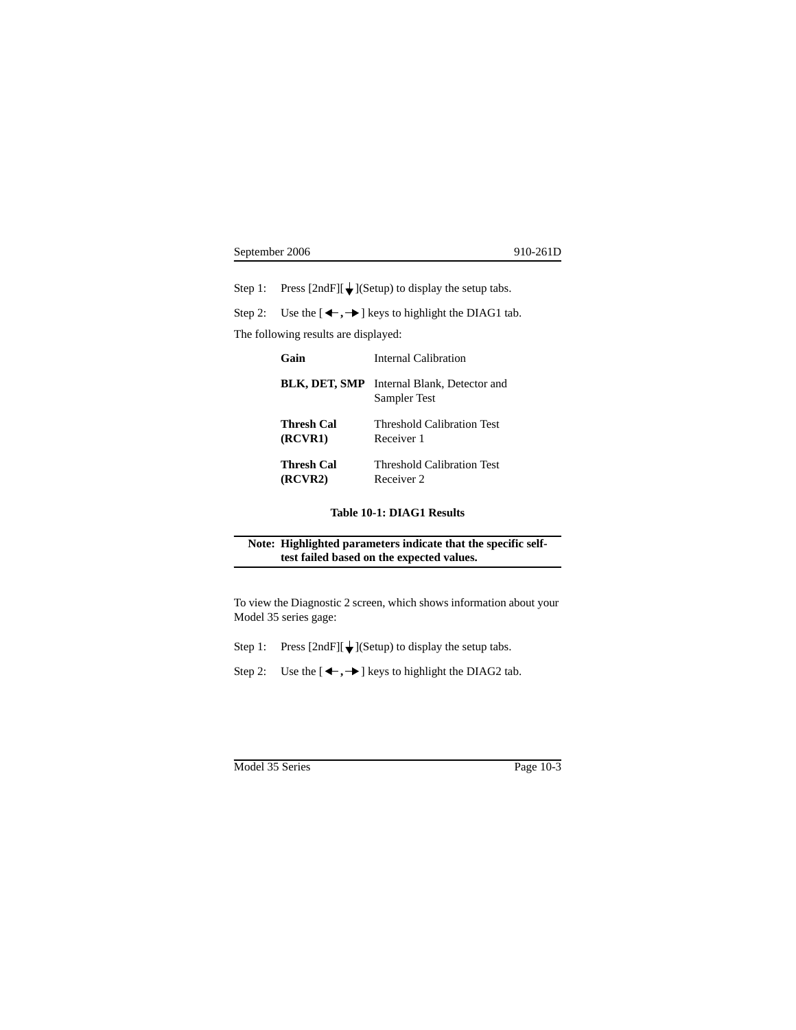Step 1: Press [2ndF][↓](Setup) to display the setup tabs.

Step 2: Use the [←, →] keys to highlight the DIAG1 tab.

The following results are displayed:

| | |
|---|---|
| **Gain** | Internal Calibration |
| **BLK, DET, SMP** | Internal Blank, Detector and Sampler Test |
| **Thresh Cal (RCVR1)** | Threshold Calibration Test Receiver 1 |
| **Thresh Cal (RCVR2)** | Threshold Calibration Test Receiver 2 |

**Table 10-1: DIAG1 Results**

---

**Note: Highlighted parameters indicate that the specific self-test failed based on the expected values.**

---

To view the Diagnostic 2 screen, which shows information about your Model 35 series gage:

Step 1: Press [2ndF][↓](Setup) to display the setup tabs.

Step 2: Use the [←, →] keys to highlight the DIAG2 tab.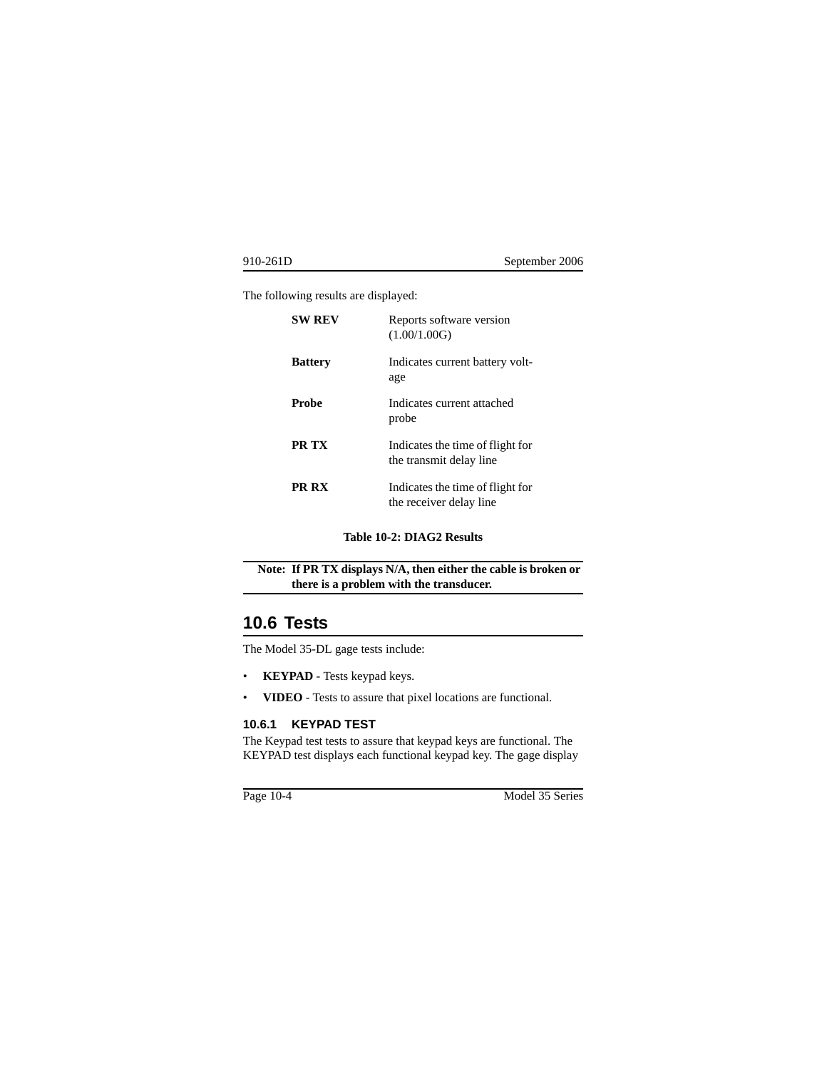The following results are displayed:

| | |
|---|---|
| **SW REV** | Reports software version (1.00/1.00G) |
| **Battery** | Indicates current battery voltage |
| **Probe** | Indicates current attached probe |
| **PR TX** | Indicates the time of flight for the transmit delay line |
| **PR RX** | Indicates the time of flight for the receiver delay line |

**Table 10-2: DIAG2 Results**

**Note: If PR TX displays N/A, then either the cable is broken or there is a problem with the transducer.**

## 10.6 Tests

The Model 35-DL gage tests include:

- **KEYPAD** - Tests keypad keys.
- **VIDEO** - Tests to assure that pixel locations are functional.

### 10.6.1 KEYPAD TEST

The Keypad test tests to assure that keypad keys are functional. The KEYPAD test displays each functional keypad key. The gage display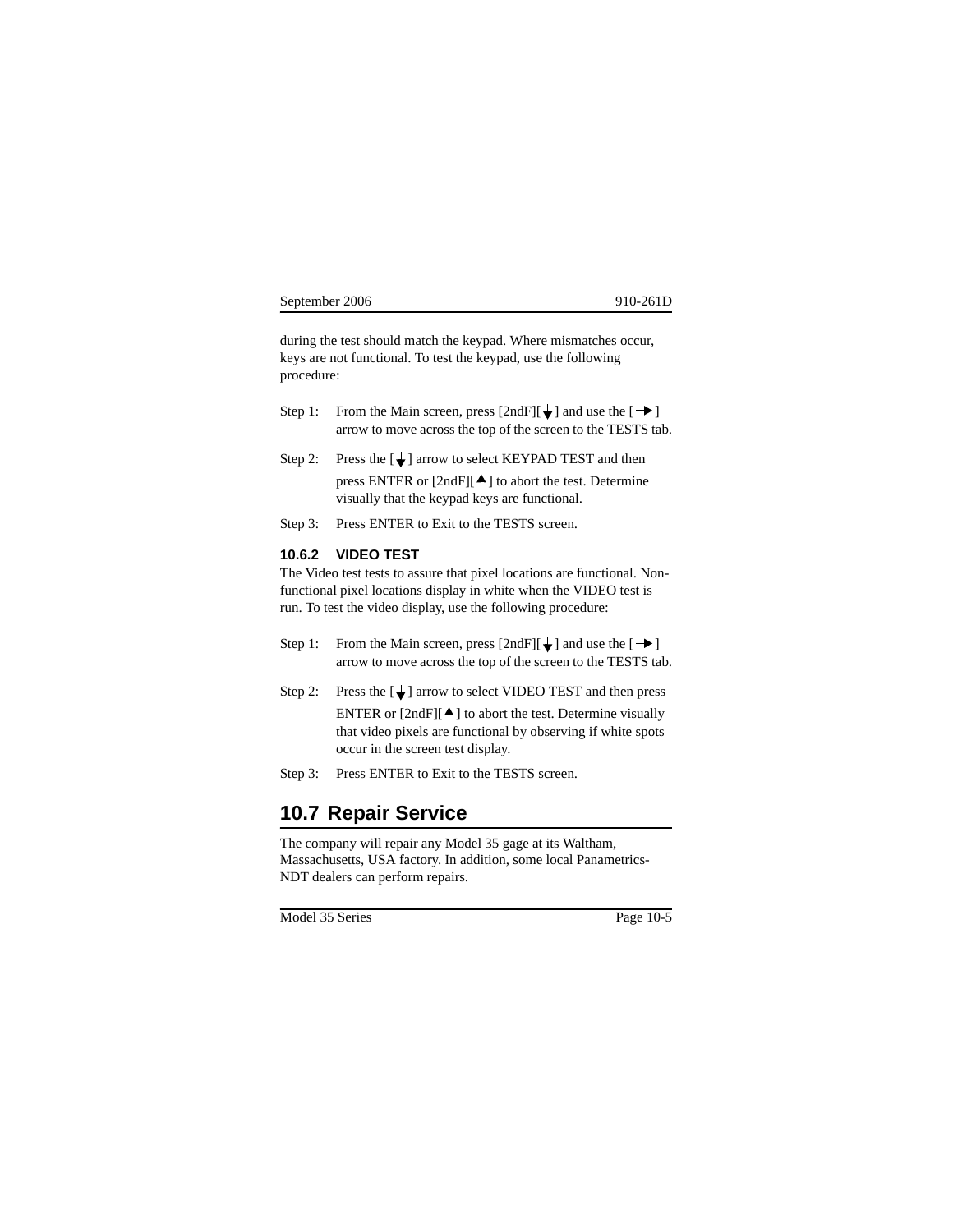during the test should match the keypad. Where mismatches occur, keys are not functional. To test the keypad, use the following procedure:

Step 1: From the Main screen, press [2ndF][↓] and use the [→] arrow to move across the top of the screen to the TESTS tab.

Step 2: Press the [↓] arrow to select KEYPAD TEST and then press ENTER or [2ndF][↑] to abort the test. Determine visually that the keypad keys are functional.

Step 3: Press ENTER to Exit to the TESTS screen.

### 10.6.2 VIDEO TEST

The Video test tests to assure that pixel locations are functional. Non-functional pixel locations display in white when the VIDEO test is run. To test the video display, use the following procedure:

Step 1: From the Main screen, press [2ndF][↓] and use the [→] arrow to move across the top of the screen to the TESTS tab.

Step 2: Press the [↓] arrow to select VIDEO TEST and then press ENTER or [2ndF][↑] to abort the test. Determine visually that video pixels are functional by observing if white spots occur in the screen test display.

Step 3: Press ENTER to Exit to the TESTS screen.

## 10.7 Repair Service

The company will repair any Model 35 gage at its Waltham, Massachusetts, USA factory. In addition, some local Panametrics-NDT dealers can perform repairs.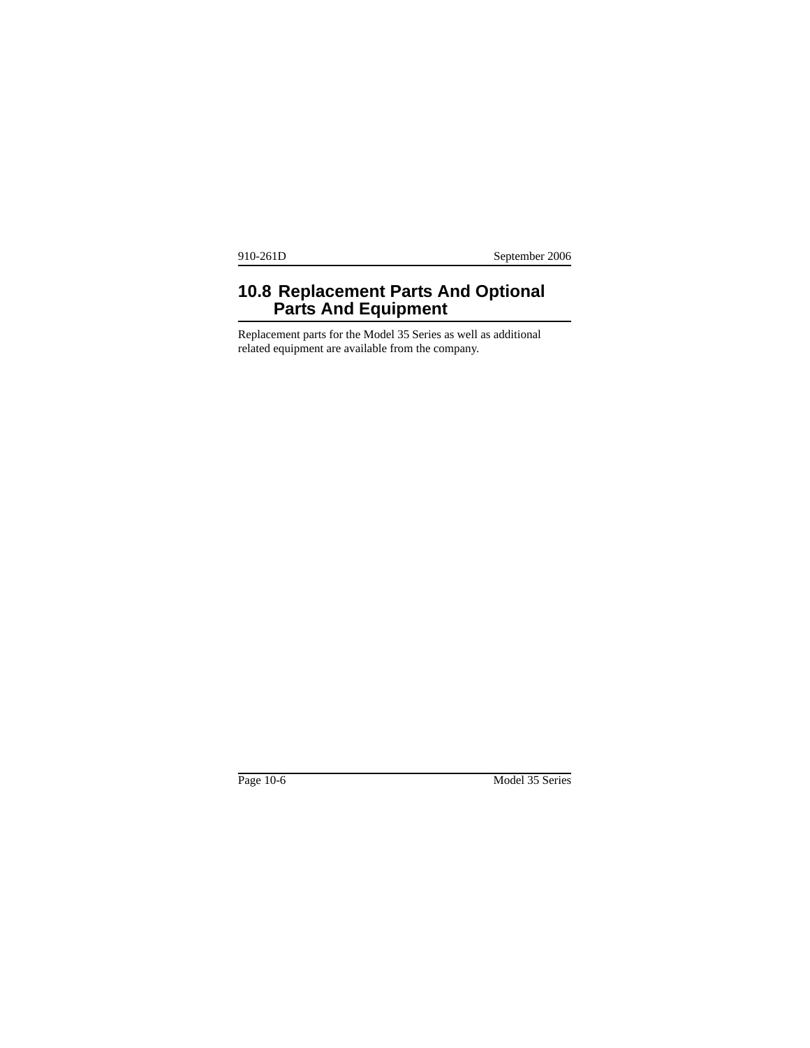## 10.8 Replacement Parts And Optional Parts And Equipment

Replacement parts for the Model 35 Series as well as additional related equipment are available from the company.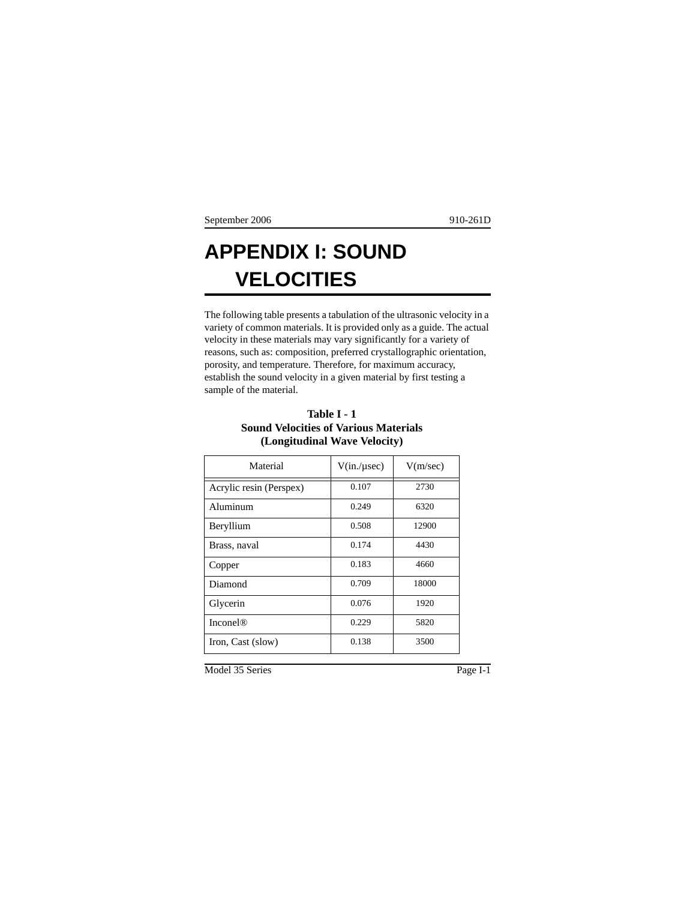# APPENDIX I: SOUND VELOCITIES

The following table presents a tabulation of the ultrasonic velocity in a variety of common materials. It is provided only as a guide. The actual velocity in these materials may vary significantly for a variety of reasons, such as: composition, preferred crystallographic orientation, porosity, and temperature. Therefore, for maximum accuracy, establish the sound velocity in a given material by first testing a sample of the material.

**Table I - 1**
**Sound Velocities of Various Materials**
**(Longitudinal Wave Velocity)**

| Material | V(in./μsec) | V(m/sec) |
|---|---|---|
| Acrylic resin (Perspex) | 0.107 | 2730 |
| Aluminum | 0.249 | 6320 |
| Beryllium | 0.508 | 12900 |
| Brass, naval | 0.174 | 4430 |
| Copper | 0.183 | 4660 |
| Diamond | 0.709 | 18000 |
| Glycerin | 0.076 | 1920 |
| Inconel® | 0.229 | 5820 |
| Iron, Cast (slow) | 0.138 | 3500 |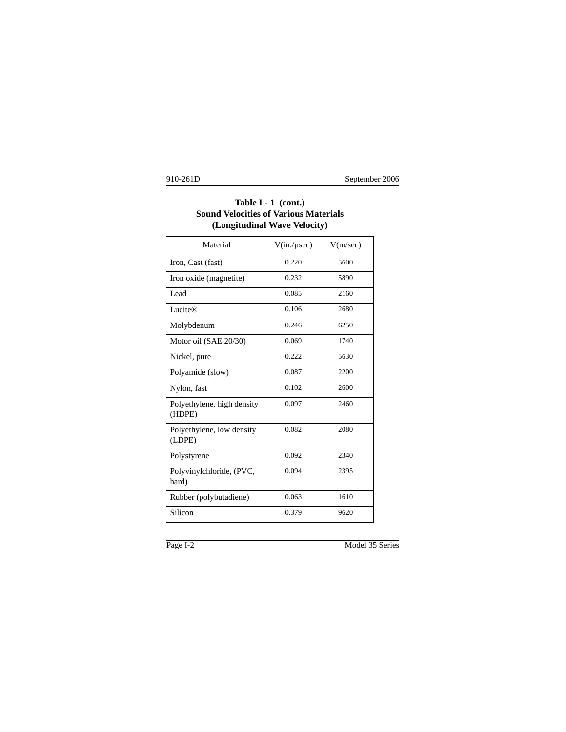**Table I - 1 (cont.)**
**Sound Velocities of Various Materials**
**(Longitudinal Wave Velocity)**

| Material | V(in./µsec) | V(m/sec) |
|---|---|---|
| Iron, Cast (fast) | 0.220 | 5600 |
| Iron oxide (magnetite) | 0.232 | 5890 |
| Lead | 0.085 | 2160 |
| Lucite® | 0.106 | 2680 |
| Molybdenum | 0.246 | 6250 |
| Motor oil (SAE 20/30) | 0.069 | 1740 |
| Nickel, pure | 0.222 | 5630 |
| Polyamide (slow) | 0.087 | 2200 |
| Nylon, fast | 0.102 | 2600 |
| Polyethylene, high density (HDPE) | 0.097 | 2460 |
| Polyethylene, low density (LDPE) | 0.082 | 2080 |
| Polystyrene | 0.092 | 2340 |
| Polyvinylchloride, (PVC, hard) | 0.094 | 2395 |
| Rubber (polybutadiene) | 0.063 | 1610 |
| Silicon | 0.379 | 9620 |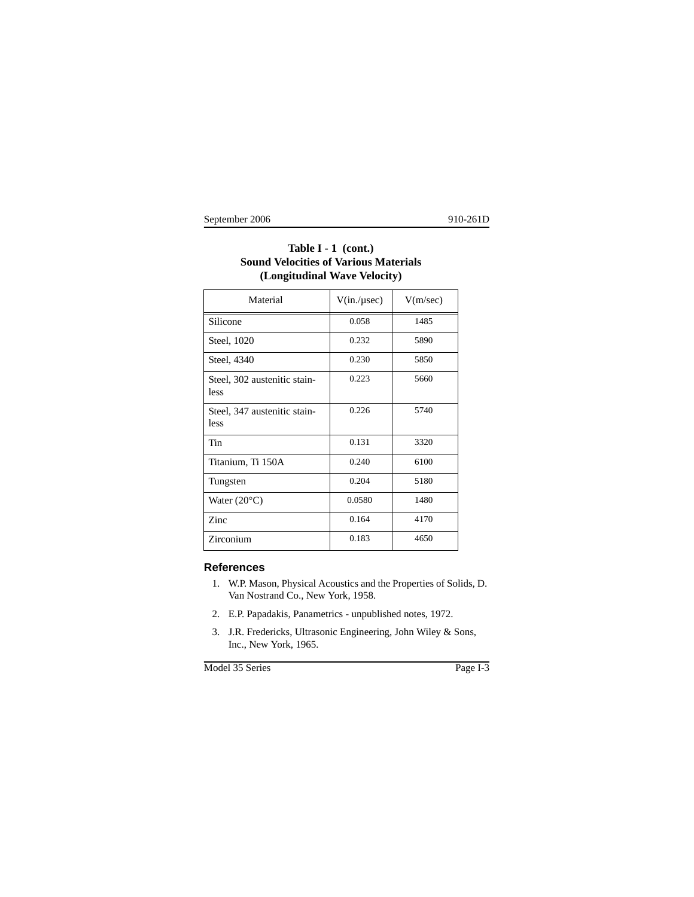**Table I - 1 (cont.)**
**Sound Velocities of Various Materials**
**(Longitudinal Wave Velocity)**

| Material | V(in./µsec) | V(m/sec) |
|---|---|---|
| Silicone | 0.058 | 1485 |
| Steel, 1020 | 0.232 | 5890 |
| Steel, 4340 | 0.230 | 5850 |
| Steel, 302 austenitic stainless | 0.223 | 5660 |
| Steel, 347 austenitic stainless | 0.226 | 5740 |
| Tin | 0.131 | 3320 |
| Titanium, Ti 150A | 0.240 | 6100 |
| Tungsten | 0.204 | 5180 |
| Water (20°C) | 0.0580 | 1480 |
| Zinc | 0.164 | 4170 |
| Zirconium | 0.183 | 4650 |

## References

1. W.P. Mason, Physical Acoustics and the Properties of Solids, D. Van Nostrand Co., New York, 1958.
2. E.P. Papadakis, Panametrics - unpublished notes, 1972.
3. J.R. Fredericks, Ultrasonic Engineering, John Wiley & Sons, Inc., New York, 1965.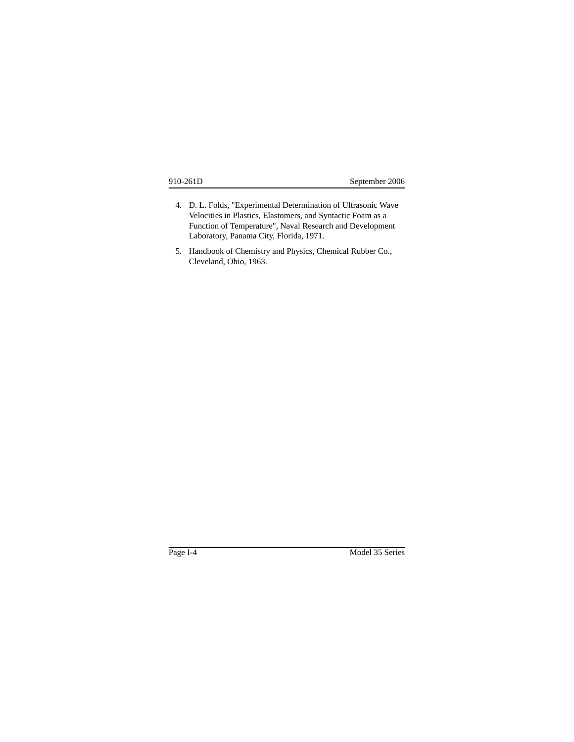4. D. L. Folds, "Experimental Determination of Ultrasonic Wave Velocities in Plastics, Elastomers, and Syntactic Foam as a Function of Temperature", Naval Research and Development Laboratory, Panama City, Florida, 1971.

5. Handbook of Chemistry and Physics, Chemical Rubber Co., Cleveland, Ohio, 1963.